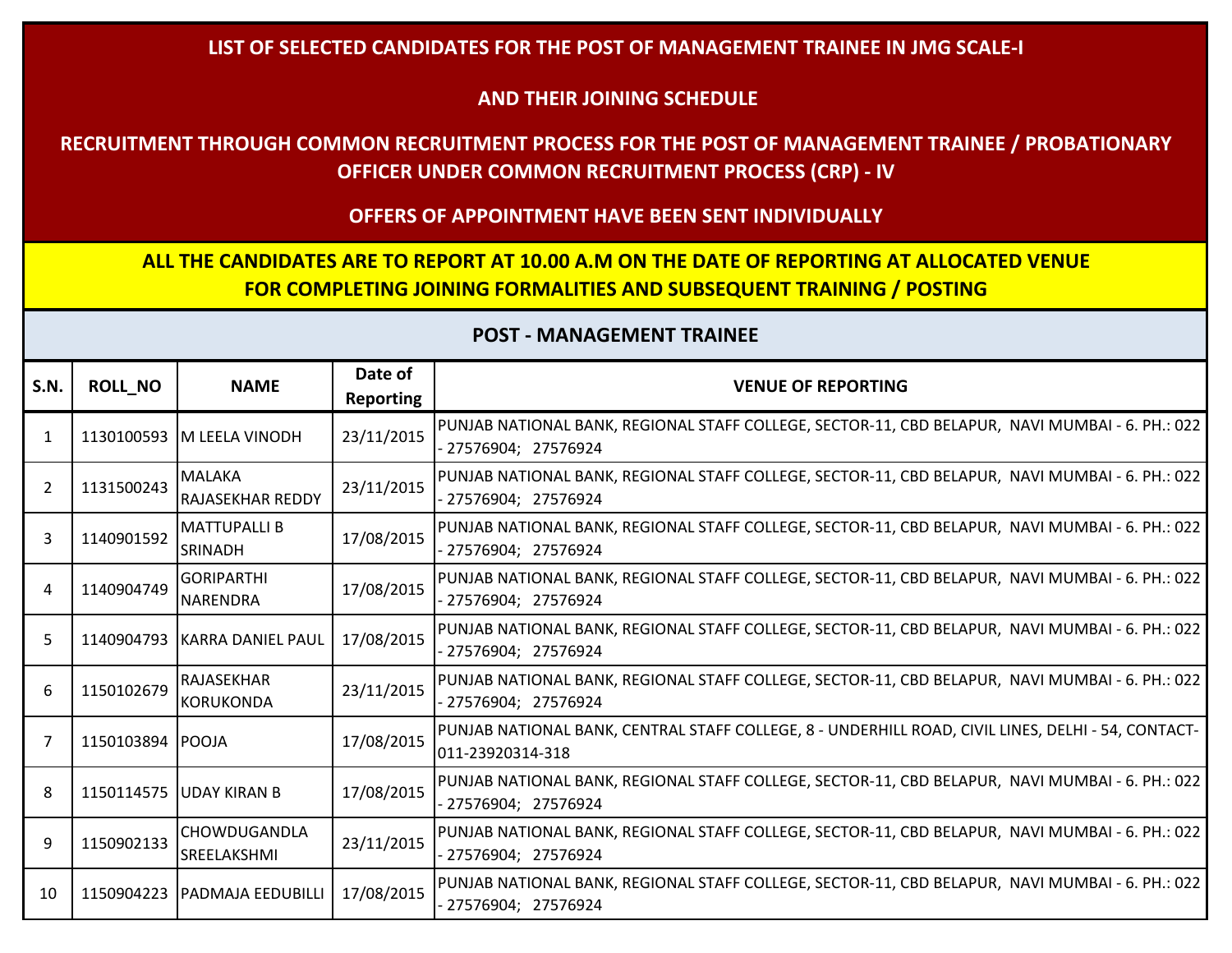# LIST OF SELECTED CANDIDATES FOR THE POST OF MANAGEMENT TRAINEE IN JMG SCALE-I

## AND THEIR JOINING SCHEDULE

## RECRUITMENT THROUGH COMMON RECRUITMENT PROCESS FOR THE POST OF MANAGEMENT TRAINEE / PROBATIONARY OFFICER UNDER COMMON RECRUITMENT PROCESS (CRP) - IV

## OFFERS OF APPOINTMENT HAVE BEEN SENT INDIVIDUALLY

**ALL THE CANDIDATES ARE TO REPORT AT 10.00 A.M ON THE DATE OF REPORTING AT ALLOCATED VENUE FOR COMPLETING JOINING FORMALITIES AND SUBSEQUENT TRAINING / POSTING**

### POST - MANAGEMENT TRAINEE

| S.N. | ROLL_NO | NAME | Date of Reporting | VENUE OF REPORTING |
|---|---|---|---|---|
| 1 | 1130100593 | M LEELA VINODH | 23/11/2015 | PUNJAB NATIONAL BANK, REGIONAL STAFF COLLEGE, SECTOR-11, CBD BELAPUR, NAVI MUMBAI - 6. PH.: 022 - 27576904; 27576924 |
| 2 | 1131500243 | MALAKA RAJASEKHAR REDDY | 23/11/2015 | PUNJAB NATIONAL BANK, REGIONAL STAFF COLLEGE, SECTOR-11, CBD BELAPUR, NAVI MUMBAI - 6. PH.: 022 - 27576904; 27576924 |
| 3 | 1140901592 | MATTUPALLI B SRINADH | 17/08/2015 | PUNJAB NATIONAL BANK, REGIONAL STAFF COLLEGE, SECTOR-11, CBD BELAPUR, NAVI MUMBAI - 6. PH.: 022 - 27576904; 27576924 |
| 4 | 1140904749 | GORIPARTHI NARENDRA | 17/08/2015 | PUNJAB NATIONAL BANK, REGIONAL STAFF COLLEGE, SECTOR-11, CBD BELAPUR, NAVI MUMBAI - 6. PH.: 022 - 27576904; 27576924 |
| 5 | 1140904793 | KARRA DANIEL PAUL | 17/08/2015 | PUNJAB NATIONAL BANK, REGIONAL STAFF COLLEGE, SECTOR-11, CBD BELAPUR, NAVI MUMBAI - 6. PH.: 022 - 27576904; 27576924 |
| 6 | 1150102679 | RAJASEKHAR KORUKONDA | 23/11/2015 | PUNJAB NATIONAL BANK, REGIONAL STAFF COLLEGE, SECTOR-11, CBD BELAPUR, NAVI MUMBAI - 6. PH.: 022 - 27576904; 27576924 |
| 7 | 1150103894 | POOJA | 17/08/2015 | PUNJAB NATIONAL BANK, CENTRAL STAFF COLLEGE, 8 - UNDERHILL ROAD, CIVIL LINES, DELHI - 54, CONTACT-011-23920314-318 |
| 8 | 1150114575 | UDAY KIRAN B | 17/08/2015 | PUNJAB NATIONAL BANK, REGIONAL STAFF COLLEGE, SECTOR-11, CBD BELAPUR, NAVI MUMBAI - 6. PH.: 022 - 27576904; 27576924 |
| 9 | 1150902133 | CHOWDUGANDLA SREELAKSHMI | 23/11/2015 | PUNJAB NATIONAL BANK, REGIONAL STAFF COLLEGE, SECTOR-11, CBD BELAPUR, NAVI MUMBAI - 6. PH.: 022 - 27576904; 27576924 |
| 10 | 1150904223 | PADMAJA EEDUBILLI | 17/08/2015 | PUNJAB NATIONAL BANK, REGIONAL STAFF COLLEGE, SECTOR-11, CBD BELAPUR, NAVI MUMBAI - 6. PH.: 022 - 27576904; 27576924 |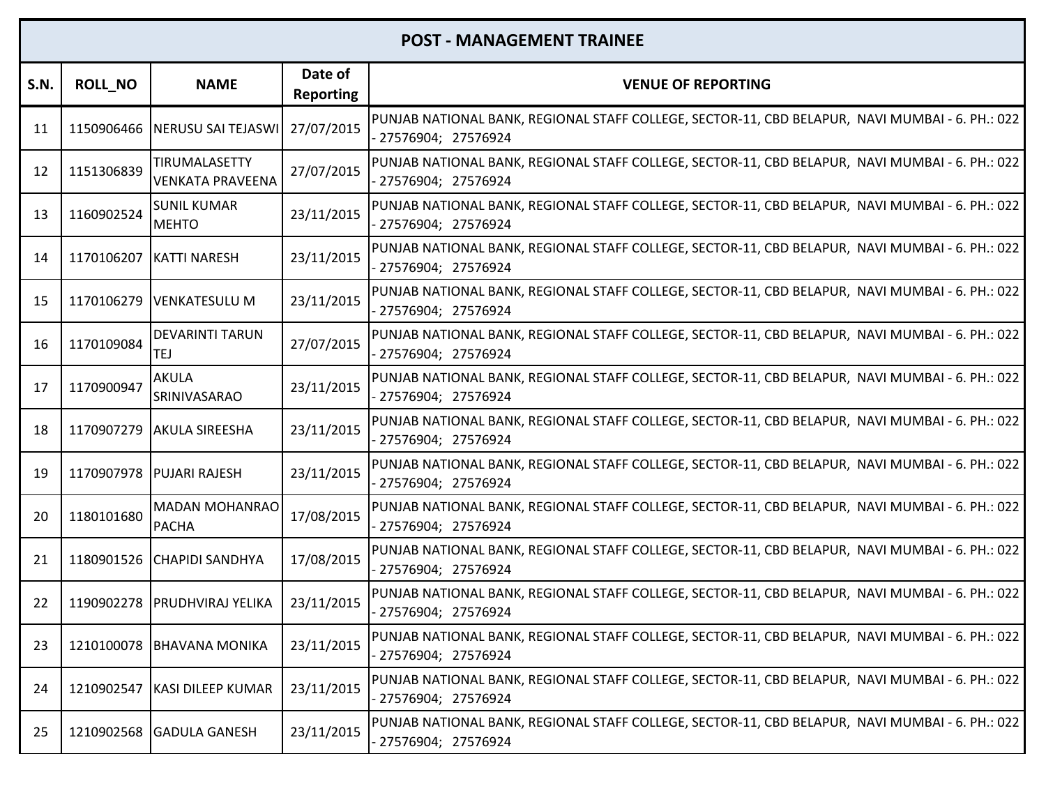| POST - MANAGEMENT TRAINEE | | | | |
|---|---|---|---|---|
| **S.N.** | **ROLL_NO** | **NAME** | **Date of Reporting** | **VENUE OF REPORTING** |
| 11 | 1150906466 | NERUSU SAI TEJASWI | 27/07/2015 | PUNJAB NATIONAL BANK, REGIONAL STAFF COLLEGE, SECTOR-11, CBD BELAPUR, NAVI MUMBAI - 6. PH.: 022 - 27576904; 27576924 |
| 12 | 1151306839 | TIRUMALASETTY VENKATA PRAVEENA | 27/07/2015 | PUNJAB NATIONAL BANK, REGIONAL STAFF COLLEGE, SECTOR-11, CBD BELAPUR, NAVI MUMBAI - 6. PH.: 022 - 27576904; 27576924 |
| 13 | 1160902524 | SUNIL KUMAR MEHTO | 23/11/2015 | PUNJAB NATIONAL BANK, REGIONAL STAFF COLLEGE, SECTOR-11, CBD BELAPUR, NAVI MUMBAI - 6. PH.: 022 - 27576904; 27576924 |
| 14 | 1170106207 | KATTI NARESH | 23/11/2015 | PUNJAB NATIONAL BANK, REGIONAL STAFF COLLEGE, SECTOR-11, CBD BELAPUR, NAVI MUMBAI - 6. PH.: 022 - 27576904; 27576924 |
| 15 | 1170106279 | VENKATESULU M | 23/11/2015 | PUNJAB NATIONAL BANK, REGIONAL STAFF COLLEGE, SECTOR-11, CBD BELAPUR, NAVI MUMBAI - 6. PH.: 022 - 27576904; 27576924 |
| 16 | 1170109084 | DEVARINTI TARUN TEJ | 27/07/2015 | PUNJAB NATIONAL BANK, REGIONAL STAFF COLLEGE, SECTOR-11, CBD BELAPUR, NAVI MUMBAI - 6. PH.: 022 - 27576904; 27576924 |
| 17 | 1170900947 | AKULA SRINIVASARAO | 23/11/2015 | PUNJAB NATIONAL BANK, REGIONAL STAFF COLLEGE, SECTOR-11, CBD BELAPUR, NAVI MUMBAI - 6. PH.: 022 - 27576904; 27576924 |
| 18 | 1170907279 | AKULA SIREESHA | 23/11/2015 | PUNJAB NATIONAL BANK, REGIONAL STAFF COLLEGE, SECTOR-11, CBD BELAPUR, NAVI MUMBAI - 6. PH.: 022 - 27576904; 27576924 |
| 19 | 1170907978 | PUJARI RAJESH | 23/11/2015 | PUNJAB NATIONAL BANK, REGIONAL STAFF COLLEGE, SECTOR-11, CBD BELAPUR, NAVI MUMBAI - 6. PH.: 022 - 27576904; 27576924 |
| 20 | 1180101680 | MADAN MOHANRAO PACHA | 17/08/2015 | PUNJAB NATIONAL BANK, REGIONAL STAFF COLLEGE, SECTOR-11, CBD BELAPUR, NAVI MUMBAI - 6. PH.: 022 - 27576904; 27576924 |
| 21 | 1180901526 | CHAPIDI SANDHYA | 17/08/2015 | PUNJAB NATIONAL BANK, REGIONAL STAFF COLLEGE, SECTOR-11, CBD BELAPUR, NAVI MUMBAI - 6. PH.: 022 - 27576904; 27576924 |
| 22 | 1190902278 | PRUDHVIRAJ YELIKA | 23/11/2015 | PUNJAB NATIONAL BANK, REGIONAL STAFF COLLEGE, SECTOR-11, CBD BELAPUR, NAVI MUMBAI - 6. PH.: 022 - 27576904; 27576924 |
| 23 | 1210100078 | BHAVANA MONIKA | 23/11/2015 | PUNJAB NATIONAL BANK, REGIONAL STAFF COLLEGE, SECTOR-11, CBD BELAPUR, NAVI MUMBAI - 6. PH.: 022 - 27576904; 27576924 |
| 24 | 1210902547 | KASI DILEEP KUMAR | 23/11/2015 | PUNJAB NATIONAL BANK, REGIONAL STAFF COLLEGE, SECTOR-11, CBD BELAPUR, NAVI MUMBAI - 6. PH.: 022 - 27576904; 27576924 |
| 25 | 1210902568 | GADULA GANESH | 23/11/2015 | PUNJAB NATIONAL BANK, REGIONAL STAFF COLLEGE, SECTOR-11, CBD BELAPUR, NAVI MUMBAI - 6. PH.: 022 - 27576904; 27576924 |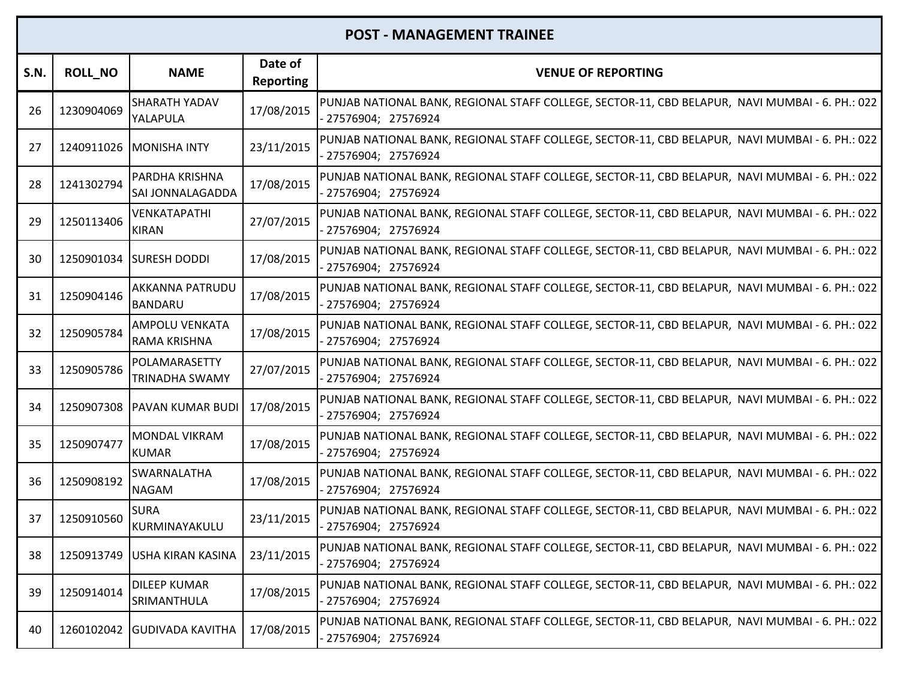| POST - MANAGEMENT TRAINEE | | | | |
|---|---|---|---|---|
| S.N. | ROLL_NO | NAME | Date of Reporting | VENUE OF REPORTING |
| 26 | 1230904069 | SHARATH YADAV YALAPULA | 17/08/2015 | PUNJAB NATIONAL BANK, REGIONAL STAFF COLLEGE, SECTOR-11, CBD BELAPUR, NAVI MUMBAI - 6. PH.: 022 - 27576904; 27576924 |
| 27 | 1240911026 | MONISHA INTY | 23/11/2015 | PUNJAB NATIONAL BANK, REGIONAL STAFF COLLEGE, SECTOR-11, CBD BELAPUR, NAVI MUMBAI - 6. PH.: 022 - 27576904; 27576924 |
| 28 | 1241302794 | PARDHA KRISHNA SAI JONNALAGADDA | 17/08/2015 | PUNJAB NATIONAL BANK, REGIONAL STAFF COLLEGE, SECTOR-11, CBD BELAPUR, NAVI MUMBAI - 6. PH.: 022 - 27576904; 27576924 |
| 29 | 1250113406 | VENKATAPATHI KIRAN | 27/07/2015 | PUNJAB NATIONAL BANK, REGIONAL STAFF COLLEGE, SECTOR-11, CBD BELAPUR, NAVI MUMBAI - 6. PH.: 022 - 27576904; 27576924 |
| 30 | 1250901034 | SURESH DODDI | 17/08/2015 | PUNJAB NATIONAL BANK, REGIONAL STAFF COLLEGE, SECTOR-11, CBD BELAPUR, NAVI MUMBAI - 6. PH.: 022 - 27576904; 27576924 |
| 31 | 1250904146 | AKKANNA PATRUDU BANDARU | 17/08/2015 | PUNJAB NATIONAL BANK, REGIONAL STAFF COLLEGE, SECTOR-11, CBD BELAPUR, NAVI MUMBAI - 6. PH.: 022 - 27576904; 27576924 |
| 32 | 1250905784 | AMPOLU VENKATA RAMA KRISHNA | 17/08/2015 | PUNJAB NATIONAL BANK, REGIONAL STAFF COLLEGE, SECTOR-11, CBD BELAPUR, NAVI MUMBAI - 6. PH.: 022 - 27576904; 27576924 |
| 33 | 1250905786 | POLAMARASETTY TRINADHA SWAMY | 27/07/2015 | PUNJAB NATIONAL BANK, REGIONAL STAFF COLLEGE, SECTOR-11, CBD BELAPUR, NAVI MUMBAI - 6. PH.: 022 - 27576904; 27576924 |
| 34 | 1250907308 | PAVAN KUMAR BUDI | 17/08/2015 | PUNJAB NATIONAL BANK, REGIONAL STAFF COLLEGE, SECTOR-11, CBD BELAPUR, NAVI MUMBAI - 6. PH.: 022 - 27576904; 27576924 |
| 35 | 1250907477 | MONDAL VIKRAM KUMAR | 17/08/2015 | PUNJAB NATIONAL BANK, REGIONAL STAFF COLLEGE, SECTOR-11, CBD BELAPUR, NAVI MUMBAI - 6. PH.: 022 - 27576904; 27576924 |
| 36 | 1250908192 | SWARNALATHA NAGAM | 17/08/2015 | PUNJAB NATIONAL BANK, REGIONAL STAFF COLLEGE, SECTOR-11, CBD BELAPUR, NAVI MUMBAI - 6. PH.: 022 - 27576904; 27576924 |
| 37 | 1250910560 | SURA KURMINAYAKULU | 23/11/2015 | PUNJAB NATIONAL BANK, REGIONAL STAFF COLLEGE, SECTOR-11, CBD BELAPUR, NAVI MUMBAI - 6. PH.: 022 - 27576904; 27576924 |
| 38 | 1250913749 | USHA KIRAN KASINA | 23/11/2015 | PUNJAB NATIONAL BANK, REGIONAL STAFF COLLEGE, SECTOR-11, CBD BELAPUR, NAVI MUMBAI - 6. PH.: 022 - 27576904; 27576924 |
| 39 | 1250914014 | DILEEP KUMAR SRIMANTHULA | 17/08/2015 | PUNJAB NATIONAL BANK, REGIONAL STAFF COLLEGE, SECTOR-11, CBD BELAPUR, NAVI MUMBAI - 6. PH.: 022 - 27576904; 27576924 |
| 40 | 1260102042 | GUDIVADA KAVITHA | 17/08/2015 | PUNJAB NATIONAL BANK, REGIONAL STAFF COLLEGE, SECTOR-11, CBD BELAPUR, NAVI MUMBAI - 6. PH.: 022 - 27576904; 27576924 |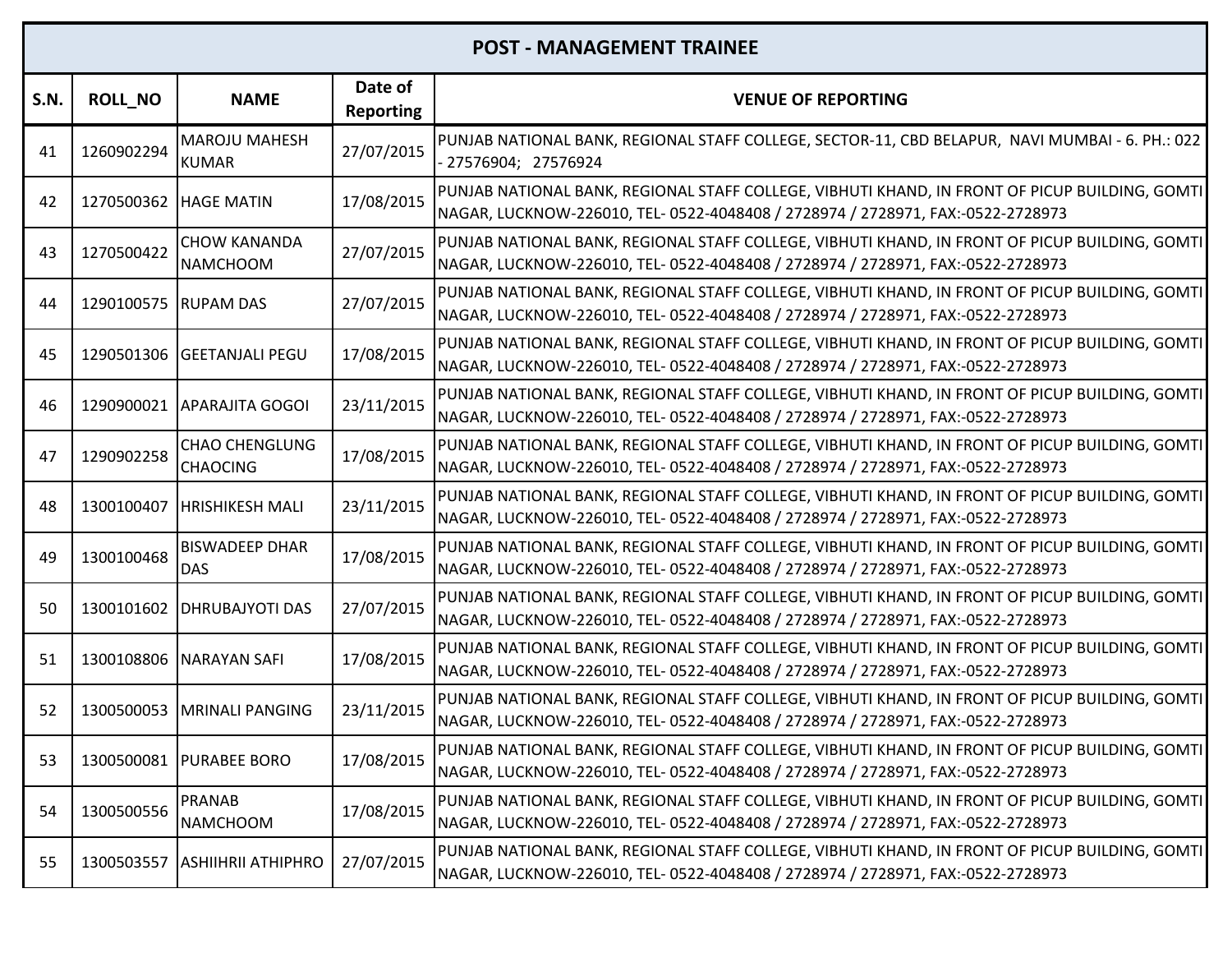| POST - MANAGEMENT TRAINEE | | | | |
|---|---|---|---|---|
| S.N. | ROLL_NO | NAME | Date of Reporting | VENUE OF REPORTING |
| 41 | 1260902294 | MAROJU MAHESH KUMAR | 27/07/2015 | PUNJAB NATIONAL BANK, REGIONAL STAFF COLLEGE, SECTOR-11, CBD BELAPUR, NAVI MUMBAI - 6. PH.: 022 - 27576904; 27576924 |
| 42 | 1270500362 | HAGE MATIN | 17/08/2015 | PUNJAB NATIONAL BANK, REGIONAL STAFF COLLEGE, VIBHUTI KHAND, IN FRONT OF PICUP BUILDING, GOMTI NAGAR, LUCKNOW-226010, TEL- 0522-4048408 / 2728974 / 2728971, FAX:-0522-2728973 |
| 43 | 1270500422 | CHOW KANANDA NAMCHOOM | 27/07/2015 | PUNJAB NATIONAL BANK, REGIONAL STAFF COLLEGE, VIBHUTI KHAND, IN FRONT OF PICUP BUILDING, GOMTI NAGAR, LUCKNOW-226010, TEL- 0522-4048408 / 2728974 / 2728971, FAX:-0522-2728973 |
| 44 | 1290100575 | RUPAM DAS | 27/07/2015 | PUNJAB NATIONAL BANK, REGIONAL STAFF COLLEGE, VIBHUTI KHAND, IN FRONT OF PICUP BUILDING, GOMTI NAGAR, LUCKNOW-226010, TEL- 0522-4048408 / 2728974 / 2728971, FAX:-0522-2728973 |
| 45 | 1290501306 | GEETANJALI PEGU | 17/08/2015 | PUNJAB NATIONAL BANK, REGIONAL STAFF COLLEGE, VIBHUTI KHAND, IN FRONT OF PICUP BUILDING, GOMTI NAGAR, LUCKNOW-226010, TEL- 0522-4048408 / 2728974 / 2728971, FAX:-0522-2728973 |
| 46 | 1290900021 | APARAJITA GOGOI | 23/11/2015 | PUNJAB NATIONAL BANK, REGIONAL STAFF COLLEGE, VIBHUTI KHAND, IN FRONT OF PICUP BUILDING, GOMTI NAGAR, LUCKNOW-226010, TEL- 0522-4048408 / 2728974 / 2728971, FAX:-0522-2728973 |
| 47 | 1290902258 | CHAO CHENGLUNG CHAOCING | 17/08/2015 | PUNJAB NATIONAL BANK, REGIONAL STAFF COLLEGE, VIBHUTI KHAND, IN FRONT OF PICUP BUILDING, GOMTI NAGAR, LUCKNOW-226010, TEL- 0522-4048408 / 2728974 / 2728971, FAX:-0522-2728973 |
| 48 | 1300100407 | HRISHIKESH MALI | 23/11/2015 | PUNJAB NATIONAL BANK, REGIONAL STAFF COLLEGE, VIBHUTI KHAND, IN FRONT OF PICUP BUILDING, GOMTI NAGAR, LUCKNOW-226010, TEL- 0522-4048408 / 2728974 / 2728971, FAX:-0522-2728973 |
| 49 | 1300100468 | BISWADEEP DHAR DAS | 17/08/2015 | PUNJAB NATIONAL BANK, REGIONAL STAFF COLLEGE, VIBHUTI KHAND, IN FRONT OF PICUP BUILDING, GOMTI NAGAR, LUCKNOW-226010, TEL- 0522-4048408 / 2728974 / 2728971, FAX:-0522-2728973 |
| 50 | 1300101602 | DHRUBAJYOTI DAS | 27/07/2015 | PUNJAB NATIONAL BANK, REGIONAL STAFF COLLEGE, VIBHUTI KHAND, IN FRONT OF PICUP BUILDING, GOMTI NAGAR, LUCKNOW-226010, TEL- 0522-4048408 / 2728974 / 2728971, FAX:-0522-2728973 |
| 51 | 1300108806 | NARAYAN SAFI | 17/08/2015 | PUNJAB NATIONAL BANK, REGIONAL STAFF COLLEGE, VIBHUTI KHAND, IN FRONT OF PICUP BUILDING, GOMTI NAGAR, LUCKNOW-226010, TEL- 0522-4048408 / 2728974 / 2728971, FAX:-0522-2728973 |
| 52 | 1300500053 | MRINALI PANGING | 23/11/2015 | PUNJAB NATIONAL BANK, REGIONAL STAFF COLLEGE, VIBHUTI KHAND, IN FRONT OF PICUP BUILDING, GOMTI NAGAR, LUCKNOW-226010, TEL- 0522-4048408 / 2728974 / 2728971, FAX:-0522-2728973 |
| 53 | 1300500081 | PURABEE BORO | 17/08/2015 | PUNJAB NATIONAL BANK, REGIONAL STAFF COLLEGE, VIBHUTI KHAND, IN FRONT OF PICUP BUILDING, GOMTI NAGAR, LUCKNOW-226010, TEL- 0522-4048408 / 2728974 / 2728971, FAX:-0522-2728973 |
| 54 | 1300500556 | PRANAB NAMCHOOM | 17/08/2015 | PUNJAB NATIONAL BANK, REGIONAL STAFF COLLEGE, VIBHUTI KHAND, IN FRONT OF PICUP BUILDING, GOMTI NAGAR, LUCKNOW-226010, TEL- 0522-4048408 / 2728974 / 2728971, FAX:-0522-2728973 |
| 55 | 1300503557 | ASHIIHRII ATHIPHRO | 27/07/2015 | PUNJAB NATIONAL BANK, REGIONAL STAFF COLLEGE, VIBHUTI KHAND, IN FRONT OF PICUP BUILDING, GOMTI NAGAR, LUCKNOW-226010, TEL- 0522-4048408 / 2728974 / 2728971, FAX:-0522-2728973 |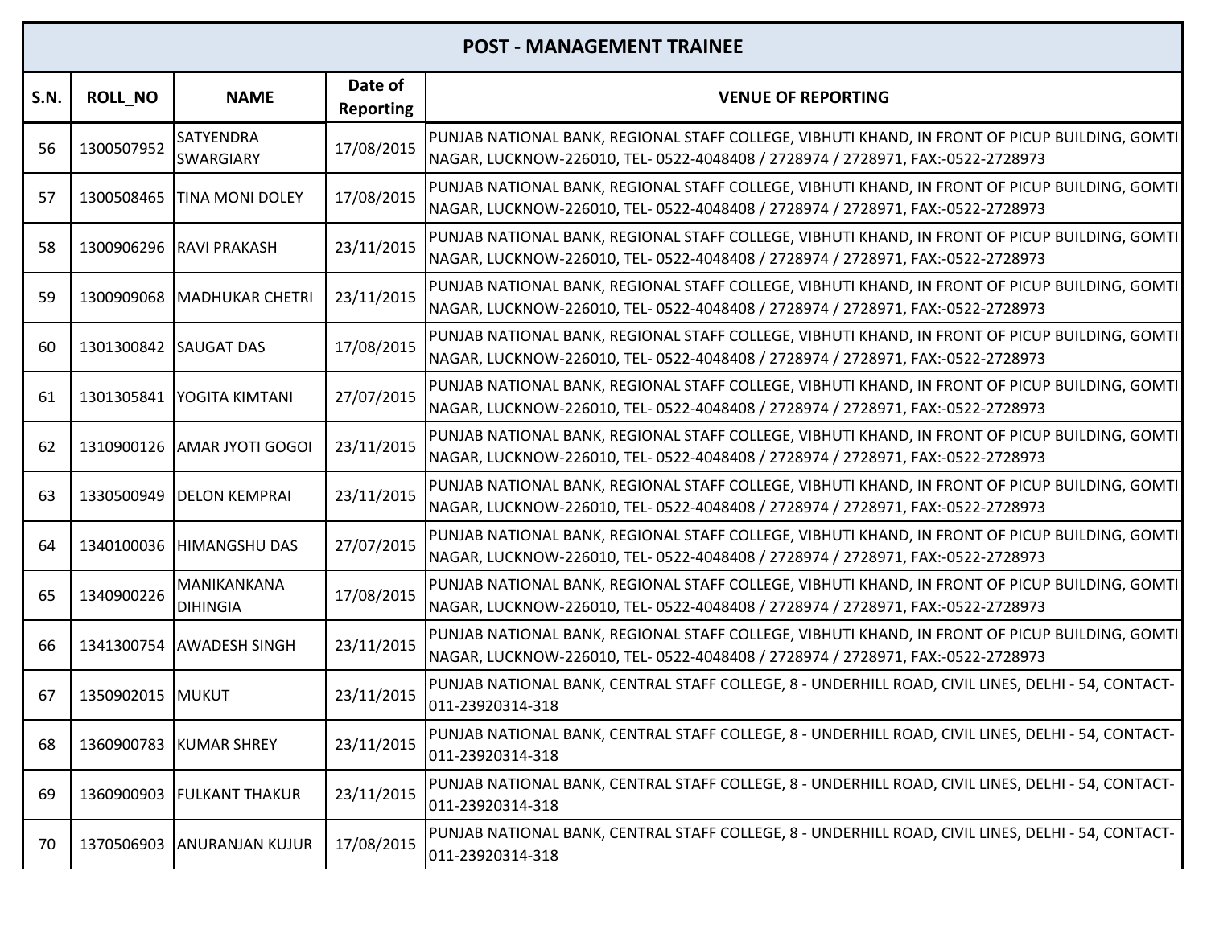| POST - MANAGEMENT TRAINEE | | | | |
|---|---|---|---|---|
| S.N. | ROLL_NO | NAME | Date of Reporting | VENUE OF REPORTING |
| 56 | 1300507952 | SATYENDRA SWARGIARY | 17/08/2015 | PUNJAB NATIONAL BANK, REGIONAL STAFF COLLEGE, VIBHUTI KHAND, IN FRONT OF PICUP BUILDING, GOMTI NAGAR, LUCKNOW-226010, TEL- 0522-4048408 / 2728974 / 2728971, FAX:-0522-2728973 |
| 57 | 1300508465 | TINA MONI DOLEY | 17/08/2015 | PUNJAB NATIONAL BANK, REGIONAL STAFF COLLEGE, VIBHUTI KHAND, IN FRONT OF PICUP BUILDING, GOMTI NAGAR, LUCKNOW-226010, TEL- 0522-4048408 / 2728974 / 2728971, FAX:-0522-2728973 |
| 58 | 1300906296 | RAVI PRAKASH | 23/11/2015 | PUNJAB NATIONAL BANK, REGIONAL STAFF COLLEGE, VIBHUTI KHAND, IN FRONT OF PICUP BUILDING, GOMTI NAGAR, LUCKNOW-226010, TEL- 0522-4048408 / 2728974 / 2728971, FAX:-0522-2728973 |
| 59 | 1300909068 | MADHUKAR CHETRI | 23/11/2015 | PUNJAB NATIONAL BANK, REGIONAL STAFF COLLEGE, VIBHUTI KHAND, IN FRONT OF PICUP BUILDING, GOMTI NAGAR, LUCKNOW-226010, TEL- 0522-4048408 / 2728974 / 2728971, FAX:-0522-2728973 |
| 60 | 1301300842 | SAUGAT DAS | 17/08/2015 | PUNJAB NATIONAL BANK, REGIONAL STAFF COLLEGE, VIBHUTI KHAND, IN FRONT OF PICUP BUILDING, GOMTI NAGAR, LUCKNOW-226010, TEL- 0522-4048408 / 2728974 / 2728971, FAX:-0522-2728973 |
| 61 | 1301305841 | YOGITA KIMTANI | 27/07/2015 | PUNJAB NATIONAL BANK, REGIONAL STAFF COLLEGE, VIBHUTI KHAND, IN FRONT OF PICUP BUILDING, GOMTI NAGAR, LUCKNOW-226010, TEL- 0522-4048408 / 2728974 / 2728971, FAX:-0522-2728973 |
| 62 | 1310900126 | AMAR JYOTI GOGOI | 23/11/2015 | PUNJAB NATIONAL BANK, REGIONAL STAFF COLLEGE, VIBHUTI KHAND, IN FRONT OF PICUP BUILDING, GOMTI NAGAR, LUCKNOW-226010, TEL- 0522-4048408 / 2728974 / 2728971, FAX:-0522-2728973 |
| 63 | 1330500949 | DELON KEMPRAI | 23/11/2015 | PUNJAB NATIONAL BANK, REGIONAL STAFF COLLEGE, VIBHUTI KHAND, IN FRONT OF PICUP BUILDING, GOMTI NAGAR, LUCKNOW-226010, TEL- 0522-4048408 / 2728974 / 2728971, FAX:-0522-2728973 |
| 64 | 1340100036 | HIMANGSHU DAS | 27/07/2015 | PUNJAB NATIONAL BANK, REGIONAL STAFF COLLEGE, VIBHUTI KHAND, IN FRONT OF PICUP BUILDING, GOMTI NAGAR, LUCKNOW-226010, TEL- 0522-4048408 / 2728974 / 2728971, FAX:-0522-2728973 |
| 65 | 1340900226 | MANIKANKANA DIHINGIA | 17/08/2015 | PUNJAB NATIONAL BANK, REGIONAL STAFF COLLEGE, VIBHUTI KHAND, IN FRONT OF PICUP BUILDING, GOMTI NAGAR, LUCKNOW-226010, TEL- 0522-4048408 / 2728974 / 2728971, FAX:-0522-2728973 |
| 66 | 1341300754 | AWADESH SINGH | 23/11/2015 | PUNJAB NATIONAL BANK, REGIONAL STAFF COLLEGE, VIBHUTI KHAND, IN FRONT OF PICUP BUILDING, GOMTI NAGAR, LUCKNOW-226010, TEL- 0522-4048408 / 2728974 / 2728971, FAX:-0522-2728973 |
| 67 | 1350902015 | MUKUT | 23/11/2015 | PUNJAB NATIONAL BANK, CENTRAL STAFF COLLEGE, 8 - UNDERHILL ROAD, CIVIL LINES, DELHI - 54, CONTACT-011-23920314-318 |
| 68 | 1360900783 | KUMAR SHREY | 23/11/2015 | PUNJAB NATIONAL BANK, CENTRAL STAFF COLLEGE, 8 - UNDERHILL ROAD, CIVIL LINES, DELHI - 54, CONTACT-011-23920314-318 |
| 69 | 1360900903 | FULKANT THAKUR | 23/11/2015 | PUNJAB NATIONAL BANK, CENTRAL STAFF COLLEGE, 8 - UNDERHILL ROAD, CIVIL LINES, DELHI - 54, CONTACT-011-23920314-318 |
| 70 | 1370506903 | ANURANJAN KUJUR | 17/08/2015 | PUNJAB NATIONAL BANK, CENTRAL STAFF COLLEGE, 8 - UNDERHILL ROAD, CIVIL LINES, DELHI - 54, CONTACT-011-23920314-318 |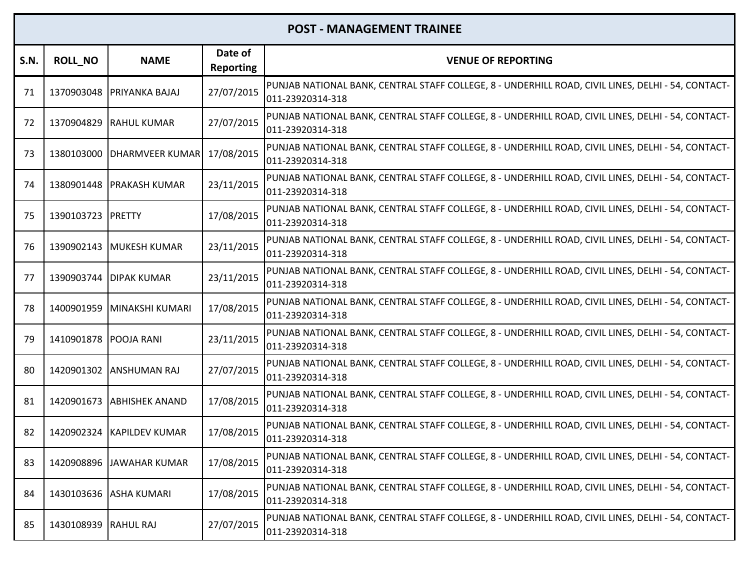| POST - MANAGEMENT TRAINEE | | | | |
|---|---|---|---|---|
| **S.N.** | **ROLL_NO** | **NAME** | **Date of Reporting** | **VENUE OF REPORTING** |
| 71 | 1370903048 | PRIYANKA BAJAJ | 27/07/2015 | PUNJAB NATIONAL BANK, CENTRAL STAFF COLLEGE, 8 - UNDERHILL ROAD, CIVIL LINES, DELHI - 54, CONTACT-011-23920314-318 |
| 72 | 1370904829 | RAHUL KUMAR | 27/07/2015 | PUNJAB NATIONAL BANK, CENTRAL STAFF COLLEGE, 8 - UNDERHILL ROAD, CIVIL LINES, DELHI - 54, CONTACT-011-23920314-318 |
| 73 | 1380103000 | DHARMVEER KUMAR | 17/08/2015 | PUNJAB NATIONAL BANK, CENTRAL STAFF COLLEGE, 8 - UNDERHILL ROAD, CIVIL LINES, DELHI - 54, CONTACT-011-23920314-318 |
| 74 | 1380901448 | PRAKASH KUMAR | 23/11/2015 | PUNJAB NATIONAL BANK, CENTRAL STAFF COLLEGE, 8 - UNDERHILL ROAD, CIVIL LINES, DELHI - 54, CONTACT-011-23920314-318 |
| 75 | 1390103723 | PRETTY | 17/08/2015 | PUNJAB NATIONAL BANK, CENTRAL STAFF COLLEGE, 8 - UNDERHILL ROAD, CIVIL LINES, DELHI - 54, CONTACT-011-23920314-318 |
| 76 | 1390902143 | MUKESH KUMAR | 23/11/2015 | PUNJAB NATIONAL BANK, CENTRAL STAFF COLLEGE, 8 - UNDERHILL ROAD, CIVIL LINES, DELHI - 54, CONTACT-011-23920314-318 |
| 77 | 1390903744 | DIPAK KUMAR | 23/11/2015 | PUNJAB NATIONAL BANK, CENTRAL STAFF COLLEGE, 8 - UNDERHILL ROAD, CIVIL LINES, DELHI - 54, CONTACT-011-23920314-318 |
| 78 | 1400901959 | MINAKSHI KUMARI | 17/08/2015 | PUNJAB NATIONAL BANK, CENTRAL STAFF COLLEGE, 8 - UNDERHILL ROAD, CIVIL LINES, DELHI - 54, CONTACT-011-23920314-318 |
| 79 | 1410901878 | POOJA RANI | 23/11/2015 | PUNJAB NATIONAL BANK, CENTRAL STAFF COLLEGE, 8 - UNDERHILL ROAD, CIVIL LINES, DELHI - 54, CONTACT-011-23920314-318 |
| 80 | 1420901302 | ANSHUMAN RAJ | 27/07/2015 | PUNJAB NATIONAL BANK, CENTRAL STAFF COLLEGE, 8 - UNDERHILL ROAD, CIVIL LINES, DELHI - 54, CONTACT-011-23920314-318 |
| 81 | 1420901673 | ABHISHEK ANAND | 17/08/2015 | PUNJAB NATIONAL BANK, CENTRAL STAFF COLLEGE, 8 - UNDERHILL ROAD, CIVIL LINES, DELHI - 54, CONTACT-011-23920314-318 |
| 82 | 1420902324 | KAPILDEV KUMAR | 17/08/2015 | PUNJAB NATIONAL BANK, CENTRAL STAFF COLLEGE, 8 - UNDERHILL ROAD, CIVIL LINES, DELHI - 54, CONTACT-011-23920314-318 |
| 83 | 1420908896 | JAWAHAR KUMAR | 17/08/2015 | PUNJAB NATIONAL BANK, CENTRAL STAFF COLLEGE, 8 - UNDERHILL ROAD, CIVIL LINES, DELHI - 54, CONTACT-011-23920314-318 |
| 84 | 1430103636 | ASHA KUMARI | 17/08/2015 | PUNJAB NATIONAL BANK, CENTRAL STAFF COLLEGE, 8 - UNDERHILL ROAD, CIVIL LINES, DELHI - 54, CONTACT-011-23920314-318 |
| 85 | 1430108939 | RAHUL RAJ | 27/07/2015 | PUNJAB NATIONAL BANK, CENTRAL STAFF COLLEGE, 8 - UNDERHILL ROAD, CIVIL LINES, DELHI - 54, CONTACT-011-23920314-318 |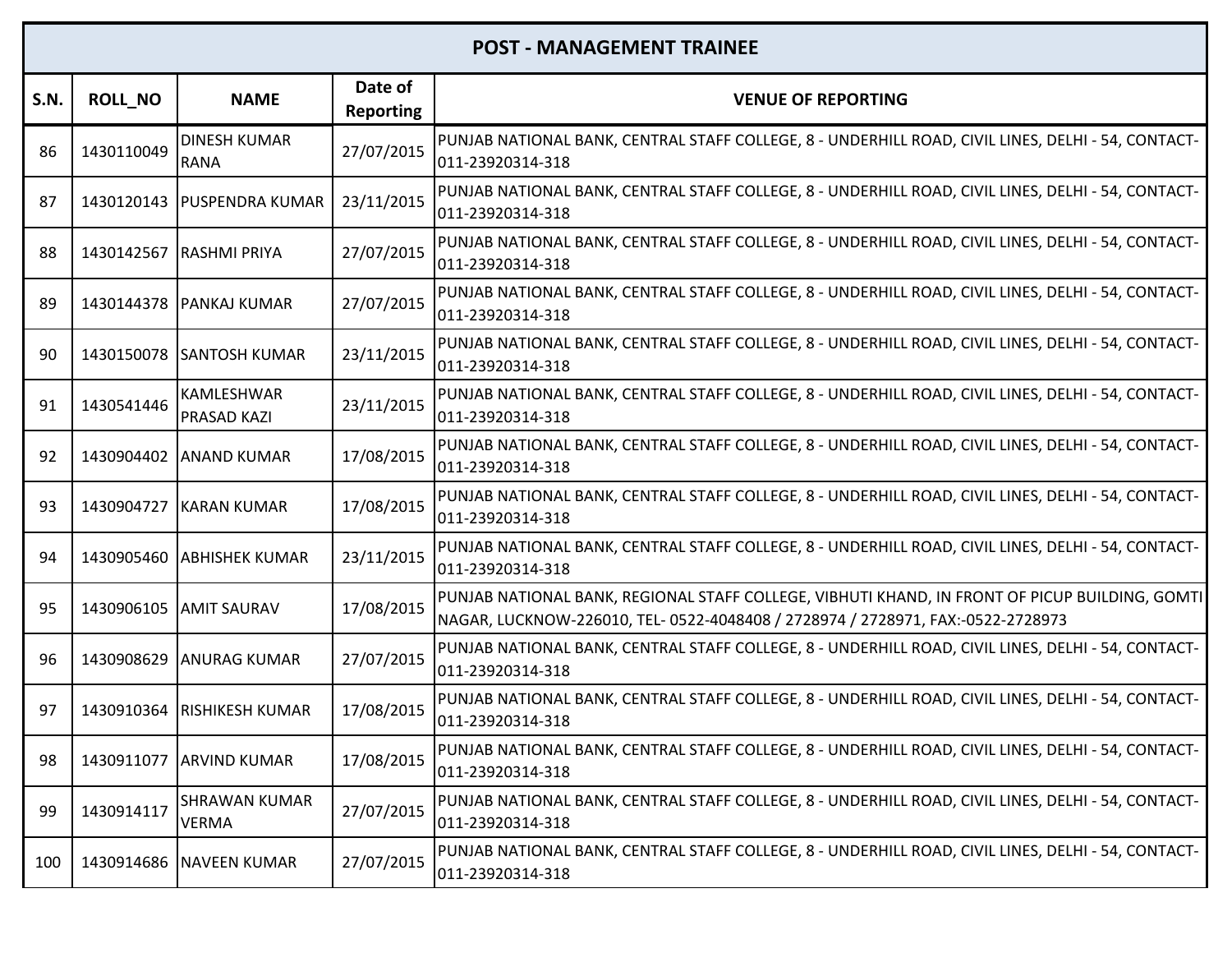| POST - MANAGEMENT TRAINEE | | | | |
|---|---|---|---|---|
| **S.N.** | **ROLL_NO** | **NAME** | **Date of Reporting** | **VENUE OF REPORTING** |
| 86 | 1430110049 | DINESH KUMAR RANA | 27/07/2015 | PUNJAB NATIONAL BANK, CENTRAL STAFF COLLEGE, 8 - UNDERHILL ROAD, CIVIL LINES, DELHI - 54, CONTACT-011-23920314-318 |
| 87 | 1430120143 | PUSPENDRA KUMAR | 23/11/2015 | PUNJAB NATIONAL BANK, CENTRAL STAFF COLLEGE, 8 - UNDERHILL ROAD, CIVIL LINES, DELHI - 54, CONTACT-011-23920314-318 |
| 88 | 1430142567 | RASHMI PRIYA | 27/07/2015 | PUNJAB NATIONAL BANK, CENTRAL STAFF COLLEGE, 8 - UNDERHILL ROAD, CIVIL LINES, DELHI - 54, CONTACT-011-23920314-318 |
| 89 | 1430144378 | PANKAJ KUMAR | 27/07/2015 | PUNJAB NATIONAL BANK, CENTRAL STAFF COLLEGE, 8 - UNDERHILL ROAD, CIVIL LINES, DELHI - 54, CONTACT-011-23920314-318 |
| 90 | 1430150078 | SANTOSH KUMAR | 23/11/2015 | PUNJAB NATIONAL BANK, CENTRAL STAFF COLLEGE, 8 - UNDERHILL ROAD, CIVIL LINES, DELHI - 54, CONTACT-011-23920314-318 |
| 91 | 1430541446 | KAMLESHWAR PRASAD KAZI | 23/11/2015 | PUNJAB NATIONAL BANK, CENTRAL STAFF COLLEGE, 8 - UNDERHILL ROAD, CIVIL LINES, DELHI - 54, CONTACT-011-23920314-318 |
| 92 | 1430904402 | ANAND KUMAR | 17/08/2015 | PUNJAB NATIONAL BANK, CENTRAL STAFF COLLEGE, 8 - UNDERHILL ROAD, CIVIL LINES, DELHI - 54, CONTACT-011-23920314-318 |
| 93 | 1430904727 | KARAN KUMAR | 17/08/2015 | PUNJAB NATIONAL BANK, CENTRAL STAFF COLLEGE, 8 - UNDERHILL ROAD, CIVIL LINES, DELHI - 54, CONTACT-011-23920314-318 |
| 94 | 1430905460 | ABHISHEK KUMAR | 23/11/2015 | PUNJAB NATIONAL BANK, CENTRAL STAFF COLLEGE, 8 - UNDERHILL ROAD, CIVIL LINES, DELHI - 54, CONTACT-011-23920314-318 |
| 95 | 1430906105 | AMIT SAURAV | 17/08/2015 | PUNJAB NATIONAL BANK, REGIONAL STAFF COLLEGE, VIBHUTI KHAND, IN FRONT OF PICUP BUILDING, GOMTI NAGAR, LUCKNOW-226010, TEL- 0522-4048408 / 2728974 / 2728971, FAX:-0522-2728973 |
| 96 | 1430908629 | ANURAG KUMAR | 27/07/2015 | PUNJAB NATIONAL BANK, CENTRAL STAFF COLLEGE, 8 - UNDERHILL ROAD, CIVIL LINES, DELHI - 54, CONTACT-011-23920314-318 |
| 97 | 1430910364 | RISHIKESH KUMAR | 17/08/2015 | PUNJAB NATIONAL BANK, CENTRAL STAFF COLLEGE, 8 - UNDERHILL ROAD, CIVIL LINES, DELHI - 54, CONTACT-011-23920314-318 |
| 98 | 1430911077 | ARVIND KUMAR | 17/08/2015 | PUNJAB NATIONAL BANK, CENTRAL STAFF COLLEGE, 8 - UNDERHILL ROAD, CIVIL LINES, DELHI - 54, CONTACT-011-23920314-318 |
| 99 | 1430914117 | SHRAWAN KUMAR VERMA | 27/07/2015 | PUNJAB NATIONAL BANK, CENTRAL STAFF COLLEGE, 8 - UNDERHILL ROAD, CIVIL LINES, DELHI - 54, CONTACT-011-23920314-318 |
| 100 | 1430914686 | NAVEEN KUMAR | 27/07/2015 | PUNJAB NATIONAL BANK, CENTRAL STAFF COLLEGE, 8 - UNDERHILL ROAD, CIVIL LINES, DELHI - 54, CONTACT-011-23920314-318 |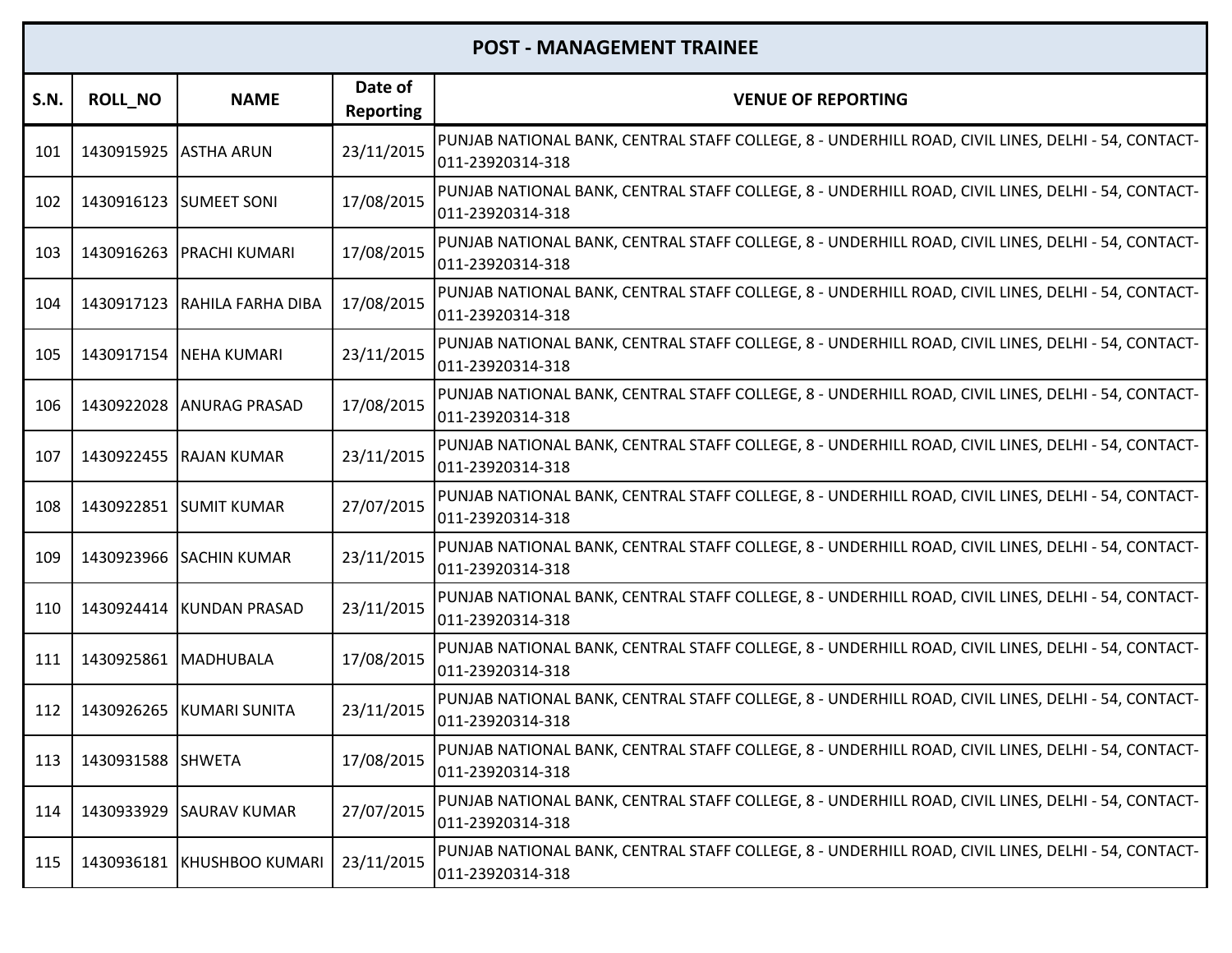| POST - MANAGEMENT TRAINEE | | | | |
|---|---|---|---|---|
| **S.N.** | **ROLL_NO** | **NAME** | **Date of Reporting** | **VENUE OF REPORTING** |
| 101 | 1430915925 | ASTHA ARUN | 23/11/2015 | PUNJAB NATIONAL BANK, CENTRAL STAFF COLLEGE, 8 - UNDERHILL ROAD, CIVIL LINES, DELHI - 54, CONTACT-011-23920314-318 |
| 102 | 1430916123 | SUMEET SONI | 17/08/2015 | PUNJAB NATIONAL BANK, CENTRAL STAFF COLLEGE, 8 - UNDERHILL ROAD, CIVIL LINES, DELHI - 54, CONTACT-011-23920314-318 |
| 103 | 1430916263 | PRACHI KUMARI | 17/08/2015 | PUNJAB NATIONAL BANK, CENTRAL STAFF COLLEGE, 8 - UNDERHILL ROAD, CIVIL LINES, DELHI - 54, CONTACT-011-23920314-318 |
| 104 | 1430917123 | RAHILA FARHA DIBA | 17/08/2015 | PUNJAB NATIONAL BANK, CENTRAL STAFF COLLEGE, 8 - UNDERHILL ROAD, CIVIL LINES, DELHI - 54, CONTACT-011-23920314-318 |
| 105 | 1430917154 | NEHA KUMARI | 23/11/2015 | PUNJAB NATIONAL BANK, CENTRAL STAFF COLLEGE, 8 - UNDERHILL ROAD, CIVIL LINES, DELHI - 54, CONTACT-011-23920314-318 |
| 106 | 1430922028 | ANURAG PRASAD | 17/08/2015 | PUNJAB NATIONAL BANK, CENTRAL STAFF COLLEGE, 8 - UNDERHILL ROAD, CIVIL LINES, DELHI - 54, CONTACT-011-23920314-318 |
| 107 | 1430922455 | RAJAN KUMAR | 23/11/2015 | PUNJAB NATIONAL BANK, CENTRAL STAFF COLLEGE, 8 - UNDERHILL ROAD, CIVIL LINES, DELHI - 54, CONTACT-011-23920314-318 |
| 108 | 1430922851 | SUMIT KUMAR | 27/07/2015 | PUNJAB NATIONAL BANK, CENTRAL STAFF COLLEGE, 8 - UNDERHILL ROAD, CIVIL LINES, DELHI - 54, CONTACT-011-23920314-318 |
| 109 | 1430923966 | SACHIN KUMAR | 23/11/2015 | PUNJAB NATIONAL BANK, CENTRAL STAFF COLLEGE, 8 - UNDERHILL ROAD, CIVIL LINES, DELHI - 54, CONTACT-011-23920314-318 |
| 110 | 1430924414 | KUNDAN PRASAD | 23/11/2015 | PUNJAB NATIONAL BANK, CENTRAL STAFF COLLEGE, 8 - UNDERHILL ROAD, CIVIL LINES, DELHI - 54, CONTACT-011-23920314-318 |
| 111 | 1430925861 | MADHUBALA | 17/08/2015 | PUNJAB NATIONAL BANK, CENTRAL STAFF COLLEGE, 8 - UNDERHILL ROAD, CIVIL LINES, DELHI - 54, CONTACT-011-23920314-318 |
| 112 | 1430926265 | KUMARI SUNITA | 23/11/2015 | PUNJAB NATIONAL BANK, CENTRAL STAFF COLLEGE, 8 - UNDERHILL ROAD, CIVIL LINES, DELHI - 54, CONTACT-011-23920314-318 |
| 113 | 1430931588 | SHWETA | 17/08/2015 | PUNJAB NATIONAL BANK, CENTRAL STAFF COLLEGE, 8 - UNDERHILL ROAD, CIVIL LINES, DELHI - 54, CONTACT-011-23920314-318 |
| 114 | 1430933929 | SAURAV KUMAR | 27/07/2015 | PUNJAB NATIONAL BANK, CENTRAL STAFF COLLEGE, 8 - UNDERHILL ROAD, CIVIL LINES, DELHI - 54, CONTACT-011-23920314-318 |
| 115 | 1430936181 | KHUSHBOO KUMARI | 23/11/2015 | PUNJAB NATIONAL BANK, CENTRAL STAFF COLLEGE, 8 - UNDERHILL ROAD, CIVIL LINES, DELHI - 54, CONTACT-011-23920314-318 |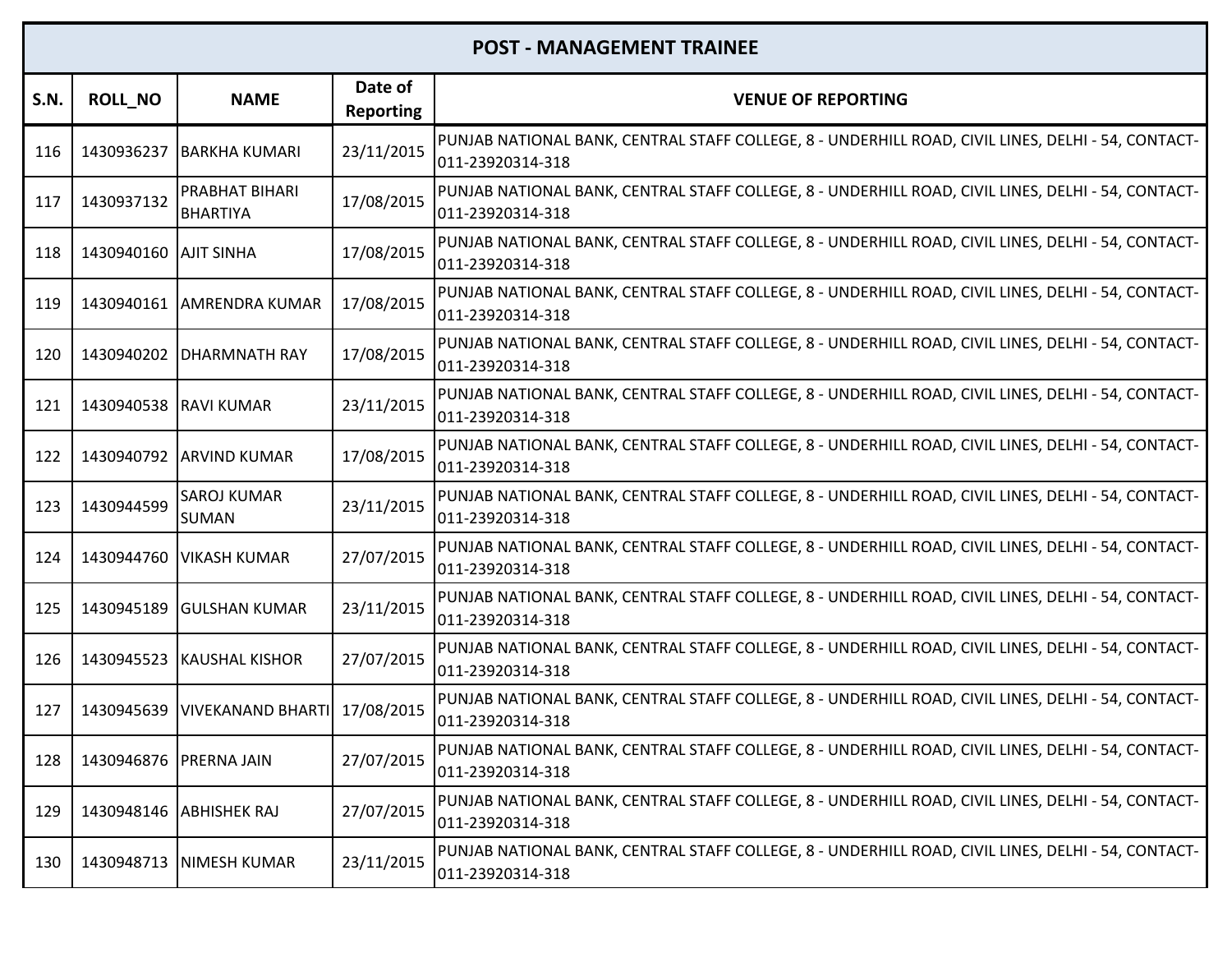| POST - MANAGEMENT TRAINEE | | | | |
|---|---|---|---|---|
| S.N. | ROLL_NO | NAME | Date of Reporting | VENUE OF REPORTING |
| 116 | 1430936237 | BARKHA KUMARI | 23/11/2015 | PUNJAB NATIONAL BANK, CENTRAL STAFF COLLEGE, 8 - UNDERHILL ROAD, CIVIL LINES, DELHI - 54, CONTACT-011-23920314-318 |
| 117 | 1430937132 | PRABHAT BIHARI BHARTIYA | 17/08/2015 | PUNJAB NATIONAL BANK, CENTRAL STAFF COLLEGE, 8 - UNDERHILL ROAD, CIVIL LINES, DELHI - 54, CONTACT-011-23920314-318 |
| 118 | 1430940160 | AJIT SINHA | 17/08/2015 | PUNJAB NATIONAL BANK, CENTRAL STAFF COLLEGE, 8 - UNDERHILL ROAD, CIVIL LINES, DELHI - 54, CONTACT-011-23920314-318 |
| 119 | 1430940161 | AMRENDRA KUMAR | 17/08/2015 | PUNJAB NATIONAL BANK, CENTRAL STAFF COLLEGE, 8 - UNDERHILL ROAD, CIVIL LINES, DELHI - 54, CONTACT-011-23920314-318 |
| 120 | 1430940202 | DHARMNATH RAY | 17/08/2015 | PUNJAB NATIONAL BANK, CENTRAL STAFF COLLEGE, 8 - UNDERHILL ROAD, CIVIL LINES, DELHI - 54, CONTACT-011-23920314-318 |
| 121 | 1430940538 | RAVI KUMAR | 23/11/2015 | PUNJAB NATIONAL BANK, CENTRAL STAFF COLLEGE, 8 - UNDERHILL ROAD, CIVIL LINES, DELHI - 54, CONTACT-011-23920314-318 |
| 122 | 1430940792 | ARVIND KUMAR | 17/08/2015 | PUNJAB NATIONAL BANK, CENTRAL STAFF COLLEGE, 8 - UNDERHILL ROAD, CIVIL LINES, DELHI - 54, CONTACT-011-23920314-318 |
| 123 | 1430944599 | SAROJ KUMAR SUMAN | 23/11/2015 | PUNJAB NATIONAL BANK, CENTRAL STAFF COLLEGE, 8 - UNDERHILL ROAD, CIVIL LINES, DELHI - 54, CONTACT-011-23920314-318 |
| 124 | 1430944760 | VIKASH KUMAR | 27/07/2015 | PUNJAB NATIONAL BANK, CENTRAL STAFF COLLEGE, 8 - UNDERHILL ROAD, CIVIL LINES, DELHI - 54, CONTACT-011-23920314-318 |
| 125 | 1430945189 | GULSHAN KUMAR | 23/11/2015 | PUNJAB NATIONAL BANK, CENTRAL STAFF COLLEGE, 8 - UNDERHILL ROAD, CIVIL LINES, DELHI - 54, CONTACT-011-23920314-318 |
| 126 | 1430945523 | KAUSHAL KISHOR | 27/07/2015 | PUNJAB NATIONAL BANK, CENTRAL STAFF COLLEGE, 8 - UNDERHILL ROAD, CIVIL LINES, DELHI - 54, CONTACT-011-23920314-318 |
| 127 | 1430945639 | VIVEKANAND BHARTI | 17/08/2015 | PUNJAB NATIONAL BANK, CENTRAL STAFF COLLEGE, 8 - UNDERHILL ROAD, CIVIL LINES, DELHI - 54, CONTACT-011-23920314-318 |
| 128 | 1430946876 | PRERNA JAIN | 27/07/2015 | PUNJAB NATIONAL BANK, CENTRAL STAFF COLLEGE, 8 - UNDERHILL ROAD, CIVIL LINES, DELHI - 54, CONTACT-011-23920314-318 |
| 129 | 1430948146 | ABHISHEK RAJ | 27/07/2015 | PUNJAB NATIONAL BANK, CENTRAL STAFF COLLEGE, 8 - UNDERHILL ROAD, CIVIL LINES, DELHI - 54, CONTACT-011-23920314-318 |
| 130 | 1430948713 | NIMESH KUMAR | 23/11/2015 | PUNJAB NATIONAL BANK, CENTRAL STAFF COLLEGE, 8 - UNDERHILL ROAD, CIVIL LINES, DELHI - 54, CONTACT-011-23920314-318 |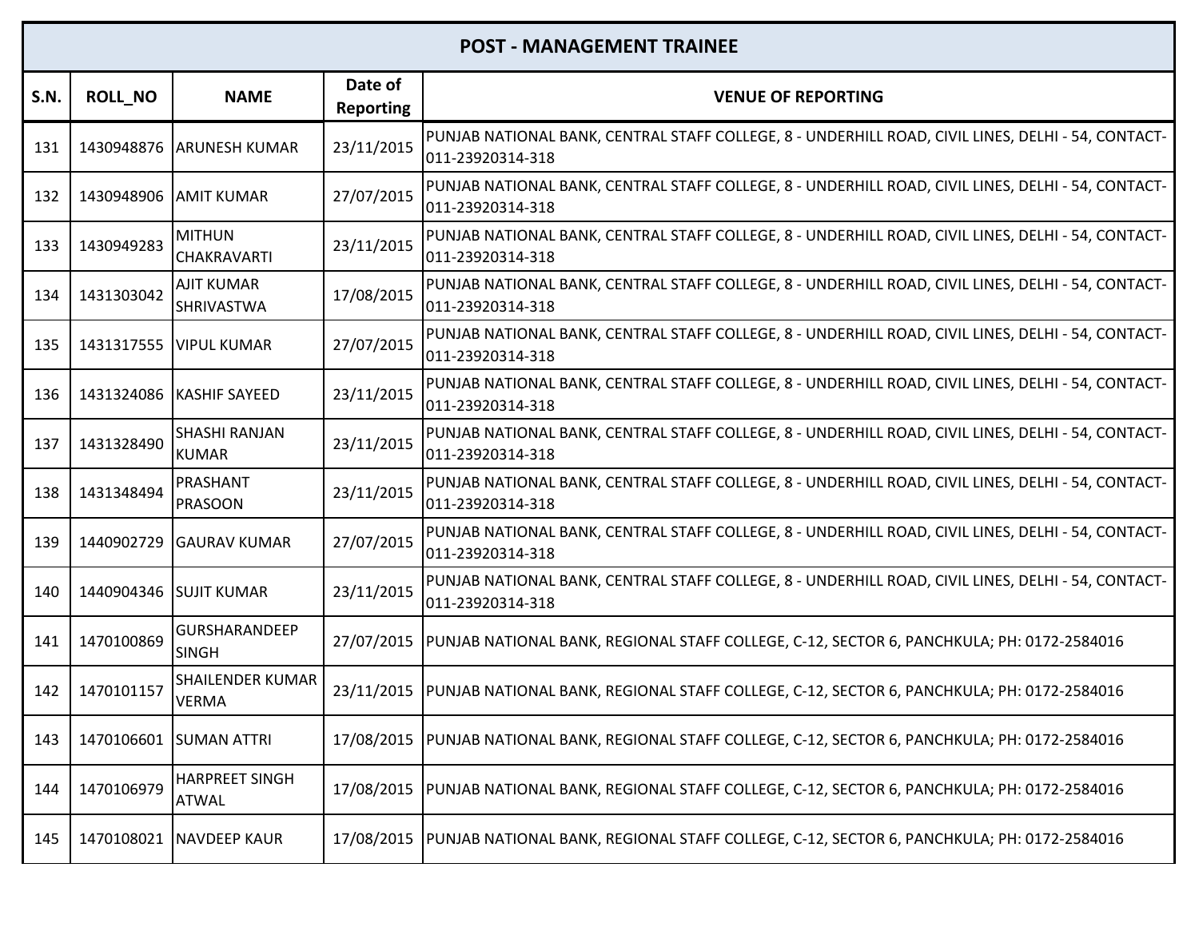| POST - MANAGEMENT TRAINEE | | | | |
|---|---|---|---|---|
| **S.N.** | **ROLL_NO** | **NAME** | **Date of Reporting** | **VENUE OF REPORTING** |
| 131 | 1430948876 | ARUNESH KUMAR | 23/11/2015 | PUNJAB NATIONAL BANK, CENTRAL STAFF COLLEGE, 8 - UNDERHILL ROAD, CIVIL LINES, DELHI - 54, CONTACT-011-23920314-318 |
| 132 | 1430948906 | AMIT KUMAR | 27/07/2015 | PUNJAB NATIONAL BANK, CENTRAL STAFF COLLEGE, 8 - UNDERHILL ROAD, CIVIL LINES, DELHI - 54, CONTACT-011-23920314-318 |
| 133 | 1430949283 | MITHUN CHAKRAVARTI | 23/11/2015 | PUNJAB NATIONAL BANK, CENTRAL STAFF COLLEGE, 8 - UNDERHILL ROAD, CIVIL LINES, DELHI - 54, CONTACT-011-23920314-318 |
| 134 | 1431303042 | AJIT KUMAR SHRIVASTWA | 17/08/2015 | PUNJAB NATIONAL BANK, CENTRAL STAFF COLLEGE, 8 - UNDERHILL ROAD, CIVIL LINES, DELHI - 54, CONTACT-011-23920314-318 |
| 135 | 1431317555 | VIPUL KUMAR | 27/07/2015 | PUNJAB NATIONAL BANK, CENTRAL STAFF COLLEGE, 8 - UNDERHILL ROAD, CIVIL LINES, DELHI - 54, CONTACT-011-23920314-318 |
| 136 | 1431324086 | KASHIF SAYEED | 23/11/2015 | PUNJAB NATIONAL BANK, CENTRAL STAFF COLLEGE, 8 - UNDERHILL ROAD, CIVIL LINES, DELHI - 54, CONTACT-011-23920314-318 |
| 137 | 1431328490 | SHASHI RANJAN KUMAR | 23/11/2015 | PUNJAB NATIONAL BANK, CENTRAL STAFF COLLEGE, 8 - UNDERHILL ROAD, CIVIL LINES, DELHI - 54, CONTACT-011-23920314-318 |
| 138 | 1431348494 | PRASHANT PRASOON | 23/11/2015 | PUNJAB NATIONAL BANK, CENTRAL STAFF COLLEGE, 8 - UNDERHILL ROAD, CIVIL LINES, DELHI - 54, CONTACT-011-23920314-318 |
| 139 | 1440902729 | GAURAV KUMAR | 27/07/2015 | PUNJAB NATIONAL BANK, CENTRAL STAFF COLLEGE, 8 - UNDERHILL ROAD, CIVIL LINES, DELHI - 54, CONTACT-011-23920314-318 |
| 140 | 1440904346 | SUJIT KUMAR | 23/11/2015 | PUNJAB NATIONAL BANK, CENTRAL STAFF COLLEGE, 8 - UNDERHILL ROAD, CIVIL LINES, DELHI - 54, CONTACT-011-23920314-318 |
| 141 | 1470100869 | GURSHARANDEEP SINGH | 27/07/2015 | PUNJAB NATIONAL BANK, REGIONAL STAFF COLLEGE, C-12, SECTOR 6, PANCHKULA; PH: 0172-2584016 |
| 142 | 1470101157 | SHAILENDER KUMAR VERMA | 23/11/2015 | PUNJAB NATIONAL BANK, REGIONAL STAFF COLLEGE, C-12, SECTOR 6, PANCHKULA; PH: 0172-2584016 |
| 143 | 1470106601 | SUMAN ATTRI | 17/08/2015 | PUNJAB NATIONAL BANK, REGIONAL STAFF COLLEGE, C-12, SECTOR 6, PANCHKULA; PH: 0172-2584016 |
| 144 | 1470106979 | HARPREET SINGH ATWAL | 17/08/2015 | PUNJAB NATIONAL BANK, REGIONAL STAFF COLLEGE, C-12, SECTOR 6, PANCHKULA; PH: 0172-2584016 |
| 145 | 1470108021 | NAVDEEP KAUR | 17/08/2015 | PUNJAB NATIONAL BANK, REGIONAL STAFF COLLEGE, C-12, SECTOR 6, PANCHKULA; PH: 0172-2584016 |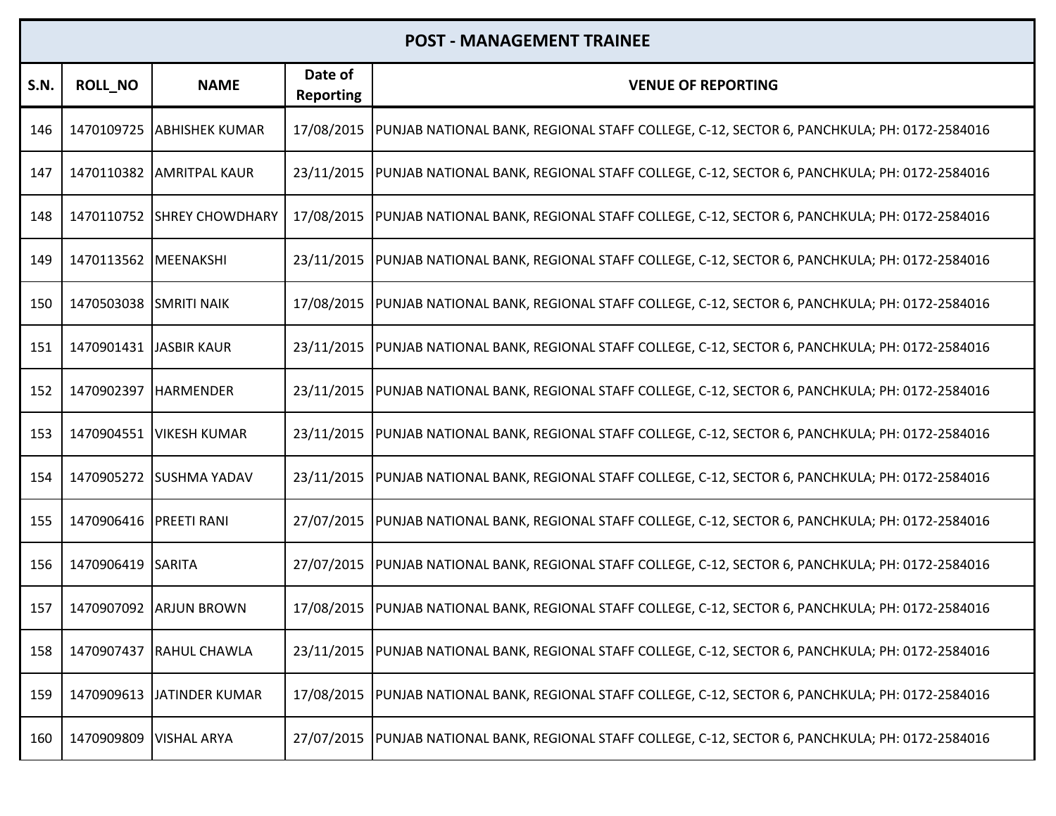| POST - MANAGEMENT TRAINEE | | | | |
|---|---|---|---|---|
| **S.N.** | **ROLL_NO** | **NAME** | **Date of Reporting** | **VENUE OF REPORTING** |
| 146 | 1470109725 | ABHISHEK KUMAR | 17/08/2015 | PUNJAB NATIONAL BANK, REGIONAL STAFF COLLEGE, C-12, SECTOR 6, PANCHKULA; PH: 0172-2584016 |
| 147 | 1470110382 | AMRITPAL KAUR | 23/11/2015 | PUNJAB NATIONAL BANK, REGIONAL STAFF COLLEGE, C-12, SECTOR 6, PANCHKULA; PH: 0172-2584016 |
| 148 | 1470110752 | SHREY CHOWDHARY | 17/08/2015 | PUNJAB NATIONAL BANK, REGIONAL STAFF COLLEGE, C-12, SECTOR 6, PANCHKULA; PH: 0172-2584016 |
| 149 | 1470113562 | MEENAKSHI | 23/11/2015 | PUNJAB NATIONAL BANK, REGIONAL STAFF COLLEGE, C-12, SECTOR 6, PANCHKULA; PH: 0172-2584016 |
| 150 | 1470503038 | SMRITI NAIK | 17/08/2015 | PUNJAB NATIONAL BANK, REGIONAL STAFF COLLEGE, C-12, SECTOR 6, PANCHKULA; PH: 0172-2584016 |
| 151 | 1470901431 | JASBIR KAUR | 23/11/2015 | PUNJAB NATIONAL BANK, REGIONAL STAFF COLLEGE, C-12, SECTOR 6, PANCHKULA; PH: 0172-2584016 |
| 152 | 1470902397 | HARMENDER | 23/11/2015 | PUNJAB NATIONAL BANK, REGIONAL STAFF COLLEGE, C-12, SECTOR 6, PANCHKULA; PH: 0172-2584016 |
| 153 | 1470904551 | VIKESH KUMAR | 23/11/2015 | PUNJAB NATIONAL BANK, REGIONAL STAFF COLLEGE, C-12, SECTOR 6, PANCHKULA; PH: 0172-2584016 |
| 154 | 1470905272 | SUSHMA YADAV | 23/11/2015 | PUNJAB NATIONAL BANK, REGIONAL STAFF COLLEGE, C-12, SECTOR 6, PANCHKULA; PH: 0172-2584016 |
| 155 | 1470906416 | PREETI RANI | 27/07/2015 | PUNJAB NATIONAL BANK, REGIONAL STAFF COLLEGE, C-12, SECTOR 6, PANCHKULA; PH: 0172-2584016 |
| 156 | 1470906419 | SARITA | 27/07/2015 | PUNJAB NATIONAL BANK, REGIONAL STAFF COLLEGE, C-12, SECTOR 6, PANCHKULA; PH: 0172-2584016 |
| 157 | 1470907092 | ARJUN BROWN | 17/08/2015 | PUNJAB NATIONAL BANK, REGIONAL STAFF COLLEGE, C-12, SECTOR 6, PANCHKULA; PH: 0172-2584016 |
| 158 | 1470907437 | RAHUL CHAWLA | 23/11/2015 | PUNJAB NATIONAL BANK, REGIONAL STAFF COLLEGE, C-12, SECTOR 6, PANCHKULA; PH: 0172-2584016 |
| 159 | 1470909613 | JATINDER KUMAR | 17/08/2015 | PUNJAB NATIONAL BANK, REGIONAL STAFF COLLEGE, C-12, SECTOR 6, PANCHKULA; PH: 0172-2584016 |
| 160 | 1470909809 | VISHAL ARYA | 27/07/2015 | PUNJAB NATIONAL BANK, REGIONAL STAFF COLLEGE, C-12, SECTOR 6, PANCHKULA; PH: 0172-2584016 |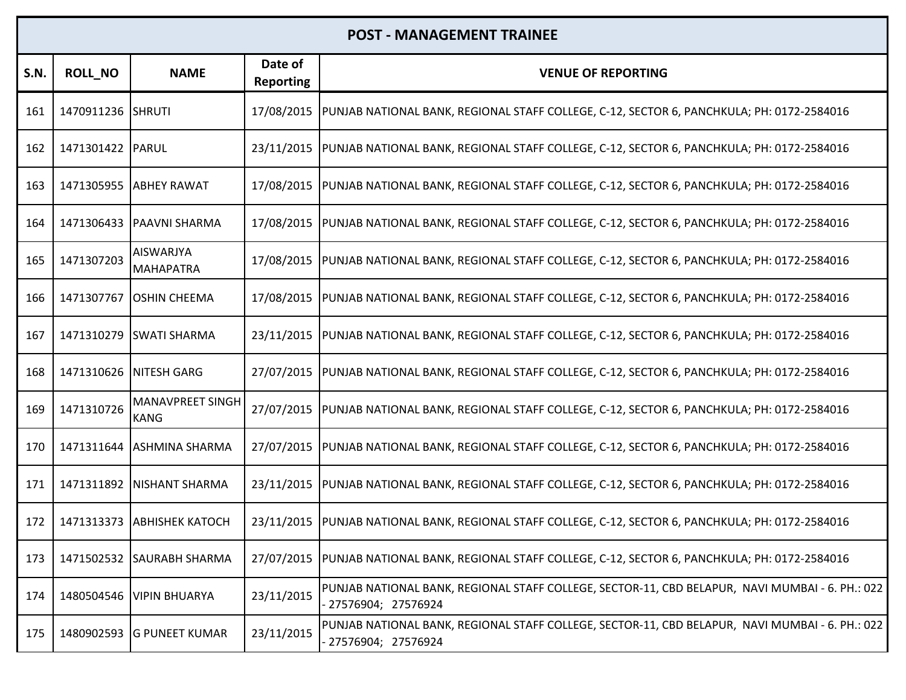| POST - MANAGEMENT TRAINEE | | | | |
|---|---|---|---|---|
| **S.N.** | **ROLL_NO** | **NAME** | **Date of Reporting** | **VENUE OF REPORTING** |
| 161 | 1470911236 | SHRUTI | 17/08/2015 | PUNJAB NATIONAL BANK, REGIONAL STAFF COLLEGE, C-12, SECTOR 6, PANCHKULA; PH: 0172-2584016 |
| 162 | 1471301422 | PARUL | 23/11/2015 | PUNJAB NATIONAL BANK, REGIONAL STAFF COLLEGE, C-12, SECTOR 6, PANCHKULA; PH: 0172-2584016 |
| 163 | 1471305955 | ABHEY RAWAT | 17/08/2015 | PUNJAB NATIONAL BANK, REGIONAL STAFF COLLEGE, C-12, SECTOR 6, PANCHKULA; PH: 0172-2584016 |
| 164 | 1471306433 | PAAVNI SHARMA | 17/08/2015 | PUNJAB NATIONAL BANK, REGIONAL STAFF COLLEGE, C-12, SECTOR 6, PANCHKULA; PH: 0172-2584016 |
| 165 | 1471307203 | AISWARJYA MAHAPATRA | 17/08/2015 | PUNJAB NATIONAL BANK, REGIONAL STAFF COLLEGE, C-12, SECTOR 6, PANCHKULA; PH: 0172-2584016 |
| 166 | 1471307767 | OSHIN CHEEMA | 17/08/2015 | PUNJAB NATIONAL BANK, REGIONAL STAFF COLLEGE, C-12, SECTOR 6, PANCHKULA; PH: 0172-2584016 |
| 167 | 1471310279 | SWATI SHARMA | 23/11/2015 | PUNJAB NATIONAL BANK, REGIONAL STAFF COLLEGE, C-12, SECTOR 6, PANCHKULA; PH: 0172-2584016 |
| 168 | 1471310626 | NITESH GARG | 27/07/2015 | PUNJAB NATIONAL BANK, REGIONAL STAFF COLLEGE, C-12, SECTOR 6, PANCHKULA; PH: 0172-2584016 |
| 169 | 1471310726 | MANAVPREET SINGH KANG | 27/07/2015 | PUNJAB NATIONAL BANK, REGIONAL STAFF COLLEGE, C-12, SECTOR 6, PANCHKULA; PH: 0172-2584016 |
| 170 | 1471311644 | ASHMINA SHARMA | 27/07/2015 | PUNJAB NATIONAL BANK, REGIONAL STAFF COLLEGE, C-12, SECTOR 6, PANCHKULA; PH: 0172-2584016 |
| 171 | 1471311892 | NISHANT SHARMA | 23/11/2015 | PUNJAB NATIONAL BANK, REGIONAL STAFF COLLEGE, C-12, SECTOR 6, PANCHKULA; PH: 0172-2584016 |
| 172 | 1471313373 | ABHISHEK KATOCH | 23/11/2015 | PUNJAB NATIONAL BANK, REGIONAL STAFF COLLEGE, C-12, SECTOR 6, PANCHKULA; PH: 0172-2584016 |
| 173 | 1471502532 | SAURABH SHARMA | 27/07/2015 | PUNJAB NATIONAL BANK, REGIONAL STAFF COLLEGE, C-12, SECTOR 6, PANCHKULA; PH: 0172-2584016 |
| 174 | 1480504546 | VIPIN BHUARYA | 23/11/2015 | PUNJAB NATIONAL BANK, REGIONAL STAFF COLLEGE, SECTOR-11, CBD BELAPUR, NAVI MUMBAI - 6. PH.: 022 - 27576904; 27576924 |
| 175 | 1480902593 | G PUNEET KUMAR | 23/11/2015 | PUNJAB NATIONAL BANK, REGIONAL STAFF COLLEGE, SECTOR-11, CBD BELAPUR, NAVI MUMBAI - 6. PH.: 022 - 27576904; 27576924 |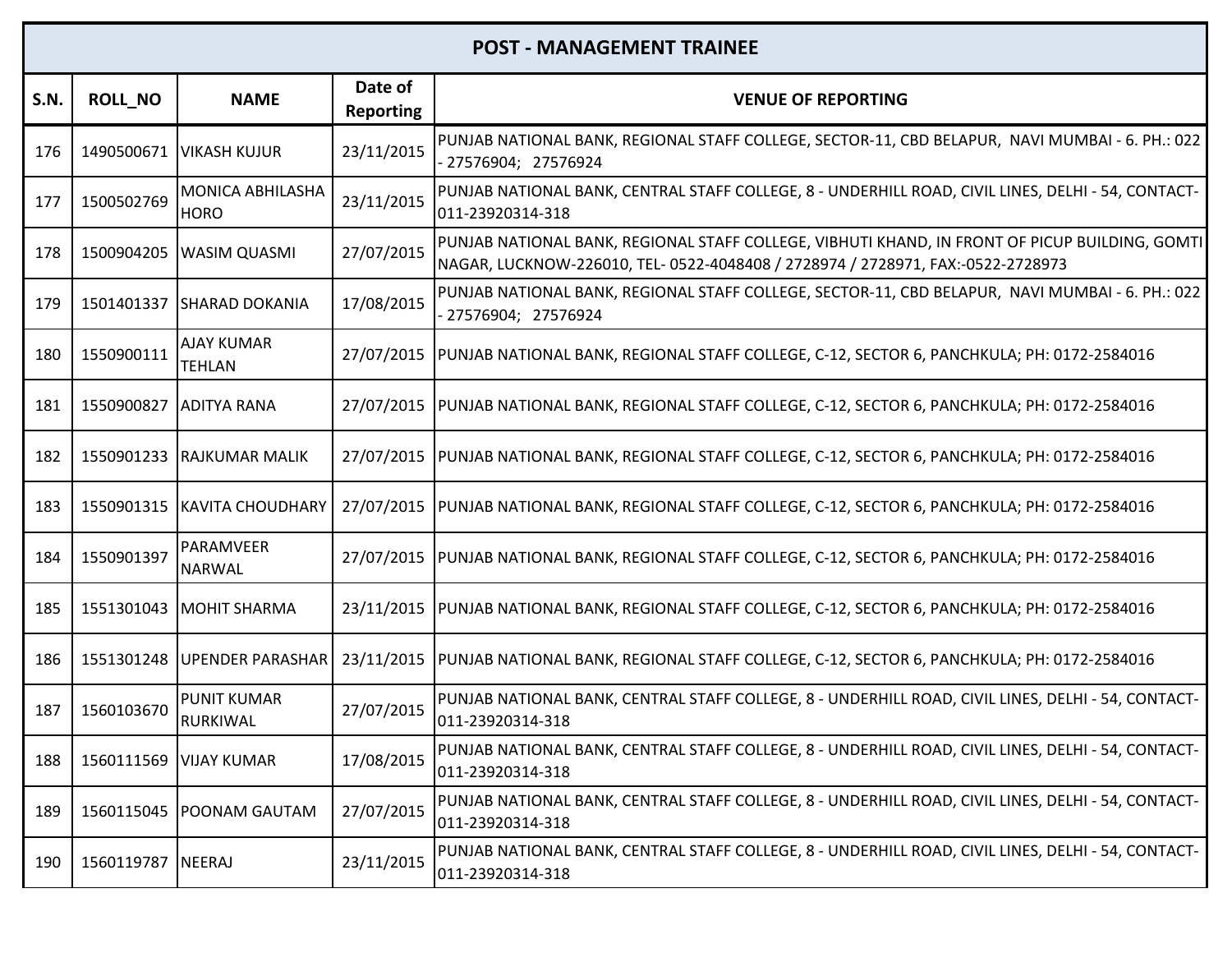| POST - MANAGEMENT TRAINEE | | | | |
|---|---|---|---|---|
| **S.N.** | **ROLL_NO** | **NAME** | **Date of Reporting** | **VENUE OF REPORTING** |
| 176 | 1490500671 | VIKASH KUJUR | 23/11/2015 | PUNJAB NATIONAL BANK, REGIONAL STAFF COLLEGE, SECTOR-11, CBD BELAPUR, NAVI MUMBAI - 6. PH.: 022 - 27576904; 27576924 |
| 177 | 1500502769 | MONICA ABHILASHA HORO | 23/11/2015 | PUNJAB NATIONAL BANK, CENTRAL STAFF COLLEGE, 8 - UNDERHILL ROAD, CIVIL LINES, DELHI - 54, CONTACT-011-23920314-318 |
| 178 | 1500904205 | WASIM QUASMI | 27/07/2015 | PUNJAB NATIONAL BANK, REGIONAL STAFF COLLEGE, VIBHUTI KHAND, IN FRONT OF PICUP BUILDING, GOMTI NAGAR, LUCKNOW-226010, TEL- 0522-4048408 / 2728974 / 2728971, FAX:-0522-2728973 |
| 179 | 1501401337 | SHARAD DOKANIA | 17/08/2015 | PUNJAB NATIONAL BANK, REGIONAL STAFF COLLEGE, SECTOR-11, CBD BELAPUR, NAVI MUMBAI - 6. PH.: 022 - 27576904; 27576924 |
| 180 | 1550900111 | AJAY KUMAR TEHLAN | 27/07/2015 | PUNJAB NATIONAL BANK, REGIONAL STAFF COLLEGE, C-12, SECTOR 6, PANCHKULA; PH: 0172-2584016 |
| 181 | 1550900827 | ADITYA RANA | 27/07/2015 | PUNJAB NATIONAL BANK, REGIONAL STAFF COLLEGE, C-12, SECTOR 6, PANCHKULA; PH: 0172-2584016 |
| 182 | 1550901233 | RAJKUMAR MALIK | 27/07/2015 | PUNJAB NATIONAL BANK, REGIONAL STAFF COLLEGE, C-12, SECTOR 6, PANCHKULA; PH: 0172-2584016 |
| 183 | 1550901315 | KAVITA CHOUDHARY | 27/07/2015 | PUNJAB NATIONAL BANK, REGIONAL STAFF COLLEGE, C-12, SECTOR 6, PANCHKULA; PH: 0172-2584016 |
| 184 | 1550901397 | PARAMVEER NARWAL | 27/07/2015 | PUNJAB NATIONAL BANK, REGIONAL STAFF COLLEGE, C-12, SECTOR 6, PANCHKULA; PH: 0172-2584016 |
| 185 | 1551301043 | MOHIT SHARMA | 23/11/2015 | PUNJAB NATIONAL BANK, REGIONAL STAFF COLLEGE, C-12, SECTOR 6, PANCHKULA; PH: 0172-2584016 |
| 186 | 1551301248 | UPENDER PARASHAR | 23/11/2015 | PUNJAB NATIONAL BANK, REGIONAL STAFF COLLEGE, C-12, SECTOR 6, PANCHKULA; PH: 0172-2584016 |
| 187 | 1560103670 | PUNIT KUMAR RURKIWAL | 27/07/2015 | PUNJAB NATIONAL BANK, CENTRAL STAFF COLLEGE, 8 - UNDERHILL ROAD, CIVIL LINES, DELHI - 54, CONTACT-011-23920314-318 |
| 188 | 1560111569 | VIJAY KUMAR | 17/08/2015 | PUNJAB NATIONAL BANK, CENTRAL STAFF COLLEGE, 8 - UNDERHILL ROAD, CIVIL LINES, DELHI - 54, CONTACT-011-23920314-318 |
| 189 | 1560115045 | POONAM GAUTAM | 27/07/2015 | PUNJAB NATIONAL BANK, CENTRAL STAFF COLLEGE, 8 - UNDERHILL ROAD, CIVIL LINES, DELHI - 54, CONTACT-011-23920314-318 |
| 190 | 1560119787 | NEERAJ | 23/11/2015 | PUNJAB NATIONAL BANK, CENTRAL STAFF COLLEGE, 8 - UNDERHILL ROAD, CIVIL LINES, DELHI - 54, CONTACT-011-23920314-318 |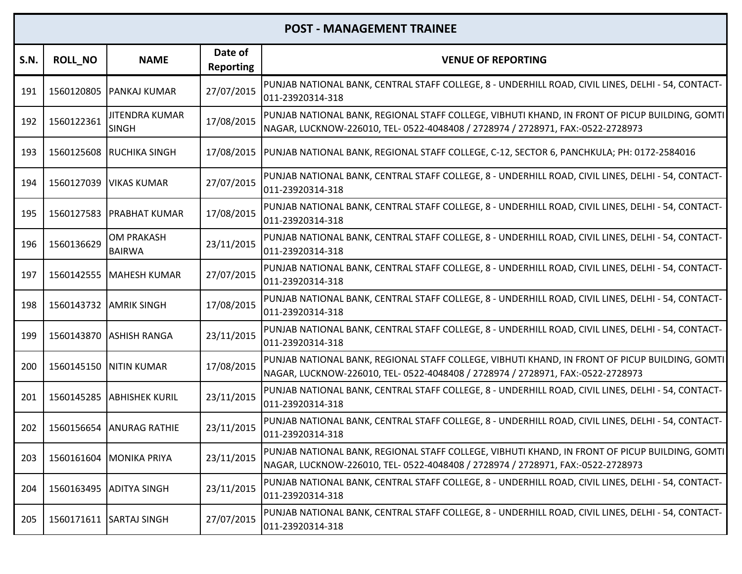| POST - MANAGEMENT TRAINEE | | | | |
|---|---|---|---|---|
| S.N. | ROLL_NO | NAME | Date of Reporting | VENUE OF REPORTING |
| 191 | 1560120805 | PANKAJ KUMAR | 27/07/2015 | PUNJAB NATIONAL BANK, CENTRAL STAFF COLLEGE, 8 - UNDERHILL ROAD, CIVIL LINES, DELHI - 54, CONTACT-011-23920314-318 |
| 192 | 1560122361 | JITENDRA KUMAR SINGH | 17/08/2015 | PUNJAB NATIONAL BANK, REGIONAL STAFF COLLEGE, VIBHUTI KHAND, IN FRONT OF PICUP BUILDING, GOMTI NAGAR, LUCKNOW-226010, TEL- 0522-4048408 / 2728974 / 2728971, FAX:-0522-2728973 |
| 193 | 1560125608 | RUCHIKA SINGH | 17/08/2015 | PUNJAB NATIONAL BANK, REGIONAL STAFF COLLEGE, C-12, SECTOR 6, PANCHKULA; PH: 0172-2584016 |
| 194 | 1560127039 | VIKAS KUMAR | 27/07/2015 | PUNJAB NATIONAL BANK, CENTRAL STAFF COLLEGE, 8 - UNDERHILL ROAD, CIVIL LINES, DELHI - 54, CONTACT-011-23920314-318 |
| 195 | 1560127583 | PRABHAT KUMAR | 17/08/2015 | PUNJAB NATIONAL BANK, CENTRAL STAFF COLLEGE, 8 - UNDERHILL ROAD, CIVIL LINES, DELHI - 54, CONTACT-011-23920314-318 |
| 196 | 1560136629 | OM PRAKASH BAIRWA | 23/11/2015 | PUNJAB NATIONAL BANK, CENTRAL STAFF COLLEGE, 8 - UNDERHILL ROAD, CIVIL LINES, DELHI - 54, CONTACT-011-23920314-318 |
| 197 | 1560142555 | MAHESH KUMAR | 27/07/2015 | PUNJAB NATIONAL BANK, CENTRAL STAFF COLLEGE, 8 - UNDERHILL ROAD, CIVIL LINES, DELHI - 54, CONTACT-011-23920314-318 |
| 198 | 1560143732 | AMRIK SINGH | 17/08/2015 | PUNJAB NATIONAL BANK, CENTRAL STAFF COLLEGE, 8 - UNDERHILL ROAD, CIVIL LINES, DELHI - 54, CONTACT-011-23920314-318 |
| 199 | 1560143870 | ASHISH RANGA | 23/11/2015 | PUNJAB NATIONAL BANK, CENTRAL STAFF COLLEGE, 8 - UNDERHILL ROAD, CIVIL LINES, DELHI - 54, CONTACT-011-23920314-318 |
| 200 | 1560145150 | NITIN KUMAR | 17/08/2015 | PUNJAB NATIONAL BANK, REGIONAL STAFF COLLEGE, VIBHUTI KHAND, IN FRONT OF PICUP BUILDING, GOMTI NAGAR, LUCKNOW-226010, TEL- 0522-4048408 / 2728974 / 2728971, FAX:-0522-2728973 |
| 201 | 1560145285 | ABHISHEK KURIL | 23/11/2015 | PUNJAB NATIONAL BANK, CENTRAL STAFF COLLEGE, 8 - UNDERHILL ROAD, CIVIL LINES, DELHI - 54, CONTACT-011-23920314-318 |
| 202 | 1560156654 | ANURAG RATHIE | 23/11/2015 | PUNJAB NATIONAL BANK, CENTRAL STAFF COLLEGE, 8 - UNDERHILL ROAD, CIVIL LINES, DELHI - 54, CONTACT-011-23920314-318 |
| 203 | 1560161604 | MONIKA PRIYA | 23/11/2015 | PUNJAB NATIONAL BANK, REGIONAL STAFF COLLEGE, VIBHUTI KHAND, IN FRONT OF PICUP BUILDING, GOMTI NAGAR, LUCKNOW-226010, TEL- 0522-4048408 / 2728974 / 2728971, FAX:-0522-2728973 |
| 204 | 1560163495 | ADITYA SINGH | 23/11/2015 | PUNJAB NATIONAL BANK, CENTRAL STAFF COLLEGE, 8 - UNDERHILL ROAD, CIVIL LINES, DELHI - 54, CONTACT-011-23920314-318 |
| 205 | 1560171611 | SARTAJ SINGH | 27/07/2015 | PUNJAB NATIONAL BANK, CENTRAL STAFF COLLEGE, 8 - UNDERHILL ROAD, CIVIL LINES, DELHI - 54, CONTACT-011-23920314-318 |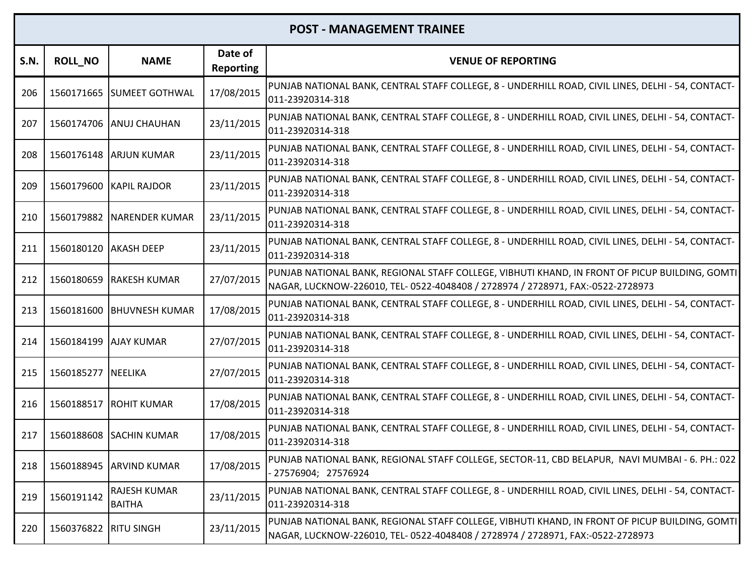| POST - MANAGEMENT TRAINEE | | | | |
|---|---|---|---|---|
| S.N. | ROLL_NO | NAME | Date of Reporting | VENUE OF REPORTING |
| 206 | 1560171665 | SUMEET GOTHWAL | 17/08/2015 | PUNJAB NATIONAL BANK, CENTRAL STAFF COLLEGE, 8 - UNDERHILL ROAD, CIVIL LINES, DELHI - 54, CONTACT-011-23920314-318 |
| 207 | 1560174706 | ANUJ CHAUHAN | 23/11/2015 | PUNJAB NATIONAL BANK, CENTRAL STAFF COLLEGE, 8 - UNDERHILL ROAD, CIVIL LINES, DELHI - 54, CONTACT-011-23920314-318 |
| 208 | 1560176148 | ARJUN KUMAR | 23/11/2015 | PUNJAB NATIONAL BANK, CENTRAL STAFF COLLEGE, 8 - UNDERHILL ROAD, CIVIL LINES, DELHI - 54, CONTACT-011-23920314-318 |
| 209 | 1560179600 | KAPIL RAJDOR | 23/11/2015 | PUNJAB NATIONAL BANK, CENTRAL STAFF COLLEGE, 8 - UNDERHILL ROAD, CIVIL LINES, DELHI - 54, CONTACT-011-23920314-318 |
| 210 | 1560179882 | NARENDER KUMAR | 23/11/2015 | PUNJAB NATIONAL BANK, CENTRAL STAFF COLLEGE, 8 - UNDERHILL ROAD, CIVIL LINES, DELHI - 54, CONTACT-011-23920314-318 |
| 211 | 1560180120 | AKASH DEEP | 23/11/2015 | PUNJAB NATIONAL BANK, CENTRAL STAFF COLLEGE, 8 - UNDERHILL ROAD, CIVIL LINES, DELHI - 54, CONTACT-011-23920314-318 |
| 212 | 1560180659 | RAKESH KUMAR | 27/07/2015 | PUNJAB NATIONAL BANK, REGIONAL STAFF COLLEGE, VIBHUTI KHAND, IN FRONT OF PICUP BUILDING, GOMTI NAGAR, LUCKNOW-226010, TEL- 0522-4048408 / 2728974 / 2728971, FAX:-0522-2728973 |
| 213 | 1560181600 | BHUVNESH KUMAR | 17/08/2015 | PUNJAB NATIONAL BANK, CENTRAL STAFF COLLEGE, 8 - UNDERHILL ROAD, CIVIL LINES, DELHI - 54, CONTACT-011-23920314-318 |
| 214 | 1560184199 | AJAY KUMAR | 27/07/2015 | PUNJAB NATIONAL BANK, CENTRAL STAFF COLLEGE, 8 - UNDERHILL ROAD, CIVIL LINES, DELHI - 54, CONTACT-011-23920314-318 |
| 215 | 1560185277 | NEELIKA | 27/07/2015 | PUNJAB NATIONAL BANK, CENTRAL STAFF COLLEGE, 8 - UNDERHILL ROAD, CIVIL LINES, DELHI - 54, CONTACT-011-23920314-318 |
| 216 | 1560188517 | ROHIT KUMAR | 17/08/2015 | PUNJAB NATIONAL BANK, CENTRAL STAFF COLLEGE, 8 - UNDERHILL ROAD, CIVIL LINES, DELHI - 54, CONTACT-011-23920314-318 |
| 217 | 1560188608 | SACHIN KUMAR | 17/08/2015 | PUNJAB NATIONAL BANK, CENTRAL STAFF COLLEGE, 8 - UNDERHILL ROAD, CIVIL LINES, DELHI - 54, CONTACT-011-23920314-318 |
| 218 | 1560188945 | ARVIND KUMAR | 17/08/2015 | PUNJAB NATIONAL BANK, REGIONAL STAFF COLLEGE, SECTOR-11, CBD BELAPUR, NAVI MUMBAI - 6. PH.: 022 - 27576904; 27576924 |
| 219 | 1560191142 | RAJESH KUMAR BAITHA | 23/11/2015 | PUNJAB NATIONAL BANK, CENTRAL STAFF COLLEGE, 8 - UNDERHILL ROAD, CIVIL LINES, DELHI - 54, CONTACT-011-23920314-318 |
| 220 | 1560376822 | RITU SINGH | 23/11/2015 | PUNJAB NATIONAL BANK, REGIONAL STAFF COLLEGE, VIBHUTI KHAND, IN FRONT OF PICUP BUILDING, GOMTI NAGAR, LUCKNOW-226010, TEL- 0522-4048408 / 2728974 / 2728971, FAX:-0522-2728973 |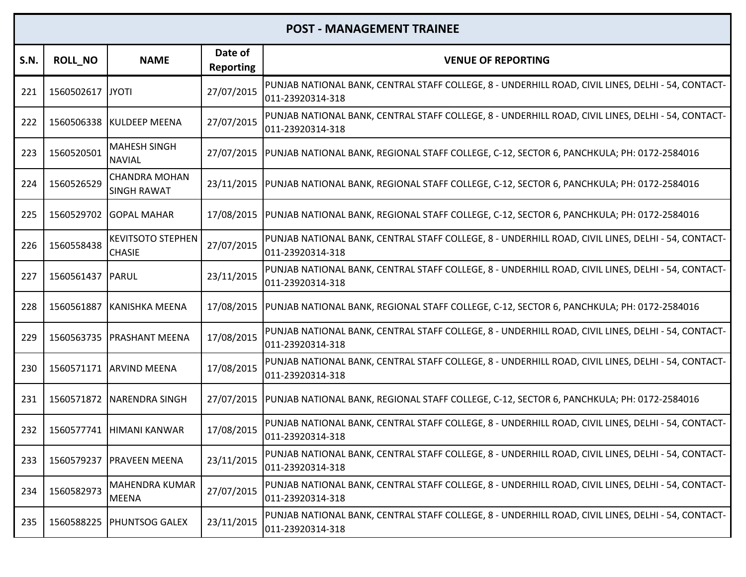| POST - MANAGEMENT TRAINEE | | | | |
|---|---|---|---|---|
| **S.N.** | **ROLL_NO** | **NAME** | **Date of Reporting** | **VENUE OF REPORTING** |
| 221 | 1560502617 | JYOTI | 27/07/2015 | PUNJAB NATIONAL BANK, CENTRAL STAFF COLLEGE, 8 - UNDERHILL ROAD, CIVIL LINES, DELHI - 54, CONTACT-011-23920314-318 |
| 222 | 1560506338 | KULDEEP MEENA | 27/07/2015 | PUNJAB NATIONAL BANK, CENTRAL STAFF COLLEGE, 8 - UNDERHILL ROAD, CIVIL LINES, DELHI - 54, CONTACT-011-23920314-318 |
| 223 | 1560520501 | MAHESH SINGH NAVIAL | 27/07/2015 | PUNJAB NATIONAL BANK, REGIONAL STAFF COLLEGE, C-12, SECTOR 6, PANCHKULA; PH: 0172-2584016 |
| 224 | 1560526529 | CHANDRA MOHAN SINGH RAWAT | 23/11/2015 | PUNJAB NATIONAL BANK, REGIONAL STAFF COLLEGE, C-12, SECTOR 6, PANCHKULA; PH: 0172-2584016 |
| 225 | 1560529702 | GOPAL MAHAR | 17/08/2015 | PUNJAB NATIONAL BANK, REGIONAL STAFF COLLEGE, C-12, SECTOR 6, PANCHKULA; PH: 0172-2584016 |
| 226 | 1560558438 | KEVITSOTO STEPHEN CHASIE | 27/07/2015 | PUNJAB NATIONAL BANK, CENTRAL STAFF COLLEGE, 8 - UNDERHILL ROAD, CIVIL LINES, DELHI - 54, CONTACT-011-23920314-318 |
| 227 | 1560561437 | PARUL | 23/11/2015 | PUNJAB NATIONAL BANK, CENTRAL STAFF COLLEGE, 8 - UNDERHILL ROAD, CIVIL LINES, DELHI - 54, CONTACT-011-23920314-318 |
| 228 | 1560561887 | KANISHKA MEENA | 17/08/2015 | PUNJAB NATIONAL BANK, REGIONAL STAFF COLLEGE, C-12, SECTOR 6, PANCHKULA; PH: 0172-2584016 |
| 229 | 1560563735 | PRASHANT MEENA | 17/08/2015 | PUNJAB NATIONAL BANK, CENTRAL STAFF COLLEGE, 8 - UNDERHILL ROAD, CIVIL LINES, DELHI - 54, CONTACT-011-23920314-318 |
| 230 | 1560571171 | ARVIND MEENA | 17/08/2015 | PUNJAB NATIONAL BANK, CENTRAL STAFF COLLEGE, 8 - UNDERHILL ROAD, CIVIL LINES, DELHI - 54, CONTACT-011-23920314-318 |
| 231 | 1560571872 | NARENDRA SINGH | 27/07/2015 | PUNJAB NATIONAL BANK, REGIONAL STAFF COLLEGE, C-12, SECTOR 6, PANCHKULA; PH: 0172-2584016 |
| 232 | 1560577741 | HIMANI KANWAR | 17/08/2015 | PUNJAB NATIONAL BANK, CENTRAL STAFF COLLEGE, 8 - UNDERHILL ROAD, CIVIL LINES, DELHI - 54, CONTACT-011-23920314-318 |
| 233 | 1560579237 | PRAVEEN MEENA | 23/11/2015 | PUNJAB NATIONAL BANK, CENTRAL STAFF COLLEGE, 8 - UNDERHILL ROAD, CIVIL LINES, DELHI - 54, CONTACT-011-23920314-318 |
| 234 | 1560582973 | MAHENDRA KUMAR MEENA | 27/07/2015 | PUNJAB NATIONAL BANK, CENTRAL STAFF COLLEGE, 8 - UNDERHILL ROAD, CIVIL LINES, DELHI - 54, CONTACT-011-23920314-318 |
| 235 | 1560588225 | PHUNTSOG GALEX | 23/11/2015 | PUNJAB NATIONAL BANK, CENTRAL STAFF COLLEGE, 8 - UNDERHILL ROAD, CIVIL LINES, DELHI - 54, CONTACT-011-23920314-318 |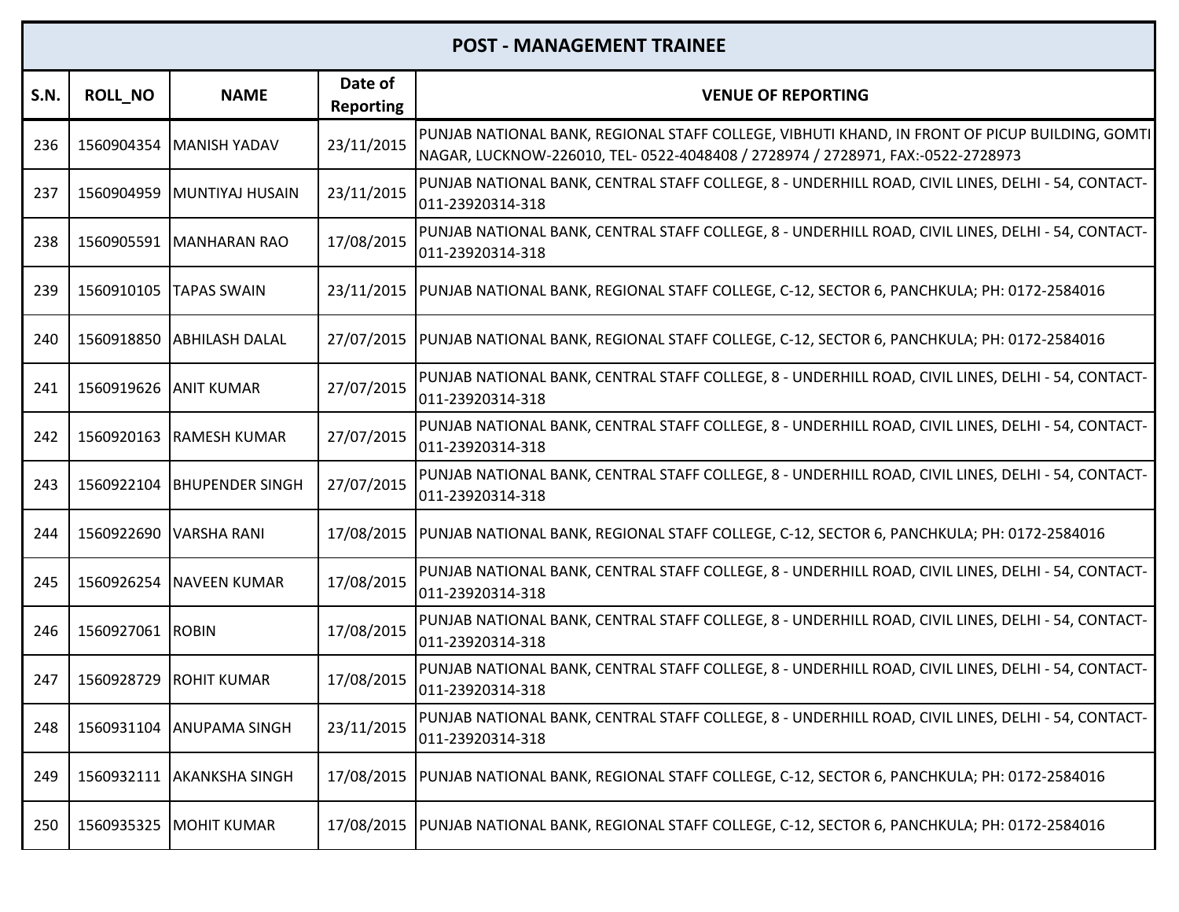| POST - MANAGEMENT TRAINEE | | | | |
|---|---|---|---|---|
| S.N. | ROLL_NO | NAME | Date of Reporting | VENUE OF REPORTING |
| 236 | 1560904354 | MANISH YADAV | 23/11/2015 | PUNJAB NATIONAL BANK, REGIONAL STAFF COLLEGE, VIBHUTI KHAND, IN FRONT OF PICUP BUILDING, GOMTI NAGAR, LUCKNOW-226010, TEL- 0522-4048408 / 2728974 / 2728971, FAX:-0522-2728973 |
| 237 | 1560904959 | MUNTIYAJ HUSAIN | 23/11/2015 | PUNJAB NATIONAL BANK, CENTRAL STAFF COLLEGE, 8 - UNDERHILL ROAD, CIVIL LINES, DELHI - 54, CONTACT-011-23920314-318 |
| 238 | 1560905591 | MANHARAN RAO | 17/08/2015 | PUNJAB NATIONAL BANK, CENTRAL STAFF COLLEGE, 8 - UNDERHILL ROAD, CIVIL LINES, DELHI - 54, CONTACT-011-23920314-318 |
| 239 | 1560910105 | TAPAS SWAIN | 23/11/2015 | PUNJAB NATIONAL BANK, REGIONAL STAFF COLLEGE, C-12, SECTOR 6, PANCHKULA; PH: 0172-2584016 |
| 240 | 1560918850 | ABHILASH DALAL | 27/07/2015 | PUNJAB NATIONAL BANK, REGIONAL STAFF COLLEGE, C-12, SECTOR 6, PANCHKULA; PH: 0172-2584016 |
| 241 | 1560919626 | ANIT KUMAR | 27/07/2015 | PUNJAB NATIONAL BANK, CENTRAL STAFF COLLEGE, 8 - UNDERHILL ROAD, CIVIL LINES, DELHI - 54, CONTACT-011-23920314-318 |
| 242 | 1560920163 | RAMESH KUMAR | 27/07/2015 | PUNJAB NATIONAL BANK, CENTRAL STAFF COLLEGE, 8 - UNDERHILL ROAD, CIVIL LINES, DELHI - 54, CONTACT-011-23920314-318 |
| 243 | 1560922104 | BHUPENDER SINGH | 27/07/2015 | PUNJAB NATIONAL BANK, CENTRAL STAFF COLLEGE, 8 - UNDERHILL ROAD, CIVIL LINES, DELHI - 54, CONTACT-011-23920314-318 |
| 244 | 1560922690 | VARSHA RANI | 17/08/2015 | PUNJAB NATIONAL BANK, REGIONAL STAFF COLLEGE, C-12, SECTOR 6, PANCHKULA; PH: 0172-2584016 |
| 245 | 1560926254 | NAVEEN KUMAR | 17/08/2015 | PUNJAB NATIONAL BANK, CENTRAL STAFF COLLEGE, 8 - UNDERHILL ROAD, CIVIL LINES, DELHI - 54, CONTACT-011-23920314-318 |
| 246 | 1560927061 | ROBIN | 17/08/2015 | PUNJAB NATIONAL BANK, CENTRAL STAFF COLLEGE, 8 - UNDERHILL ROAD, CIVIL LINES, DELHI - 54, CONTACT-011-23920314-318 |
| 247 | 1560928729 | ROHIT KUMAR | 17/08/2015 | PUNJAB NATIONAL BANK, CENTRAL STAFF COLLEGE, 8 - UNDERHILL ROAD, CIVIL LINES, DELHI - 54, CONTACT-011-23920314-318 |
| 248 | 1560931104 | ANUPAMA SINGH | 23/11/2015 | PUNJAB NATIONAL BANK, CENTRAL STAFF COLLEGE, 8 - UNDERHILL ROAD, CIVIL LINES, DELHI - 54, CONTACT-011-23920314-318 |
| 249 | 1560932111 | AKANKSHA SINGH | 17/08/2015 | PUNJAB NATIONAL BANK, REGIONAL STAFF COLLEGE, C-12, SECTOR 6, PANCHKULA; PH: 0172-2584016 |
| 250 | 1560935325 | MOHIT KUMAR | 17/08/2015 | PUNJAB NATIONAL BANK, REGIONAL STAFF COLLEGE, C-12, SECTOR 6, PANCHKULA; PH: 0172-2584016 |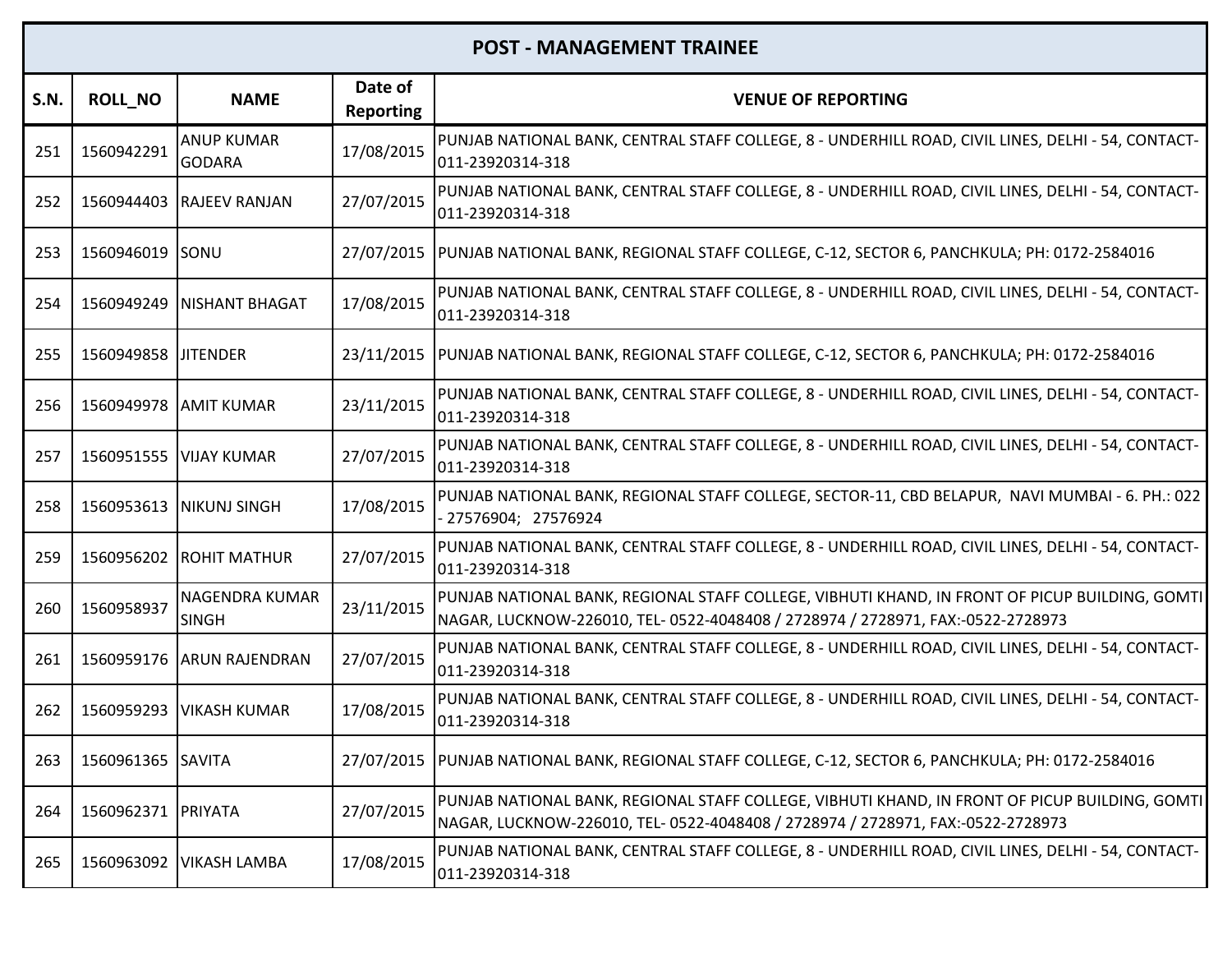| POST - MANAGEMENT TRAINEE | | | | |
|---|---|---|---|---|
| S.N. | ROLL_NO | NAME | Date of Reporting | VENUE OF REPORTING |
| 251 | 1560942291 | ANUP KUMAR GODARA | 17/08/2015 | PUNJAB NATIONAL BANK, CENTRAL STAFF COLLEGE, 8 - UNDERHILL ROAD, CIVIL LINES, DELHI - 54, CONTACT-011-23920314-318 |
| 252 | 1560944403 | RAJEEV RANJAN | 27/07/2015 | PUNJAB NATIONAL BANK, CENTRAL STAFF COLLEGE, 8 - UNDERHILL ROAD, CIVIL LINES, DELHI - 54, CONTACT-011-23920314-318 |
| 253 | 1560946019 | SONU | 27/07/2015 | PUNJAB NATIONAL BANK, REGIONAL STAFF COLLEGE, C-12, SECTOR 6, PANCHKULA; PH: 0172-2584016 |
| 254 | 1560949249 | NISHANT BHAGAT | 17/08/2015 | PUNJAB NATIONAL BANK, CENTRAL STAFF COLLEGE, 8 - UNDERHILL ROAD, CIVIL LINES, DELHI - 54, CONTACT-011-23920314-318 |
| 255 | 1560949858 | JITENDER | 23/11/2015 | PUNJAB NATIONAL BANK, REGIONAL STAFF COLLEGE, C-12, SECTOR 6, PANCHKULA; PH: 0172-2584016 |
| 256 | 1560949978 | AMIT KUMAR | 23/11/2015 | PUNJAB NATIONAL BANK, CENTRAL STAFF COLLEGE, 8 - UNDERHILL ROAD, CIVIL LINES, DELHI - 54, CONTACT-011-23920314-318 |
| 257 | 1560951555 | VIJAY KUMAR | 27/07/2015 | PUNJAB NATIONAL BANK, CENTRAL STAFF COLLEGE, 8 - UNDERHILL ROAD, CIVIL LINES, DELHI - 54, CONTACT-011-23920314-318 |
| 258 | 1560953613 | NIKUNJ SINGH | 17/08/2015 | PUNJAB NATIONAL BANK, REGIONAL STAFF COLLEGE, SECTOR-11, CBD BELAPUR, NAVI MUMBAI - 6. PH.: 022 - 27576904; 27576924 |
| 259 | 1560956202 | ROHIT MATHUR | 27/07/2015 | PUNJAB NATIONAL BANK, CENTRAL STAFF COLLEGE, 8 - UNDERHILL ROAD, CIVIL LINES, DELHI - 54, CONTACT-011-23920314-318 |
| 260 | 1560958937 | NAGENDRA KUMAR SINGH | 23/11/2015 | PUNJAB NATIONAL BANK, REGIONAL STAFF COLLEGE, VIBHUTI KHAND, IN FRONT OF PICUP BUILDING, GOMTI NAGAR, LUCKNOW-226010, TEL- 0522-4048408 / 2728974 / 2728971, FAX:-0522-2728973 |
| 261 | 1560959176 | ARUN RAJENDRAN | 27/07/2015 | PUNJAB NATIONAL BANK, CENTRAL STAFF COLLEGE, 8 - UNDERHILL ROAD, CIVIL LINES, DELHI - 54, CONTACT-011-23920314-318 |
| 262 | 1560959293 | VIKASH KUMAR | 17/08/2015 | PUNJAB NATIONAL BANK, CENTRAL STAFF COLLEGE, 8 - UNDERHILL ROAD, CIVIL LINES, DELHI - 54, CONTACT-011-23920314-318 |
| 263 | 1560961365 | SAVITA | 27/07/2015 | PUNJAB NATIONAL BANK, REGIONAL STAFF COLLEGE, C-12, SECTOR 6, PANCHKULA; PH: 0172-2584016 |
| 264 | 1560962371 | PRIYATA | 27/07/2015 | PUNJAB NATIONAL BANK, REGIONAL STAFF COLLEGE, VIBHUTI KHAND, IN FRONT OF PICUP BUILDING, GOMTI NAGAR, LUCKNOW-226010, TEL- 0522-4048408 / 2728974 / 2728971, FAX:-0522-2728973 |
| 265 | 1560963092 | VIKASH LAMBA | 17/08/2015 | PUNJAB NATIONAL BANK, CENTRAL STAFF COLLEGE, 8 - UNDERHILL ROAD, CIVIL LINES, DELHI - 54, CONTACT-011-23920314-318 |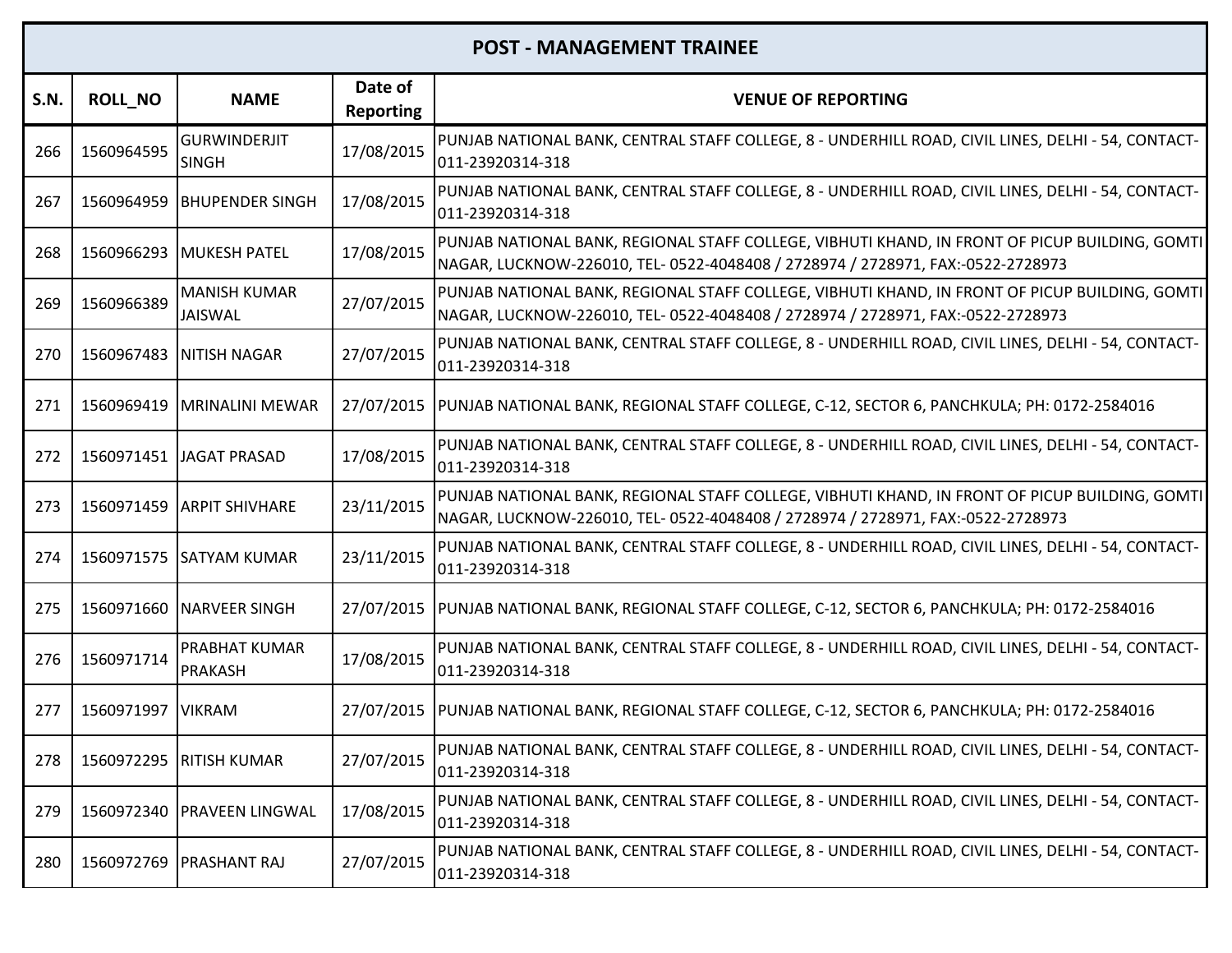| POST - MANAGEMENT TRAINEE | | | | |
|---|---|---|---|---|
| **S.N.** | **ROLL_NO** | **NAME** | **Date of Reporting** | **VENUE OF REPORTING** |
| 266 | 1560964595 | GURWINDERJIT SINGH | 17/08/2015 | PUNJAB NATIONAL BANK, CENTRAL STAFF COLLEGE, 8 - UNDERHILL ROAD, CIVIL LINES, DELHI - 54, CONTACT-011-23920314-318 |
| 267 | 1560964959 | BHUPENDER SINGH | 17/08/2015 | PUNJAB NATIONAL BANK, CENTRAL STAFF COLLEGE, 8 - UNDERHILL ROAD, CIVIL LINES, DELHI - 54, CONTACT-011-23920314-318 |
| 268 | 1560966293 | MUKESH PATEL | 17/08/2015 | PUNJAB NATIONAL BANK, REGIONAL STAFF COLLEGE, VIBHUTI KHAND, IN FRONT OF PICUP BUILDING, GOMTI NAGAR, LUCKNOW-226010, TEL- 0522-4048408 / 2728974 / 2728971, FAX:-0522-2728973 |
| 269 | 1560966389 | MANISH KUMAR JAISWAL | 27/07/2015 | PUNJAB NATIONAL BANK, REGIONAL STAFF COLLEGE, VIBHUTI KHAND, IN FRONT OF PICUP BUILDING, GOMTI NAGAR, LUCKNOW-226010, TEL- 0522-4048408 / 2728974 / 2728971, FAX:-0522-2728973 |
| 270 | 1560967483 | NITISH NAGAR | 27/07/2015 | PUNJAB NATIONAL BANK, CENTRAL STAFF COLLEGE, 8 - UNDERHILL ROAD, CIVIL LINES, DELHI - 54, CONTACT-011-23920314-318 |
| 271 | 1560969419 | MRINALINI MEWAR | 27/07/2015 | PUNJAB NATIONAL BANK, REGIONAL STAFF COLLEGE, C-12, SECTOR 6, PANCHKULA; PH: 0172-2584016 |
| 272 | 1560971451 | JAGAT PRASAD | 17/08/2015 | PUNJAB NATIONAL BANK, CENTRAL STAFF COLLEGE, 8 - UNDERHILL ROAD, CIVIL LINES, DELHI - 54, CONTACT-011-23920314-318 |
| 273 | 1560971459 | ARPIT SHIVHARE | 23/11/2015 | PUNJAB NATIONAL BANK, REGIONAL STAFF COLLEGE, VIBHUTI KHAND, IN FRONT OF PICUP BUILDING, GOMTI NAGAR, LUCKNOW-226010, TEL- 0522-4048408 / 2728974 / 2728971, FAX:-0522-2728973 |
| 274 | 1560971575 | SATYAM KUMAR | 23/11/2015 | PUNJAB NATIONAL BANK, CENTRAL STAFF COLLEGE, 8 - UNDERHILL ROAD, CIVIL LINES, DELHI - 54, CONTACT-011-23920314-318 |
| 275 | 1560971660 | NARVEER SINGH | 27/07/2015 | PUNJAB NATIONAL BANK, REGIONAL STAFF COLLEGE, C-12, SECTOR 6, PANCHKULA; PH: 0172-2584016 |
| 276 | 1560971714 | PRABHAT KUMAR PRAKASH | 17/08/2015 | PUNJAB NATIONAL BANK, CENTRAL STAFF COLLEGE, 8 - UNDERHILL ROAD, CIVIL LINES, DELHI - 54, CONTACT-011-23920314-318 |
| 277 | 1560971997 | VIKRAM | 27/07/2015 | PUNJAB NATIONAL BANK, REGIONAL STAFF COLLEGE, C-12, SECTOR 6, PANCHKULA; PH: 0172-2584016 |
| 278 | 1560972295 | RITISH KUMAR | 27/07/2015 | PUNJAB NATIONAL BANK, CENTRAL STAFF COLLEGE, 8 - UNDERHILL ROAD, CIVIL LINES, DELHI - 54, CONTACT-011-23920314-318 |
| 279 | 1560972340 | PRAVEEN LINGWAL | 17/08/2015 | PUNJAB NATIONAL BANK, CENTRAL STAFF COLLEGE, 8 - UNDERHILL ROAD, CIVIL LINES, DELHI - 54, CONTACT-011-23920314-318 |
| 280 | 1560972769 | PRASHANT RAJ | 27/07/2015 | PUNJAB NATIONAL BANK, CENTRAL STAFF COLLEGE, 8 - UNDERHILL ROAD, CIVIL LINES, DELHI - 54, CONTACT-011-23920314-318 |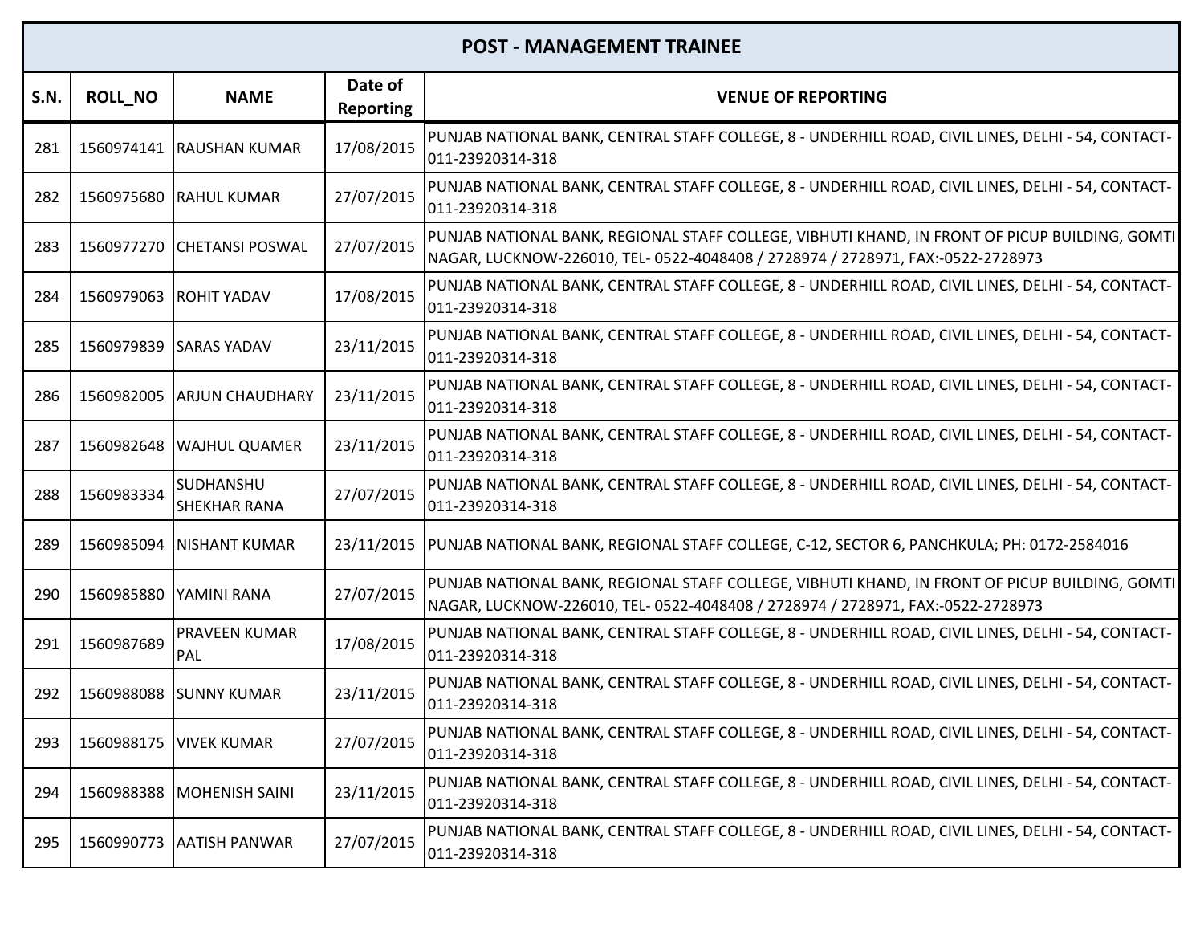| POST - MANAGEMENT TRAINEE | | | | |
|---|---|---|---|---|
| **S.N.** | **ROLL_NO** | **NAME** | **Date of Reporting** | **VENUE OF REPORTING** |
| 281 | 1560974141 | RAUSHAN KUMAR | 17/08/2015 | PUNJAB NATIONAL BANK, CENTRAL STAFF COLLEGE, 8 - UNDERHILL ROAD, CIVIL LINES, DELHI - 54, CONTACT-011-23920314-318 |
| 282 | 1560975680 | RAHUL KUMAR | 27/07/2015 | PUNJAB NATIONAL BANK, CENTRAL STAFF COLLEGE, 8 - UNDERHILL ROAD, CIVIL LINES, DELHI - 54, CONTACT-011-23920314-318 |
| 283 | 1560977270 | CHETANSI POSWAL | 27/07/2015 | PUNJAB NATIONAL BANK, REGIONAL STAFF COLLEGE, VIBHUTI KHAND, IN FRONT OF PICUP BUILDING, GOMTI NAGAR, LUCKNOW-226010, TEL- 0522-4048408 / 2728974 / 2728971, FAX:-0522-2728973 |
| 284 | 1560979063 | ROHIT YADAV | 17/08/2015 | PUNJAB NATIONAL BANK, CENTRAL STAFF COLLEGE, 8 - UNDERHILL ROAD, CIVIL LINES, DELHI - 54, CONTACT-011-23920314-318 |
| 285 | 1560979839 | SARAS YADAV | 23/11/2015 | PUNJAB NATIONAL BANK, CENTRAL STAFF COLLEGE, 8 - UNDERHILL ROAD, CIVIL LINES, DELHI - 54, CONTACT-011-23920314-318 |
| 286 | 1560982005 | ARJUN CHAUDHARY | 23/11/2015 | PUNJAB NATIONAL BANK, CENTRAL STAFF COLLEGE, 8 - UNDERHILL ROAD, CIVIL LINES, DELHI - 54, CONTACT-011-23920314-318 |
| 287 | 1560982648 | WAJHUL QUAMER | 23/11/2015 | PUNJAB NATIONAL BANK, CENTRAL STAFF COLLEGE, 8 - UNDERHILL ROAD, CIVIL LINES, DELHI - 54, CONTACT-011-23920314-318 |
| 288 | 1560983334 | SUDHANSHU SHEKHAR RANA | 27/07/2015 | PUNJAB NATIONAL BANK, CENTRAL STAFF COLLEGE, 8 - UNDERHILL ROAD, CIVIL LINES, DELHI - 54, CONTACT-011-23920314-318 |
| 289 | 1560985094 | NISHANT KUMAR | 23/11/2015 | PUNJAB NATIONAL BANK, REGIONAL STAFF COLLEGE, C-12, SECTOR 6, PANCHKULA; PH: 0172-2584016 |
| 290 | 1560985880 | YAMINI RANA | 27/07/2015 | PUNJAB NATIONAL BANK, REGIONAL STAFF COLLEGE, VIBHUTI KHAND, IN FRONT OF PICUP BUILDING, GOMTI NAGAR, LUCKNOW-226010, TEL- 0522-4048408 / 2728974 / 2728971, FAX:-0522-2728973 |
| 291 | 1560987689 | PRAVEEN KUMAR PAL | 17/08/2015 | PUNJAB NATIONAL BANK, CENTRAL STAFF COLLEGE, 8 - UNDERHILL ROAD, CIVIL LINES, DELHI - 54, CONTACT-011-23920314-318 |
| 292 | 1560988088 | SUNNY KUMAR | 23/11/2015 | PUNJAB NATIONAL BANK, CENTRAL STAFF COLLEGE, 8 - UNDERHILL ROAD, CIVIL LINES, DELHI - 54, CONTACT-011-23920314-318 |
| 293 | 1560988175 | VIVEK KUMAR | 27/07/2015 | PUNJAB NATIONAL BANK, CENTRAL STAFF COLLEGE, 8 - UNDERHILL ROAD, CIVIL LINES, DELHI - 54, CONTACT-011-23920314-318 |
| 294 | 1560988388 | MOHENISH SAINI | 23/11/2015 | PUNJAB NATIONAL BANK, CENTRAL STAFF COLLEGE, 8 - UNDERHILL ROAD, CIVIL LINES, DELHI - 54, CONTACT-011-23920314-318 |
| 295 | 1560990773 | AATISH PANWAR | 27/07/2015 | PUNJAB NATIONAL BANK, CENTRAL STAFF COLLEGE, 8 - UNDERHILL ROAD, CIVIL LINES, DELHI - 54, CONTACT-011-23920314-318 |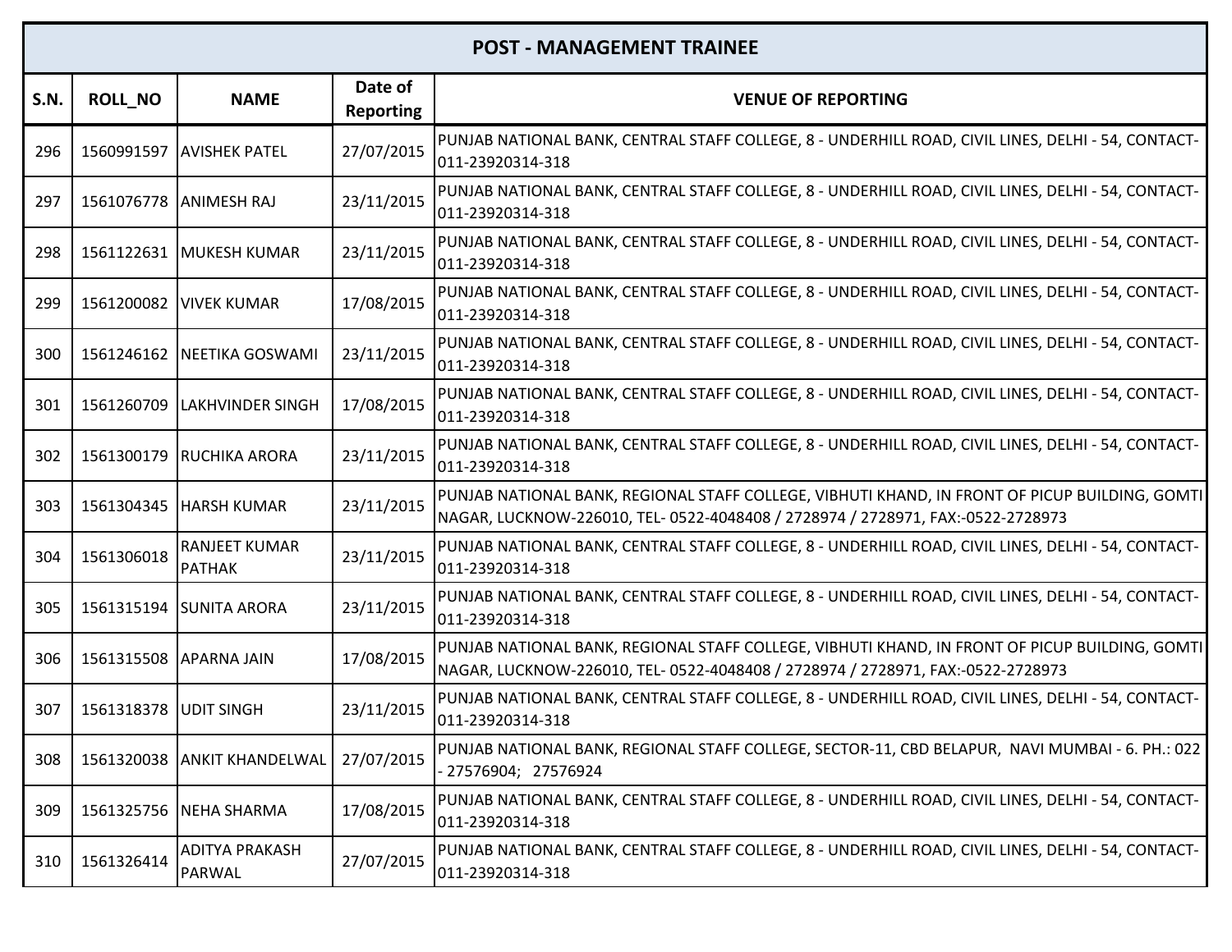| POST - MANAGEMENT TRAINEE | | | | |
|---|---|---|---|---|
| **S.N.** | **ROLL_NO** | **NAME** | **Date of Reporting** | **VENUE OF REPORTING** |
| 296 | 1560991597 | AVISHEK PATEL | 27/07/2015 | PUNJAB NATIONAL BANK, CENTRAL STAFF COLLEGE, 8 - UNDERHILL ROAD, CIVIL LINES, DELHI - 54, CONTACT-011-23920314-318 |
| 297 | 1561076778 | ANIMESH RAJ | 23/11/2015 | PUNJAB NATIONAL BANK, CENTRAL STAFF COLLEGE, 8 - UNDERHILL ROAD, CIVIL LINES, DELHI - 54, CONTACT-011-23920314-318 |
| 298 | 1561122631 | MUKESH KUMAR | 23/11/2015 | PUNJAB NATIONAL BANK, CENTRAL STAFF COLLEGE, 8 - UNDERHILL ROAD, CIVIL LINES, DELHI - 54, CONTACT-011-23920314-318 |
| 299 | 1561200082 | VIVEK KUMAR | 17/08/2015 | PUNJAB NATIONAL BANK, CENTRAL STAFF COLLEGE, 8 - UNDERHILL ROAD, CIVIL LINES, DELHI - 54, CONTACT-011-23920314-318 |
| 300 | 1561246162 | NEETIKA GOSWAMI | 23/11/2015 | PUNJAB NATIONAL BANK, CENTRAL STAFF COLLEGE, 8 - UNDERHILL ROAD, CIVIL LINES, DELHI - 54, CONTACT-011-23920314-318 |
| 301 | 1561260709 | LAKHVINDER SINGH | 17/08/2015 | PUNJAB NATIONAL BANK, CENTRAL STAFF COLLEGE, 8 - UNDERHILL ROAD, CIVIL LINES, DELHI - 54, CONTACT-011-23920314-318 |
| 302 | 1561300179 | RUCHIKA ARORA | 23/11/2015 | PUNJAB NATIONAL BANK, CENTRAL STAFF COLLEGE, 8 - UNDERHILL ROAD, CIVIL LINES, DELHI - 54, CONTACT-011-23920314-318 |
| 303 | 1561304345 | HARSH KUMAR | 23/11/2015 | PUNJAB NATIONAL BANK, REGIONAL STAFF COLLEGE, VIBHUTI KHAND, IN FRONT OF PICUP BUILDING, GOMTI NAGAR, LUCKNOW-226010, TEL- 0522-4048408 / 2728974 / 2728971, FAX:-0522-2728973 |
| 304 | 1561306018 | RANJEET KUMAR PATHAK | 23/11/2015 | PUNJAB NATIONAL BANK, CENTRAL STAFF COLLEGE, 8 - UNDERHILL ROAD, CIVIL LINES, DELHI - 54, CONTACT-011-23920314-318 |
| 305 | 1561315194 | SUNITA ARORA | 23/11/2015 | PUNJAB NATIONAL BANK, CENTRAL STAFF COLLEGE, 8 - UNDERHILL ROAD, CIVIL LINES, DELHI - 54, CONTACT-011-23920314-318 |
| 306 | 1561315508 | APARNA JAIN | 17/08/2015 | PUNJAB NATIONAL BANK, REGIONAL STAFF COLLEGE, VIBHUTI KHAND, IN FRONT OF PICUP BUILDING, GOMTI NAGAR, LUCKNOW-226010, TEL- 0522-4048408 / 2728974 / 2728971, FAX:-0522-2728973 |
| 307 | 1561318378 | UDIT SINGH | 23/11/2015 | PUNJAB NATIONAL BANK, CENTRAL STAFF COLLEGE, 8 - UNDERHILL ROAD, CIVIL LINES, DELHI - 54, CONTACT-011-23920314-318 |
| 308 | 1561320038 | ANKIT KHANDELWAL | 27/07/2015 | PUNJAB NATIONAL BANK, REGIONAL STAFF COLLEGE, SECTOR-11, CBD BELAPUR, NAVI MUMBAI - 6. PH.: 022 - 27576904; 27576924 |
| 309 | 1561325756 | NEHA SHARMA | 17/08/2015 | PUNJAB NATIONAL BANK, CENTRAL STAFF COLLEGE, 8 - UNDERHILL ROAD, CIVIL LINES, DELHI - 54, CONTACT-011-23920314-318 |
| 310 | 1561326414 | ADITYA PRAKASH PARWAL | 27/07/2015 | PUNJAB NATIONAL BANK, CENTRAL STAFF COLLEGE, 8 - UNDERHILL ROAD, CIVIL LINES, DELHI - 54, CONTACT-011-23920314-318 |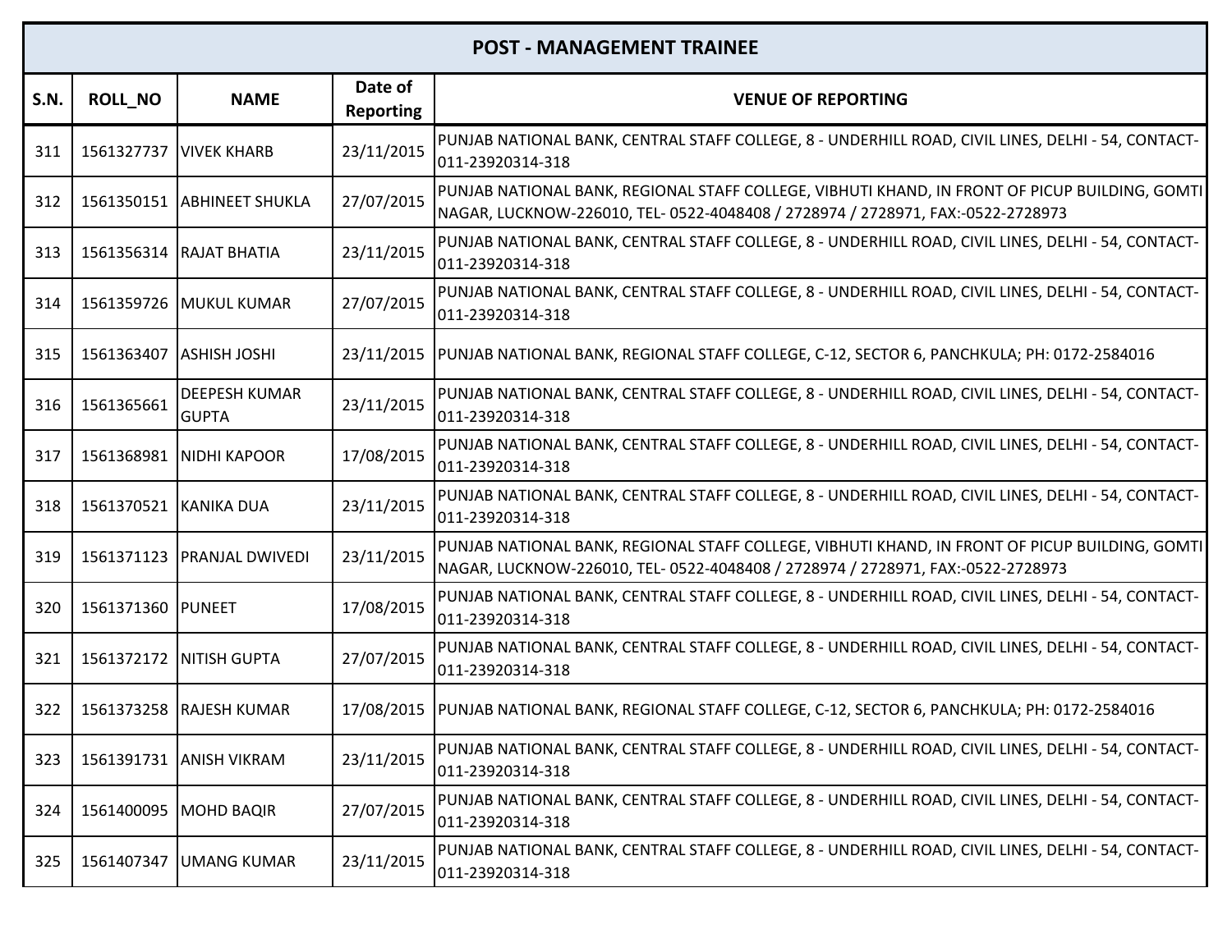| POST - MANAGEMENT TRAINEE | | | | |
|---|---|---|---|---|
| **S.N.** | **ROLL_NO** | **NAME** | **Date of Reporting** | **VENUE OF REPORTING** |
| 311 | 1561327737 | VIVEK KHARB | 23/11/2015 | PUNJAB NATIONAL BANK, CENTRAL STAFF COLLEGE, 8 - UNDERHILL ROAD, CIVIL LINES, DELHI - 54, CONTACT-011-23920314-318 |
| 312 | 1561350151 | ABHINEET SHUKLA | 27/07/2015 | PUNJAB NATIONAL BANK, REGIONAL STAFF COLLEGE, VIBHUTI KHAND, IN FRONT OF PICUP BUILDING, GOMTI NAGAR, LUCKNOW-226010, TEL- 0522-4048408 / 2728974 / 2728971, FAX:-0522-2728973 |
| 313 | 1561356314 | RAJAT BHATIA | 23/11/2015 | PUNJAB NATIONAL BANK, CENTRAL STAFF COLLEGE, 8 - UNDERHILL ROAD, CIVIL LINES, DELHI - 54, CONTACT-011-23920314-318 |
| 314 | 1561359726 | MUKUL KUMAR | 27/07/2015 | PUNJAB NATIONAL BANK, CENTRAL STAFF COLLEGE, 8 - UNDERHILL ROAD, CIVIL LINES, DELHI - 54, CONTACT-011-23920314-318 |
| 315 | 1561363407 | ASHISH JOSHI | 23/11/2015 | PUNJAB NATIONAL BANK, REGIONAL STAFF COLLEGE, C-12, SECTOR 6, PANCHKULA; PH: 0172-2584016 |
| 316 | 1561365661 | DEEPESH KUMAR GUPTA | 23/11/2015 | PUNJAB NATIONAL BANK, CENTRAL STAFF COLLEGE, 8 - UNDERHILL ROAD, CIVIL LINES, DELHI - 54, CONTACT-011-23920314-318 |
| 317 | 1561368981 | NIDHI KAPOOR | 17/08/2015 | PUNJAB NATIONAL BANK, CENTRAL STAFF COLLEGE, 8 - UNDERHILL ROAD, CIVIL LINES, DELHI - 54, CONTACT-011-23920314-318 |
| 318 | 1561370521 | KANIKA DUA | 23/11/2015 | PUNJAB NATIONAL BANK, CENTRAL STAFF COLLEGE, 8 - UNDERHILL ROAD, CIVIL LINES, DELHI - 54, CONTACT-011-23920314-318 |
| 319 | 1561371123 | PRANJAL DWIVEDI | 23/11/2015 | PUNJAB NATIONAL BANK, REGIONAL STAFF COLLEGE, VIBHUTI KHAND, IN FRONT OF PICUP BUILDING, GOMTI NAGAR, LUCKNOW-226010, TEL- 0522-4048408 / 2728974 / 2728971, FAX:-0522-2728973 |
| 320 | 1561371360 | PUNEET | 17/08/2015 | PUNJAB NATIONAL BANK, CENTRAL STAFF COLLEGE, 8 - UNDERHILL ROAD, CIVIL LINES, DELHI - 54, CONTACT-011-23920314-318 |
| 321 | 1561372172 | NITISH GUPTA | 27/07/2015 | PUNJAB NATIONAL BANK, CENTRAL STAFF COLLEGE, 8 - UNDERHILL ROAD, CIVIL LINES, DELHI - 54, CONTACT-011-23920314-318 |
| 322 | 1561373258 | RAJESH KUMAR | 17/08/2015 | PUNJAB NATIONAL BANK, REGIONAL STAFF COLLEGE, C-12, SECTOR 6, PANCHKULA; PH: 0172-2584016 |
| 323 | 1561391731 | ANISH VIKRAM | 23/11/2015 | PUNJAB NATIONAL BANK, CENTRAL STAFF COLLEGE, 8 - UNDERHILL ROAD, CIVIL LINES, DELHI - 54, CONTACT-011-23920314-318 |
| 324 | 1561400095 | MOHD BAQIR | 27/07/2015 | PUNJAB NATIONAL BANK, CENTRAL STAFF COLLEGE, 8 - UNDERHILL ROAD, CIVIL LINES, DELHI - 54, CONTACT-011-23920314-318 |
| 325 | 1561407347 | UMANG KUMAR | 23/11/2015 | PUNJAB NATIONAL BANK, CENTRAL STAFF COLLEGE, 8 - UNDERHILL ROAD, CIVIL LINES, DELHI - 54, CONTACT-011-23920314-318 |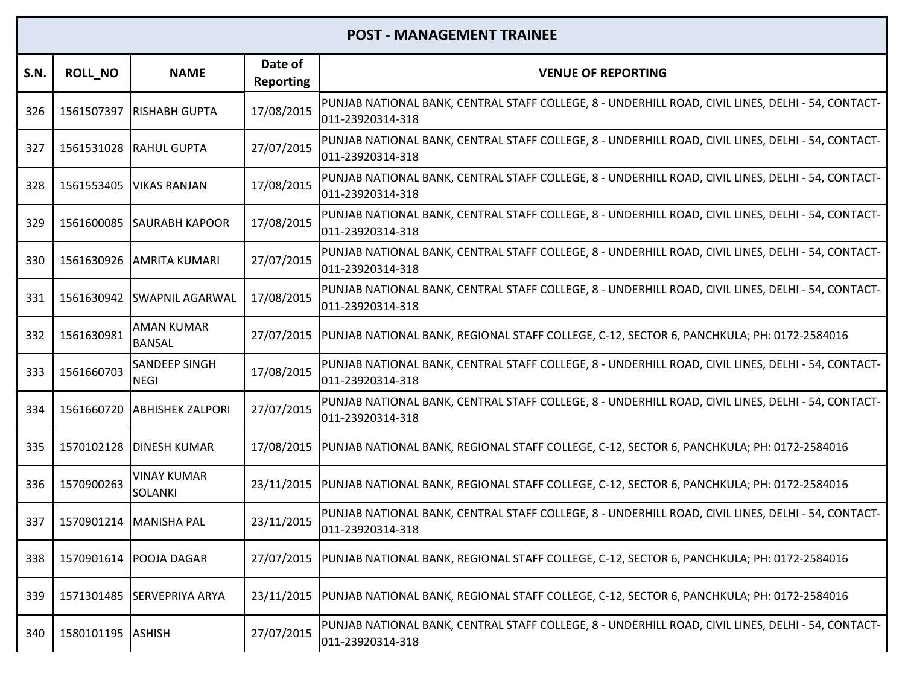| POST - MANAGEMENT TRAINEE | | | | |
|---|---|---|---|---|
| S.N. | ROLL_NO | NAME | Date of Reporting | VENUE OF REPORTING |
| 326 | 1561507397 | RISHABH GUPTA | 17/08/2015 | PUNJAB NATIONAL BANK, CENTRAL STAFF COLLEGE, 8 - UNDERHILL ROAD, CIVIL LINES, DELHI - 54, CONTACT-011-23920314-318 |
| 327 | 1561531028 | RAHUL GUPTA | 27/07/2015 | PUNJAB NATIONAL BANK, CENTRAL STAFF COLLEGE, 8 - UNDERHILL ROAD, CIVIL LINES, DELHI - 54, CONTACT-011-23920314-318 |
| 328 | 1561553405 | VIKAS RANJAN | 17/08/2015 | PUNJAB NATIONAL BANK, CENTRAL STAFF COLLEGE, 8 - UNDERHILL ROAD, CIVIL LINES, DELHI - 54, CONTACT-011-23920314-318 |
| 329 | 1561600085 | SAURABH KAPOOR | 17/08/2015 | PUNJAB NATIONAL BANK, CENTRAL STAFF COLLEGE, 8 - UNDERHILL ROAD, CIVIL LINES, DELHI - 54, CONTACT-011-23920314-318 |
| 330 | 1561630926 | AMRITA KUMARI | 27/07/2015 | PUNJAB NATIONAL BANK, CENTRAL STAFF COLLEGE, 8 - UNDERHILL ROAD, CIVIL LINES, DELHI - 54, CONTACT-011-23920314-318 |
| 331 | 1561630942 | SWAPNIL AGARWAL | 17/08/2015 | PUNJAB NATIONAL BANK, CENTRAL STAFF COLLEGE, 8 - UNDERHILL ROAD, CIVIL LINES, DELHI - 54, CONTACT-011-23920314-318 |
| 332 | 1561630981 | AMAN KUMAR BANSAL | 27/07/2015 | PUNJAB NATIONAL BANK, REGIONAL STAFF COLLEGE, C-12, SECTOR 6, PANCHKULA; PH: 0172-2584016 |
| 333 | 1561660703 | SANDEEP SINGH NEGI | 17/08/2015 | PUNJAB NATIONAL BANK, CENTRAL STAFF COLLEGE, 8 - UNDERHILL ROAD, CIVIL LINES, DELHI - 54, CONTACT-011-23920314-318 |
| 334 | 1561660720 | ABHISHEK ZALPORI | 27/07/2015 | PUNJAB NATIONAL BANK, CENTRAL STAFF COLLEGE, 8 - UNDERHILL ROAD, CIVIL LINES, DELHI - 54, CONTACT-011-23920314-318 |
| 335 | 1570102128 | DINESH KUMAR | 17/08/2015 | PUNJAB NATIONAL BANK, REGIONAL STAFF COLLEGE, C-12, SECTOR 6, PANCHKULA; PH: 0172-2584016 |
| 336 | 1570900263 | VINAY KUMAR SOLANKI | 23/11/2015 | PUNJAB NATIONAL BANK, REGIONAL STAFF COLLEGE, C-12, SECTOR 6, PANCHKULA; PH: 0172-2584016 |
| 337 | 1570901214 | MANISHA PAL | 23/11/2015 | PUNJAB NATIONAL BANK, CENTRAL STAFF COLLEGE, 8 - UNDERHILL ROAD, CIVIL LINES, DELHI - 54, CONTACT-011-23920314-318 |
| 338 | 1570901614 | POOJA DAGAR | 27/07/2015 | PUNJAB NATIONAL BANK, REGIONAL STAFF COLLEGE, C-12, SECTOR 6, PANCHKULA; PH: 0172-2584016 |
| 339 | 1571301485 | SERVEPRIYA ARYA | 23/11/2015 | PUNJAB NATIONAL BANK, REGIONAL STAFF COLLEGE, C-12, SECTOR 6, PANCHKULA; PH: 0172-2584016 |
| 340 | 1580101195 | ASHISH | 27/07/2015 | PUNJAB NATIONAL BANK, CENTRAL STAFF COLLEGE, 8 - UNDERHILL ROAD, CIVIL LINES, DELHI - 54, CONTACT-011-23920314-318 |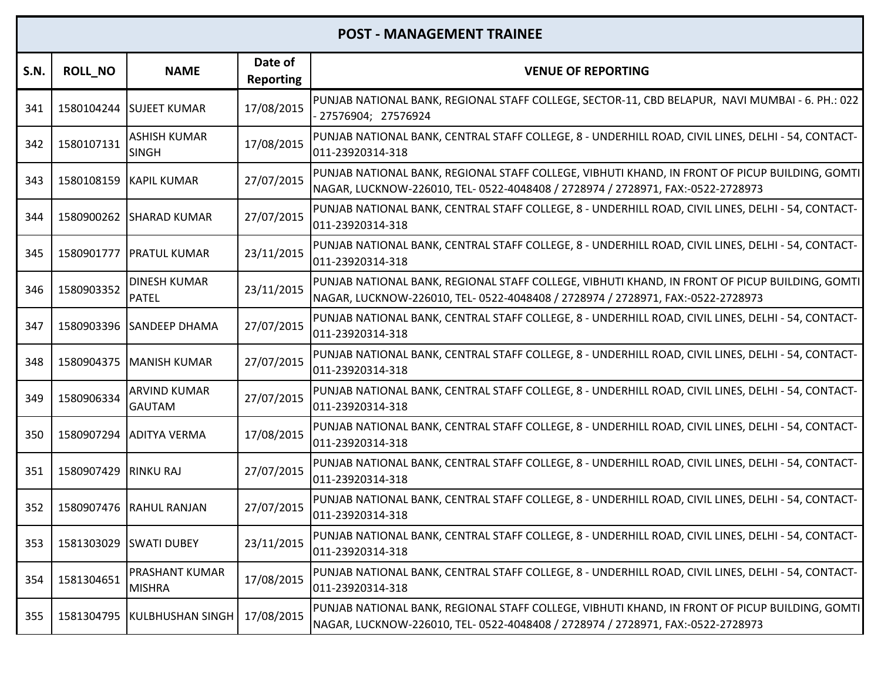| POST - MANAGEMENT TRAINEE | | | | |
|---|---|---|---|---|
| S.N. | ROLL_NO | NAME | Date of Reporting | VENUE OF REPORTING |
| 341 | 1580104244 | SUJEET KUMAR | 17/08/2015 | PUNJAB NATIONAL BANK, REGIONAL STAFF COLLEGE, SECTOR-11, CBD BELAPUR, NAVI MUMBAI - 6. PH.: 022 - 27576904; 27576924 |
| 342 | 1580107131 | ASHISH KUMAR SINGH | 17/08/2015 | PUNJAB NATIONAL BANK, CENTRAL STAFF COLLEGE, 8 - UNDERHILL ROAD, CIVIL LINES, DELHI - 54, CONTACT-011-23920314-318 |
| 343 | 1580108159 | KAPIL KUMAR | 27/07/2015 | PUNJAB NATIONAL BANK, REGIONAL STAFF COLLEGE, VIBHUTI KHAND, IN FRONT OF PICUP BUILDING, GOMTI NAGAR, LUCKNOW-226010, TEL- 0522-4048408 / 2728974 / 2728971, FAX:-0522-2728973 |
| 344 | 1580900262 | SHARAD KUMAR | 27/07/2015 | PUNJAB NATIONAL BANK, CENTRAL STAFF COLLEGE, 8 - UNDERHILL ROAD, CIVIL LINES, DELHI - 54, CONTACT-011-23920314-318 |
| 345 | 1580901777 | PRATUL KUMAR | 23/11/2015 | PUNJAB NATIONAL BANK, CENTRAL STAFF COLLEGE, 8 - UNDERHILL ROAD, CIVIL LINES, DELHI - 54, CONTACT-011-23920314-318 |
| 346 | 1580903352 | DINESH KUMAR PATEL | 23/11/2015 | PUNJAB NATIONAL BANK, REGIONAL STAFF COLLEGE, VIBHUTI KHAND, IN FRONT OF PICUP BUILDING, GOMTI NAGAR, LUCKNOW-226010, TEL- 0522-4048408 / 2728974 / 2728971, FAX:-0522-2728973 |
| 347 | 1580903396 | SANDEEP DHAMA | 27/07/2015 | PUNJAB NATIONAL BANK, CENTRAL STAFF COLLEGE, 8 - UNDERHILL ROAD, CIVIL LINES, DELHI - 54, CONTACT-011-23920314-318 |
| 348 | 1580904375 | MANISH KUMAR | 27/07/2015 | PUNJAB NATIONAL BANK, CENTRAL STAFF COLLEGE, 8 - UNDERHILL ROAD, CIVIL LINES, DELHI - 54, CONTACT-011-23920314-318 |
| 349 | 1580906334 | ARVIND KUMAR GAUTAM | 27/07/2015 | PUNJAB NATIONAL BANK, CENTRAL STAFF COLLEGE, 8 - UNDERHILL ROAD, CIVIL LINES, DELHI - 54, CONTACT-011-23920314-318 |
| 350 | 1580907294 | ADITYA VERMA | 17/08/2015 | PUNJAB NATIONAL BANK, CENTRAL STAFF COLLEGE, 8 - UNDERHILL ROAD, CIVIL LINES, DELHI - 54, CONTACT-011-23920314-318 |
| 351 | 1580907429 | RINKU RAJ | 27/07/2015 | PUNJAB NATIONAL BANK, CENTRAL STAFF COLLEGE, 8 - UNDERHILL ROAD, CIVIL LINES, DELHI - 54, CONTACT-011-23920314-318 |
| 352 | 1580907476 | RAHUL RANJAN | 27/07/2015 | PUNJAB NATIONAL BANK, CENTRAL STAFF COLLEGE, 8 - UNDERHILL ROAD, CIVIL LINES, DELHI - 54, CONTACT-011-23920314-318 |
| 353 | 1581303029 | SWATI DUBEY | 23/11/2015 | PUNJAB NATIONAL BANK, CENTRAL STAFF COLLEGE, 8 - UNDERHILL ROAD, CIVIL LINES, DELHI - 54, CONTACT-011-23920314-318 |
| 354 | 1581304651 | PRASHANT KUMAR MISHRA | 17/08/2015 | PUNJAB NATIONAL BANK, CENTRAL STAFF COLLEGE, 8 - UNDERHILL ROAD, CIVIL LINES, DELHI - 54, CONTACT-011-23920314-318 |
| 355 | 1581304795 | KULBHUSHAN SINGH | 17/08/2015 | PUNJAB NATIONAL BANK, REGIONAL STAFF COLLEGE, VIBHUTI KHAND, IN FRONT OF PICUP BUILDING, GOMTI NAGAR, LUCKNOW-226010, TEL- 0522-4048408 / 2728974 / 2728971, FAX:-0522-2728973 |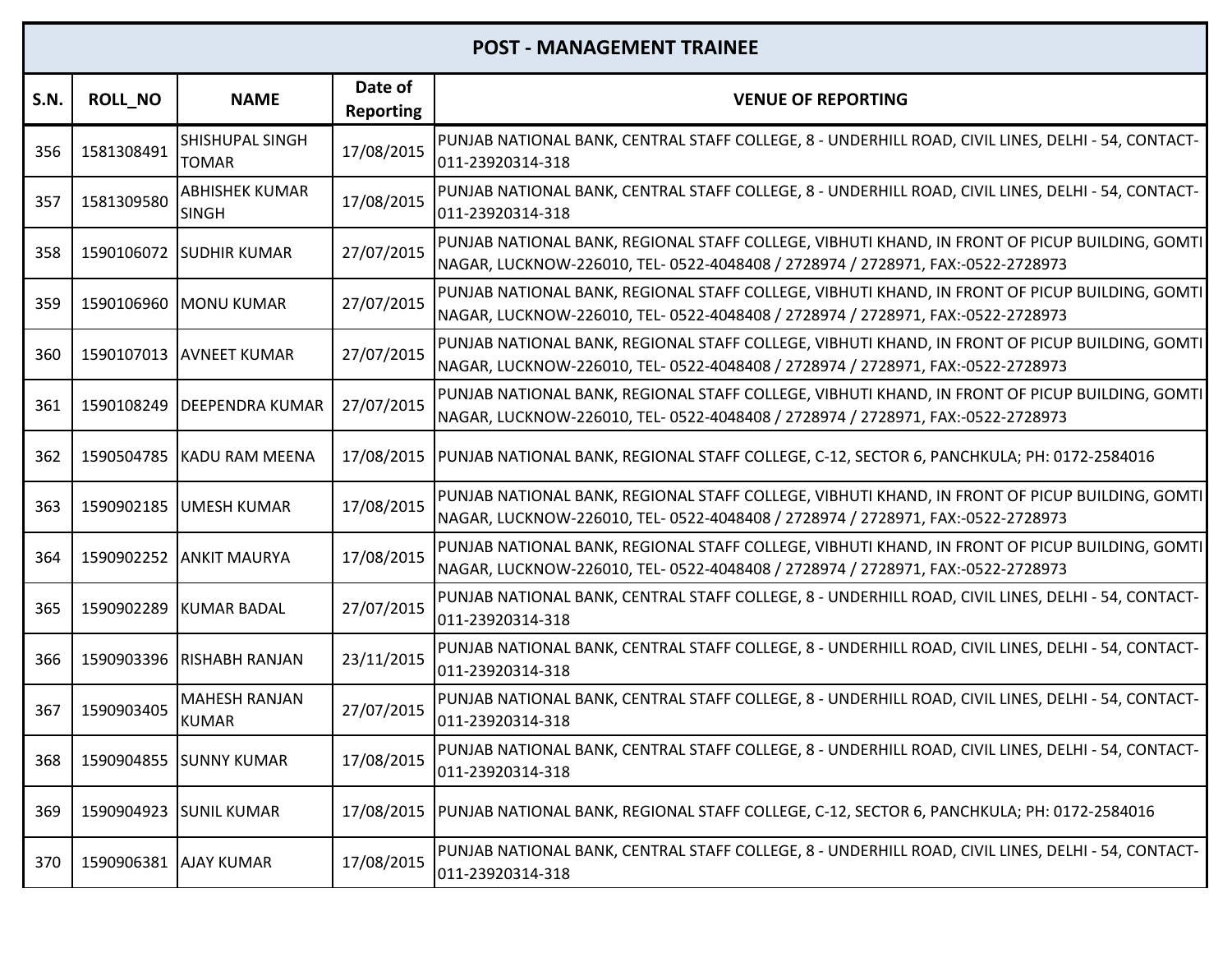| POST - MANAGEMENT TRAINEE | | | | |
|---|---|---|---|---|
| S.N. | ROLL_NO | NAME | Date of Reporting | VENUE OF REPORTING |
| 356 | 1581308491 | SHISHUPAL SINGH TOMAR | 17/08/2015 | PUNJAB NATIONAL BANK, CENTRAL STAFF COLLEGE, 8 - UNDERHILL ROAD, CIVIL LINES, DELHI - 54, CONTACT- 011-23920314-318 |
| 357 | 1581309580 | ABHISHEK KUMAR SINGH | 17/08/2015 | PUNJAB NATIONAL BANK, CENTRAL STAFF COLLEGE, 8 - UNDERHILL ROAD, CIVIL LINES, DELHI - 54, CONTACT- 011-23920314-318 |
| 358 | 1590106072 | SUDHIR KUMAR | 27/07/2015 | PUNJAB NATIONAL BANK, REGIONAL STAFF COLLEGE, VIBHUTI KHAND, IN FRONT OF PICUP BUILDING, GOMTI NAGAR, LUCKNOW-226010, TEL- 0522-4048408 / 2728974 / 2728971, FAX:-0522-2728973 |
| 359 | 1590106960 | MONU KUMAR | 27/07/2015 | PUNJAB NATIONAL BANK, REGIONAL STAFF COLLEGE, VIBHUTI KHAND, IN FRONT OF PICUP BUILDING, GOMTI NAGAR, LUCKNOW-226010, TEL- 0522-4048408 / 2728974 / 2728971, FAX:-0522-2728973 |
| 360 | 1590107013 | AVNEET KUMAR | 27/07/2015 | PUNJAB NATIONAL BANK, REGIONAL STAFF COLLEGE, VIBHUTI KHAND, IN FRONT OF PICUP BUILDING, GOMTI NAGAR, LUCKNOW-226010, TEL- 0522-4048408 / 2728974 / 2728971, FAX:-0522-2728973 |
| 361 | 1590108249 | DEEPENDRA KUMAR | 27/07/2015 | PUNJAB NATIONAL BANK, REGIONAL STAFF COLLEGE, VIBHUTI KHAND, IN FRONT OF PICUP BUILDING, GOMTI NAGAR, LUCKNOW-226010, TEL- 0522-4048408 / 2728974 / 2728971, FAX:-0522-2728973 |
| 362 | 1590504785 | KADU RAM MEENA | 17/08/2015 | PUNJAB NATIONAL BANK, REGIONAL STAFF COLLEGE, C-12, SECTOR 6, PANCHKULA; PH: 0172-2584016 |
| 363 | 1590902185 | UMESH KUMAR | 17/08/2015 | PUNJAB NATIONAL BANK, REGIONAL STAFF COLLEGE, VIBHUTI KHAND, IN FRONT OF PICUP BUILDING, GOMTI NAGAR, LUCKNOW-226010, TEL- 0522-4048408 / 2728974 / 2728971, FAX:-0522-2728973 |
| 364 | 1590902252 | ANKIT MAURYA | 17/08/2015 | PUNJAB NATIONAL BANK, REGIONAL STAFF COLLEGE, VIBHUTI KHAND, IN FRONT OF PICUP BUILDING, GOMTI NAGAR, LUCKNOW-226010, TEL- 0522-4048408 / 2728974 / 2728971, FAX:-0522-2728973 |
| 365 | 1590902289 | KUMAR BADAL | 27/07/2015 | PUNJAB NATIONAL BANK, CENTRAL STAFF COLLEGE, 8 - UNDERHILL ROAD, CIVIL LINES, DELHI - 54, CONTACT- 011-23920314-318 |
| 366 | 1590903396 | RISHABH RANJAN | 23/11/2015 | PUNJAB NATIONAL BANK, CENTRAL STAFF COLLEGE, 8 - UNDERHILL ROAD, CIVIL LINES, DELHI - 54, CONTACT- 011-23920314-318 |
| 367 | 1590903405 | MAHESH RANJAN KUMAR | 27/07/2015 | PUNJAB NATIONAL BANK, CENTRAL STAFF COLLEGE, 8 - UNDERHILL ROAD, CIVIL LINES, DELHI - 54, CONTACT- 011-23920314-318 |
| 368 | 1590904855 | SUNNY KUMAR | 17/08/2015 | PUNJAB NATIONAL BANK, CENTRAL STAFF COLLEGE, 8 - UNDERHILL ROAD, CIVIL LINES, DELHI - 54, CONTACT- 011-23920314-318 |
| 369 | 1590904923 | SUNIL KUMAR | 17/08/2015 | PUNJAB NATIONAL BANK, REGIONAL STAFF COLLEGE, C-12, SECTOR 6, PANCHKULA; PH: 0172-2584016 |
| 370 | 1590906381 | AJAY KUMAR | 17/08/2015 | PUNJAB NATIONAL BANK, CENTRAL STAFF COLLEGE, 8 - UNDERHILL ROAD, CIVIL LINES, DELHI - 54, CONTACT- 011-23920314-318 |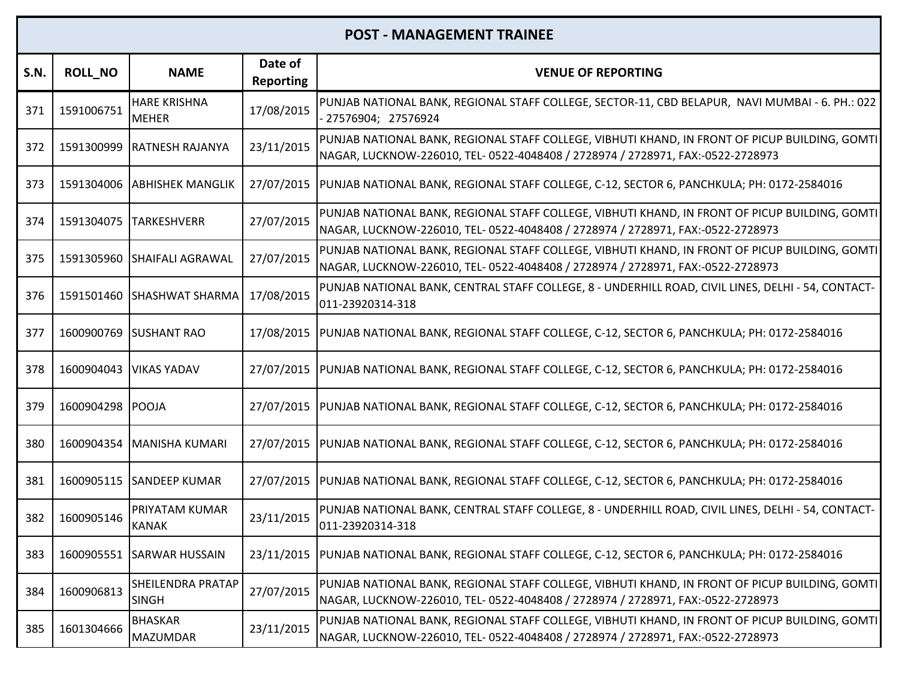| POST - MANAGEMENT TRAINEE | | | | |
|---|---|---|---|---|
| S.N. | ROLL_NO | NAME | Date of Reporting | VENUE OF REPORTING |
| 371 | 1591006751 | HARE KRISHNA MEHER | 17/08/2015 | PUNJAB NATIONAL BANK, REGIONAL STAFF COLLEGE, SECTOR-11, CBD BELAPUR, NAVI MUMBAI - 6. PH.: 022 - 27576904; 27576924 |
| 372 | 1591300999 | RATNESH RAJANYA | 23/11/2015 | PUNJAB NATIONAL BANK, REGIONAL STAFF COLLEGE, VIBHUTI KHAND, IN FRONT OF PICUP BUILDING, GOMTI NAGAR, LUCKNOW-226010, TEL- 0522-4048408 / 2728974 / 2728971, FAX:-0522-2728973 |
| 373 | 1591304006 | ABHISHEK MANGLIK | 27/07/2015 | PUNJAB NATIONAL BANK, REGIONAL STAFF COLLEGE, C-12, SECTOR 6, PANCHKULA; PH: 0172-2584016 |
| 374 | 1591304075 | TARKESHVERR | 27/07/2015 | PUNJAB NATIONAL BANK, REGIONAL STAFF COLLEGE, VIBHUTI KHAND, IN FRONT OF PICUP BUILDING, GOMTI NAGAR, LUCKNOW-226010, TEL- 0522-4048408 / 2728974 / 2728971, FAX:-0522-2728973 |
| 375 | 1591305960 | SHAIFALI AGRAWAL | 27/07/2015 | PUNJAB NATIONAL BANK, REGIONAL STAFF COLLEGE, VIBHUTI KHAND, IN FRONT OF PICUP BUILDING, GOMTI NAGAR, LUCKNOW-226010, TEL- 0522-4048408 / 2728974 / 2728971, FAX:-0522-2728973 |
| 376 | 1591501460 | SHASHWAT SHARMA | 17/08/2015 | PUNJAB NATIONAL BANK, CENTRAL STAFF COLLEGE, 8 - UNDERHILL ROAD, CIVIL LINES, DELHI - 54, CONTACT-011-23920314-318 |
| 377 | 1600900769 | SUSHANT RAO | 17/08/2015 | PUNJAB NATIONAL BANK, REGIONAL STAFF COLLEGE, C-12, SECTOR 6, PANCHKULA; PH: 0172-2584016 |
| 378 | 1600904043 | VIKAS YADAV | 27/07/2015 | PUNJAB NATIONAL BANK, REGIONAL STAFF COLLEGE, C-12, SECTOR 6, PANCHKULA; PH: 0172-2584016 |
| 379 | 1600904298 | POOJA | 27/07/2015 | PUNJAB NATIONAL BANK, REGIONAL STAFF COLLEGE, C-12, SECTOR 6, PANCHKULA; PH: 0172-2584016 |
| 380 | 1600904354 | MANISHA KUMARI | 27/07/2015 | PUNJAB NATIONAL BANK, REGIONAL STAFF COLLEGE, C-12, SECTOR 6, PANCHKULA; PH: 0172-2584016 |
| 381 | 1600905115 | SANDEEP KUMAR | 27/07/2015 | PUNJAB NATIONAL BANK, REGIONAL STAFF COLLEGE, C-12, SECTOR 6, PANCHKULA; PH: 0172-2584016 |
| 382 | 1600905146 | PRIYATAM KUMAR KANAK | 23/11/2015 | PUNJAB NATIONAL BANK, CENTRAL STAFF COLLEGE, 8 - UNDERHILL ROAD, CIVIL LINES, DELHI - 54, CONTACT-011-23920314-318 |
| 383 | 1600905551 | SARWAR HUSSAIN | 23/11/2015 | PUNJAB NATIONAL BANK, REGIONAL STAFF COLLEGE, C-12, SECTOR 6, PANCHKULA; PH: 0172-2584016 |
| 384 | 1600906813 | SHEILENDRA PRATAP SINGH | 27/07/2015 | PUNJAB NATIONAL BANK, REGIONAL STAFF COLLEGE, VIBHUTI KHAND, IN FRONT OF PICUP BUILDING, GOMTI NAGAR, LUCKNOW-226010, TEL- 0522-4048408 / 2728974 / 2728971, FAX:-0522-2728973 |
| 385 | 1601304666 | BHASKAR MAZUMDAR | 23/11/2015 | PUNJAB NATIONAL BANK, REGIONAL STAFF COLLEGE, VIBHUTI KHAND, IN FRONT OF PICUP BUILDING, GOMTI NAGAR, LUCKNOW-226010, TEL- 0522-4048408 / 2728974 / 2728971, FAX:-0522-2728973 |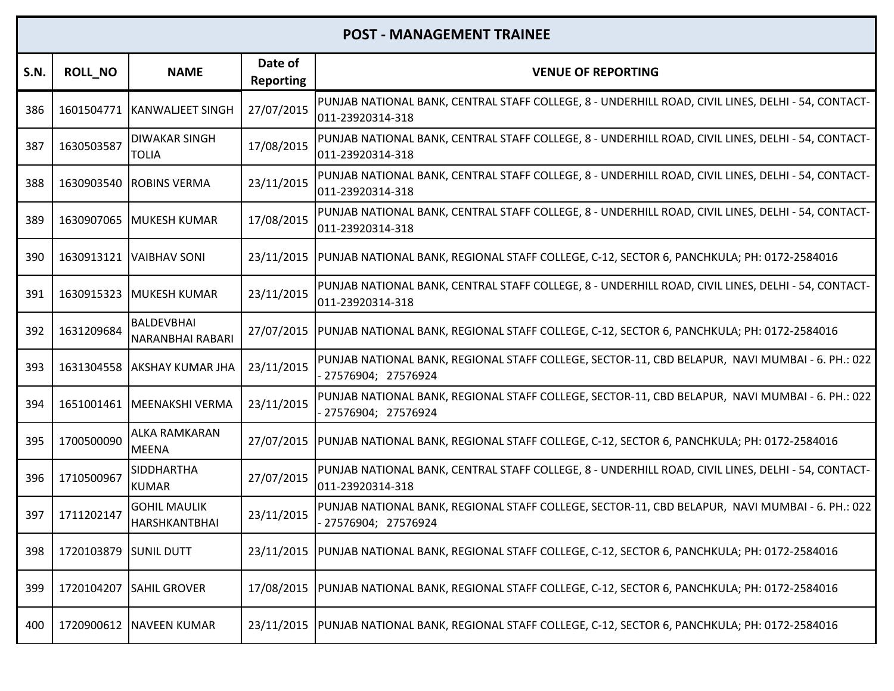| POST - MANAGEMENT TRAINEE | | | | |
|---|---|---|---|---|
| S.N. | ROLL_NO | NAME | Date of Reporting | VENUE OF REPORTING |
| 386 | 1601504771 | KANWALJEET SINGH | 27/07/2015 | PUNJAB NATIONAL BANK, CENTRAL STAFF COLLEGE, 8 - UNDERHILL ROAD, CIVIL LINES, DELHI - 54, CONTACT-011-23920314-318 |
| 387 | 1630503587 | DIWAKAR SINGH TOLIA | 17/08/2015 | PUNJAB NATIONAL BANK, CENTRAL STAFF COLLEGE, 8 - UNDERHILL ROAD, CIVIL LINES, DELHI - 54, CONTACT-011-23920314-318 |
| 388 | 1630903540 | ROBINS VERMA | 23/11/2015 | PUNJAB NATIONAL BANK, CENTRAL STAFF COLLEGE, 8 - UNDERHILL ROAD, CIVIL LINES, DELHI - 54, CONTACT-011-23920314-318 |
| 389 | 1630907065 | MUKESH KUMAR | 17/08/2015 | PUNJAB NATIONAL BANK, CENTRAL STAFF COLLEGE, 8 - UNDERHILL ROAD, CIVIL LINES, DELHI - 54, CONTACT-011-23920314-318 |
| 390 | 1630913121 | VAIBHAV SONI | 23/11/2015 | PUNJAB NATIONAL BANK, REGIONAL STAFF COLLEGE, C-12, SECTOR 6, PANCHKULA; PH: 0172-2584016 |
| 391 | 1630915323 | MUKESH KUMAR | 23/11/2015 | PUNJAB NATIONAL BANK, CENTRAL STAFF COLLEGE, 8 - UNDERHILL ROAD, CIVIL LINES, DELHI - 54, CONTACT-011-23920314-318 |
| 392 | 1631209684 | BALDEVBHAI NARANBHAI RABARI | 27/07/2015 | PUNJAB NATIONAL BANK, REGIONAL STAFF COLLEGE, C-12, SECTOR 6, PANCHKULA; PH: 0172-2584016 |
| 393 | 1631304558 | AKSHAY KUMAR JHA | 23/11/2015 | PUNJAB NATIONAL BANK, REGIONAL STAFF COLLEGE, SECTOR-11, CBD BELAPUR, NAVI MUMBAI - 6. PH.: 022 - 27576904; 27576924 |
| 394 | 1651001461 | MEENAKSHI VERMA | 23/11/2015 | PUNJAB NATIONAL BANK, REGIONAL STAFF COLLEGE, SECTOR-11, CBD BELAPUR, NAVI MUMBAI - 6. PH.: 022 - 27576904; 27576924 |
| 395 | 1700500090 | ALKA RAMKARAN MEENA | 27/07/2015 | PUNJAB NATIONAL BANK, REGIONAL STAFF COLLEGE, C-12, SECTOR 6, PANCHKULA; PH: 0172-2584016 |
| 396 | 1710500967 | SIDDHARTHA KUMAR | 27/07/2015 | PUNJAB NATIONAL BANK, CENTRAL STAFF COLLEGE, 8 - UNDERHILL ROAD, CIVIL LINES, DELHI - 54, CONTACT-011-23920314-318 |
| 397 | 1711202147 | GOHIL MAULIK HARSHKANTBHAI | 23/11/2015 | PUNJAB NATIONAL BANK, REGIONAL STAFF COLLEGE, SECTOR-11, CBD BELAPUR, NAVI MUMBAI - 6. PH.: 022 - 27576904; 27576924 |
| 398 | 1720103879 | SUNIL DUTT | 23/11/2015 | PUNJAB NATIONAL BANK, REGIONAL STAFF COLLEGE, C-12, SECTOR 6, PANCHKULA; PH: 0172-2584016 |
| 399 | 1720104207 | SAHIL GROVER | 17/08/2015 | PUNJAB NATIONAL BANK, REGIONAL STAFF COLLEGE, C-12, SECTOR 6, PANCHKULA; PH: 0172-2584016 |
| 400 | 1720900612 | NAVEEN KUMAR | 23/11/2015 | PUNJAB NATIONAL BANK, REGIONAL STAFF COLLEGE, C-12, SECTOR 6, PANCHKULA; PH: 0172-2584016 |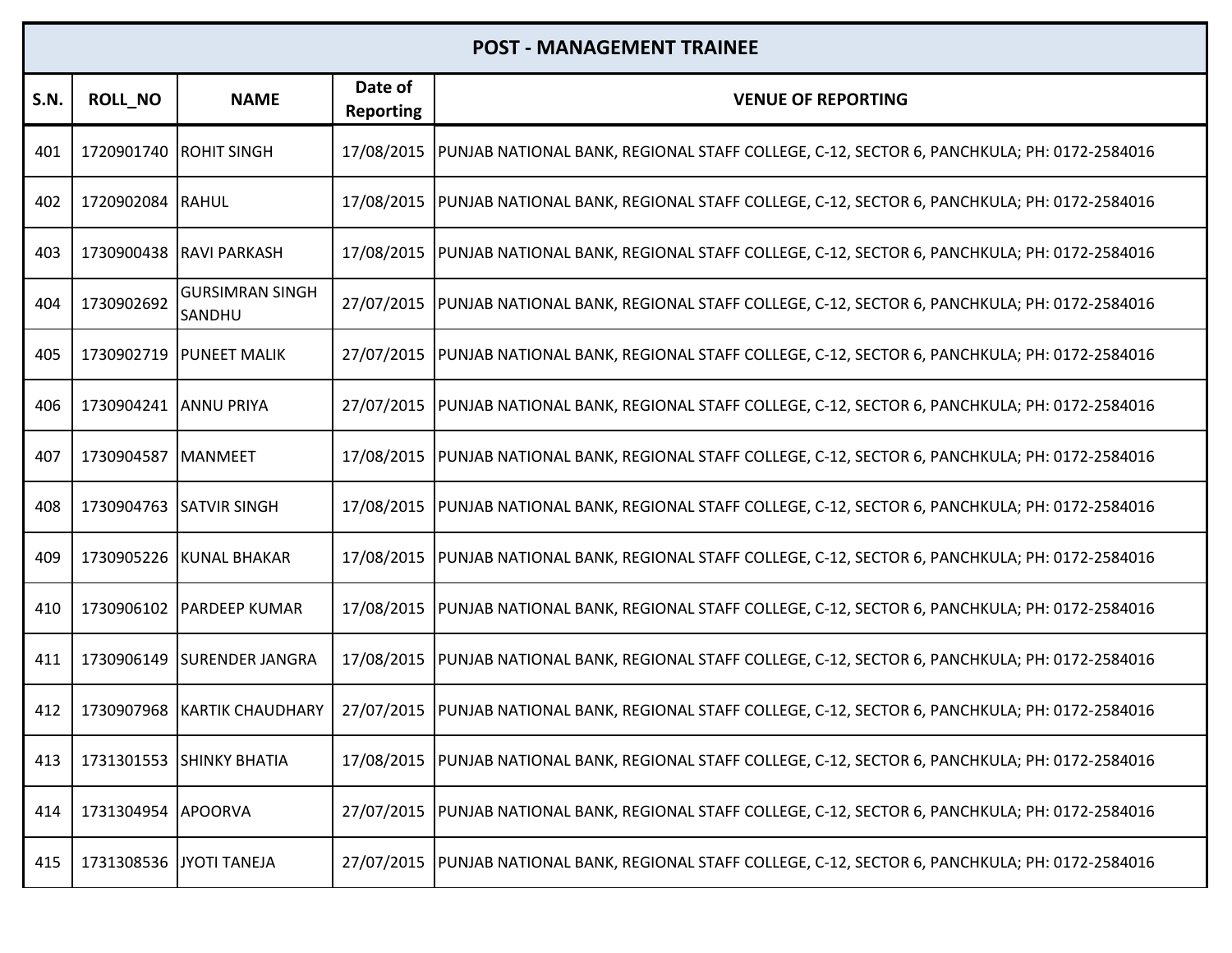| POST - MANAGEMENT TRAINEE | | | | |
|---|---|---|---|---|
| **S.N.** | **ROLL_NO** | **NAME** | **Date of Reporting** | **VENUE OF REPORTING** |
| 401 | 1720901740 | ROHIT SINGH | 17/08/2015 | PUNJAB NATIONAL BANK, REGIONAL STAFF COLLEGE, C-12, SECTOR 6, PANCHKULA; PH: 0172-2584016 |
| 402 | 1720902084 | RAHUL | 17/08/2015 | PUNJAB NATIONAL BANK, REGIONAL STAFF COLLEGE, C-12, SECTOR 6, PANCHKULA; PH: 0172-2584016 |
| 403 | 1730900438 | RAVI PARKASH | 17/08/2015 | PUNJAB NATIONAL BANK, REGIONAL STAFF COLLEGE, C-12, SECTOR 6, PANCHKULA; PH: 0172-2584016 |
| 404 | 1730902692 | GURSIMRAN SINGH SANDHU | 27/07/2015 | PUNJAB NATIONAL BANK, REGIONAL STAFF COLLEGE, C-12, SECTOR 6, PANCHKULA; PH: 0172-2584016 |
| 405 | 1730902719 | PUNEET MALIK | 27/07/2015 | PUNJAB NATIONAL BANK, REGIONAL STAFF COLLEGE, C-12, SECTOR 6, PANCHKULA; PH: 0172-2584016 |
| 406 | 1730904241 | ANNU PRIYA | 27/07/2015 | PUNJAB NATIONAL BANK, REGIONAL STAFF COLLEGE, C-12, SECTOR 6, PANCHKULA; PH: 0172-2584016 |
| 407 | 1730904587 | MANMEET | 17/08/2015 | PUNJAB NATIONAL BANK, REGIONAL STAFF COLLEGE, C-12, SECTOR 6, PANCHKULA; PH: 0172-2584016 |
| 408 | 1730904763 | SATVIR SINGH | 17/08/2015 | PUNJAB NATIONAL BANK, REGIONAL STAFF COLLEGE, C-12, SECTOR 6, PANCHKULA; PH: 0172-2584016 |
| 409 | 1730905226 | KUNAL BHAKAR | 17/08/2015 | PUNJAB NATIONAL BANK, REGIONAL STAFF COLLEGE, C-12, SECTOR 6, PANCHKULA; PH: 0172-2584016 |
| 410 | 1730906102 | PARDEEP KUMAR | 17/08/2015 | PUNJAB NATIONAL BANK, REGIONAL STAFF COLLEGE, C-12, SECTOR 6, PANCHKULA; PH: 0172-2584016 |
| 411 | 1730906149 | SURENDER JANGRA | 17/08/2015 | PUNJAB NATIONAL BANK, REGIONAL STAFF COLLEGE, C-12, SECTOR 6, PANCHKULA; PH: 0172-2584016 |
| 412 | 1730907968 | KARTIK CHAUDHARY | 27/07/2015 | PUNJAB NATIONAL BANK, REGIONAL STAFF COLLEGE, C-12, SECTOR 6, PANCHKULA; PH: 0172-2584016 |
| 413 | 1731301553 | SHINKY BHATIA | 17/08/2015 | PUNJAB NATIONAL BANK, REGIONAL STAFF COLLEGE, C-12, SECTOR 6, PANCHKULA; PH: 0172-2584016 |
| 414 | 1731304954 | APOORVA | 27/07/2015 | PUNJAB NATIONAL BANK, REGIONAL STAFF COLLEGE, C-12, SECTOR 6, PANCHKULA; PH: 0172-2584016 |
| 415 | 1731308536 | JYOTI TANEJA | 27/07/2015 | PUNJAB NATIONAL BANK, REGIONAL STAFF COLLEGE, C-12, SECTOR 6, PANCHKULA; PH: 0172-2584016 |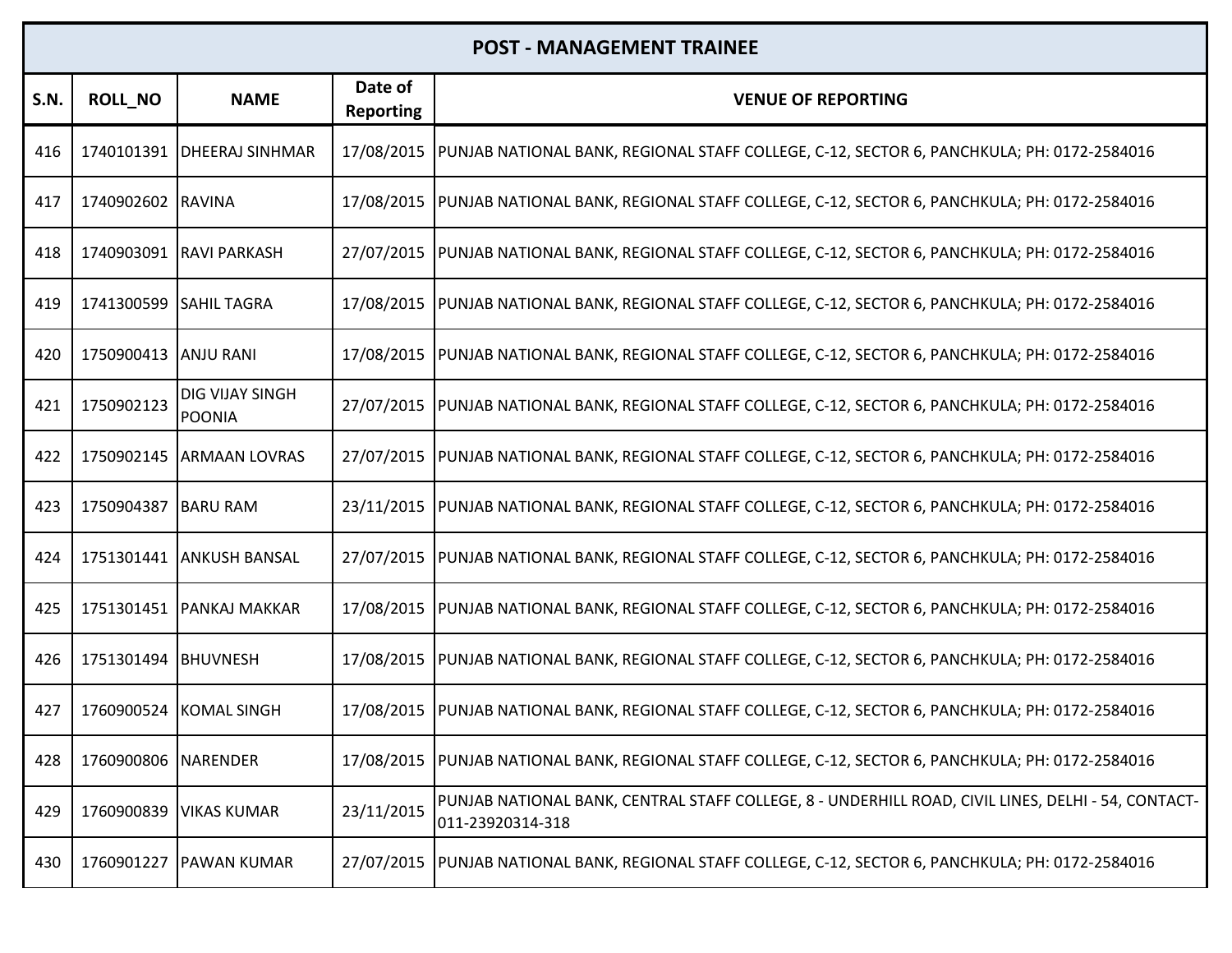| POST - MANAGEMENT TRAINEE | | | | |
|---|---|---|---|---|
| **S.N.** | **ROLL_NO** | **NAME** | **Date of Reporting** | **VENUE OF REPORTING** |
| 416 | 1740101391 | DHEERAJ SINHMAR | 17/08/2015 | PUNJAB NATIONAL BANK, REGIONAL STAFF COLLEGE, C-12, SECTOR 6, PANCHKULA; PH: 0172-2584016 |
| 417 | 1740902602 | RAVINA | 17/08/2015 | PUNJAB NATIONAL BANK, REGIONAL STAFF COLLEGE, C-12, SECTOR 6, PANCHKULA; PH: 0172-2584016 |
| 418 | 1740903091 | RAVI PARKASH | 27/07/2015 | PUNJAB NATIONAL BANK, REGIONAL STAFF COLLEGE, C-12, SECTOR 6, PANCHKULA; PH: 0172-2584016 |
| 419 | 1741300599 | SAHIL TAGRA | 17/08/2015 | PUNJAB NATIONAL BANK, REGIONAL STAFF COLLEGE, C-12, SECTOR 6, PANCHKULA; PH: 0172-2584016 |
| 420 | 1750900413 | ANJU RANI | 17/08/2015 | PUNJAB NATIONAL BANK, REGIONAL STAFF COLLEGE, C-12, SECTOR 6, PANCHKULA; PH: 0172-2584016 |
| 421 | 1750902123 | DIG VIJAY SINGH POONIA | 27/07/2015 | PUNJAB NATIONAL BANK, REGIONAL STAFF COLLEGE, C-12, SECTOR 6, PANCHKULA; PH: 0172-2584016 |
| 422 | 1750902145 | ARMAAN LOVRAS | 27/07/2015 | PUNJAB NATIONAL BANK, REGIONAL STAFF COLLEGE, C-12, SECTOR 6, PANCHKULA; PH: 0172-2584016 |
| 423 | 1750904387 | BARU RAM | 23/11/2015 | PUNJAB NATIONAL BANK, REGIONAL STAFF COLLEGE, C-12, SECTOR 6, PANCHKULA; PH: 0172-2584016 |
| 424 | 1751301441 | ANKUSH BANSAL | 27/07/2015 | PUNJAB NATIONAL BANK, REGIONAL STAFF COLLEGE, C-12, SECTOR 6, PANCHKULA; PH: 0172-2584016 |
| 425 | 1751301451 | PANKAJ MAKKAR | 17/08/2015 | PUNJAB NATIONAL BANK, REGIONAL STAFF COLLEGE, C-12, SECTOR 6, PANCHKULA; PH: 0172-2584016 |
| 426 | 1751301494 | BHUVNESH | 17/08/2015 | PUNJAB NATIONAL BANK, REGIONAL STAFF COLLEGE, C-12, SECTOR 6, PANCHKULA; PH: 0172-2584016 |
| 427 | 1760900524 | KOMAL SINGH | 17/08/2015 | PUNJAB NATIONAL BANK, REGIONAL STAFF COLLEGE, C-12, SECTOR 6, PANCHKULA; PH: 0172-2584016 |
| 428 | 1760900806 | NARENDER | 17/08/2015 | PUNJAB NATIONAL BANK, REGIONAL STAFF COLLEGE, C-12, SECTOR 6, PANCHKULA; PH: 0172-2584016 |
| 429 | 1760900839 | VIKAS KUMAR | 23/11/2015 | PUNJAB NATIONAL BANK, CENTRAL STAFF COLLEGE, 8 - UNDERHILL ROAD, CIVIL LINES, DELHI - 54, CONTACT-011-23920314-318 |
| 430 | 1760901227 | PAWAN KUMAR | 27/07/2015 | PUNJAB NATIONAL BANK, REGIONAL STAFF COLLEGE, C-12, SECTOR 6, PANCHKULA; PH: 0172-2584016 |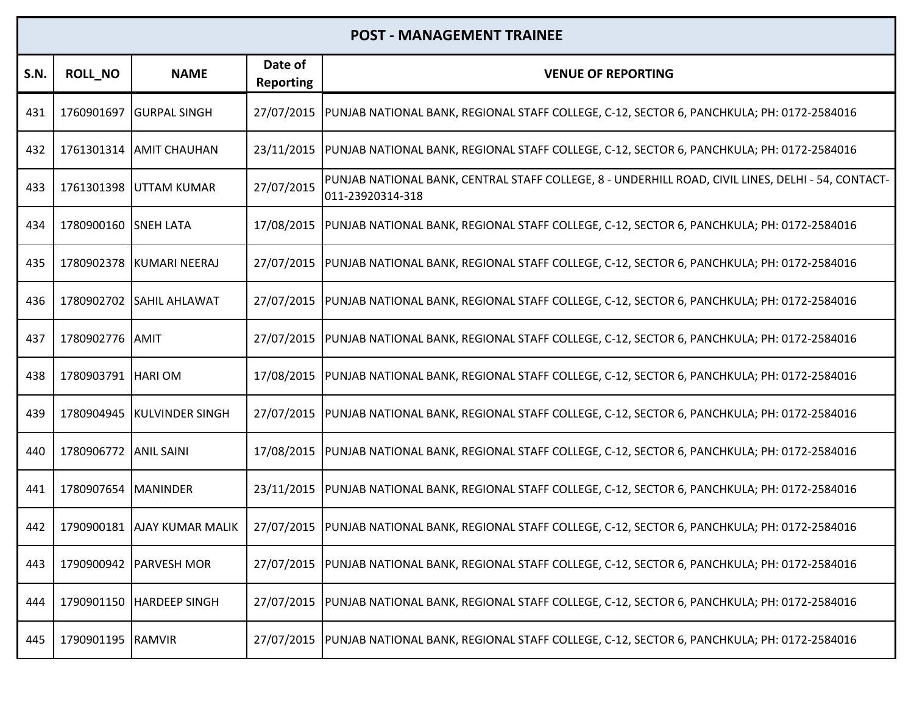| POST - MANAGEMENT TRAINEE | | | | |
|---|---|---|---|---|
| **S.N.** | **ROLL_NO** | **NAME** | **Date of Reporting** | **VENUE OF REPORTING** |
| 431 | 1760901697 | GURPAL SINGH | 27/07/2015 | PUNJAB NATIONAL BANK, REGIONAL STAFF COLLEGE, C-12, SECTOR 6, PANCHKULA; PH: 0172-2584016 |
| 432 | 1761301314 | AMIT CHAUHAN | 23/11/2015 | PUNJAB NATIONAL BANK, REGIONAL STAFF COLLEGE, C-12, SECTOR 6, PANCHKULA; PH: 0172-2584016 |
| 433 | 1761301398 | UTTAM KUMAR | 27/07/2015 | PUNJAB NATIONAL BANK, CENTRAL STAFF COLLEGE, 8 - UNDERHILL ROAD, CIVIL LINES, DELHI - 54, CONTACT-011-23920314-318 |
| 434 | 1780900160 | SNEH LATA | 17/08/2015 | PUNJAB NATIONAL BANK, REGIONAL STAFF COLLEGE, C-12, SECTOR 6, PANCHKULA; PH: 0172-2584016 |
| 435 | 1780902378 | KUMARI NEERAJ | 27/07/2015 | PUNJAB NATIONAL BANK, REGIONAL STAFF COLLEGE, C-12, SECTOR 6, PANCHKULA; PH: 0172-2584016 |
| 436 | 1780902702 | SAHIL AHLAWAT | 27/07/2015 | PUNJAB NATIONAL BANK, REGIONAL STAFF COLLEGE, C-12, SECTOR 6, PANCHKULA; PH: 0172-2584016 |
| 437 | 1780902776 | AMIT | 27/07/2015 | PUNJAB NATIONAL BANK, REGIONAL STAFF COLLEGE, C-12, SECTOR 6, PANCHKULA; PH: 0172-2584016 |
| 438 | 1780903791 | HARI OM | 17/08/2015 | PUNJAB NATIONAL BANK, REGIONAL STAFF COLLEGE, C-12, SECTOR 6, PANCHKULA; PH: 0172-2584016 |
| 439 | 1780904945 | KULVINDER SINGH | 27/07/2015 | PUNJAB NATIONAL BANK, REGIONAL STAFF COLLEGE, C-12, SECTOR 6, PANCHKULA; PH: 0172-2584016 |
| 440 | 1780906772 | ANIL SAINI | 17/08/2015 | PUNJAB NATIONAL BANK, REGIONAL STAFF COLLEGE, C-12, SECTOR 6, PANCHKULA; PH: 0172-2584016 |
| 441 | 1780907654 | MANINDER | 23/11/2015 | PUNJAB NATIONAL BANK, REGIONAL STAFF COLLEGE, C-12, SECTOR 6, PANCHKULA; PH: 0172-2584016 |
| 442 | 1790900181 | AJAY KUMAR MALIK | 27/07/2015 | PUNJAB NATIONAL BANK, REGIONAL STAFF COLLEGE, C-12, SECTOR 6, PANCHKULA; PH: 0172-2584016 |
| 443 | 1790900942 | PARVESH MOR | 27/07/2015 | PUNJAB NATIONAL BANK, REGIONAL STAFF COLLEGE, C-12, SECTOR 6, PANCHKULA; PH: 0172-2584016 |
| 444 | 1790901150 | HARDEEP SINGH | 27/07/2015 | PUNJAB NATIONAL BANK, REGIONAL STAFF COLLEGE, C-12, SECTOR 6, PANCHKULA; PH: 0172-2584016 |
| 445 | 1790901195 | RAMVIR | 27/07/2015 | PUNJAB NATIONAL BANK, REGIONAL STAFF COLLEGE, C-12, SECTOR 6, PANCHKULA; PH: 0172-2584016 |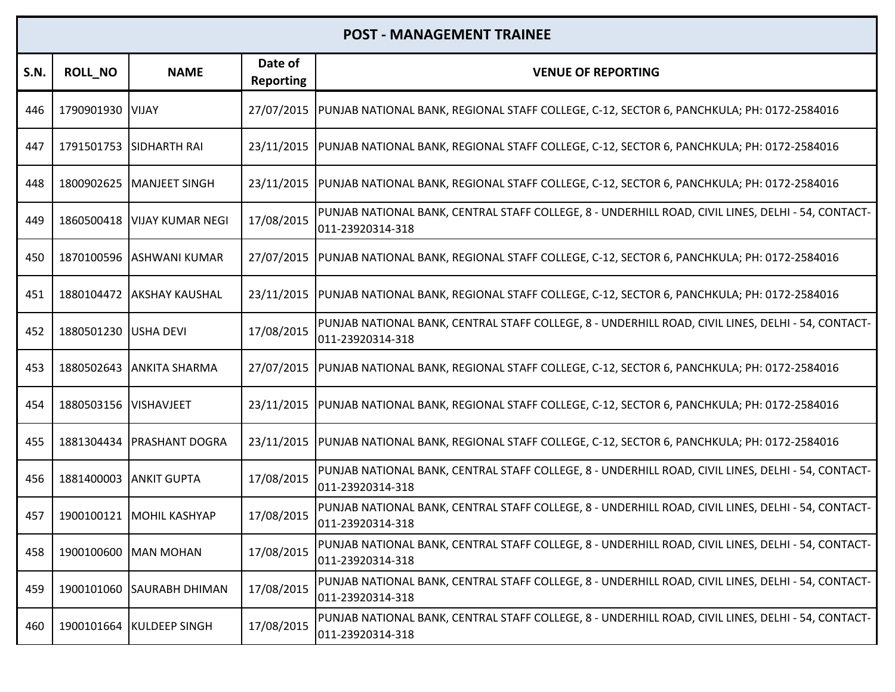| POST - MANAGEMENT TRAINEE | | | | |
|---|---|---|---|---|
| S.N. | ROLL_NO | NAME | Date of Reporting | VENUE OF REPORTING |
| 446 | 1790901930 | VIJAY | 27/07/2015 | PUNJAB NATIONAL BANK, REGIONAL STAFF COLLEGE, C-12, SECTOR 6, PANCHKULA; PH: 0172-2584016 |
| 447 | 1791501753 | SIDHARTH RAI | 23/11/2015 | PUNJAB NATIONAL BANK, REGIONAL STAFF COLLEGE, C-12, SECTOR 6, PANCHKULA; PH: 0172-2584016 |
| 448 | 1800902625 | MANJEET SINGH | 23/11/2015 | PUNJAB NATIONAL BANK, REGIONAL STAFF COLLEGE, C-12, SECTOR 6, PANCHKULA; PH: 0172-2584016 |
| 449 | 1860500418 | VIJAY KUMAR NEGI | 17/08/2015 | PUNJAB NATIONAL BANK, CENTRAL STAFF COLLEGE, 8 - UNDERHILL ROAD, CIVIL LINES, DELHI - 54, CONTACT-011-23920314-318 |
| 450 | 1870100596 | ASHWANI KUMAR | 27/07/2015 | PUNJAB NATIONAL BANK, REGIONAL STAFF COLLEGE, C-12, SECTOR 6, PANCHKULA; PH: 0172-2584016 |
| 451 | 1880104472 | AKSHAY KAUSHAL | 23/11/2015 | PUNJAB NATIONAL BANK, REGIONAL STAFF COLLEGE, C-12, SECTOR 6, PANCHKULA; PH: 0172-2584016 |
| 452 | 1880501230 | USHA DEVI | 17/08/2015 | PUNJAB NATIONAL BANK, CENTRAL STAFF COLLEGE, 8 - UNDERHILL ROAD, CIVIL LINES, DELHI - 54, CONTACT-011-23920314-318 |
| 453 | 1880502643 | ANKITA SHARMA | 27/07/2015 | PUNJAB NATIONAL BANK, REGIONAL STAFF COLLEGE, C-12, SECTOR 6, PANCHKULA; PH: 0172-2584016 |
| 454 | 1880503156 | VISHAVJEET | 23/11/2015 | PUNJAB NATIONAL BANK, REGIONAL STAFF COLLEGE, C-12, SECTOR 6, PANCHKULA; PH: 0172-2584016 |
| 455 | 1881304434 | PRASHANT DOGRA | 23/11/2015 | PUNJAB NATIONAL BANK, REGIONAL STAFF COLLEGE, C-12, SECTOR 6, PANCHKULA; PH: 0172-2584016 |
| 456 | 1881400003 | ANKIT GUPTA | 17/08/2015 | PUNJAB NATIONAL BANK, CENTRAL STAFF COLLEGE, 8 - UNDERHILL ROAD, CIVIL LINES, DELHI - 54, CONTACT-011-23920314-318 |
| 457 | 1900100121 | MOHIL KASHYAP | 17/08/2015 | PUNJAB NATIONAL BANK, CENTRAL STAFF COLLEGE, 8 - UNDERHILL ROAD, CIVIL LINES, DELHI - 54, CONTACT-011-23920314-318 |
| 458 | 1900100600 | MAN MOHAN | 17/08/2015 | PUNJAB NATIONAL BANK, CENTRAL STAFF COLLEGE, 8 - UNDERHILL ROAD, CIVIL LINES, DELHI - 54, CONTACT-011-23920314-318 |
| 459 | 1900101060 | SAURABH DHIMAN | 17/08/2015 | PUNJAB NATIONAL BANK, CENTRAL STAFF COLLEGE, 8 - UNDERHILL ROAD, CIVIL LINES, DELHI - 54, CONTACT-011-23920314-318 |
| 460 | 1900101664 | KULDEEP SINGH | 17/08/2015 | PUNJAB NATIONAL BANK, CENTRAL STAFF COLLEGE, 8 - UNDERHILL ROAD, CIVIL LINES, DELHI - 54, CONTACT-011-23920314-318 |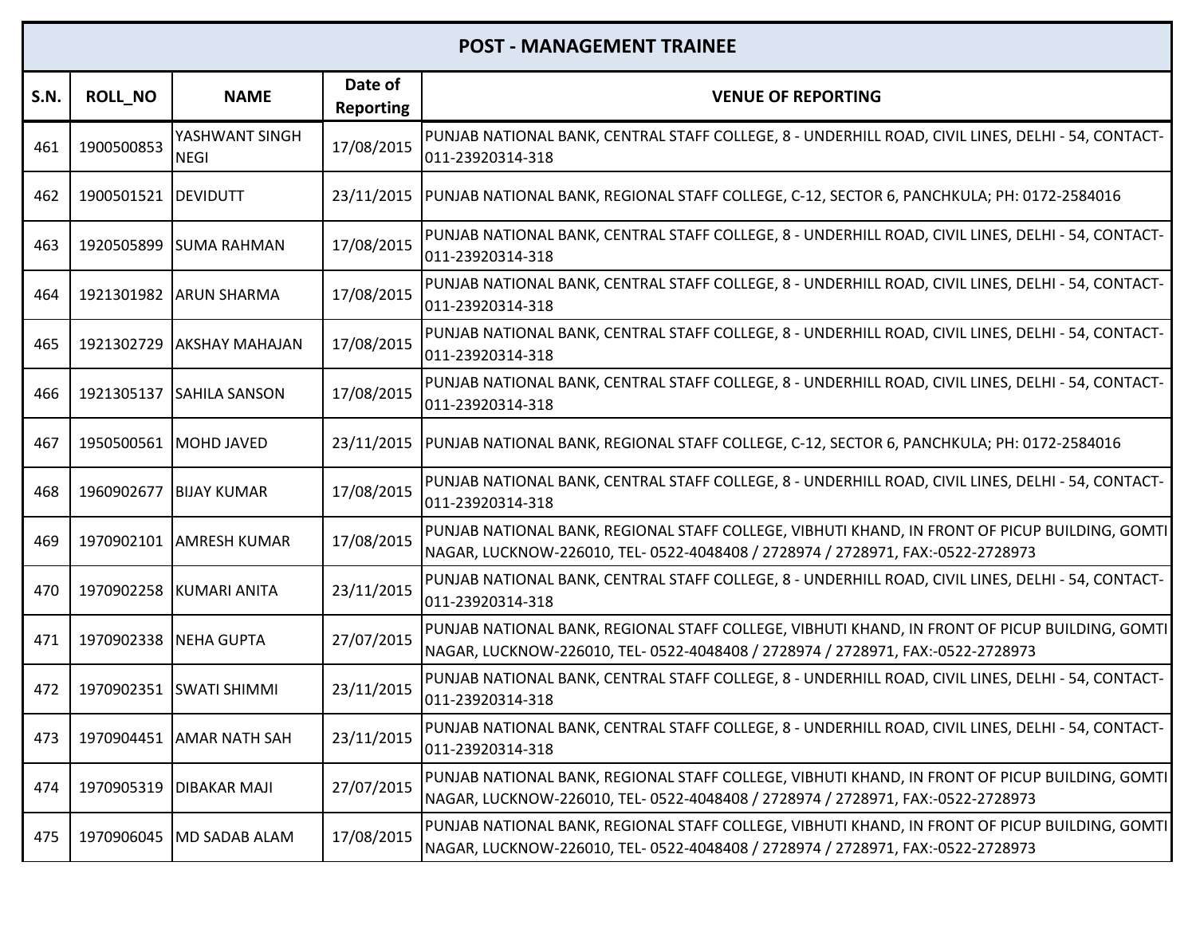| POST - MANAGEMENT TRAINEE | | | | |
|---|---|---|---|---|
| S.N. | ROLL_NO | NAME | Date of Reporting | VENUE OF REPORTING |
| 461 | 1900500853 | YASHWANT SINGH NEGI | 17/08/2015 | PUNJAB NATIONAL BANK, CENTRAL STAFF COLLEGE, 8 - UNDERHILL ROAD, CIVIL LINES, DELHI - 54, CONTACT-011-23920314-318 |
| 462 | 1900501521 | DEVIDUTT | 23/11/2015 | PUNJAB NATIONAL BANK, REGIONAL STAFF COLLEGE, C-12, SECTOR 6, PANCHKULA; PH: 0172-2584016 |
| 463 | 1920505899 | SUMA RAHMAN | 17/08/2015 | PUNJAB NATIONAL BANK, CENTRAL STAFF COLLEGE, 8 - UNDERHILL ROAD, CIVIL LINES, DELHI - 54, CONTACT-011-23920314-318 |
| 464 | 1921301982 | ARUN SHARMA | 17/08/2015 | PUNJAB NATIONAL BANK, CENTRAL STAFF COLLEGE, 8 - UNDERHILL ROAD, CIVIL LINES, DELHI - 54, CONTACT-011-23920314-318 |
| 465 | 1921302729 | AKSHAY MAHAJAN | 17/08/2015 | PUNJAB NATIONAL BANK, CENTRAL STAFF COLLEGE, 8 - UNDERHILL ROAD, CIVIL LINES, DELHI - 54, CONTACT-011-23920314-318 |
| 466 | 1921305137 | SAHILA SANSON | 17/08/2015 | PUNJAB NATIONAL BANK, CENTRAL STAFF COLLEGE, 8 - UNDERHILL ROAD, CIVIL LINES, DELHI - 54, CONTACT-011-23920314-318 |
| 467 | 1950500561 | MOHD JAVED | 23/11/2015 | PUNJAB NATIONAL BANK, REGIONAL STAFF COLLEGE, C-12, SECTOR 6, PANCHKULA; PH: 0172-2584016 |
| 468 | 1960902677 | BIJAY KUMAR | 17/08/2015 | PUNJAB NATIONAL BANK, CENTRAL STAFF COLLEGE, 8 - UNDERHILL ROAD, CIVIL LINES, DELHI - 54, CONTACT-011-23920314-318 |
| 469 | 1970902101 | AMRESH KUMAR | 17/08/2015 | PUNJAB NATIONAL BANK, REGIONAL STAFF COLLEGE, VIBHUTI KHAND, IN FRONT OF PICUP BUILDING, GOMTI NAGAR, LUCKNOW-226010, TEL- 0522-4048408 / 2728974 / 2728971, FAX:-0522-2728973 |
| 470 | 1970902258 | KUMARI ANITA | 23/11/2015 | PUNJAB NATIONAL BANK, CENTRAL STAFF COLLEGE, 8 - UNDERHILL ROAD, CIVIL LINES, DELHI - 54, CONTACT-011-23920314-318 |
| 471 | 1970902338 | NEHA GUPTA | 27/07/2015 | PUNJAB NATIONAL BANK, REGIONAL STAFF COLLEGE, VIBHUTI KHAND, IN FRONT OF PICUP BUILDING, GOMTI NAGAR, LUCKNOW-226010, TEL- 0522-4048408 / 2728974 / 2728971, FAX:-0522-2728973 |
| 472 | 1970902351 | SWATI SHIMMI | 23/11/2015 | PUNJAB NATIONAL BANK, CENTRAL STAFF COLLEGE, 8 - UNDERHILL ROAD, CIVIL LINES, DELHI - 54, CONTACT-011-23920314-318 |
| 473 | 1970904451 | AMAR NATH SAH | 23/11/2015 | PUNJAB NATIONAL BANK, CENTRAL STAFF COLLEGE, 8 - UNDERHILL ROAD, CIVIL LINES, DELHI - 54, CONTACT-011-23920314-318 |
| 474 | 1970905319 | DIBAKAR MAJI | 27/07/2015 | PUNJAB NATIONAL BANK, REGIONAL STAFF COLLEGE, VIBHUTI KHAND, IN FRONT OF PICUP BUILDING, GOMTI NAGAR, LUCKNOW-226010, TEL- 0522-4048408 / 2728974 / 2728971, FAX:-0522-2728973 |
| 475 | 1970906045 | MD SADAB ALAM | 17/08/2015 | PUNJAB NATIONAL BANK, REGIONAL STAFF COLLEGE, VIBHUTI KHAND, IN FRONT OF PICUP BUILDING, GOMTI NAGAR, LUCKNOW-226010, TEL- 0522-4048408 / 2728974 / 2728971, FAX:-0522-2728973 |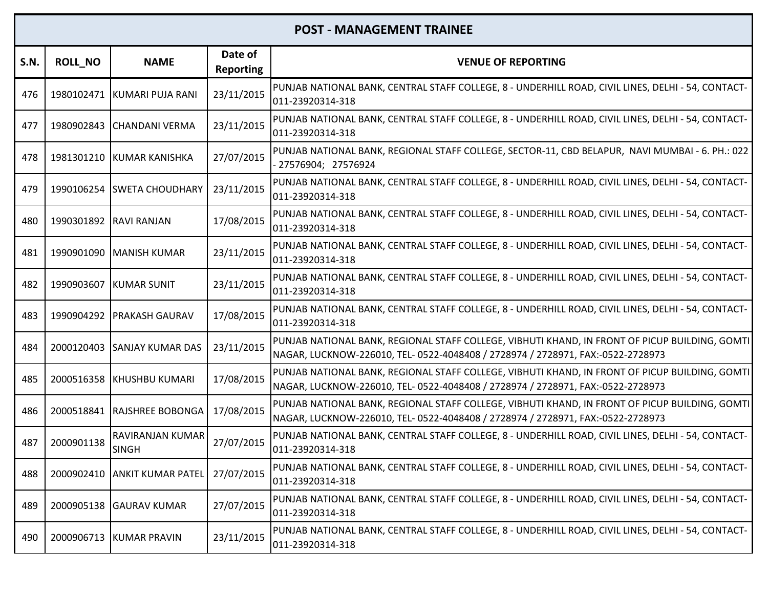| POST - MANAGEMENT TRAINEE | | | | |
|---|---|---|---|---|
| **S.N.** | **ROLL_NO** | **NAME** | **Date of Reporting** | **VENUE OF REPORTING** |
| 476 | 1980102471 | KUMARI PUJA RANI | 23/11/2015 | PUNJAB NATIONAL BANK, CENTRAL STAFF COLLEGE, 8 - UNDERHILL ROAD, CIVIL LINES, DELHI - 54, CONTACT-011-23920314-318 |
| 477 | 1980902843 | CHANDANI VERMA | 23/11/2015 | PUNJAB NATIONAL BANK, CENTRAL STAFF COLLEGE, 8 - UNDERHILL ROAD, CIVIL LINES, DELHI - 54, CONTACT-011-23920314-318 |
| 478 | 1981301210 | KUMAR KANISHKA | 27/07/2015 | PUNJAB NATIONAL BANK, REGIONAL STAFF COLLEGE, SECTOR-11, CBD BELAPUR, NAVI MUMBAI - 6. PH.: 022 - 27576904; 27576924 |
| 479 | 1990106254 | SWETA CHOUDHARY | 23/11/2015 | PUNJAB NATIONAL BANK, CENTRAL STAFF COLLEGE, 8 - UNDERHILL ROAD, CIVIL LINES, DELHI - 54, CONTACT-011-23920314-318 |
| 480 | 1990301892 | RAVI RANJAN | 17/08/2015 | PUNJAB NATIONAL BANK, CENTRAL STAFF COLLEGE, 8 - UNDERHILL ROAD, CIVIL LINES, DELHI - 54, CONTACT-011-23920314-318 |
| 481 | 1990901090 | MANISH KUMAR | 23/11/2015 | PUNJAB NATIONAL BANK, CENTRAL STAFF COLLEGE, 8 - UNDERHILL ROAD, CIVIL LINES, DELHI - 54, CONTACT-011-23920314-318 |
| 482 | 1990903607 | KUMAR SUNIT | 23/11/2015 | PUNJAB NATIONAL BANK, CENTRAL STAFF COLLEGE, 8 - UNDERHILL ROAD, CIVIL LINES, DELHI - 54, CONTACT-011-23920314-318 |
| 483 | 1990904292 | PRAKASH GAURAV | 17/08/2015 | PUNJAB NATIONAL BANK, CENTRAL STAFF COLLEGE, 8 - UNDERHILL ROAD, CIVIL LINES, DELHI - 54, CONTACT-011-23920314-318 |
| 484 | 2000120403 | SANJAY KUMAR DAS | 23/11/2015 | PUNJAB NATIONAL BANK, REGIONAL STAFF COLLEGE, VIBHUTI KHAND, IN FRONT OF PICUP BUILDING, GOMTI NAGAR, LUCKNOW-226010, TEL- 0522-4048408 / 2728974 / 2728971, FAX:-0522-2728973 |
| 485 | 2000516358 | KHUSHBU KUMARI | 17/08/2015 | PUNJAB NATIONAL BANK, REGIONAL STAFF COLLEGE, VIBHUTI KHAND, IN FRONT OF PICUP BUILDING, GOMTI NAGAR, LUCKNOW-226010, TEL- 0522-4048408 / 2728974 / 2728971, FAX:-0522-2728973 |
| 486 | 2000518841 | RAJSHREE BOBONGA | 17/08/2015 | PUNJAB NATIONAL BANK, REGIONAL STAFF COLLEGE, VIBHUTI KHAND, IN FRONT OF PICUP BUILDING, GOMTI NAGAR, LUCKNOW-226010, TEL- 0522-4048408 / 2728974 / 2728971, FAX:-0522-2728973 |
| 487 | 2000901138 | RAVIRANJAN KUMAR SINGH | 27/07/2015 | PUNJAB NATIONAL BANK, CENTRAL STAFF COLLEGE, 8 - UNDERHILL ROAD, CIVIL LINES, DELHI - 54, CONTACT-011-23920314-318 |
| 488 | 2000902410 | ANKIT KUMAR PATEL | 27/07/2015 | PUNJAB NATIONAL BANK, CENTRAL STAFF COLLEGE, 8 - UNDERHILL ROAD, CIVIL LINES, DELHI - 54, CONTACT-011-23920314-318 |
| 489 | 2000905138 | GAURAV KUMAR | 27/07/2015 | PUNJAB NATIONAL BANK, CENTRAL STAFF COLLEGE, 8 - UNDERHILL ROAD, CIVIL LINES, DELHI - 54, CONTACT-011-23920314-318 |
| 490 | 2000906713 | KUMAR PRAVIN | 23/11/2015 | PUNJAB NATIONAL BANK, CENTRAL STAFF COLLEGE, 8 - UNDERHILL ROAD, CIVIL LINES, DELHI - 54, CONTACT-011-23920314-318 |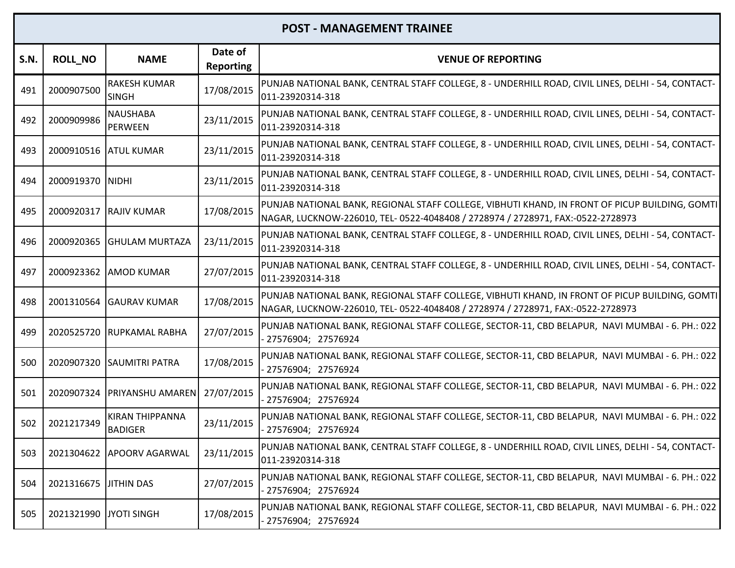| POST - MANAGEMENT TRAINEE | | | | |
|---|---|---|---|---|
| **S.N.** | **ROLL_NO** | **NAME** | **Date of Reporting** | **VENUE OF REPORTING** |
| 491 | 2000907500 | RAKESH KUMAR SINGH | 17/08/2015 | PUNJAB NATIONAL BANK, CENTRAL STAFF COLLEGE, 8 - UNDERHILL ROAD, CIVIL LINES, DELHI - 54, CONTACT-011-23920314-318 |
| 492 | 2000909986 | NAUSHABA PERWEEN | 23/11/2015 | PUNJAB NATIONAL BANK, CENTRAL STAFF COLLEGE, 8 - UNDERHILL ROAD, CIVIL LINES, DELHI - 54, CONTACT-011-23920314-318 |
| 493 | 2000910516 | ATUL KUMAR | 23/11/2015 | PUNJAB NATIONAL BANK, CENTRAL STAFF COLLEGE, 8 - UNDERHILL ROAD, CIVIL LINES, DELHI - 54, CONTACT-011-23920314-318 |
| 494 | 2000919370 | NIDHI | 23/11/2015 | PUNJAB NATIONAL BANK, CENTRAL STAFF COLLEGE, 8 - UNDERHILL ROAD, CIVIL LINES, DELHI - 54, CONTACT-011-23920314-318 |
| 495 | 2000920317 | RAJIV KUMAR | 17/08/2015 | PUNJAB NATIONAL BANK, REGIONAL STAFF COLLEGE, VIBHUTI KHAND, IN FRONT OF PICUP BUILDING, GOMTI NAGAR, LUCKNOW-226010, TEL- 0522-4048408 / 2728974 / 2728971, FAX:-0522-2728973 |
| 496 | 2000920365 | GHULAM MURTAZA | 23/11/2015 | PUNJAB NATIONAL BANK, CENTRAL STAFF COLLEGE, 8 - UNDERHILL ROAD, CIVIL LINES, DELHI - 54, CONTACT-011-23920314-318 |
| 497 | 2000923362 | AMOD KUMAR | 27/07/2015 | PUNJAB NATIONAL BANK, CENTRAL STAFF COLLEGE, 8 - UNDERHILL ROAD, CIVIL LINES, DELHI - 54, CONTACT-011-23920314-318 |
| 498 | 2001310564 | GAURAV KUMAR | 17/08/2015 | PUNJAB NATIONAL BANK, REGIONAL STAFF COLLEGE, VIBHUTI KHAND, IN FRONT OF PICUP BUILDING, GOMTI NAGAR, LUCKNOW-226010, TEL- 0522-4048408 / 2728974 / 2728971, FAX:-0522-2728973 |
| 499 | 2020525720 | RUPKAMAL RABHA | 27/07/2015 | PUNJAB NATIONAL BANK, REGIONAL STAFF COLLEGE, SECTOR-11, CBD BELAPUR, NAVI MUMBAI - 6. PH.: 022 - 27576904; 27576924 |
| 500 | 2020907320 | SAUMITRI PATRA | 17/08/2015 | PUNJAB NATIONAL BANK, REGIONAL STAFF COLLEGE, SECTOR-11, CBD BELAPUR, NAVI MUMBAI - 6. PH.: 022 - 27576904; 27576924 |
| 501 | 2020907324 | PRIYANSHU AMAREN | 27/07/2015 | PUNJAB NATIONAL BANK, REGIONAL STAFF COLLEGE, SECTOR-11, CBD BELAPUR, NAVI MUMBAI - 6. PH.: 022 - 27576904; 27576924 |
| 502 | 2021217349 | KIRAN THIPPANNA BADIGER | 23/11/2015 | PUNJAB NATIONAL BANK, REGIONAL STAFF COLLEGE, SECTOR-11, CBD BELAPUR, NAVI MUMBAI - 6. PH.: 022 - 27576904; 27576924 |
| 503 | 2021304622 | APOORV AGARWAL | 23/11/2015 | PUNJAB NATIONAL BANK, CENTRAL STAFF COLLEGE, 8 - UNDERHILL ROAD, CIVIL LINES, DELHI - 54, CONTACT-011-23920314-318 |
| 504 | 2021316675 | JITHIN DAS | 27/07/2015 | PUNJAB NATIONAL BANK, REGIONAL STAFF COLLEGE, SECTOR-11, CBD BELAPUR, NAVI MUMBAI - 6. PH.: 022 - 27576904; 27576924 |
| 505 | 2021321990 | JYOTI SINGH | 17/08/2015 | PUNJAB NATIONAL BANK, REGIONAL STAFF COLLEGE, SECTOR-11, CBD BELAPUR, NAVI MUMBAI - 6. PH.: 022 - 27576904; 27576924 |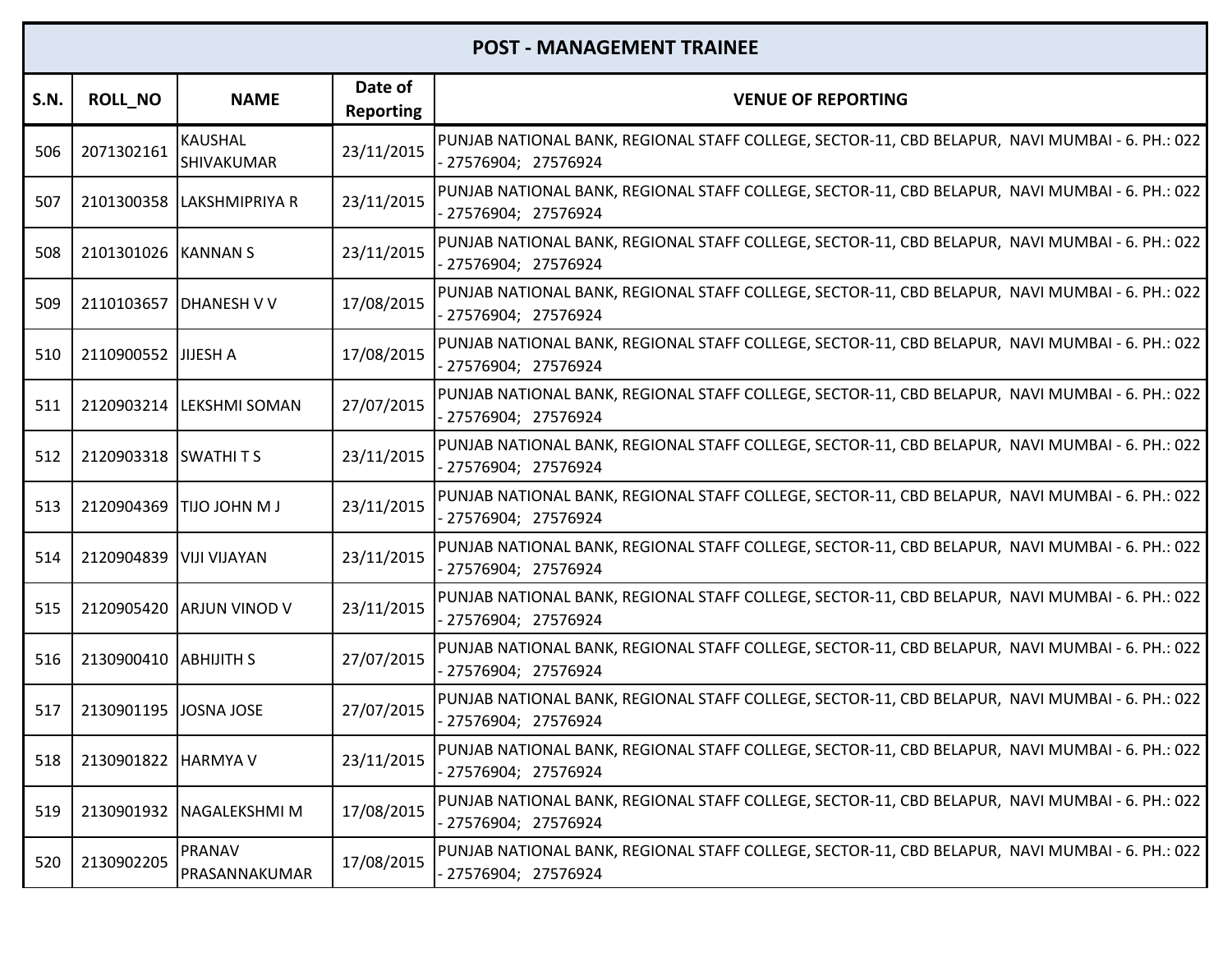| POST - MANAGEMENT TRAINEE | | | | |
|---|---|---|---|---|
| S.N. | ROLL_NO | NAME | Date of Reporting | VENUE OF REPORTING |
| 506 | 2071302161 | KAUSHAL SHIVAKUMAR | 23/11/2015 | PUNJAB NATIONAL BANK, REGIONAL STAFF COLLEGE, SECTOR-11, CBD BELAPUR, NAVI MUMBAI - 6. PH.: 022 - 27576904; 27576924 |
| 507 | 2101300358 | LAKSHMIPRIYA R | 23/11/2015 | PUNJAB NATIONAL BANK, REGIONAL STAFF COLLEGE, SECTOR-11, CBD BELAPUR, NAVI MUMBAI - 6. PH.: 022 - 27576904; 27576924 |
| 508 | 2101301026 | KANNAN S | 23/11/2015 | PUNJAB NATIONAL BANK, REGIONAL STAFF COLLEGE, SECTOR-11, CBD BELAPUR, NAVI MUMBAI - 6. PH.: 022 - 27576904; 27576924 |
| 509 | 2110103657 | DHANESH V V | 17/08/2015 | PUNJAB NATIONAL BANK, REGIONAL STAFF COLLEGE, SECTOR-11, CBD BELAPUR, NAVI MUMBAI - 6. PH.: 022 - 27576904; 27576924 |
| 510 | 2110900552 | JIJESH A | 17/08/2015 | PUNJAB NATIONAL BANK, REGIONAL STAFF COLLEGE, SECTOR-11, CBD BELAPUR, NAVI MUMBAI - 6. PH.: 022 - 27576904; 27576924 |
| 511 | 2120903214 | LEKSHMI SOMAN | 27/07/2015 | PUNJAB NATIONAL BANK, REGIONAL STAFF COLLEGE, SECTOR-11, CBD BELAPUR, NAVI MUMBAI - 6. PH.: 022 - 27576904; 27576924 |
| 512 | 2120903318 | SWATHI T S | 23/11/2015 | PUNJAB NATIONAL BANK, REGIONAL STAFF COLLEGE, SECTOR-11, CBD BELAPUR, NAVI MUMBAI - 6. PH.: 022 - 27576904; 27576924 |
| 513 | 2120904369 | TIJO JOHN M J | 23/11/2015 | PUNJAB NATIONAL BANK, REGIONAL STAFF COLLEGE, SECTOR-11, CBD BELAPUR, NAVI MUMBAI - 6. PH.: 022 - 27576904; 27576924 |
| 514 | 2120904839 | VIJI VIJAYAN | 23/11/2015 | PUNJAB NATIONAL BANK, REGIONAL STAFF COLLEGE, SECTOR-11, CBD BELAPUR, NAVI MUMBAI - 6. PH.: 022 - 27576904; 27576924 |
| 515 | 2120905420 | ARJUN VINOD V | 23/11/2015 | PUNJAB NATIONAL BANK, REGIONAL STAFF COLLEGE, SECTOR-11, CBD BELAPUR, NAVI MUMBAI - 6. PH.: 022 - 27576904; 27576924 |
| 516 | 2130900410 | ABHIJITH S | 27/07/2015 | PUNJAB NATIONAL BANK, REGIONAL STAFF COLLEGE, SECTOR-11, CBD BELAPUR, NAVI MUMBAI - 6. PH.: 022 - 27576904; 27576924 |
| 517 | 2130901195 | JOSNA JOSE | 27/07/2015 | PUNJAB NATIONAL BANK, REGIONAL STAFF COLLEGE, SECTOR-11, CBD BELAPUR, NAVI MUMBAI - 6. PH.: 022 - 27576904; 27576924 |
| 518 | 2130901822 | HARMYA V | 23/11/2015 | PUNJAB NATIONAL BANK, REGIONAL STAFF COLLEGE, SECTOR-11, CBD BELAPUR, NAVI MUMBAI - 6. PH.: 022 - 27576904; 27576924 |
| 519 | 2130901932 | NAGALEKSHMI M | 17/08/2015 | PUNJAB NATIONAL BANK, REGIONAL STAFF COLLEGE, SECTOR-11, CBD BELAPUR, NAVI MUMBAI - 6. PH.: 022 - 27576904; 27576924 |
| 520 | 2130902205 | PRANAV PRASANNAKUMAR | 17/08/2015 | PUNJAB NATIONAL BANK, REGIONAL STAFF COLLEGE, SECTOR-11, CBD BELAPUR, NAVI MUMBAI - 6. PH.: 022 - 27576904; 27576924 |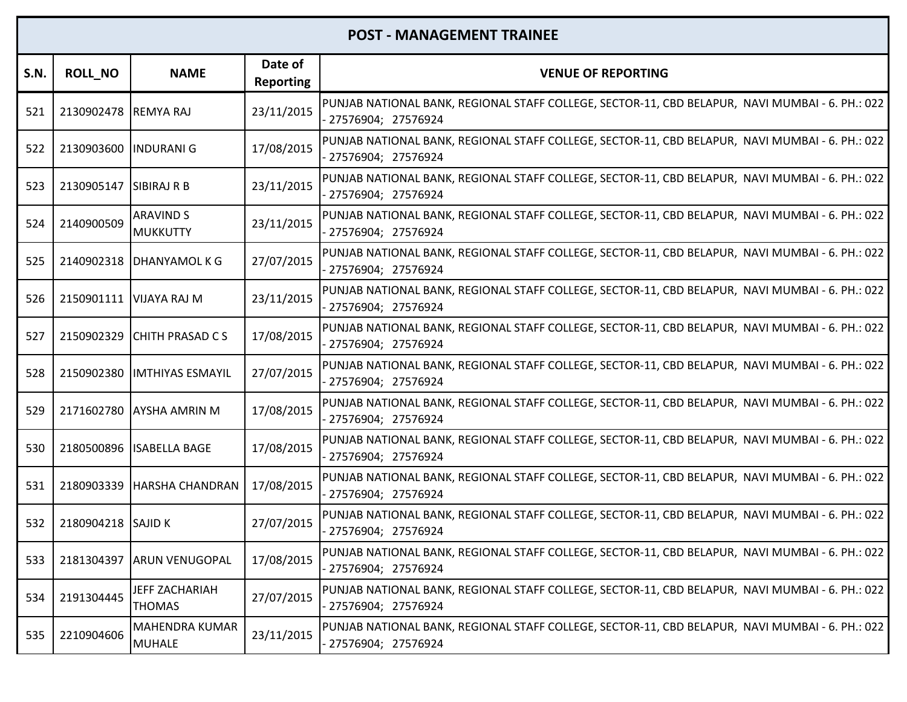| POST - MANAGEMENT TRAINEE | | | | |
|---|---|---|---|---|
| S.N. | ROLL_NO | NAME | Date of Reporting | VENUE OF REPORTING |
| 521 | 2130902478 | REMYA RAJ | 23/11/2015 | PUNJAB NATIONAL BANK, REGIONAL STAFF COLLEGE, SECTOR-11, CBD BELAPUR, NAVI MUMBAI - 6. PH.: 022 - 27576904; 27576924 |
| 522 | 2130903600 | INDURANI G | 17/08/2015 | PUNJAB NATIONAL BANK, REGIONAL STAFF COLLEGE, SECTOR-11, CBD BELAPUR, NAVI MUMBAI - 6. PH.: 022 - 27576904; 27576924 |
| 523 | 2130905147 | SIBIRAJ R B | 23/11/2015 | PUNJAB NATIONAL BANK, REGIONAL STAFF COLLEGE, SECTOR-11, CBD BELAPUR, NAVI MUMBAI - 6. PH.: 022 - 27576904; 27576924 |
| 524 | 2140900509 | ARAVIND S MUKKUTTY | 23/11/2015 | PUNJAB NATIONAL BANK, REGIONAL STAFF COLLEGE, SECTOR-11, CBD BELAPUR, NAVI MUMBAI - 6. PH.: 022 - 27576904; 27576924 |
| 525 | 2140902318 | DHANYAMOL K G | 27/07/2015 | PUNJAB NATIONAL BANK, REGIONAL STAFF COLLEGE, SECTOR-11, CBD BELAPUR, NAVI MUMBAI - 6. PH.: 022 - 27576904; 27576924 |
| 526 | 2150901111 | VIJAYA RAJ M | 23/11/2015 | PUNJAB NATIONAL BANK, REGIONAL STAFF COLLEGE, SECTOR-11, CBD BELAPUR, NAVI MUMBAI - 6. PH.: 022 - 27576904; 27576924 |
| 527 | 2150902329 | CHITH PRASAD C S | 17/08/2015 | PUNJAB NATIONAL BANK, REGIONAL STAFF COLLEGE, SECTOR-11, CBD BELAPUR, NAVI MUMBAI - 6. PH.: 022 - 27576904; 27576924 |
| 528 | 2150902380 | IMTHIYAS ESMAYIL | 27/07/2015 | PUNJAB NATIONAL BANK, REGIONAL STAFF COLLEGE, SECTOR-11, CBD BELAPUR, NAVI MUMBAI - 6. PH.: 022 - 27576904; 27576924 |
| 529 | 2171602780 | AYSHA AMRIN M | 17/08/2015 | PUNJAB NATIONAL BANK, REGIONAL STAFF COLLEGE, SECTOR-11, CBD BELAPUR, NAVI MUMBAI - 6. PH.: 022 - 27576904; 27576924 |
| 530 | 2180500896 | ISABELLA BAGE | 17/08/2015 | PUNJAB NATIONAL BANK, REGIONAL STAFF COLLEGE, SECTOR-11, CBD BELAPUR, NAVI MUMBAI - 6. PH.: 022 - 27576904; 27576924 |
| 531 | 2180903339 | HARSHA CHANDRAN | 17/08/2015 | PUNJAB NATIONAL BANK, REGIONAL STAFF COLLEGE, SECTOR-11, CBD BELAPUR, NAVI MUMBAI - 6. PH.: 022 - 27576904; 27576924 |
| 532 | 2180904218 | SAJID K | 27/07/2015 | PUNJAB NATIONAL BANK, REGIONAL STAFF COLLEGE, SECTOR-11, CBD BELAPUR, NAVI MUMBAI - 6. PH.: 022 - 27576904; 27576924 |
| 533 | 2181304397 | ARUN VENUGOPAL | 17/08/2015 | PUNJAB NATIONAL BANK, REGIONAL STAFF COLLEGE, SECTOR-11, CBD BELAPUR, NAVI MUMBAI - 6. PH.: 022 - 27576904; 27576924 |
| 534 | 2191304445 | JEFF ZACHARIAH THOMAS | 27/07/2015 | PUNJAB NATIONAL BANK, REGIONAL STAFF COLLEGE, SECTOR-11, CBD BELAPUR, NAVI MUMBAI - 6. PH.: 022 - 27576904; 27576924 |
| 535 | 2210904606 | MAHENDRA KUMAR MUHALE | 23/11/2015 | PUNJAB NATIONAL BANK, REGIONAL STAFF COLLEGE, SECTOR-11, CBD BELAPUR, NAVI MUMBAI - 6. PH.: 022 - 27576904; 27576924 |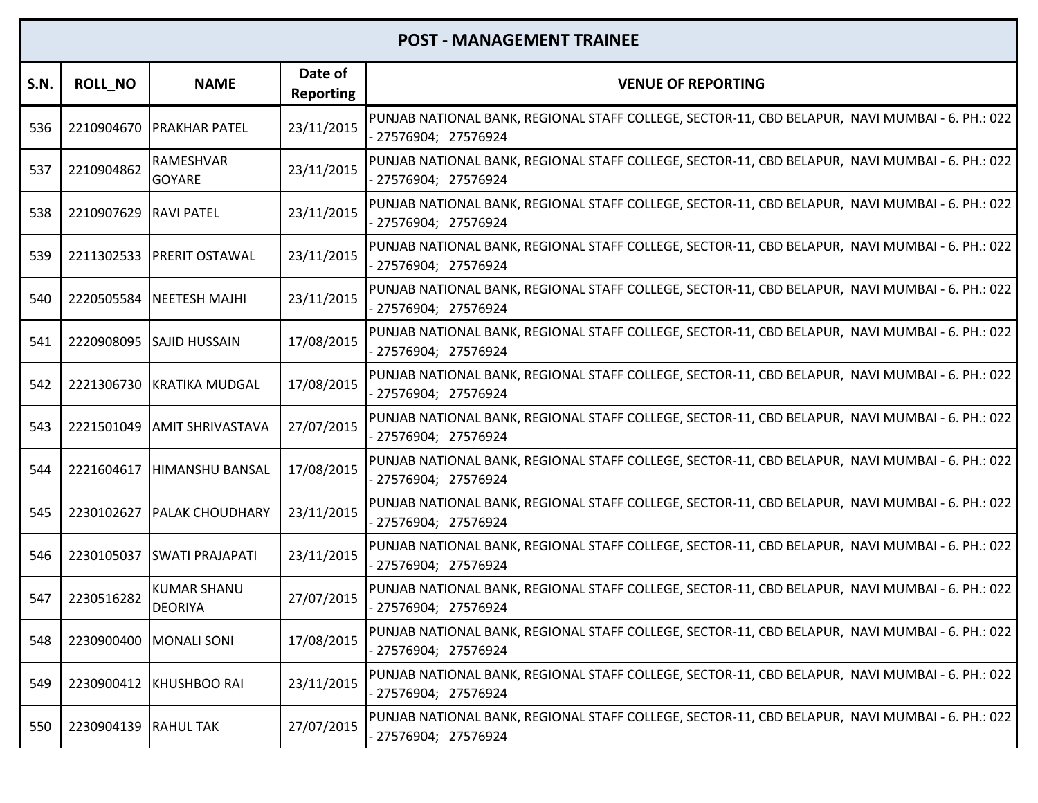| POST - MANAGEMENT TRAINEE | | | | |
|---|---|---|---|---|
| S.N. | ROLL_NO | NAME | Date of Reporting | VENUE OF REPORTING |
| 536 | 2210904670 | PRAKHAR PATEL | 23/11/2015 | PUNJAB NATIONAL BANK, REGIONAL STAFF COLLEGE, SECTOR-11, CBD BELAPUR, NAVI MUMBAI - 6. PH.: 022 - 27576904; 27576924 |
| 537 | 2210904862 | RAMESHVAR GOYARE | 23/11/2015 | PUNJAB NATIONAL BANK, REGIONAL STAFF COLLEGE, SECTOR-11, CBD BELAPUR, NAVI MUMBAI - 6. PH.: 022 - 27576904; 27576924 |
| 538 | 2210907629 | RAVI PATEL | 23/11/2015 | PUNJAB NATIONAL BANK, REGIONAL STAFF COLLEGE, SECTOR-11, CBD BELAPUR, NAVI MUMBAI - 6. PH.: 022 - 27576904; 27576924 |
| 539 | 2211302533 | PRERIT OSTAWAL | 23/11/2015 | PUNJAB NATIONAL BANK, REGIONAL STAFF COLLEGE, SECTOR-11, CBD BELAPUR, NAVI MUMBAI - 6. PH.: 022 - 27576904; 27576924 |
| 540 | 2220505584 | NEETESH MAJHI | 23/11/2015 | PUNJAB NATIONAL BANK, REGIONAL STAFF COLLEGE, SECTOR-11, CBD BELAPUR, NAVI MUMBAI - 6. PH.: 022 - 27576904; 27576924 |
| 541 | 2220908095 | SAJID HUSSAIN | 17/08/2015 | PUNJAB NATIONAL BANK, REGIONAL STAFF COLLEGE, SECTOR-11, CBD BELAPUR, NAVI MUMBAI - 6. PH.: 022 - 27576904; 27576924 |
| 542 | 2221306730 | KRATIKA MUDGAL | 17/08/2015 | PUNJAB NATIONAL BANK, REGIONAL STAFF COLLEGE, SECTOR-11, CBD BELAPUR, NAVI MUMBAI - 6. PH.: 022 - 27576904; 27576924 |
| 543 | 2221501049 | AMIT SHRIVASTAVA | 27/07/2015 | PUNJAB NATIONAL BANK, REGIONAL STAFF COLLEGE, SECTOR-11, CBD BELAPUR, NAVI MUMBAI - 6. PH.: 022 - 27576904; 27576924 |
| 544 | 2221604617 | HIMANSHU BANSAL | 17/08/2015 | PUNJAB NATIONAL BANK, REGIONAL STAFF COLLEGE, SECTOR-11, CBD BELAPUR, NAVI MUMBAI - 6. PH.: 022 - 27576904; 27576924 |
| 545 | 2230102627 | PALAK CHOUDHARY | 23/11/2015 | PUNJAB NATIONAL BANK, REGIONAL STAFF COLLEGE, SECTOR-11, CBD BELAPUR, NAVI MUMBAI - 6. PH.: 022 - 27576904; 27576924 |
| 546 | 2230105037 | SWATI PRAJAPATI | 23/11/2015 | PUNJAB NATIONAL BANK, REGIONAL STAFF COLLEGE, SECTOR-11, CBD BELAPUR, NAVI MUMBAI - 6. PH.: 022 - 27576904; 27576924 |
| 547 | 2230516282 | KUMAR SHANU DEORIYA | 27/07/2015 | PUNJAB NATIONAL BANK, REGIONAL STAFF COLLEGE, SECTOR-11, CBD BELAPUR, NAVI MUMBAI - 6. PH.: 022 - 27576904; 27576924 |
| 548 | 2230900400 | MONALI SONI | 17/08/2015 | PUNJAB NATIONAL BANK, REGIONAL STAFF COLLEGE, SECTOR-11, CBD BELAPUR, NAVI MUMBAI - 6. PH.: 022 - 27576904; 27576924 |
| 549 | 2230900412 | KHUSHBOO RAI | 23/11/2015 | PUNJAB NATIONAL BANK, REGIONAL STAFF COLLEGE, SECTOR-11, CBD BELAPUR, NAVI MUMBAI - 6. PH.: 022 - 27576904; 27576924 |
| 550 | 2230904139 | RAHUL TAK | 27/07/2015 | PUNJAB NATIONAL BANK, REGIONAL STAFF COLLEGE, SECTOR-11, CBD BELAPUR, NAVI MUMBAI - 6. PH.: 022 - 27576904; 27576924 |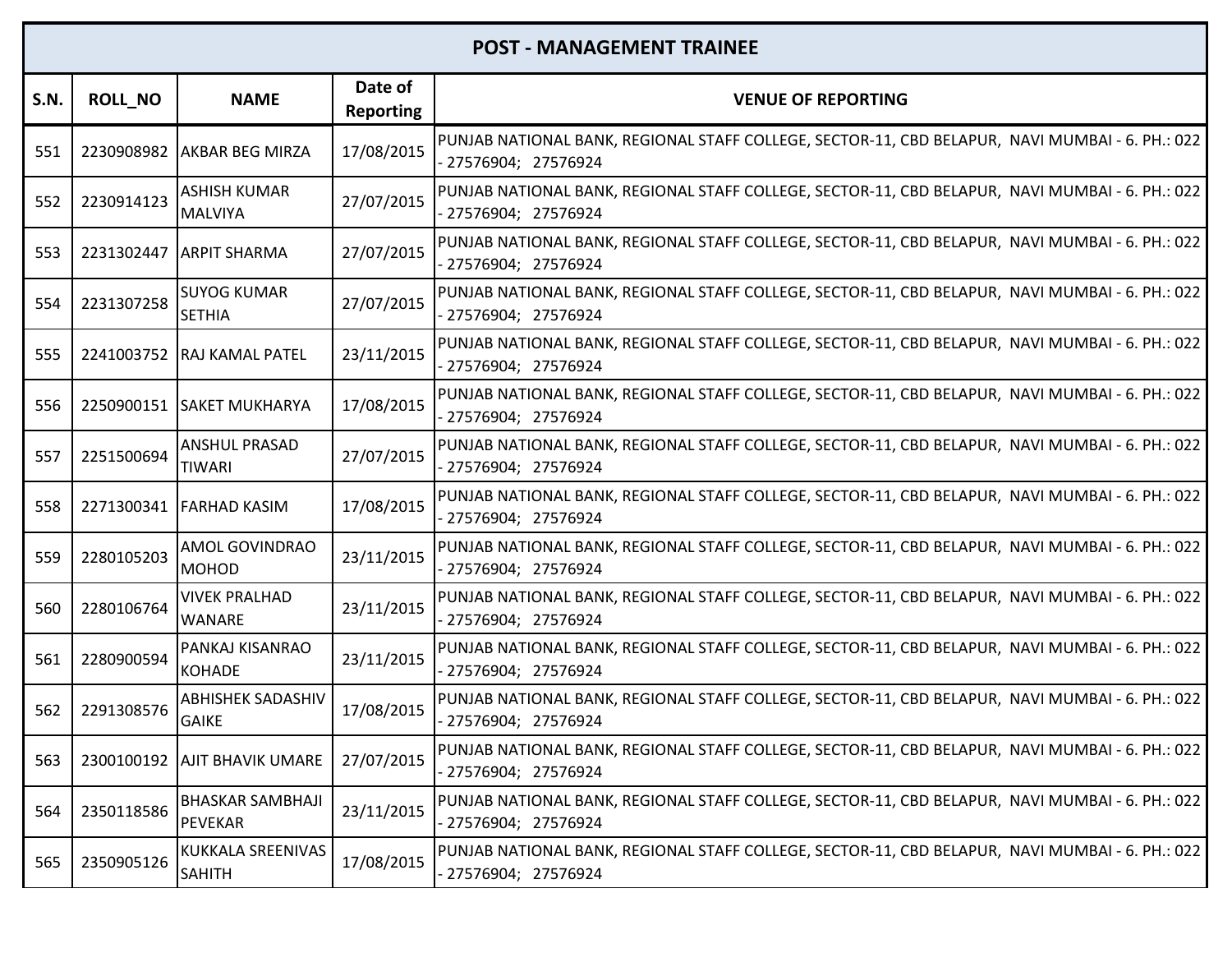| POST - MANAGEMENT TRAINEE | | | | |
|---|---|---|---|---|
| S.N. | ROLL_NO | NAME | Date of Reporting | VENUE OF REPORTING |
| 551 | 2230908982 | AKBAR BEG MIRZA | 17/08/2015 | PUNJAB NATIONAL BANK, REGIONAL STAFF COLLEGE, SECTOR-11, CBD BELAPUR, NAVI MUMBAI - 6. PH.: 022 - 27576904; 27576924 |
| 552 | 2230914123 | ASHISH KUMAR MALVIYA | 27/07/2015 | PUNJAB NATIONAL BANK, REGIONAL STAFF COLLEGE, SECTOR-11, CBD BELAPUR, NAVI MUMBAI - 6. PH.: 022 - 27576904; 27576924 |
| 553 | 2231302447 | ARPIT SHARMA | 27/07/2015 | PUNJAB NATIONAL BANK, REGIONAL STAFF COLLEGE, SECTOR-11, CBD BELAPUR, NAVI MUMBAI - 6. PH.: 022 - 27576904; 27576924 |
| 554 | 2231307258 | SUYOG KUMAR SETHIA | 27/07/2015 | PUNJAB NATIONAL BANK, REGIONAL STAFF COLLEGE, SECTOR-11, CBD BELAPUR, NAVI MUMBAI - 6. PH.: 022 - 27576904; 27576924 |
| 555 | 2241003752 | RAJ KAMAL PATEL | 23/11/2015 | PUNJAB NATIONAL BANK, REGIONAL STAFF COLLEGE, SECTOR-11, CBD BELAPUR, NAVI MUMBAI - 6. PH.: 022 - 27576904; 27576924 |
| 556 | 2250900151 | SAKET MUKHARYA | 17/08/2015 | PUNJAB NATIONAL BANK, REGIONAL STAFF COLLEGE, SECTOR-11, CBD BELAPUR, NAVI MUMBAI - 6. PH.: 022 - 27576904; 27576924 |
| 557 | 2251500694 | ANSHUL PRASAD TIWARI | 27/07/2015 | PUNJAB NATIONAL BANK, REGIONAL STAFF COLLEGE, SECTOR-11, CBD BELAPUR, NAVI MUMBAI - 6. PH.: 022 - 27576904; 27576924 |
| 558 | 2271300341 | FARHAD KASIM | 17/08/2015 | PUNJAB NATIONAL BANK, REGIONAL STAFF COLLEGE, SECTOR-11, CBD BELAPUR, NAVI MUMBAI - 6. PH.: 022 - 27576904; 27576924 |
| 559 | 2280105203 | AMOL GOVINDRAO MOHOD | 23/11/2015 | PUNJAB NATIONAL BANK, REGIONAL STAFF COLLEGE, SECTOR-11, CBD BELAPUR, NAVI MUMBAI - 6. PH.: 022 - 27576904; 27576924 |
| 560 | 2280106764 | VIVEK PRALHAD WANARE | 23/11/2015 | PUNJAB NATIONAL BANK, REGIONAL STAFF COLLEGE, SECTOR-11, CBD BELAPUR, NAVI MUMBAI - 6. PH.: 022 - 27576904; 27576924 |
| 561 | 2280900594 | PANKAJ KISANRAO KOHADE | 23/11/2015 | PUNJAB NATIONAL BANK, REGIONAL STAFF COLLEGE, SECTOR-11, CBD BELAPUR, NAVI MUMBAI - 6. PH.: 022 - 27576904; 27576924 |
| 562 | 2291308576 | ABHISHEK SADASHIV GAIKE | 17/08/2015 | PUNJAB NATIONAL BANK, REGIONAL STAFF COLLEGE, SECTOR-11, CBD BELAPUR, NAVI MUMBAI - 6. PH.: 022 - 27576904; 27576924 |
| 563 | 2300100192 | AJIT BHAVIK UMARE | 27/07/2015 | PUNJAB NATIONAL BANK, REGIONAL STAFF COLLEGE, SECTOR-11, CBD BELAPUR, NAVI MUMBAI - 6. PH.: 022 - 27576904; 27576924 |
| 564 | 2350118586 | BHASKAR SAMBHAJI PEVEKAR | 23/11/2015 | PUNJAB NATIONAL BANK, REGIONAL STAFF COLLEGE, SECTOR-11, CBD BELAPUR, NAVI MUMBAI - 6. PH.: 022 - 27576904; 27576924 |
| 565 | 2350905126 | KUKKALA SREENIVAS SAHITH | 17/08/2015 | PUNJAB NATIONAL BANK, REGIONAL STAFF COLLEGE, SECTOR-11, CBD BELAPUR, NAVI MUMBAI - 6. PH.: 022 - 27576904; 27576924 |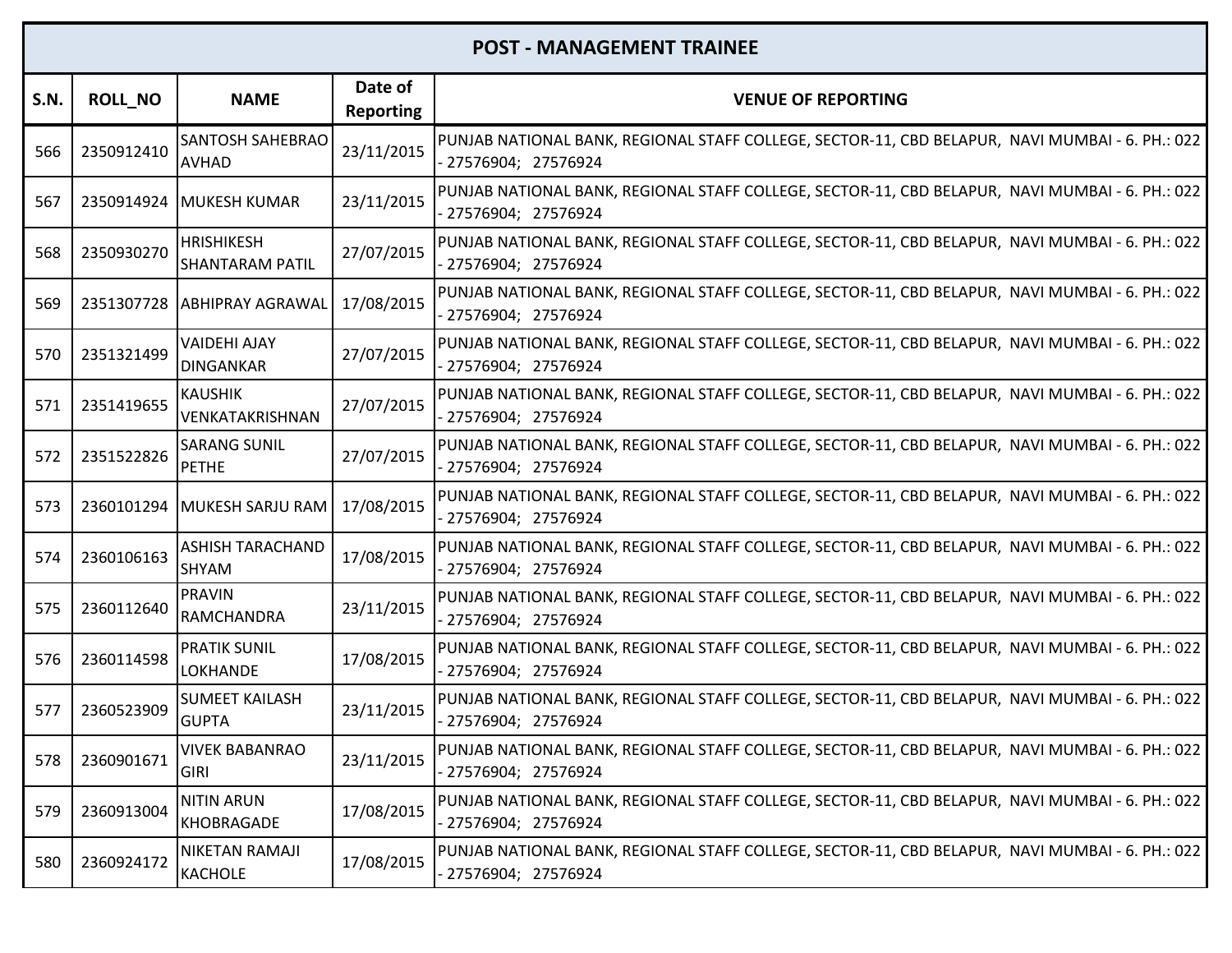| POST - MANAGEMENT TRAINEE | | | | |
|---|---|---|---|---|
| **S.N.** | **ROLL_NO** | **NAME** | **Date of Reporting** | **VENUE OF REPORTING** |
| 566 | 2350912410 | SANTOSH SAHEBRAO AVHAD | 23/11/2015 | PUNJAB NATIONAL BANK, REGIONAL STAFF COLLEGE, SECTOR-11, CBD BELAPUR, NAVI MUMBAI - 6. PH.: 022 - 27576904; 27576924 |
| 567 | 2350914924 | MUKESH KUMAR | 23/11/2015 | PUNJAB NATIONAL BANK, REGIONAL STAFF COLLEGE, SECTOR-11, CBD BELAPUR, NAVI MUMBAI - 6. PH.: 022 - 27576904; 27576924 |
| 568 | 2350930270 | HRISHIKESH SHANTARAM PATIL | 27/07/2015 | PUNJAB NATIONAL BANK, REGIONAL STAFF COLLEGE, SECTOR-11, CBD BELAPUR, NAVI MUMBAI - 6. PH.: 022 - 27576904; 27576924 |
| 569 | 2351307728 | ABHIPRAY AGRAWAL | 17/08/2015 | PUNJAB NATIONAL BANK, REGIONAL STAFF COLLEGE, SECTOR-11, CBD BELAPUR, NAVI MUMBAI - 6. PH.: 022 - 27576904; 27576924 |
| 570 | 2351321499 | VAIDEHI AJAY DINGANKAR | 27/07/2015 | PUNJAB NATIONAL BANK, REGIONAL STAFF COLLEGE, SECTOR-11, CBD BELAPUR, NAVI MUMBAI - 6. PH.: 022 - 27576904; 27576924 |
| 571 | 2351419655 | KAUSHIK VENKATAKRISHNAN | 27/07/2015 | PUNJAB NATIONAL BANK, REGIONAL STAFF COLLEGE, SECTOR-11, CBD BELAPUR, NAVI MUMBAI - 6. PH.: 022 - 27576904; 27576924 |
| 572 | 2351522826 | SARANG SUNIL PETHE | 27/07/2015 | PUNJAB NATIONAL BANK, REGIONAL STAFF COLLEGE, SECTOR-11, CBD BELAPUR, NAVI MUMBAI - 6. PH.: 022 - 27576904; 27576924 |
| 573 | 2360101294 | MUKESH SARJU RAM | 17/08/2015 | PUNJAB NATIONAL BANK, REGIONAL STAFF COLLEGE, SECTOR-11, CBD BELAPUR, NAVI MUMBAI - 6. PH.: 022 - 27576904; 27576924 |
| 574 | 2360106163 | ASHISH TARACHAND SHYAM | 17/08/2015 | PUNJAB NATIONAL BANK, REGIONAL STAFF COLLEGE, SECTOR-11, CBD BELAPUR, NAVI MUMBAI - 6. PH.: 022 - 27576904; 27576924 |
| 575 | 2360112640 | PRAVIN RAMCHANDRA | 23/11/2015 | PUNJAB NATIONAL BANK, REGIONAL STAFF COLLEGE, SECTOR-11, CBD BELAPUR, NAVI MUMBAI - 6. PH.: 022 - 27576904; 27576924 |
| 576 | 2360114598 | PRATIK SUNIL LOKHANDE | 17/08/2015 | PUNJAB NATIONAL BANK, REGIONAL STAFF COLLEGE, SECTOR-11, CBD BELAPUR, NAVI MUMBAI - 6. PH.: 022 - 27576904; 27576924 |
| 577 | 2360523909 | SUMEET KAILASH GUPTA | 23/11/2015 | PUNJAB NATIONAL BANK, REGIONAL STAFF COLLEGE, SECTOR-11, CBD BELAPUR, NAVI MUMBAI - 6. PH.: 022 - 27576904; 27576924 |
| 578 | 2360901671 | VIVEK BABANRAO GIRI | 23/11/2015 | PUNJAB NATIONAL BANK, REGIONAL STAFF COLLEGE, SECTOR-11, CBD BELAPUR, NAVI MUMBAI - 6. PH.: 022 - 27576904; 27576924 |
| 579 | 2360913004 | NITIN ARUN KHOBRAGADE | 17/08/2015 | PUNJAB NATIONAL BANK, REGIONAL STAFF COLLEGE, SECTOR-11, CBD BELAPUR, NAVI MUMBAI - 6. PH.: 022 - 27576904; 27576924 |
| 580 | 2360924172 | NIKETAN RAMAJI KACHOLE | 17/08/2015 | PUNJAB NATIONAL BANK, REGIONAL STAFF COLLEGE, SECTOR-11, CBD BELAPUR, NAVI MUMBAI - 6. PH.: 022 - 27576904; 27576924 |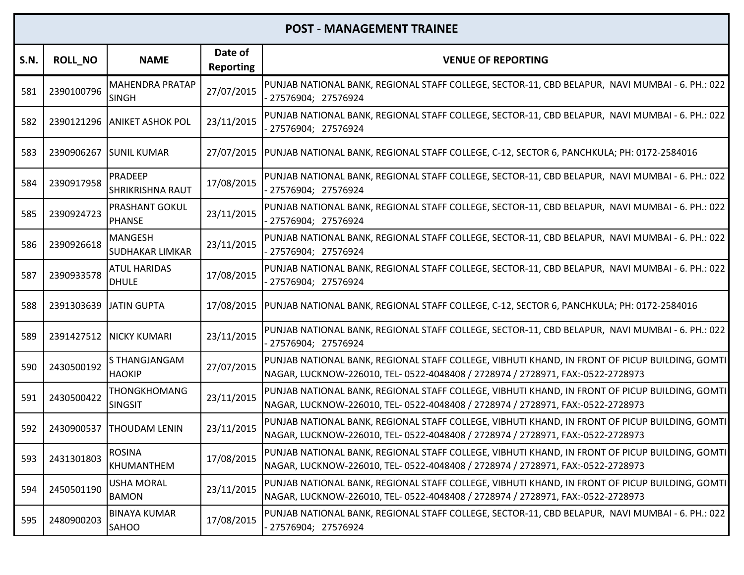## POST - MANAGEMENT TRAINEE

| S.N. | ROLL_NO | NAME | Date of Reporting | VENUE OF REPORTING |
|---|---|---|---|---|
| 581 | 2390100796 | MAHENDRA PRATAP SINGH | 27/07/2015 | PUNJAB NATIONAL BANK, REGIONAL STAFF COLLEGE, SECTOR-11, CBD BELAPUR, NAVI MUMBAI - 6. PH.: 022 - 27576904; 27576924 |
| 582 | 2390121296 | ANIKET ASHOK POL | 23/11/2015 | PUNJAB NATIONAL BANK, REGIONAL STAFF COLLEGE, SECTOR-11, CBD BELAPUR, NAVI MUMBAI - 6. PH.: 022 - 27576904; 27576924 |
| 583 | 2390906267 | SUNIL KUMAR | 27/07/2015 | PUNJAB NATIONAL BANK, REGIONAL STAFF COLLEGE, C-12, SECTOR 6, PANCHKULA; PH: 0172-2584016 |
| 584 | 2390917958 | PRADEEP SHRIKRISHNA RAUT | 17/08/2015 | PUNJAB NATIONAL BANK, REGIONAL STAFF COLLEGE, SECTOR-11, CBD BELAPUR, NAVI MUMBAI - 6. PH.: 022 - 27576904; 27576924 |
| 585 | 2390924723 | PRASHANT GOKUL PHANSE | 23/11/2015 | PUNJAB NATIONAL BANK, REGIONAL STAFF COLLEGE, SECTOR-11, CBD BELAPUR, NAVI MUMBAI - 6. PH.: 022 - 27576904; 27576924 |
| 586 | 2390926618 | MANGESH SUDHAKAR LIMKAR | 23/11/2015 | PUNJAB NATIONAL BANK, REGIONAL STAFF COLLEGE, SECTOR-11, CBD BELAPUR, NAVI MUMBAI - 6. PH.: 022 - 27576904; 27576924 |
| 587 | 2390933578 | ATUL HARIDAS DHULE | 17/08/2015 | PUNJAB NATIONAL BANK, REGIONAL STAFF COLLEGE, SECTOR-11, CBD BELAPUR, NAVI MUMBAI - 6. PH.: 022 - 27576904; 27576924 |
| 588 | 2391303639 | JATIN GUPTA | 17/08/2015 | PUNJAB NATIONAL BANK, REGIONAL STAFF COLLEGE, C-12, SECTOR 6, PANCHKULA; PH: 0172-2584016 |
| 589 | 2391427512 | NICKY KUMARI | 23/11/2015 | PUNJAB NATIONAL BANK, REGIONAL STAFF COLLEGE, SECTOR-11, CBD BELAPUR, NAVI MUMBAI - 6. PH.: 022 - 27576904; 27576924 |
| 590 | 2430500192 | S THANGJANGAM HAOKIP | 27/07/2015 | PUNJAB NATIONAL BANK, REGIONAL STAFF COLLEGE, VIBHUTI KHAND, IN FRONT OF PICUP BUILDING, GOMTI NAGAR, LUCKNOW-226010, TEL- 0522-4048408 / 2728974 / 2728971, FAX:-0522-2728973 |
| 591 | 2430500422 | THONGKHOMANG SINGSIT | 23/11/2015 | PUNJAB NATIONAL BANK, REGIONAL STAFF COLLEGE, VIBHUTI KHAND, IN FRONT OF PICUP BUILDING, GOMTI NAGAR, LUCKNOW-226010, TEL- 0522-4048408 / 2728974 / 2728971, FAX:-0522-2728973 |
| 592 | 2430900537 | THOUDAM LENIN | 23/11/2015 | PUNJAB NATIONAL BANK, REGIONAL STAFF COLLEGE, VIBHUTI KHAND, IN FRONT OF PICUP BUILDING, GOMTI NAGAR, LUCKNOW-226010, TEL- 0522-4048408 / 2728974 / 2728971, FAX:-0522-2728973 |
| 593 | 2431301803 | ROSINA KHUMANTHEM | 17/08/2015 | PUNJAB NATIONAL BANK, REGIONAL STAFF COLLEGE, VIBHUTI KHAND, IN FRONT OF PICUP BUILDING, GOMTI NAGAR, LUCKNOW-226010, TEL- 0522-4048408 / 2728974 / 2728971, FAX:-0522-2728973 |
| 594 | 2450501190 | USHA MORAL BAMON | 23/11/2015 | PUNJAB NATIONAL BANK, REGIONAL STAFF COLLEGE, VIBHUTI KHAND, IN FRONT OF PICUP BUILDING, GOMTI NAGAR, LUCKNOW-226010, TEL- 0522-4048408 / 2728974 / 2728971, FAX:-0522-2728973 |
| 595 | 2480900203 | BINAYA KUMAR SAHOO | 17/08/2015 | PUNJAB NATIONAL BANK, REGIONAL STAFF COLLEGE, SECTOR-11, CBD BELAPUR, NAVI MUMBAI - 6. PH.: 022 - 27576904; 27576924 |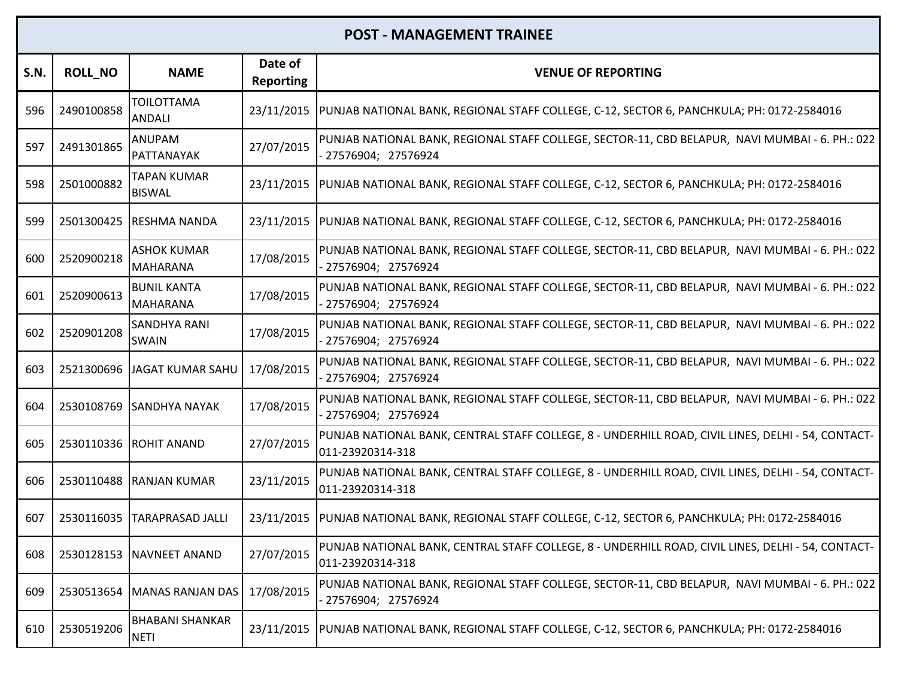| POST - MANAGEMENT TRAINEE | | | | |
|---|---|---|---|---|
| **S.N.** | **ROLL_NO** | **NAME** | **Date of Reporting** | **VENUE OF REPORTING** |
| 596 | 2490100858 | TOILOTTAMA ANDALI | 23/11/2015 | PUNJAB NATIONAL BANK, REGIONAL STAFF COLLEGE, C-12, SECTOR 6, PANCHKULA; PH: 0172-2584016 |
| 597 | 2491301865 | ANUPAM PATTANAYAK | 27/07/2015 | PUNJAB NATIONAL BANK, REGIONAL STAFF COLLEGE, SECTOR-11, CBD BELAPUR, NAVI MUMBAI - 6. PH.: 022 - 27576904; 27576924 |
| 598 | 2501000882 | TAPAN KUMAR BISWAL | 23/11/2015 | PUNJAB NATIONAL BANK, REGIONAL STAFF COLLEGE, C-12, SECTOR 6, PANCHKULA; PH: 0172-2584016 |
| 599 | 2501300425 | RESHMA NANDA | 23/11/2015 | PUNJAB NATIONAL BANK, REGIONAL STAFF COLLEGE, C-12, SECTOR 6, PANCHKULA; PH: 0172-2584016 |
| 600 | 2520900218 | ASHOK KUMAR MAHARANA | 17/08/2015 | PUNJAB NATIONAL BANK, REGIONAL STAFF COLLEGE, SECTOR-11, CBD BELAPUR, NAVI MUMBAI - 6. PH.: 022 - 27576904; 27576924 |
| 601 | 2520900613 | BUNIL KANTA MAHARANA | 17/08/2015 | PUNJAB NATIONAL BANK, REGIONAL STAFF COLLEGE, SECTOR-11, CBD BELAPUR, NAVI MUMBAI - 6. PH.: 022 - 27576904; 27576924 |
| 602 | 2520901208 | SANDHYA RANI SWAIN | 17/08/2015 | PUNJAB NATIONAL BANK, REGIONAL STAFF COLLEGE, SECTOR-11, CBD BELAPUR, NAVI MUMBAI - 6. PH.: 022 - 27576904; 27576924 |
| 603 | 2521300696 | JAGAT KUMAR SAHU | 17/08/2015 | PUNJAB NATIONAL BANK, REGIONAL STAFF COLLEGE, SECTOR-11, CBD BELAPUR, NAVI MUMBAI - 6. PH.: 022 - 27576904; 27576924 |
| 604 | 2530108769 | SANDHYA NAYAK | 17/08/2015 | PUNJAB NATIONAL BANK, REGIONAL STAFF COLLEGE, SECTOR-11, CBD BELAPUR, NAVI MUMBAI - 6. PH.: 022 - 27576904; 27576924 |
| 605 | 2530110336 | ROHIT ANAND | 27/07/2015 | PUNJAB NATIONAL BANK, CENTRAL STAFF COLLEGE, 8 - UNDERHILL ROAD, CIVIL LINES, DELHI - 54, CONTACT-011-23920314-318 |
| 606 | 2530110488 | RANJAN KUMAR | 23/11/2015 | PUNJAB NATIONAL BANK, CENTRAL STAFF COLLEGE, 8 - UNDERHILL ROAD, CIVIL LINES, DELHI - 54, CONTACT-011-23920314-318 |
| 607 | 2530116035 | TARAPRASAD JALLI | 23/11/2015 | PUNJAB NATIONAL BANK, REGIONAL STAFF COLLEGE, C-12, SECTOR 6, PANCHKULA; PH: 0172-2584016 |
| 608 | 2530128153 | NAVNEET ANAND | 27/07/2015 | PUNJAB NATIONAL BANK, CENTRAL STAFF COLLEGE, 8 - UNDERHILL ROAD, CIVIL LINES, DELHI - 54, CONTACT-011-23920314-318 |
| 609 | 2530513654 | MANAS RANJAN DAS | 17/08/2015 | PUNJAB NATIONAL BANK, REGIONAL STAFF COLLEGE, SECTOR-11, CBD BELAPUR, NAVI MUMBAI - 6. PH.: 022 - 27576904; 27576924 |
| 610 | 2530519206 | BHABANI SHANKAR NETI | 23/11/2015 | PUNJAB NATIONAL BANK, REGIONAL STAFF COLLEGE, C-12, SECTOR 6, PANCHKULA; PH: 0172-2584016 |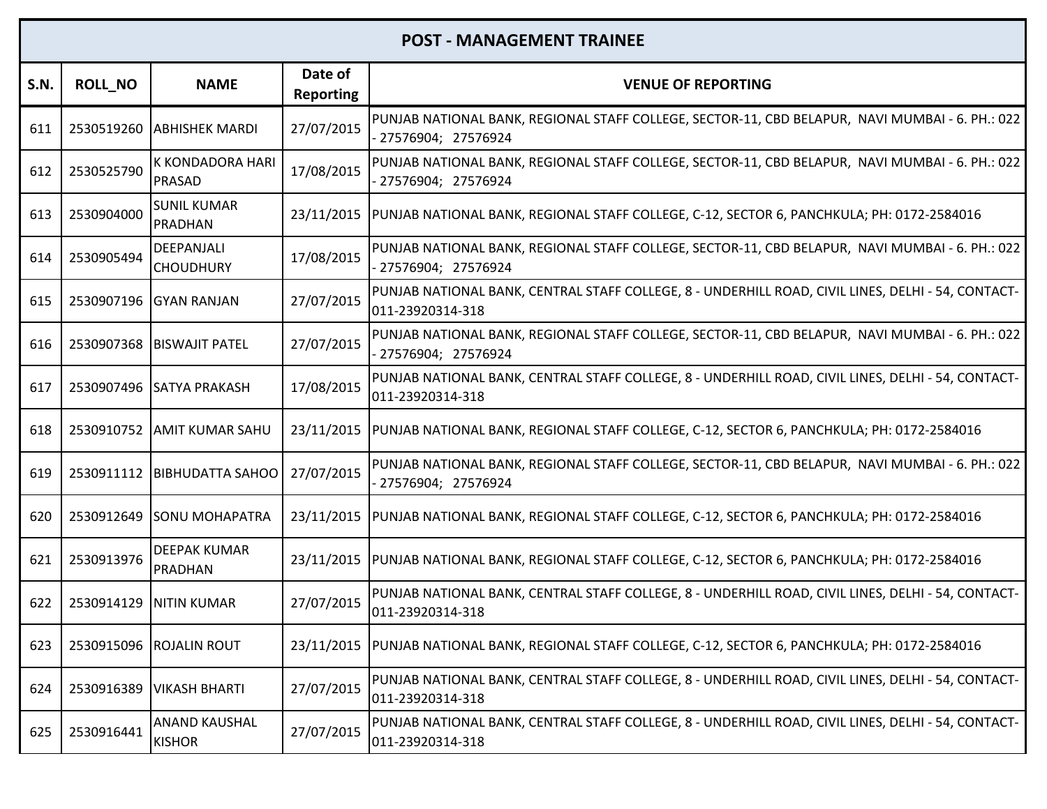| POST - MANAGEMENT TRAINEE | | | | |
|---|---|---|---|---|
| **S.N.** | **ROLL_NO** | **NAME** | **Date of Reporting** | **VENUE OF REPORTING** |
| 611 | 2530519260 | ABHISHEK MARDI | 27/07/2015 | PUNJAB NATIONAL BANK, REGIONAL STAFF COLLEGE, SECTOR-11, CBD BELAPUR, NAVI MUMBAI - 6. PH.: 022 - 27576904; 27576924 |
| 612 | 2530525790 | K KONDADORA HARI PRASAD | 17/08/2015 | PUNJAB NATIONAL BANK, REGIONAL STAFF COLLEGE, SECTOR-11, CBD BELAPUR, NAVI MUMBAI - 6. PH.: 022 - 27576904; 27576924 |
| 613 | 2530904000 | SUNIL KUMAR PRADHAN | 23/11/2015 | PUNJAB NATIONAL BANK, REGIONAL STAFF COLLEGE, C-12, SECTOR 6, PANCHKULA; PH: 0172-2584016 |
| 614 | 2530905494 | DEEPANJALI CHOUDHURY | 17/08/2015 | PUNJAB NATIONAL BANK, REGIONAL STAFF COLLEGE, SECTOR-11, CBD BELAPUR, NAVI MUMBAI - 6. PH.: 022 - 27576904; 27576924 |
| 615 | 2530907196 | GYAN RANJAN | 27/07/2015 | PUNJAB NATIONAL BANK, CENTRAL STAFF COLLEGE, 8 - UNDERHILL ROAD, CIVIL LINES, DELHI - 54, CONTACT-011-23920314-318 |
| 616 | 2530907368 | BISWAJIT PATEL | 27/07/2015 | PUNJAB NATIONAL BANK, REGIONAL STAFF COLLEGE, SECTOR-11, CBD BELAPUR, NAVI MUMBAI - 6. PH.: 022 - 27576904; 27576924 |
| 617 | 2530907496 | SATYA PRAKASH | 17/08/2015 | PUNJAB NATIONAL BANK, CENTRAL STAFF COLLEGE, 8 - UNDERHILL ROAD, CIVIL LINES, DELHI - 54, CONTACT-011-23920314-318 |
| 618 | 2530910752 | AMIT KUMAR SAHU | 23/11/2015 | PUNJAB NATIONAL BANK, REGIONAL STAFF COLLEGE, C-12, SECTOR 6, PANCHKULA; PH: 0172-2584016 |
| 619 | 2530911112 | BIBHUDATTA SAHOO | 27/07/2015 | PUNJAB NATIONAL BANK, REGIONAL STAFF COLLEGE, SECTOR-11, CBD BELAPUR, NAVI MUMBAI - 6. PH.: 022 - 27576904; 27576924 |
| 620 | 2530912649 | SONU MOHAPATRA | 23/11/2015 | PUNJAB NATIONAL BANK, REGIONAL STAFF COLLEGE, C-12, SECTOR 6, PANCHKULA; PH: 0172-2584016 |
| 621 | 2530913976 | DEEPAK KUMAR PRADHAN | 23/11/2015 | PUNJAB NATIONAL BANK, REGIONAL STAFF COLLEGE, C-12, SECTOR 6, PANCHKULA; PH: 0172-2584016 |
| 622 | 2530914129 | NITIN KUMAR | 27/07/2015 | PUNJAB NATIONAL BANK, CENTRAL STAFF COLLEGE, 8 - UNDERHILL ROAD, CIVIL LINES, DELHI - 54, CONTACT-011-23920314-318 |
| 623 | 2530915096 | ROJALIN ROUT | 23/11/2015 | PUNJAB NATIONAL BANK, REGIONAL STAFF COLLEGE, C-12, SECTOR 6, PANCHKULA; PH: 0172-2584016 |
| 624 | 2530916389 | VIKASH BHARTI | 27/07/2015 | PUNJAB NATIONAL BANK, CENTRAL STAFF COLLEGE, 8 - UNDERHILL ROAD, CIVIL LINES, DELHI - 54, CONTACT-011-23920314-318 |
| 625 | 2530916441 | ANAND KAUSHAL KISHOR | 27/07/2015 | PUNJAB NATIONAL BANK, CENTRAL STAFF COLLEGE, 8 - UNDERHILL ROAD, CIVIL LINES, DELHI - 54, CONTACT-011-23920314-318 |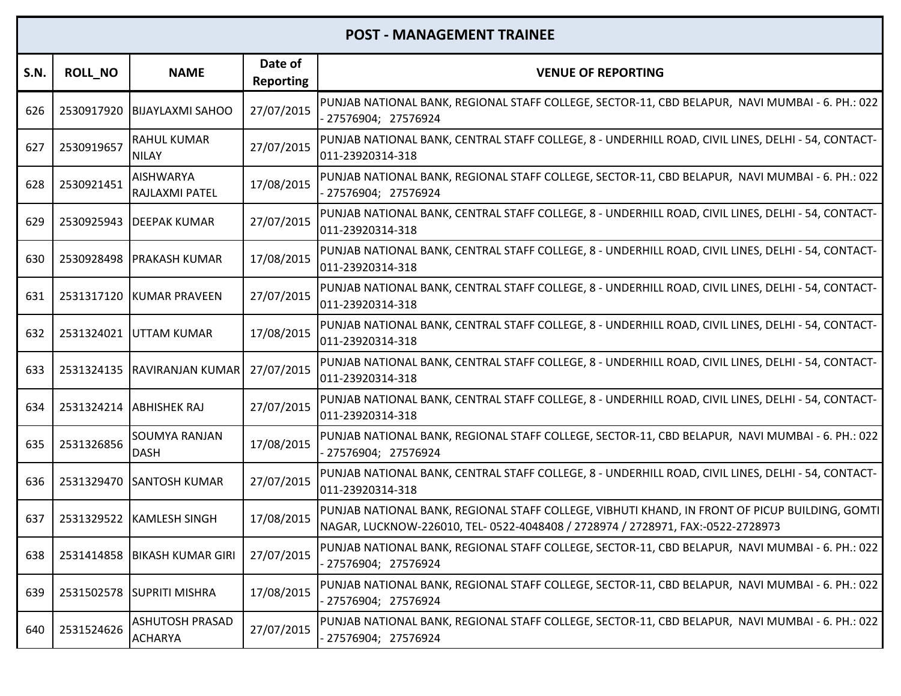| POST - MANAGEMENT TRAINEE | | | | |
|---|---|---|---|---|
| **S.N.** | **ROLL_NO** | **NAME** | **Date of Reporting** | **VENUE OF REPORTING** |
| 626 | 2530917920 | BIJAYLAXMI SAHOO | 27/07/2015 | PUNJAB NATIONAL BANK, REGIONAL STAFF COLLEGE, SECTOR-11, CBD BELAPUR, NAVI MUMBAI - 6. PH.: 022 - 27576904; 27576924 |
| 627 | 2530919657 | RAHUL KUMAR NILAY | 27/07/2015 | PUNJAB NATIONAL BANK, CENTRAL STAFF COLLEGE, 8 - UNDERHILL ROAD, CIVIL LINES, DELHI - 54, CONTACT-011-23920314-318 |
| 628 | 2530921451 | AISHWARYA RAJLAXMI PATEL | 17/08/2015 | PUNJAB NATIONAL BANK, REGIONAL STAFF COLLEGE, SECTOR-11, CBD BELAPUR, NAVI MUMBAI - 6. PH.: 022 - 27576904; 27576924 |
| 629 | 2530925943 | DEEPAK KUMAR | 27/07/2015 | PUNJAB NATIONAL BANK, CENTRAL STAFF COLLEGE, 8 - UNDERHILL ROAD, CIVIL LINES, DELHI - 54, CONTACT-011-23920314-318 |
| 630 | 2530928498 | PRAKASH KUMAR | 17/08/2015 | PUNJAB NATIONAL BANK, CENTRAL STAFF COLLEGE, 8 - UNDERHILL ROAD, CIVIL LINES, DELHI - 54, CONTACT-011-23920314-318 |
| 631 | 2531317120 | KUMAR PRAVEEN | 27/07/2015 | PUNJAB NATIONAL BANK, CENTRAL STAFF COLLEGE, 8 - UNDERHILL ROAD, CIVIL LINES, DELHI - 54, CONTACT-011-23920314-318 |
| 632 | 2531324021 | UTTAM KUMAR | 17/08/2015 | PUNJAB NATIONAL BANK, CENTRAL STAFF COLLEGE, 8 - UNDERHILL ROAD, CIVIL LINES, DELHI - 54, CONTACT-011-23920314-318 |
| 633 | 2531324135 | RAVIRANJAN KUMAR | 27/07/2015 | PUNJAB NATIONAL BANK, CENTRAL STAFF COLLEGE, 8 - UNDERHILL ROAD, CIVIL LINES, DELHI - 54, CONTACT-011-23920314-318 |
| 634 | 2531324214 | ABHISHEK RAJ | 27/07/2015 | PUNJAB NATIONAL BANK, CENTRAL STAFF COLLEGE, 8 - UNDERHILL ROAD, CIVIL LINES, DELHI - 54, CONTACT-011-23920314-318 |
| 635 | 2531326856 | SOUMYA RANJAN DASH | 17/08/2015 | PUNJAB NATIONAL BANK, REGIONAL STAFF COLLEGE, SECTOR-11, CBD BELAPUR, NAVI MUMBAI - 6. PH.: 022 - 27576904; 27576924 |
| 636 | 2531329470 | SANTOSH KUMAR | 27/07/2015 | PUNJAB NATIONAL BANK, CENTRAL STAFF COLLEGE, 8 - UNDERHILL ROAD, CIVIL LINES, DELHI - 54, CONTACT-011-23920314-318 |
| 637 | 2531329522 | KAMLESH SINGH | 17/08/2015 | PUNJAB NATIONAL BANK, REGIONAL STAFF COLLEGE, VIBHUTI KHAND, IN FRONT OF PICUP BUILDING, GOMTI NAGAR, LUCKNOW-226010, TEL- 0522-4048408 / 2728974 / 2728971, FAX:-0522-2728973 |
| 638 | 2531414858 | BIKASH KUMAR GIRI | 27/07/2015 | PUNJAB NATIONAL BANK, REGIONAL STAFF COLLEGE, SECTOR-11, CBD BELAPUR, NAVI MUMBAI - 6. PH.: 022 - 27576904; 27576924 |
| 639 | 2531502578 | SUPRITI MISHRA | 17/08/2015 | PUNJAB NATIONAL BANK, REGIONAL STAFF COLLEGE, SECTOR-11, CBD BELAPUR, NAVI MUMBAI - 6. PH.: 022 - 27576904; 27576924 |
| 640 | 2531524626 | ASHUTOSH PRASAD ACHARYA | 27/07/2015 | PUNJAB NATIONAL BANK, REGIONAL STAFF COLLEGE, SECTOR-11, CBD BELAPUR, NAVI MUMBAI - 6. PH.: 022 - 27576904; 27576924 |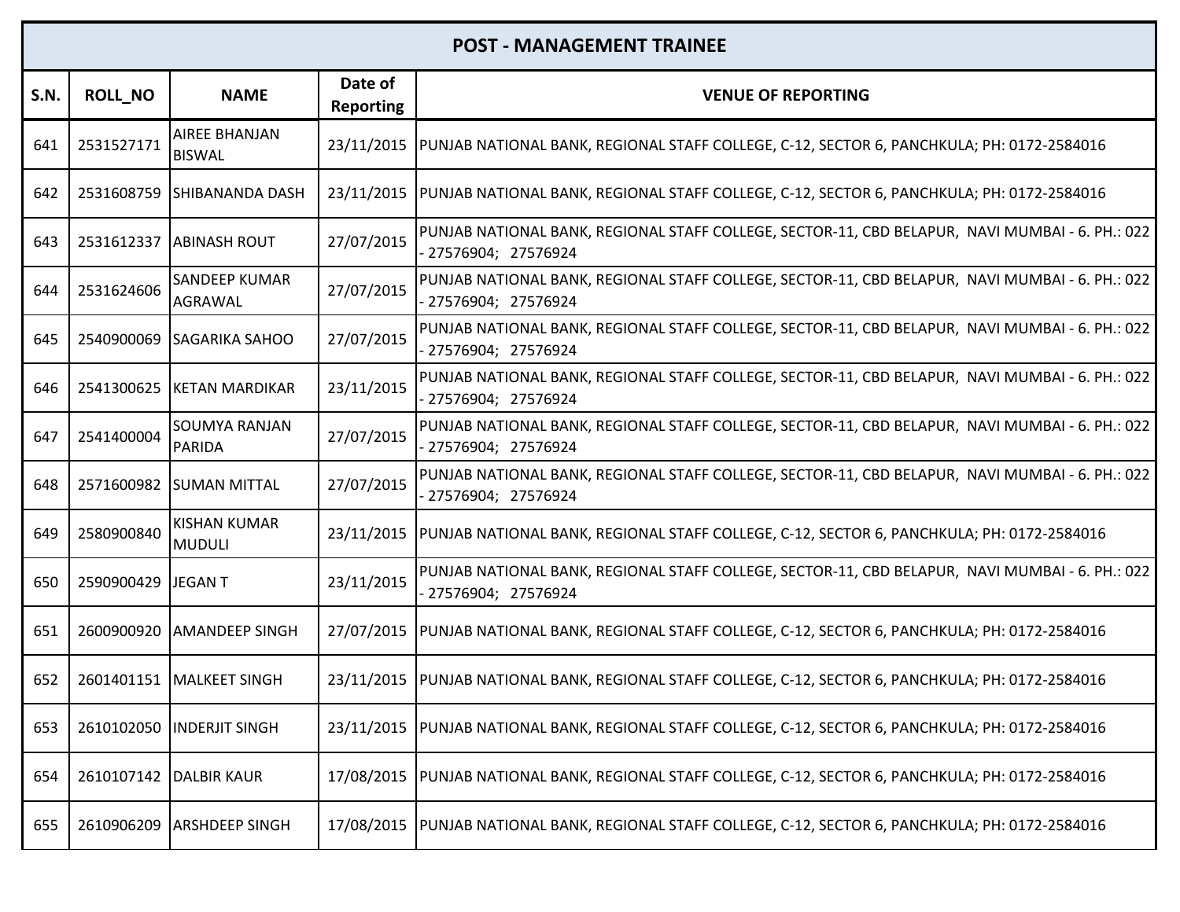| POST - MANAGEMENT TRAINEE | | | | |
|---|---|---|---|---|
| S.N. | ROLL_NO | NAME | Date of Reporting | VENUE OF REPORTING |
| 641 | 2531527171 | AIREE BHANJAN BISWAL | 23/11/2015 | PUNJAB NATIONAL BANK, REGIONAL STAFF COLLEGE, C-12, SECTOR 6, PANCHKULA; PH: 0172-2584016 |
| 642 | 2531608759 | SHIBANANDA DASH | 23/11/2015 | PUNJAB NATIONAL BANK, REGIONAL STAFF COLLEGE, C-12, SECTOR 6, PANCHKULA; PH: 0172-2584016 |
| 643 | 2531612337 | ABINASH ROUT | 27/07/2015 | PUNJAB NATIONAL BANK, REGIONAL STAFF COLLEGE, SECTOR-11, CBD BELAPUR, NAVI MUMBAI - 6. PH.: 022 - 27576904; 27576924 |
| 644 | 2531624606 | SANDEEP KUMAR AGRAWAL | 27/07/2015 | PUNJAB NATIONAL BANK, REGIONAL STAFF COLLEGE, SECTOR-11, CBD BELAPUR, NAVI MUMBAI - 6. PH.: 022 - 27576904; 27576924 |
| 645 | 2540900069 | SAGARIKA SAHOO | 27/07/2015 | PUNJAB NATIONAL BANK, REGIONAL STAFF COLLEGE, SECTOR-11, CBD BELAPUR, NAVI MUMBAI - 6. PH.: 022 - 27576904; 27576924 |
| 646 | 2541300625 | KETAN MARDIKAR | 23/11/2015 | PUNJAB NATIONAL BANK, REGIONAL STAFF COLLEGE, SECTOR-11, CBD BELAPUR, NAVI MUMBAI - 6. PH.: 022 - 27576904; 27576924 |
| 647 | 2541400004 | SOUMYA RANJAN PARIDA | 27/07/2015 | PUNJAB NATIONAL BANK, REGIONAL STAFF COLLEGE, SECTOR-11, CBD BELAPUR, NAVI MUMBAI - 6. PH.: 022 - 27576904; 27576924 |
| 648 | 2571600982 | SUMAN MITTAL | 27/07/2015 | PUNJAB NATIONAL BANK, REGIONAL STAFF COLLEGE, SECTOR-11, CBD BELAPUR, NAVI MUMBAI - 6. PH.: 022 - 27576904; 27576924 |
| 649 | 2580900840 | KISHAN KUMAR MUDULI | 23/11/2015 | PUNJAB NATIONAL BANK, REGIONAL STAFF COLLEGE, C-12, SECTOR 6, PANCHKULA; PH: 0172-2584016 |
| 650 | 2590900429 | JEGAN T | 23/11/2015 | PUNJAB NATIONAL BANK, REGIONAL STAFF COLLEGE, SECTOR-11, CBD BELAPUR, NAVI MUMBAI - 6. PH.: 022 - 27576904; 27576924 |
| 651 | 2600900920 | AMANDEEP SINGH | 27/07/2015 | PUNJAB NATIONAL BANK, REGIONAL STAFF COLLEGE, C-12, SECTOR 6, PANCHKULA; PH: 0172-2584016 |
| 652 | 2601401151 | MALKEET SINGH | 23/11/2015 | PUNJAB NATIONAL BANK, REGIONAL STAFF COLLEGE, C-12, SECTOR 6, PANCHKULA; PH: 0172-2584016 |
| 653 | 2610102050 | INDERJIT SINGH | 23/11/2015 | PUNJAB NATIONAL BANK, REGIONAL STAFF COLLEGE, C-12, SECTOR 6, PANCHKULA; PH: 0172-2584016 |
| 654 | 2610107142 | DALBIR KAUR | 17/08/2015 | PUNJAB NATIONAL BANK, REGIONAL STAFF COLLEGE, C-12, SECTOR 6, PANCHKULA; PH: 0172-2584016 |
| 655 | 2610906209 | ARSHDEEP SINGH | 17/08/2015 | PUNJAB NATIONAL BANK, REGIONAL STAFF COLLEGE, C-12, SECTOR 6, PANCHKULA; PH: 0172-2584016 |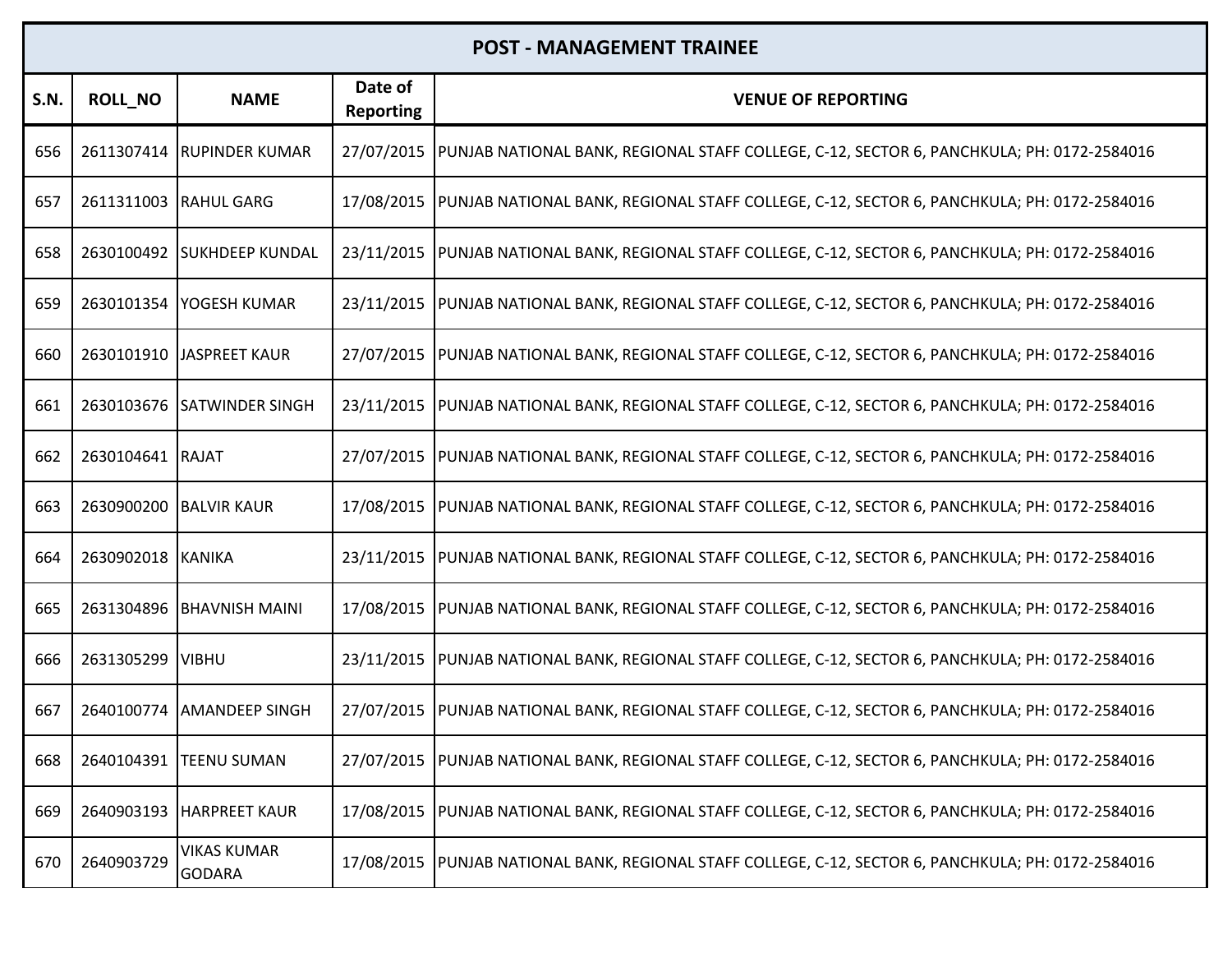| POST - MANAGEMENT TRAINEE | | | | |
|---|---|---|---|---|
| **S.N.** | **ROLL_NO** | **NAME** | **Date of Reporting** | **VENUE OF REPORTING** |
| 656 | 2611307414 | RUPINDER KUMAR | 27/07/2015 | PUNJAB NATIONAL BANK, REGIONAL STAFF COLLEGE, C-12, SECTOR 6, PANCHKULA; PH: 0172-2584016 |
| 657 | 2611311003 | RAHUL GARG | 17/08/2015 | PUNJAB NATIONAL BANK, REGIONAL STAFF COLLEGE, C-12, SECTOR 6, PANCHKULA; PH: 0172-2584016 |
| 658 | 2630100492 | SUKHDEEP KUNDAL | 23/11/2015 | PUNJAB NATIONAL BANK, REGIONAL STAFF COLLEGE, C-12, SECTOR 6, PANCHKULA; PH: 0172-2584016 |
| 659 | 2630101354 | YOGESH KUMAR | 23/11/2015 | PUNJAB NATIONAL BANK, REGIONAL STAFF COLLEGE, C-12, SECTOR 6, PANCHKULA; PH: 0172-2584016 |
| 660 | 2630101910 | JASPREET KAUR | 27/07/2015 | PUNJAB NATIONAL BANK, REGIONAL STAFF COLLEGE, C-12, SECTOR 6, PANCHKULA; PH: 0172-2584016 |
| 661 | 2630103676 | SATWINDER SINGH | 23/11/2015 | PUNJAB NATIONAL BANK, REGIONAL STAFF COLLEGE, C-12, SECTOR 6, PANCHKULA; PH: 0172-2584016 |
| 662 | 2630104641 | RAJAT | 27/07/2015 | PUNJAB NATIONAL BANK, REGIONAL STAFF COLLEGE, C-12, SECTOR 6, PANCHKULA; PH: 0172-2584016 |
| 663 | 2630900200 | BALVIR KAUR | 17/08/2015 | PUNJAB NATIONAL BANK, REGIONAL STAFF COLLEGE, C-12, SECTOR 6, PANCHKULA; PH: 0172-2584016 |
| 664 | 2630902018 | KANIKA | 23/11/2015 | PUNJAB NATIONAL BANK, REGIONAL STAFF COLLEGE, C-12, SECTOR 6, PANCHKULA; PH: 0172-2584016 |
| 665 | 2631304896 | BHAVNISH MAINI | 17/08/2015 | PUNJAB NATIONAL BANK, REGIONAL STAFF COLLEGE, C-12, SECTOR 6, PANCHKULA; PH: 0172-2584016 |
| 666 | 2631305299 | VIBHU | 23/11/2015 | PUNJAB NATIONAL BANK, REGIONAL STAFF COLLEGE, C-12, SECTOR 6, PANCHKULA; PH: 0172-2584016 |
| 667 | 2640100774 | AMANDEEP SINGH | 27/07/2015 | PUNJAB NATIONAL BANK, REGIONAL STAFF COLLEGE, C-12, SECTOR 6, PANCHKULA; PH: 0172-2584016 |
| 668 | 2640104391 | TEENU SUMAN | 27/07/2015 | PUNJAB NATIONAL BANK, REGIONAL STAFF COLLEGE, C-12, SECTOR 6, PANCHKULA; PH: 0172-2584016 |
| 669 | 2640903193 | HARPREET KAUR | 17/08/2015 | PUNJAB NATIONAL BANK, REGIONAL STAFF COLLEGE, C-12, SECTOR 6, PANCHKULA; PH: 0172-2584016 |
| 670 | 2640903729 | VIKAS KUMAR GODARA | 17/08/2015 | PUNJAB NATIONAL BANK, REGIONAL STAFF COLLEGE, C-12, SECTOR 6, PANCHKULA; PH: 0172-2584016 |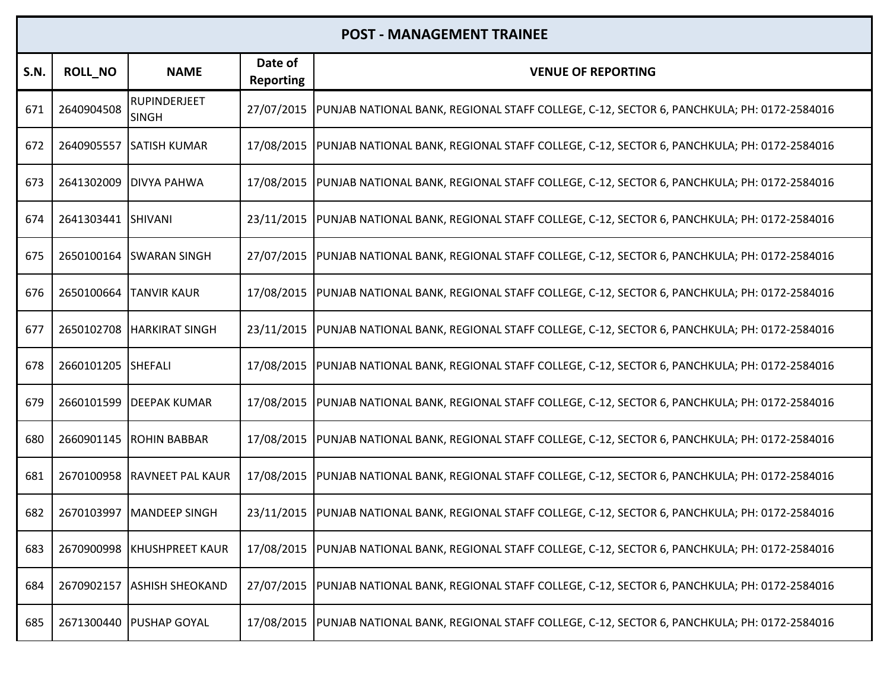| POST - MANAGEMENT TRAINEE | | | | |
|---|---|---|---|---|
| **S.N.** | **ROLL_NO** | **NAME** | **Date of Reporting** | **VENUE OF REPORTING** |
| 671 | 2640904508 | RUPINDERJEET SINGH | 27/07/2015 | PUNJAB NATIONAL BANK, REGIONAL STAFF COLLEGE, C-12, SECTOR 6, PANCHKULA; PH: 0172-2584016 |
| 672 | 2640905557 | SATISH KUMAR | 17/08/2015 | PUNJAB NATIONAL BANK, REGIONAL STAFF COLLEGE, C-12, SECTOR 6, PANCHKULA; PH: 0172-2584016 |
| 673 | 2641302009 | DIVYA PAHWA | 17/08/2015 | PUNJAB NATIONAL BANK, REGIONAL STAFF COLLEGE, C-12, SECTOR 6, PANCHKULA; PH: 0172-2584016 |
| 674 | 2641303441 | SHIVANI | 23/11/2015 | PUNJAB NATIONAL BANK, REGIONAL STAFF COLLEGE, C-12, SECTOR 6, PANCHKULA; PH: 0172-2584016 |
| 675 | 2650100164 | SWARAN SINGH | 27/07/2015 | PUNJAB NATIONAL BANK, REGIONAL STAFF COLLEGE, C-12, SECTOR 6, PANCHKULA; PH: 0172-2584016 |
| 676 | 2650100664 | TANVIR KAUR | 17/08/2015 | PUNJAB NATIONAL BANK, REGIONAL STAFF COLLEGE, C-12, SECTOR 6, PANCHKULA; PH: 0172-2584016 |
| 677 | 2650102708 | HARKIRAT SINGH | 23/11/2015 | PUNJAB NATIONAL BANK, REGIONAL STAFF COLLEGE, C-12, SECTOR 6, PANCHKULA; PH: 0172-2584016 |
| 678 | 2660101205 | SHEFALI | 17/08/2015 | PUNJAB NATIONAL BANK, REGIONAL STAFF COLLEGE, C-12, SECTOR 6, PANCHKULA; PH: 0172-2584016 |
| 679 | 2660101599 | DEEPAK KUMAR | 17/08/2015 | PUNJAB NATIONAL BANK, REGIONAL STAFF COLLEGE, C-12, SECTOR 6, PANCHKULA; PH: 0172-2584016 |
| 680 | 2660901145 | ROHIN BABBAR | 17/08/2015 | PUNJAB NATIONAL BANK, REGIONAL STAFF COLLEGE, C-12, SECTOR 6, PANCHKULA; PH: 0172-2584016 |
| 681 | 2670100958 | RAVNEET PAL KAUR | 17/08/2015 | PUNJAB NATIONAL BANK, REGIONAL STAFF COLLEGE, C-12, SECTOR 6, PANCHKULA; PH: 0172-2584016 |
| 682 | 2670103997 | MANDEEP SINGH | 23/11/2015 | PUNJAB NATIONAL BANK, REGIONAL STAFF COLLEGE, C-12, SECTOR 6, PANCHKULA; PH: 0172-2584016 |
| 683 | 2670900998 | KHUSHPREET KAUR | 17/08/2015 | PUNJAB NATIONAL BANK, REGIONAL STAFF COLLEGE, C-12, SECTOR 6, PANCHKULA; PH: 0172-2584016 |
| 684 | 2670902157 | ASHISH SHEOKAND | 27/07/2015 | PUNJAB NATIONAL BANK, REGIONAL STAFF COLLEGE, C-12, SECTOR 6, PANCHKULA; PH: 0172-2584016 |
| 685 | 2671300440 | PUSHAP GOYAL | 17/08/2015 | PUNJAB NATIONAL BANK, REGIONAL STAFF COLLEGE, C-12, SECTOR 6, PANCHKULA; PH: 0172-2584016 |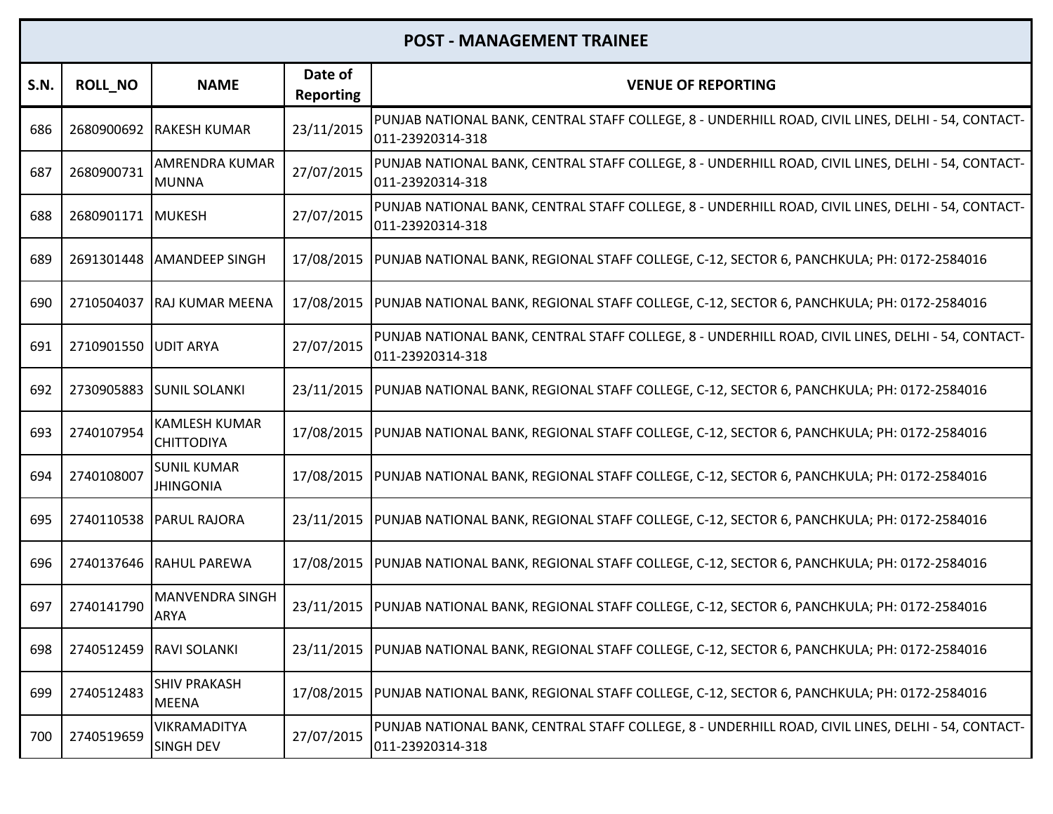| POST - MANAGEMENT TRAINEE | | | | |
|---|---|---|---|---|
| S.N. | ROLL_NO | NAME | Date of Reporting | VENUE OF REPORTING |
| 686 | 2680900692 | RAKESH KUMAR | 23/11/2015 | PUNJAB NATIONAL BANK, CENTRAL STAFF COLLEGE, 8 - UNDERHILL ROAD, CIVIL LINES, DELHI - 54, CONTACT-011-23920314-318 |
| 687 | 2680900731 | AMRENDRA KUMAR MUNNA | 27/07/2015 | PUNJAB NATIONAL BANK, CENTRAL STAFF COLLEGE, 8 - UNDERHILL ROAD, CIVIL LINES, DELHI - 54, CONTACT-011-23920314-318 |
| 688 | 2680901171 | MUKESH | 27/07/2015 | PUNJAB NATIONAL BANK, CENTRAL STAFF COLLEGE, 8 - UNDERHILL ROAD, CIVIL LINES, DELHI - 54, CONTACT-011-23920314-318 |
| 689 | 2691301448 | AMANDEEP SINGH | 17/08/2015 | PUNJAB NATIONAL BANK, REGIONAL STAFF COLLEGE, C-12, SECTOR 6, PANCHKULA; PH: 0172-2584016 |
| 690 | 2710504037 | RAJ KUMAR MEENA | 17/08/2015 | PUNJAB NATIONAL BANK, REGIONAL STAFF COLLEGE, C-12, SECTOR 6, PANCHKULA; PH: 0172-2584016 |
| 691 | 2710901550 | UDIT ARYA | 27/07/2015 | PUNJAB NATIONAL BANK, CENTRAL STAFF COLLEGE, 8 - UNDERHILL ROAD, CIVIL LINES, DELHI - 54, CONTACT-011-23920314-318 |
| 692 | 2730905883 | SUNIL SOLANKI | 23/11/2015 | PUNJAB NATIONAL BANK, REGIONAL STAFF COLLEGE, C-12, SECTOR 6, PANCHKULA; PH: 0172-2584016 |
| 693 | 2740107954 | KAMLESH KUMAR CHITTODIYA | 17/08/2015 | PUNJAB NATIONAL BANK, REGIONAL STAFF COLLEGE, C-12, SECTOR 6, PANCHKULA; PH: 0172-2584016 |
| 694 | 2740108007 | SUNIL KUMAR JHINGONIA | 17/08/2015 | PUNJAB NATIONAL BANK, REGIONAL STAFF COLLEGE, C-12, SECTOR 6, PANCHKULA; PH: 0172-2584016 |
| 695 | 2740110538 | PARUL RAJORA | 23/11/2015 | PUNJAB NATIONAL BANK, REGIONAL STAFF COLLEGE, C-12, SECTOR 6, PANCHKULA; PH: 0172-2584016 |
| 696 | 2740137646 | RAHUL PAREWA | 17/08/2015 | PUNJAB NATIONAL BANK, REGIONAL STAFF COLLEGE, C-12, SECTOR 6, PANCHKULA; PH: 0172-2584016 |
| 697 | 2740141790 | MANVENDRA SINGH ARYA | 23/11/2015 | PUNJAB NATIONAL BANK, REGIONAL STAFF COLLEGE, C-12, SECTOR 6, PANCHKULA; PH: 0172-2584016 |
| 698 | 2740512459 | RAVI SOLANKI | 23/11/2015 | PUNJAB NATIONAL BANK, REGIONAL STAFF COLLEGE, C-12, SECTOR 6, PANCHKULA; PH: 0172-2584016 |
| 699 | 2740512483 | SHIV PRAKASH MEENA | 17/08/2015 | PUNJAB NATIONAL BANK, REGIONAL STAFF COLLEGE, C-12, SECTOR 6, PANCHKULA; PH: 0172-2584016 |
| 700 | 2740519659 | VIKRAMADITYA SINGH DEV | 27/07/2015 | PUNJAB NATIONAL BANK, CENTRAL STAFF COLLEGE, 8 - UNDERHILL ROAD, CIVIL LINES, DELHI - 54, CONTACT-011-23920314-318 |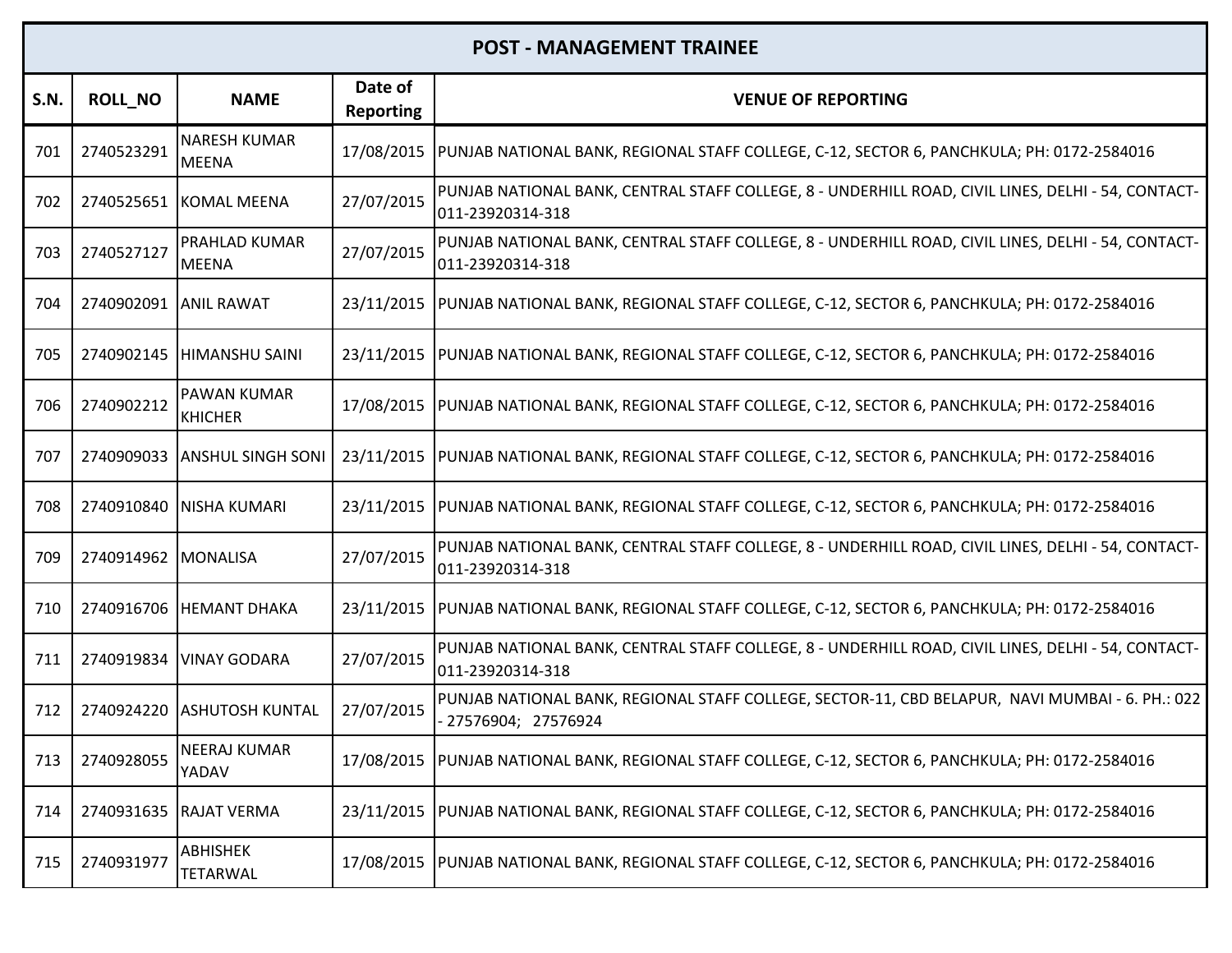| POST - MANAGEMENT TRAINEE | | | | |
|---|---|---|---|---|
| S.N. | ROLL_NO | NAME | Date of Reporting | VENUE OF REPORTING |
| 701 | 2740523291 | NARESH KUMAR MEENA | 17/08/2015 | PUNJAB NATIONAL BANK, REGIONAL STAFF COLLEGE, C-12, SECTOR 6, PANCHKULA; PH: 0172-2584016 |
| 702 | 2740525651 | KOMAL MEENA | 27/07/2015 | PUNJAB NATIONAL BANK, CENTRAL STAFF COLLEGE, 8 - UNDERHILL ROAD, CIVIL LINES, DELHI - 54, CONTACT-011-23920314-318 |
| 703 | 2740527127 | PRAHLAD KUMAR MEENA | 27/07/2015 | PUNJAB NATIONAL BANK, CENTRAL STAFF COLLEGE, 8 - UNDERHILL ROAD, CIVIL LINES, DELHI - 54, CONTACT-011-23920314-318 |
| 704 | 2740902091 | ANIL RAWAT | 23/11/2015 | PUNJAB NATIONAL BANK, REGIONAL STAFF COLLEGE, C-12, SECTOR 6, PANCHKULA; PH: 0172-2584016 |
| 705 | 2740902145 | HIMANSHU SAINI | 23/11/2015 | PUNJAB NATIONAL BANK, REGIONAL STAFF COLLEGE, C-12, SECTOR 6, PANCHKULA; PH: 0172-2584016 |
| 706 | 2740902212 | PAWAN KUMAR KHICHER | 17/08/2015 | PUNJAB NATIONAL BANK, REGIONAL STAFF COLLEGE, C-12, SECTOR 6, PANCHKULA; PH: 0172-2584016 |
| 707 | 2740909033 | ANSHUL SINGH SONI | 23/11/2015 | PUNJAB NATIONAL BANK, REGIONAL STAFF COLLEGE, C-12, SECTOR 6, PANCHKULA; PH: 0172-2584016 |
| 708 | 2740910840 | NISHA KUMARI | 23/11/2015 | PUNJAB NATIONAL BANK, REGIONAL STAFF COLLEGE, C-12, SECTOR 6, PANCHKULA; PH: 0172-2584016 |
| 709 | 2740914962 | MONALISA | 27/07/2015 | PUNJAB NATIONAL BANK, CENTRAL STAFF COLLEGE, 8 - UNDERHILL ROAD, CIVIL LINES, DELHI - 54, CONTACT-011-23920314-318 |
| 710 | 2740916706 | HEMANT DHAKA | 23/11/2015 | PUNJAB NATIONAL BANK, REGIONAL STAFF COLLEGE, C-12, SECTOR 6, PANCHKULA; PH: 0172-2584016 |
| 711 | 2740919834 | VINAY GODARA | 27/07/2015 | PUNJAB NATIONAL BANK, CENTRAL STAFF COLLEGE, 8 - UNDERHILL ROAD, CIVIL LINES, DELHI - 54, CONTACT-011-23920314-318 |
| 712 | 2740924220 | ASHUTOSH KUNTAL | 27/07/2015 | PUNJAB NATIONAL BANK, REGIONAL STAFF COLLEGE, SECTOR-11, CBD BELAPUR, NAVI MUMBAI - 6. PH.: 022 - 27576904; 27576924 |
| 713 | 2740928055 | NEERAJ KUMAR YADAV | 17/08/2015 | PUNJAB NATIONAL BANK, REGIONAL STAFF COLLEGE, C-12, SECTOR 6, PANCHKULA; PH: 0172-2584016 |
| 714 | 2740931635 | RAJAT VERMA | 23/11/2015 | PUNJAB NATIONAL BANK, REGIONAL STAFF COLLEGE, C-12, SECTOR 6, PANCHKULA; PH: 0172-2584016 |
| 715 | 2740931977 | ABHISHEK TETARWAL | 17/08/2015 | PUNJAB NATIONAL BANK, REGIONAL STAFF COLLEGE, C-12, SECTOR 6, PANCHKULA; PH: 0172-2584016 |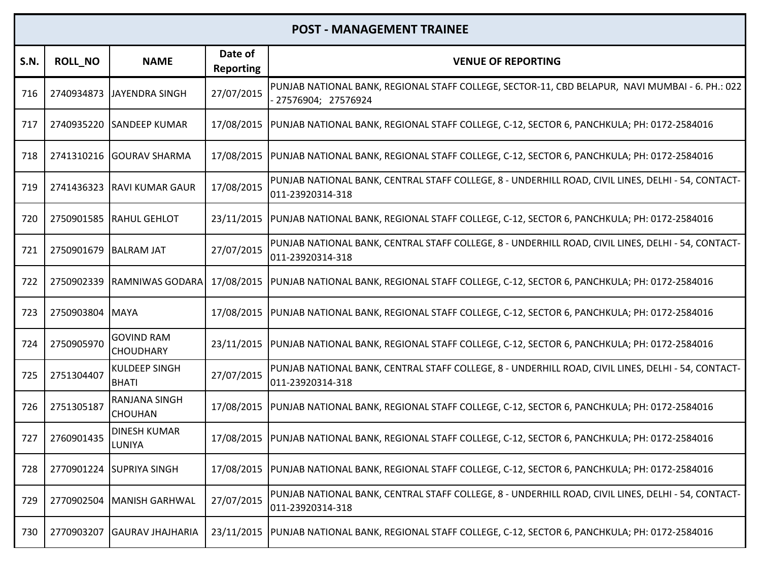| POST - MANAGEMENT TRAINEE | | | | |
|---|---|---|---|---|
| **S.N.** | **ROLL_NO** | **NAME** | **Date of Reporting** | **VENUE OF REPORTING** |
| 716 | 2740934873 | JAYENDRA SINGH | 27/07/2015 | PUNJAB NATIONAL BANK, REGIONAL STAFF COLLEGE, SECTOR-11, CBD BELAPUR, NAVI MUMBAI - 6. PH.: 022 - 27576904; 27576924 |
| 717 | 2740935220 | SANDEEP KUMAR | 17/08/2015 | PUNJAB NATIONAL BANK, REGIONAL STAFF COLLEGE, C-12, SECTOR 6, PANCHKULA; PH: 0172-2584016 |
| 718 | 2741310216 | GOURAV SHARMA | 17/08/2015 | PUNJAB NATIONAL BANK, REGIONAL STAFF COLLEGE, C-12, SECTOR 6, PANCHKULA; PH: 0172-2584016 |
| 719 | 2741436323 | RAVI KUMAR GAUR | 17/08/2015 | PUNJAB NATIONAL BANK, CENTRAL STAFF COLLEGE, 8 - UNDERHILL ROAD, CIVIL LINES, DELHI - 54, CONTACT-011-23920314-318 |
| 720 | 2750901585 | RAHUL GEHLOT | 23/11/2015 | PUNJAB NATIONAL BANK, REGIONAL STAFF COLLEGE, C-12, SECTOR 6, PANCHKULA; PH: 0172-2584016 |
| 721 | 2750901679 | BALRAM JAT | 27/07/2015 | PUNJAB NATIONAL BANK, CENTRAL STAFF COLLEGE, 8 - UNDERHILL ROAD, CIVIL LINES, DELHI - 54, CONTACT-011-23920314-318 |
| 722 | 2750902339 | RAMNIWAS GODARA | 17/08/2015 | PUNJAB NATIONAL BANK, REGIONAL STAFF COLLEGE, C-12, SECTOR 6, PANCHKULA; PH: 0172-2584016 |
| 723 | 2750903804 | MAYA | 17/08/2015 | PUNJAB NATIONAL BANK, REGIONAL STAFF COLLEGE, C-12, SECTOR 6, PANCHKULA; PH: 0172-2584016 |
| 724 | 2750905970 | GOVIND RAM CHOUDHARY | 23/11/2015 | PUNJAB NATIONAL BANK, REGIONAL STAFF COLLEGE, C-12, SECTOR 6, PANCHKULA; PH: 0172-2584016 |
| 725 | 2751304407 | KULDEEP SINGH BHATI | 27/07/2015 | PUNJAB NATIONAL BANK, CENTRAL STAFF COLLEGE, 8 - UNDERHILL ROAD, CIVIL LINES, DELHI - 54, CONTACT-011-23920314-318 |
| 726 | 2751305187 | RANJANA SINGH CHOUHAN | 17/08/2015 | PUNJAB NATIONAL BANK, REGIONAL STAFF COLLEGE, C-12, SECTOR 6, PANCHKULA; PH: 0172-2584016 |
| 727 | 2760901435 | DINESH KUMAR LUNIYA | 17/08/2015 | PUNJAB NATIONAL BANK, REGIONAL STAFF COLLEGE, C-12, SECTOR 6, PANCHKULA; PH: 0172-2584016 |
| 728 | 2770901224 | SUPRIYA SINGH | 17/08/2015 | PUNJAB NATIONAL BANK, REGIONAL STAFF COLLEGE, C-12, SECTOR 6, PANCHKULA; PH: 0172-2584016 |
| 729 | 2770902504 | MANISH GARHWAL | 27/07/2015 | PUNJAB NATIONAL BANK, CENTRAL STAFF COLLEGE, 8 - UNDERHILL ROAD, CIVIL LINES, DELHI - 54, CONTACT-011-23920314-318 |
| 730 | 2770903207 | GAURAV JHAJHARIA | 23/11/2015 | PUNJAB NATIONAL BANK, REGIONAL STAFF COLLEGE, C-12, SECTOR 6, PANCHKULA; PH: 0172-2584016 |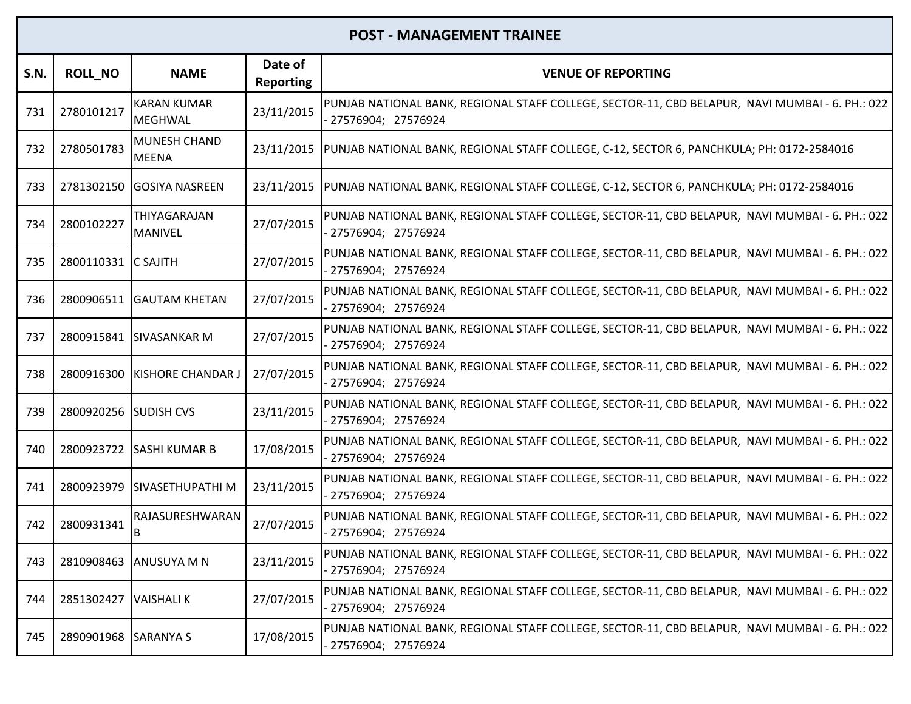| POST - MANAGEMENT TRAINEE | | | | |
|---|---|---|---|---|
| S.N. | ROLL_NO | NAME | Date of Reporting | VENUE OF REPORTING |
| 731 | 2780101217 | KARAN KUMAR MEGHWAL | 23/11/2015 | PUNJAB NATIONAL BANK, REGIONAL STAFF COLLEGE, SECTOR-11, CBD BELAPUR, NAVI MUMBAI - 6. PH.: 022 - 27576904; 27576924 |
| 732 | 2780501783 | MUNESH CHAND MEENA | 23/11/2015 | PUNJAB NATIONAL BANK, REGIONAL STAFF COLLEGE, C-12, SECTOR 6, PANCHKULA; PH: 0172-2584016 |
| 733 | 2781302150 | GOSIYA NASREEN | 23/11/2015 | PUNJAB NATIONAL BANK, REGIONAL STAFF COLLEGE, C-12, SECTOR 6, PANCHKULA; PH: 0172-2584016 |
| 734 | 2800102227 | THIYAGARAJAN MANIVEL | 27/07/2015 | PUNJAB NATIONAL BANK, REGIONAL STAFF COLLEGE, SECTOR-11, CBD BELAPUR, NAVI MUMBAI - 6. PH.: 022 - 27576904; 27576924 |
| 735 | 2800110331 | C SAJITH | 27/07/2015 | PUNJAB NATIONAL BANK, REGIONAL STAFF COLLEGE, SECTOR-11, CBD BELAPUR, NAVI MUMBAI - 6. PH.: 022 - 27576904; 27576924 |
| 736 | 2800906511 | GAUTAM KHETAN | 27/07/2015 | PUNJAB NATIONAL BANK, REGIONAL STAFF COLLEGE, SECTOR-11, CBD BELAPUR, NAVI MUMBAI - 6. PH.: 022 - 27576904; 27576924 |
| 737 | 2800915841 | SIVASANKAR M | 27/07/2015 | PUNJAB NATIONAL BANK, REGIONAL STAFF COLLEGE, SECTOR-11, CBD BELAPUR, NAVI MUMBAI - 6. PH.: 022 - 27576904; 27576924 |
| 738 | 2800916300 | KISHORE CHANDAR J | 27/07/2015 | PUNJAB NATIONAL BANK, REGIONAL STAFF COLLEGE, SECTOR-11, CBD BELAPUR, NAVI MUMBAI - 6. PH.: 022 - 27576904; 27576924 |
| 739 | 2800920256 | SUDISH CVS | 23/11/2015 | PUNJAB NATIONAL BANK, REGIONAL STAFF COLLEGE, SECTOR-11, CBD BELAPUR, NAVI MUMBAI - 6. PH.: 022 - 27576904; 27576924 |
| 740 | 2800923722 | SASHI KUMAR B | 17/08/2015 | PUNJAB NATIONAL BANK, REGIONAL STAFF COLLEGE, SECTOR-11, CBD BELAPUR, NAVI MUMBAI - 6. PH.: 022 - 27576904; 27576924 |
| 741 | 2800923979 | SIVASETHUPATHI M | 23/11/2015 | PUNJAB NATIONAL BANK, REGIONAL STAFF COLLEGE, SECTOR-11, CBD BELAPUR, NAVI MUMBAI - 6. PH.: 022 - 27576904; 27576924 |
| 742 | 2800931341 | RAJASURESHWARAN B | 27/07/2015 | PUNJAB NATIONAL BANK, REGIONAL STAFF COLLEGE, SECTOR-11, CBD BELAPUR, NAVI MUMBAI - 6. PH.: 022 - 27576904; 27576924 |
| 743 | 2810908463 | ANUSUYA M N | 23/11/2015 | PUNJAB NATIONAL BANK, REGIONAL STAFF COLLEGE, SECTOR-11, CBD BELAPUR, NAVI MUMBAI - 6. PH.: 022 - 27576904; 27576924 |
| 744 | 2851302427 | VAISHALI K | 27/07/2015 | PUNJAB NATIONAL BANK, REGIONAL STAFF COLLEGE, SECTOR-11, CBD BELAPUR, NAVI MUMBAI - 6. PH.: 022 - 27576904; 27576924 |
| 745 | 2890901968 | SARANYA S | 17/08/2015 | PUNJAB NATIONAL BANK, REGIONAL STAFF COLLEGE, SECTOR-11, CBD BELAPUR, NAVI MUMBAI - 6. PH.: 022 - 27576904; 27576924 |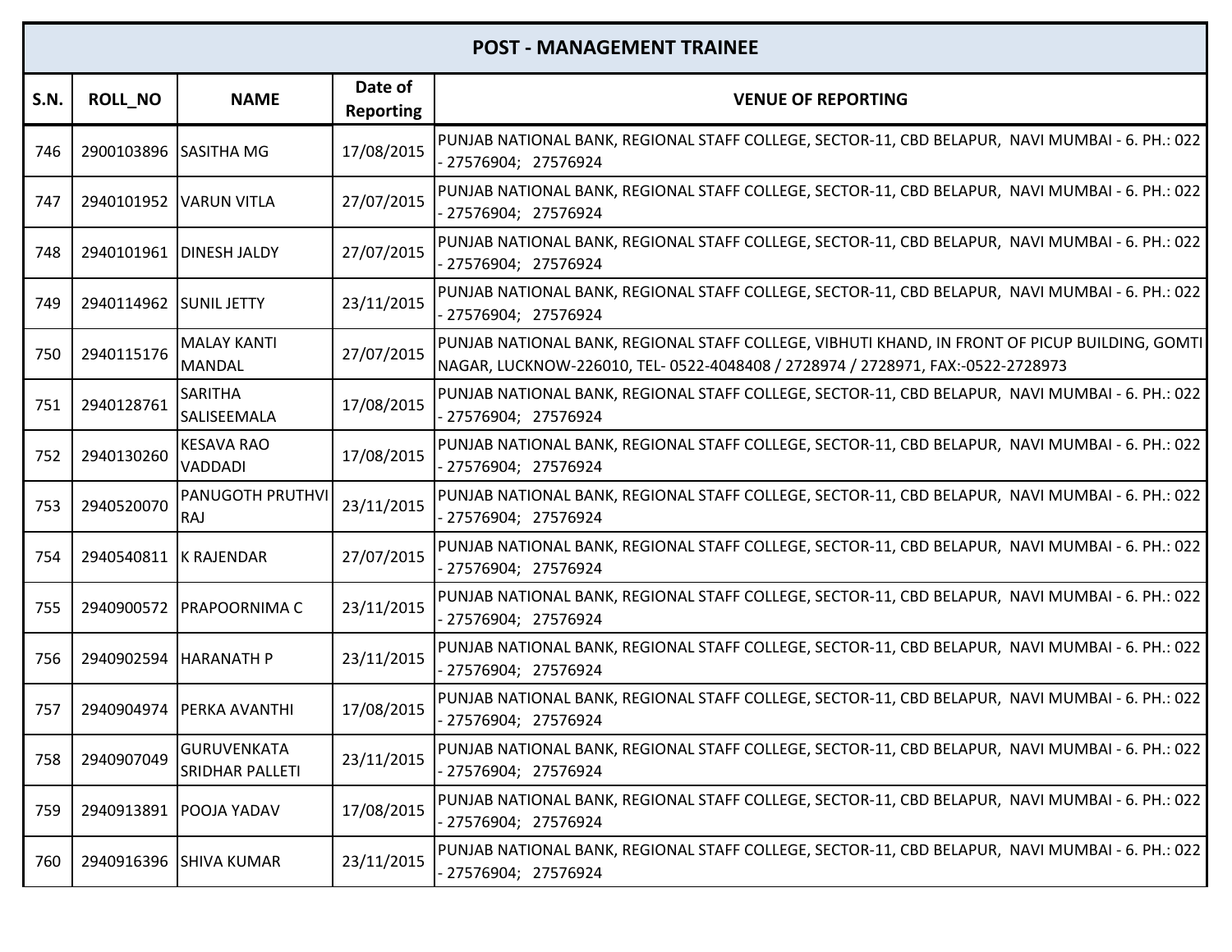| POST - MANAGEMENT TRAINEE | | | | |
|---|---|---|---|---|
| S.N. | ROLL_NO | NAME | Date of Reporting | VENUE OF REPORTING |
| 746 | 2900103896 | SASITHA MG | 17/08/2015 | PUNJAB NATIONAL BANK, REGIONAL STAFF COLLEGE, SECTOR-11, CBD BELAPUR, NAVI MUMBAI - 6. PH.: 022 - 27576904; 27576924 |
| 747 | 2940101952 | VARUN VITLA | 27/07/2015 | PUNJAB NATIONAL BANK, REGIONAL STAFF COLLEGE, SECTOR-11, CBD BELAPUR, NAVI MUMBAI - 6. PH.: 022 - 27576904; 27576924 |
| 748 | 2940101961 | DINESH JALDY | 27/07/2015 | PUNJAB NATIONAL BANK, REGIONAL STAFF COLLEGE, SECTOR-11, CBD BELAPUR, NAVI MUMBAI - 6. PH.: 022 - 27576904; 27576924 |
| 749 | 2940114962 | SUNIL JETTY | 23/11/2015 | PUNJAB NATIONAL BANK, REGIONAL STAFF COLLEGE, SECTOR-11, CBD BELAPUR, NAVI MUMBAI - 6. PH.: 022 - 27576904; 27576924 |
| 750 | 2940115176 | MALAY KANTI MANDAL | 27/07/2015 | PUNJAB NATIONAL BANK, REGIONAL STAFF COLLEGE, VIBHUTI KHAND, IN FRONT OF PICUP BUILDING, GOMTI NAGAR, LUCKNOW-226010, TEL- 0522-4048408 / 2728974 / 2728971, FAX:-0522-2728973 |
| 751 | 2940128761 | SARITHA SALISEEMALA | 17/08/2015 | PUNJAB NATIONAL BANK, REGIONAL STAFF COLLEGE, SECTOR-11, CBD BELAPUR, NAVI MUMBAI - 6. PH.: 022 - 27576904; 27576924 |
| 752 | 2940130260 | KESAVA RAO VADDADI | 17/08/2015 | PUNJAB NATIONAL BANK, REGIONAL STAFF COLLEGE, SECTOR-11, CBD BELAPUR, NAVI MUMBAI - 6. PH.: 022 - 27576904; 27576924 |
| 753 | 2940520070 | PANUGOTH PRUTHVI RAJ | 23/11/2015 | PUNJAB NATIONAL BANK, REGIONAL STAFF COLLEGE, SECTOR-11, CBD BELAPUR, NAVI MUMBAI - 6. PH.: 022 - 27576904; 27576924 |
| 754 | 2940540811 | K RAJENDAR | 27/07/2015 | PUNJAB NATIONAL BANK, REGIONAL STAFF COLLEGE, SECTOR-11, CBD BELAPUR, NAVI MUMBAI - 6. PH.: 022 - 27576904; 27576924 |
| 755 | 2940900572 | PRAPOORNIMA C | 23/11/2015 | PUNJAB NATIONAL BANK, REGIONAL STAFF COLLEGE, SECTOR-11, CBD BELAPUR, NAVI MUMBAI - 6. PH.: 022 - 27576904; 27576924 |
| 756 | 2940902594 | HARANATH P | 23/11/2015 | PUNJAB NATIONAL BANK, REGIONAL STAFF COLLEGE, SECTOR-11, CBD BELAPUR, NAVI MUMBAI - 6. PH.: 022 - 27576904; 27576924 |
| 757 | 2940904974 | PERKA AVANTHI | 17/08/2015 | PUNJAB NATIONAL BANK, REGIONAL STAFF COLLEGE, SECTOR-11, CBD BELAPUR, NAVI MUMBAI - 6. PH.: 022 - 27576904; 27576924 |
| 758 | 2940907049 | GURUVENKATA SRIDHAR PALLETI | 23/11/2015 | PUNJAB NATIONAL BANK, REGIONAL STAFF COLLEGE, SECTOR-11, CBD BELAPUR, NAVI MUMBAI - 6. PH.: 022 - 27576904; 27576924 |
| 759 | 2940913891 | POOJA YADAV | 17/08/2015 | PUNJAB NATIONAL BANK, REGIONAL STAFF COLLEGE, SECTOR-11, CBD BELAPUR, NAVI MUMBAI - 6. PH.: 022 - 27576904; 27576924 |
| 760 | 2940916396 | SHIVA KUMAR | 23/11/2015 | PUNJAB NATIONAL BANK, REGIONAL STAFF COLLEGE, SECTOR-11, CBD BELAPUR, NAVI MUMBAI - 6. PH.: 022 - 27576904; 27576924 |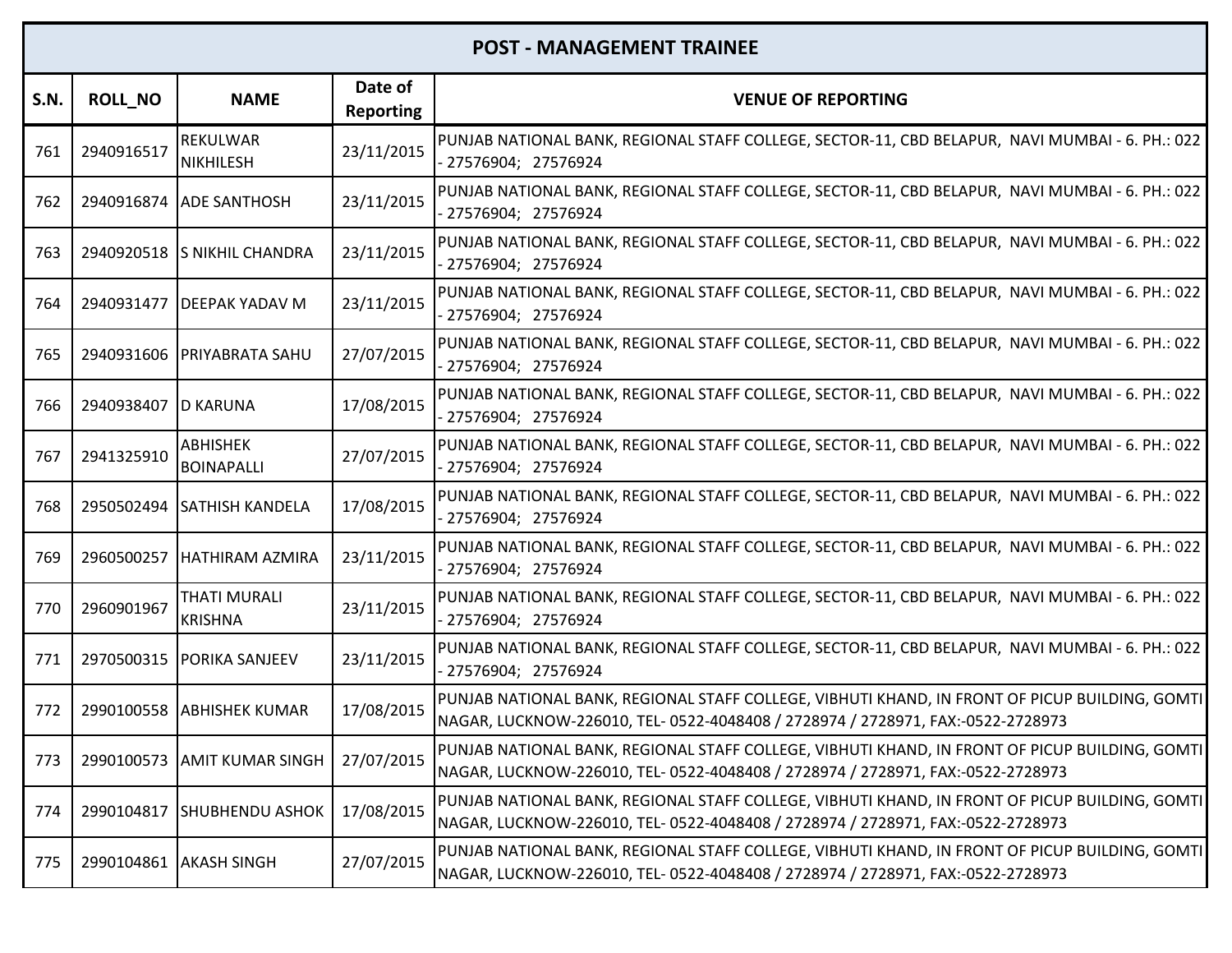| POST - MANAGEMENT TRAINEE | | | | |
|---|---|---|---|---|
| S.N. | ROLL_NO | NAME | Date of Reporting | VENUE OF REPORTING |
| 761 | 2940916517 | REKULWAR NIKHILESH | 23/11/2015 | PUNJAB NATIONAL BANK, REGIONAL STAFF COLLEGE, SECTOR-11, CBD BELAPUR, NAVI MUMBAI - 6. PH.: 022 - 27576904; 27576924 |
| 762 | 2940916874 | ADE SANTHOSH | 23/11/2015 | PUNJAB NATIONAL BANK, REGIONAL STAFF COLLEGE, SECTOR-11, CBD BELAPUR, NAVI MUMBAI - 6. PH.: 022 - 27576904; 27576924 |
| 763 | 2940920518 | S NIKHIL CHANDRA | 23/11/2015 | PUNJAB NATIONAL BANK, REGIONAL STAFF COLLEGE, SECTOR-11, CBD BELAPUR, NAVI MUMBAI - 6. PH.: 022 - 27576904; 27576924 |
| 764 | 2940931477 | DEEPAK YADAV M | 23/11/2015 | PUNJAB NATIONAL BANK, REGIONAL STAFF COLLEGE, SECTOR-11, CBD BELAPUR, NAVI MUMBAI - 6. PH.: 022 - 27576904; 27576924 |
| 765 | 2940931606 | PRIYABRATA SAHU | 27/07/2015 | PUNJAB NATIONAL BANK, REGIONAL STAFF COLLEGE, SECTOR-11, CBD BELAPUR, NAVI MUMBAI - 6. PH.: 022 - 27576904; 27576924 |
| 766 | 2940938407 | D KARUNA | 17/08/2015 | PUNJAB NATIONAL BANK, REGIONAL STAFF COLLEGE, SECTOR-11, CBD BELAPUR, NAVI MUMBAI - 6. PH.: 022 - 27576904; 27576924 |
| 767 | 2941325910 | ABHISHEK BOINAPALLI | 27/07/2015 | PUNJAB NATIONAL BANK, REGIONAL STAFF COLLEGE, SECTOR-11, CBD BELAPUR, NAVI MUMBAI - 6. PH.: 022 - 27576904; 27576924 |
| 768 | 2950502494 | SATHISH KANDELA | 17/08/2015 | PUNJAB NATIONAL BANK, REGIONAL STAFF COLLEGE, SECTOR-11, CBD BELAPUR, NAVI MUMBAI - 6. PH.: 022 - 27576904; 27576924 |
| 769 | 2960500257 | HATHIRAM AZMIRA | 23/11/2015 | PUNJAB NATIONAL BANK, REGIONAL STAFF COLLEGE, SECTOR-11, CBD BELAPUR, NAVI MUMBAI - 6. PH.: 022 - 27576904; 27576924 |
| 770 | 2960901967 | THATI MURALI KRISHNA | 23/11/2015 | PUNJAB NATIONAL BANK, REGIONAL STAFF COLLEGE, SECTOR-11, CBD BELAPUR, NAVI MUMBAI - 6. PH.: 022 - 27576904; 27576924 |
| 771 | 2970500315 | PORIKA SANJEEV | 23/11/2015 | PUNJAB NATIONAL BANK, REGIONAL STAFF COLLEGE, SECTOR-11, CBD BELAPUR, NAVI MUMBAI - 6. PH.: 022 - 27576904; 27576924 |
| 772 | 2990100558 | ABHISHEK KUMAR | 17/08/2015 | PUNJAB NATIONAL BANK, REGIONAL STAFF COLLEGE, VIBHUTI KHAND, IN FRONT OF PICUP BUILDING, GOMTI NAGAR, LUCKNOW-226010, TEL- 0522-4048408 / 2728974 / 2728971, FAX:-0522-2728973 |
| 773 | 2990100573 | AMIT KUMAR SINGH | 27/07/2015 | PUNJAB NATIONAL BANK, REGIONAL STAFF COLLEGE, VIBHUTI KHAND, IN FRONT OF PICUP BUILDING, GOMTI NAGAR, LUCKNOW-226010, TEL- 0522-4048408 / 2728974 / 2728971, FAX:-0522-2728973 |
| 774 | 2990104817 | SHUBHENDU ASHOK | 17/08/2015 | PUNJAB NATIONAL BANK, REGIONAL STAFF COLLEGE, VIBHUTI KHAND, IN FRONT OF PICUP BUILDING, GOMTI NAGAR, LUCKNOW-226010, TEL- 0522-4048408 / 2728974 / 2728971, FAX:-0522-2728973 |
| 775 | 2990104861 | AKASH SINGH | 27/07/2015 | PUNJAB NATIONAL BANK, REGIONAL STAFF COLLEGE, VIBHUTI KHAND, IN FRONT OF PICUP BUILDING, GOMTI NAGAR, LUCKNOW-226010, TEL- 0522-4048408 / 2728974 / 2728971, FAX:-0522-2728973 |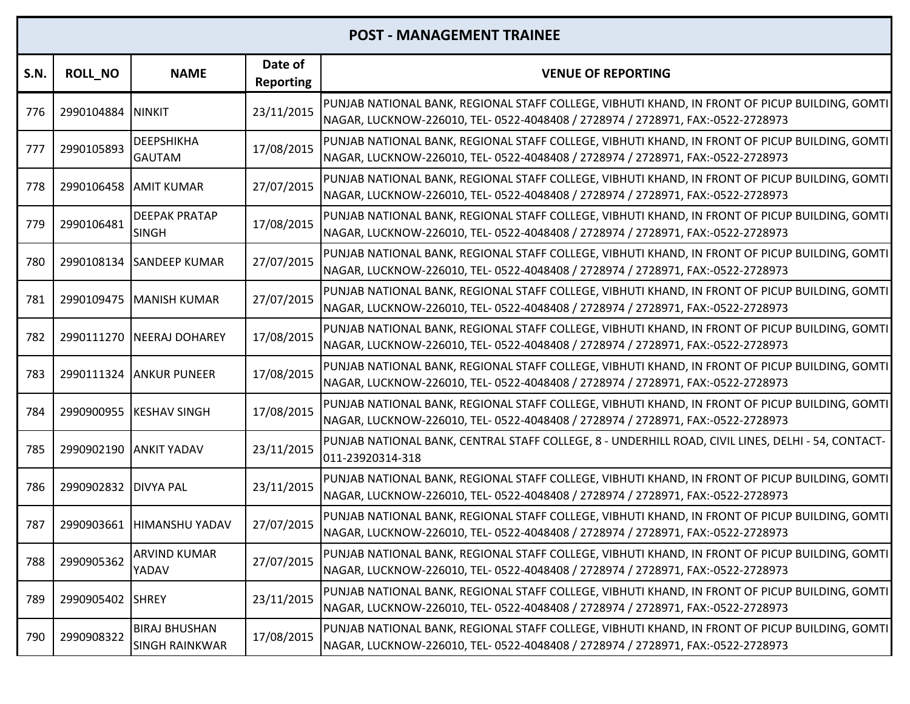| POST - MANAGEMENT TRAINEE | | | | |
|---|---|---|---|---|
| S.N. | ROLL_NO | NAME | Date of Reporting | VENUE OF REPORTING |
| 776 | 2990104884 | NINKIT | 23/11/2015 | PUNJAB NATIONAL BANK, REGIONAL STAFF COLLEGE, VIBHUTI KHAND, IN FRONT OF PICUP BUILDING, GOMTI NAGAR, LUCKNOW-226010, TEL- 0522-4048408 / 2728974 / 2728971, FAX:-0522-2728973 |
| 777 | 2990105893 | DEEPSHIKHA GAUTAM | 17/08/2015 | PUNJAB NATIONAL BANK, REGIONAL STAFF COLLEGE, VIBHUTI KHAND, IN FRONT OF PICUP BUILDING, GOMTI NAGAR, LUCKNOW-226010, TEL- 0522-4048408 / 2728974 / 2728971, FAX:-0522-2728973 |
| 778 | 2990106458 | AMIT KUMAR | 27/07/2015 | PUNJAB NATIONAL BANK, REGIONAL STAFF COLLEGE, VIBHUTI KHAND, IN FRONT OF PICUP BUILDING, GOMTI NAGAR, LUCKNOW-226010, TEL- 0522-4048408 / 2728974 / 2728971, FAX:-0522-2728973 |
| 779 | 2990106481 | DEEPAK PRATAP SINGH | 17/08/2015 | PUNJAB NATIONAL BANK, REGIONAL STAFF COLLEGE, VIBHUTI KHAND, IN FRONT OF PICUP BUILDING, GOMTI NAGAR, LUCKNOW-226010, TEL- 0522-4048408 / 2728974 / 2728971, FAX:-0522-2728973 |
| 780 | 2990108134 | SANDEEP KUMAR | 27/07/2015 | PUNJAB NATIONAL BANK, REGIONAL STAFF COLLEGE, VIBHUTI KHAND, IN FRONT OF PICUP BUILDING, GOMTI NAGAR, LUCKNOW-226010, TEL- 0522-4048408 / 2728974 / 2728971, FAX:-0522-2728973 |
| 781 | 2990109475 | MANISH KUMAR | 27/07/2015 | PUNJAB NATIONAL BANK, REGIONAL STAFF COLLEGE, VIBHUTI KHAND, IN FRONT OF PICUP BUILDING, GOMTI NAGAR, LUCKNOW-226010, TEL- 0522-4048408 / 2728974 / 2728971, FAX:-0522-2728973 |
| 782 | 2990111270 | NEERAJ DOHAREY | 17/08/2015 | PUNJAB NATIONAL BANK, REGIONAL STAFF COLLEGE, VIBHUTI KHAND, IN FRONT OF PICUP BUILDING, GOMTI NAGAR, LUCKNOW-226010, TEL- 0522-4048408 / 2728974 / 2728971, FAX:-0522-2728973 |
| 783 | 2990111324 | ANKUR PUNEER | 17/08/2015 | PUNJAB NATIONAL BANK, REGIONAL STAFF COLLEGE, VIBHUTI KHAND, IN FRONT OF PICUP BUILDING, GOMTI NAGAR, LUCKNOW-226010, TEL- 0522-4048408 / 2728974 / 2728971, FAX:-0522-2728973 |
| 784 | 2990900955 | KESHAV SINGH | 17/08/2015 | PUNJAB NATIONAL BANK, REGIONAL STAFF COLLEGE, VIBHUTI KHAND, IN FRONT OF PICUP BUILDING, GOMTI NAGAR, LUCKNOW-226010, TEL- 0522-4048408 / 2728974 / 2728971, FAX:-0522-2728973 |
| 785 | 2990902190 | ANKIT YADAV | 23/11/2015 | PUNJAB NATIONAL BANK, CENTRAL STAFF COLLEGE, 8 - UNDERHILL ROAD, CIVIL LINES, DELHI - 54, CONTACT-011-23920314-318 |
| 786 | 2990902832 | DIVYA PAL | 23/11/2015 | PUNJAB NATIONAL BANK, REGIONAL STAFF COLLEGE, VIBHUTI KHAND, IN FRONT OF PICUP BUILDING, GOMTI NAGAR, LUCKNOW-226010, TEL- 0522-4048408 / 2728974 / 2728971, FAX:-0522-2728973 |
| 787 | 2990903661 | HIMANSHU YADAV | 27/07/2015 | PUNJAB NATIONAL BANK, REGIONAL STAFF COLLEGE, VIBHUTI KHAND, IN FRONT OF PICUP BUILDING, GOMTI NAGAR, LUCKNOW-226010, TEL- 0522-4048408 / 2728974 / 2728971, FAX:-0522-2728973 |
| 788 | 2990905362 | ARVIND KUMAR YADAV | 27/07/2015 | PUNJAB NATIONAL BANK, REGIONAL STAFF COLLEGE, VIBHUTI KHAND, IN FRONT OF PICUP BUILDING, GOMTI NAGAR, LUCKNOW-226010, TEL- 0522-4048408 / 2728974 / 2728971, FAX:-0522-2728973 |
| 789 | 2990905402 | SHREY | 23/11/2015 | PUNJAB NATIONAL BANK, REGIONAL STAFF COLLEGE, VIBHUTI KHAND, IN FRONT OF PICUP BUILDING, GOMTI NAGAR, LUCKNOW-226010, TEL- 0522-4048408 / 2728974 / 2728971, FAX:-0522-2728973 |
| 790 | 2990908322 | BIRAJ BHUSHAN SINGH RAINKWAR | 17/08/2015 | PUNJAB NATIONAL BANK, REGIONAL STAFF COLLEGE, VIBHUTI KHAND, IN FRONT OF PICUP BUILDING, GOMTI NAGAR, LUCKNOW-226010, TEL- 0522-4048408 / 2728974 / 2728971, FAX:-0522-2728973 |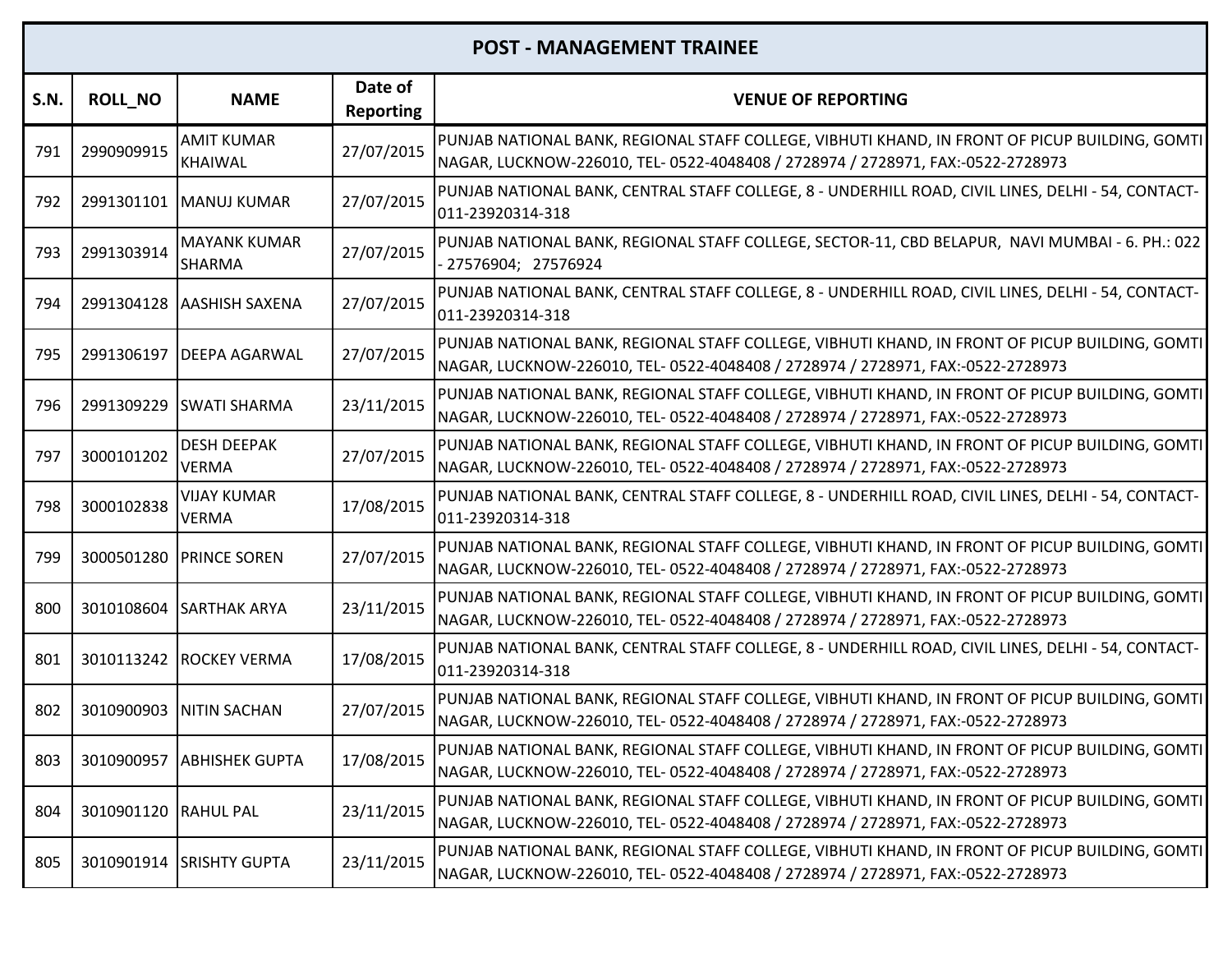| POST - MANAGEMENT TRAINEE | | | | |
|---|---|---|---|---|
| S.N. | ROLL_NO | NAME | Date of Reporting | VENUE OF REPORTING |
| 791 | 2990909915 | AMIT KUMAR KHAIWAL | 27/07/2015 | PUNJAB NATIONAL BANK, REGIONAL STAFF COLLEGE, VIBHUTI KHAND, IN FRONT OF PICUP BUILDING, GOMTI NAGAR, LUCKNOW-226010, TEL- 0522-4048408 / 2728974 / 2728971, FAX:-0522-2728973 |
| 792 | 2991301101 | MANUJ KUMAR | 27/07/2015 | PUNJAB NATIONAL BANK, CENTRAL STAFF COLLEGE, 8 - UNDERHILL ROAD, CIVIL LINES, DELHI - 54, CONTACT-011-23920314-318 |
| 793 | 2991303914 | MAYANK KUMAR SHARMA | 27/07/2015 | PUNJAB NATIONAL BANK, REGIONAL STAFF COLLEGE, SECTOR-11, CBD BELAPUR, NAVI MUMBAI - 6. PH.: 022 - 27576904; 27576924 |
| 794 | 2991304128 | AASHISH SAXENA | 27/07/2015 | PUNJAB NATIONAL BANK, CENTRAL STAFF COLLEGE, 8 - UNDERHILL ROAD, CIVIL LINES, DELHI - 54, CONTACT-011-23920314-318 |
| 795 | 2991306197 | DEEPA AGARWAL | 27/07/2015 | PUNJAB NATIONAL BANK, REGIONAL STAFF COLLEGE, VIBHUTI KHAND, IN FRONT OF PICUP BUILDING, GOMTI NAGAR, LUCKNOW-226010, TEL- 0522-4048408 / 2728974 / 2728971, FAX:-0522-2728973 |
| 796 | 2991309229 | SWATI SHARMA | 23/11/2015 | PUNJAB NATIONAL BANK, REGIONAL STAFF COLLEGE, VIBHUTI KHAND, IN FRONT OF PICUP BUILDING, GOMTI NAGAR, LUCKNOW-226010, TEL- 0522-4048408 / 2728974 / 2728971, FAX:-0522-2728973 |
| 797 | 3000101202 | DESH DEEPAK VERMA | 27/07/2015 | PUNJAB NATIONAL BANK, REGIONAL STAFF COLLEGE, VIBHUTI KHAND, IN FRONT OF PICUP BUILDING, GOMTI NAGAR, LUCKNOW-226010, TEL- 0522-4048408 / 2728974 / 2728971, FAX:-0522-2728973 |
| 798 | 3000102838 | VIJAY KUMAR VERMA | 17/08/2015 | PUNJAB NATIONAL BANK, CENTRAL STAFF COLLEGE, 8 - UNDERHILL ROAD, CIVIL LINES, DELHI - 54, CONTACT-011-23920314-318 |
| 799 | 3000501280 | PRINCE SOREN | 27/07/2015 | PUNJAB NATIONAL BANK, REGIONAL STAFF COLLEGE, VIBHUTI KHAND, IN FRONT OF PICUP BUILDING, GOMTI NAGAR, LUCKNOW-226010, TEL- 0522-4048408 / 2728974 / 2728971, FAX:-0522-2728973 |
| 800 | 3010108604 | SARTHAK ARYA | 23/11/2015 | PUNJAB NATIONAL BANK, REGIONAL STAFF COLLEGE, VIBHUTI KHAND, IN FRONT OF PICUP BUILDING, GOMTI NAGAR, LUCKNOW-226010, TEL- 0522-4048408 / 2728974 / 2728971, FAX:-0522-2728973 |
| 801 | 3010113242 | ROCKEY VERMA | 17/08/2015 | PUNJAB NATIONAL BANK, CENTRAL STAFF COLLEGE, 8 - UNDERHILL ROAD, CIVIL LINES, DELHI - 54, CONTACT-011-23920314-318 |
| 802 | 3010900903 | NITIN SACHAN | 27/07/2015 | PUNJAB NATIONAL BANK, REGIONAL STAFF COLLEGE, VIBHUTI KHAND, IN FRONT OF PICUP BUILDING, GOMTI NAGAR, LUCKNOW-226010, TEL- 0522-4048408 / 2728974 / 2728971, FAX:-0522-2728973 |
| 803 | 3010900957 | ABHISHEK GUPTA | 17/08/2015 | PUNJAB NATIONAL BANK, REGIONAL STAFF COLLEGE, VIBHUTI KHAND, IN FRONT OF PICUP BUILDING, GOMTI NAGAR, LUCKNOW-226010, TEL- 0522-4048408 / 2728974 / 2728971, FAX:-0522-2728973 |
| 804 | 3010901120 | RAHUL PAL | 23/11/2015 | PUNJAB NATIONAL BANK, REGIONAL STAFF COLLEGE, VIBHUTI KHAND, IN FRONT OF PICUP BUILDING, GOMTI NAGAR, LUCKNOW-226010, TEL- 0522-4048408 / 2728974 / 2728971, FAX:-0522-2728973 |
| 805 | 3010901914 | SRISHTY GUPTA | 23/11/2015 | PUNJAB NATIONAL BANK, REGIONAL STAFF COLLEGE, VIBHUTI KHAND, IN FRONT OF PICUP BUILDING, GOMTI NAGAR, LUCKNOW-226010, TEL- 0522-4048408 / 2728974 / 2728971, FAX:-0522-2728973 |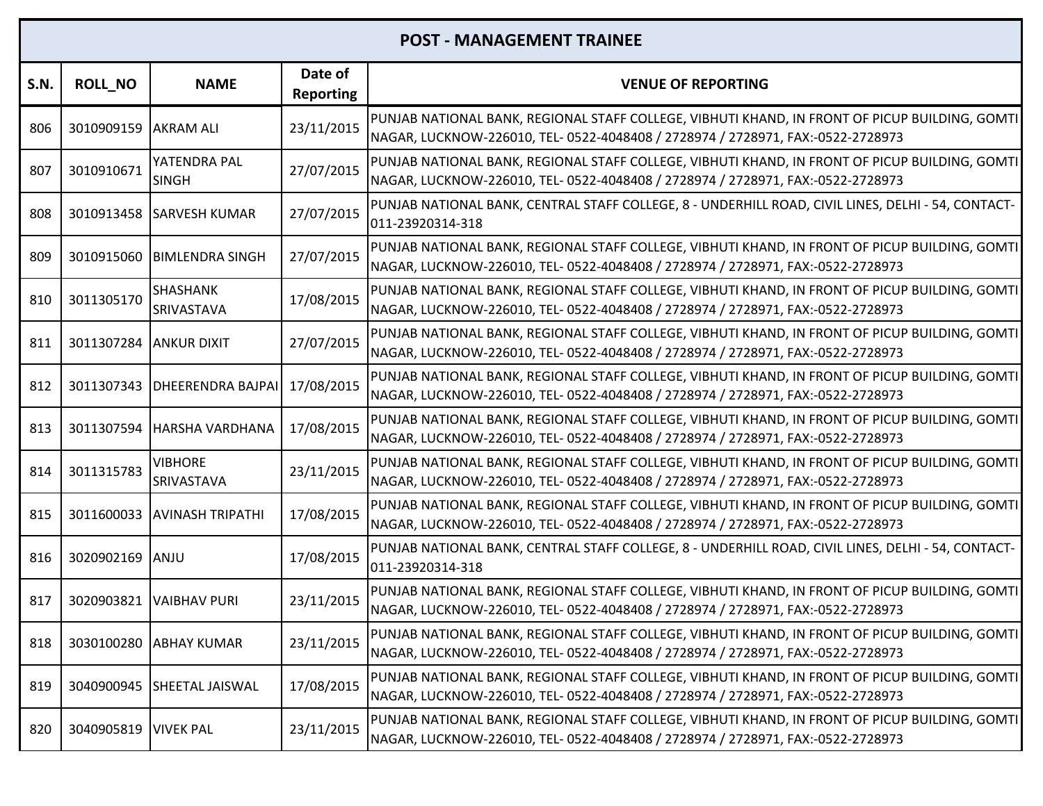| POST - MANAGEMENT TRAINEE | | | | |
|---|---|---|---|---|
| S.N. | ROLL_NO | NAME | Date of Reporting | VENUE OF REPORTING |
| 806 | 3010909159 | AKRAM ALI | 23/11/2015 | PUNJAB NATIONAL BANK, REGIONAL STAFF COLLEGE, VIBHUTI KHAND, IN FRONT OF PICUP BUILDING, GOMTI NAGAR, LUCKNOW-226010, TEL- 0522-4048408 / 2728974 / 2728971, FAX:-0522-2728973 |
| 807 | 3010910671 | YATENDRA PAL SINGH | 27/07/2015 | PUNJAB NATIONAL BANK, REGIONAL STAFF COLLEGE, VIBHUTI KHAND, IN FRONT OF PICUP BUILDING, GOMTI NAGAR, LUCKNOW-226010, TEL- 0522-4048408 / 2728974 / 2728971, FAX:-0522-2728973 |
| 808 | 3010913458 | SARVESH KUMAR | 27/07/2015 | PUNJAB NATIONAL BANK, CENTRAL STAFF COLLEGE, 8 - UNDERHILL ROAD, CIVIL LINES, DELHI - 54, CONTACT-011-23920314-318 |
| 809 | 3010915060 | BIMLENDRA SINGH | 27/07/2015 | PUNJAB NATIONAL BANK, REGIONAL STAFF COLLEGE, VIBHUTI KHAND, IN FRONT OF PICUP BUILDING, GOMTI NAGAR, LUCKNOW-226010, TEL- 0522-4048408 / 2728974 / 2728971, FAX:-0522-2728973 |
| 810 | 3011305170 | SHASHANK SRIVASTAVA | 17/08/2015 | PUNJAB NATIONAL BANK, REGIONAL STAFF COLLEGE, VIBHUTI KHAND, IN FRONT OF PICUP BUILDING, GOMTI NAGAR, LUCKNOW-226010, TEL- 0522-4048408 / 2728974 / 2728971, FAX:-0522-2728973 |
| 811 | 3011307284 | ANKUR DIXIT | 27/07/2015 | PUNJAB NATIONAL BANK, REGIONAL STAFF COLLEGE, VIBHUTI KHAND, IN FRONT OF PICUP BUILDING, GOMTI NAGAR, LUCKNOW-226010, TEL- 0522-4048408 / 2728974 / 2728971, FAX:-0522-2728973 |
| 812 | 3011307343 | DHEERENDRA BAJPAI | 17/08/2015 | PUNJAB NATIONAL BANK, REGIONAL STAFF COLLEGE, VIBHUTI KHAND, IN FRONT OF PICUP BUILDING, GOMTI NAGAR, LUCKNOW-226010, TEL- 0522-4048408 / 2728974 / 2728971, FAX:-0522-2728973 |
| 813 | 3011307594 | HARSHA VARDHANA | 17/08/2015 | PUNJAB NATIONAL BANK, REGIONAL STAFF COLLEGE, VIBHUTI KHAND, IN FRONT OF PICUP BUILDING, GOMTI NAGAR, LUCKNOW-226010, TEL- 0522-4048408 / 2728974 / 2728971, FAX:-0522-2728973 |
| 814 | 3011315783 | VIBHORE SRIVASTAVA | 23/11/2015 | PUNJAB NATIONAL BANK, REGIONAL STAFF COLLEGE, VIBHUTI KHAND, IN FRONT OF PICUP BUILDING, GOMTI NAGAR, LUCKNOW-226010, TEL- 0522-4048408 / 2728974 / 2728971, FAX:-0522-2728973 |
| 815 | 3011600033 | AVINASH TRIPATHI | 17/08/2015 | PUNJAB NATIONAL BANK, REGIONAL STAFF COLLEGE, VIBHUTI KHAND, IN FRONT OF PICUP BUILDING, GOMTI NAGAR, LUCKNOW-226010, TEL- 0522-4048408 / 2728974 / 2728971, FAX:-0522-2728973 |
| 816 | 3020902169 | ANJU | 17/08/2015 | PUNJAB NATIONAL BANK, CENTRAL STAFF COLLEGE, 8 - UNDERHILL ROAD, CIVIL LINES, DELHI - 54, CONTACT-011-23920314-318 |
| 817 | 3020903821 | VAIBHAV PURI | 23/11/2015 | PUNJAB NATIONAL BANK, REGIONAL STAFF COLLEGE, VIBHUTI KHAND, IN FRONT OF PICUP BUILDING, GOMTI NAGAR, LUCKNOW-226010, TEL- 0522-4048408 / 2728974 / 2728971, FAX:-0522-2728973 |
| 818 | 3030100280 | ABHAY KUMAR | 23/11/2015 | PUNJAB NATIONAL BANK, REGIONAL STAFF COLLEGE, VIBHUTI KHAND, IN FRONT OF PICUP BUILDING, GOMTI NAGAR, LUCKNOW-226010, TEL- 0522-4048408 / 2728974 / 2728971, FAX:-0522-2728973 |
| 819 | 3040900945 | SHEETAL JAISWAL | 17/08/2015 | PUNJAB NATIONAL BANK, REGIONAL STAFF COLLEGE, VIBHUTI KHAND, IN FRONT OF PICUP BUILDING, GOMTI NAGAR, LUCKNOW-226010, TEL- 0522-4048408 / 2728974 / 2728971, FAX:-0522-2728973 |
| 820 | 3040905819 | VIVEK PAL | 23/11/2015 | PUNJAB NATIONAL BANK, REGIONAL STAFF COLLEGE, VIBHUTI KHAND, IN FRONT OF PICUP BUILDING, GOMTI NAGAR, LUCKNOW-226010, TEL- 0522-4048408 / 2728974 / 2728971, FAX:-0522-2728973 |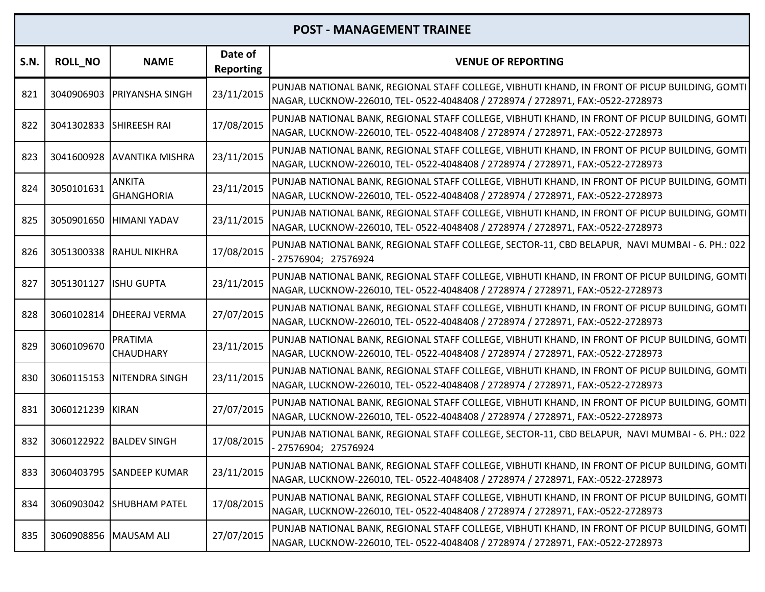| POST - MANAGEMENT TRAINEE | | | | |
|---|---|---|---|---|
| **S.N.** | **ROLL_NO** | **NAME** | **Date of Reporting** | **VENUE OF REPORTING** |
| 821 | 3040906903 | PRIYANSHA SINGH | 23/11/2015 | PUNJAB NATIONAL BANK, REGIONAL STAFF COLLEGE, VIBHUTI KHAND, IN FRONT OF PICUP BUILDING, GOMTI NAGAR, LUCKNOW-226010, TEL- 0522-4048408 / 2728974 / 2728971, FAX:-0522-2728973 |
| 822 | 3041302833 | SHIREESH RAI | 17/08/2015 | PUNJAB NATIONAL BANK, REGIONAL STAFF COLLEGE, VIBHUTI KHAND, IN FRONT OF PICUP BUILDING, GOMTI NAGAR, LUCKNOW-226010, TEL- 0522-4048408 / 2728974 / 2728971, FAX:-0522-2728973 |
| 823 | 3041600928 | AVANTIKA MISHRA | 23/11/2015 | PUNJAB NATIONAL BANK, REGIONAL STAFF COLLEGE, VIBHUTI KHAND, IN FRONT OF PICUP BUILDING, GOMTI NAGAR, LUCKNOW-226010, TEL- 0522-4048408 / 2728974 / 2728971, FAX:-0522-2728973 |
| 824 | 3050101631 | ANKITA GHANGHORIA | 23/11/2015 | PUNJAB NATIONAL BANK, REGIONAL STAFF COLLEGE, VIBHUTI KHAND, IN FRONT OF PICUP BUILDING, GOMTI NAGAR, LUCKNOW-226010, TEL- 0522-4048408 / 2728974 / 2728971, FAX:-0522-2728973 |
| 825 | 3050901650 | HIMANI YADAV | 23/11/2015 | PUNJAB NATIONAL BANK, REGIONAL STAFF COLLEGE, VIBHUTI KHAND, IN FRONT OF PICUP BUILDING, GOMTI NAGAR, LUCKNOW-226010, TEL- 0522-4048408 / 2728974 / 2728971, FAX:-0522-2728973 |
| 826 | 3051300338 | RAHUL NIKHRA | 17/08/2015 | PUNJAB NATIONAL BANK, REGIONAL STAFF COLLEGE, SECTOR-11, CBD BELAPUR, NAVI MUMBAI - 6. PH.: 022 - 27576904; 27576924 |
| 827 | 3051301127 | ISHU GUPTA | 23/11/2015 | PUNJAB NATIONAL BANK, REGIONAL STAFF COLLEGE, VIBHUTI KHAND, IN FRONT OF PICUP BUILDING, GOMTI NAGAR, LUCKNOW-226010, TEL- 0522-4048408 / 2728974 / 2728971, FAX:-0522-2728973 |
| 828 | 3060102814 | DHEERAJ VERMA | 27/07/2015 | PUNJAB NATIONAL BANK, REGIONAL STAFF COLLEGE, VIBHUTI KHAND, IN FRONT OF PICUP BUILDING, GOMTI NAGAR, LUCKNOW-226010, TEL- 0522-4048408 / 2728974 / 2728971, FAX:-0522-2728973 |
| 829 | 3060109670 | PRATIMA CHAUDHARY | 23/11/2015 | PUNJAB NATIONAL BANK, REGIONAL STAFF COLLEGE, VIBHUTI KHAND, IN FRONT OF PICUP BUILDING, GOMTI NAGAR, LUCKNOW-226010, TEL- 0522-4048408 / 2728974 / 2728971, FAX:-0522-2728973 |
| 830 | 3060115153 | NITENDRA SINGH | 23/11/2015 | PUNJAB NATIONAL BANK, REGIONAL STAFF COLLEGE, VIBHUTI KHAND, IN FRONT OF PICUP BUILDING, GOMTI NAGAR, LUCKNOW-226010, TEL- 0522-4048408 / 2728974 / 2728971, FAX:-0522-2728973 |
| 831 | 3060121239 | KIRAN | 27/07/2015 | PUNJAB NATIONAL BANK, REGIONAL STAFF COLLEGE, VIBHUTI KHAND, IN FRONT OF PICUP BUILDING, GOMTI NAGAR, LUCKNOW-226010, TEL- 0522-4048408 / 2728974 / 2728971, FAX:-0522-2728973 |
| 832 | 3060122922 | BALDEV SINGH | 17/08/2015 | PUNJAB NATIONAL BANK, REGIONAL STAFF COLLEGE, SECTOR-11, CBD BELAPUR, NAVI MUMBAI - 6. PH.: 022 - 27576904; 27576924 |
| 833 | 3060403795 | SANDEEP KUMAR | 23/11/2015 | PUNJAB NATIONAL BANK, REGIONAL STAFF COLLEGE, VIBHUTI KHAND, IN FRONT OF PICUP BUILDING, GOMTI NAGAR, LUCKNOW-226010, TEL- 0522-4048408 / 2728974 / 2728971, FAX:-0522-2728973 |
| 834 | 3060903042 | SHUBHAM PATEL | 17/08/2015 | PUNJAB NATIONAL BANK, REGIONAL STAFF COLLEGE, VIBHUTI KHAND, IN FRONT OF PICUP BUILDING, GOMTI NAGAR, LUCKNOW-226010, TEL- 0522-4048408 / 2728974 / 2728971, FAX:-0522-2728973 |
| 835 | 3060908856 | MAUSAM ALI | 27/07/2015 | PUNJAB NATIONAL BANK, REGIONAL STAFF COLLEGE, VIBHUTI KHAND, IN FRONT OF PICUP BUILDING, GOMTI NAGAR, LUCKNOW-226010, TEL- 0522-4048408 / 2728974 / 2728971, FAX:-0522-2728973 |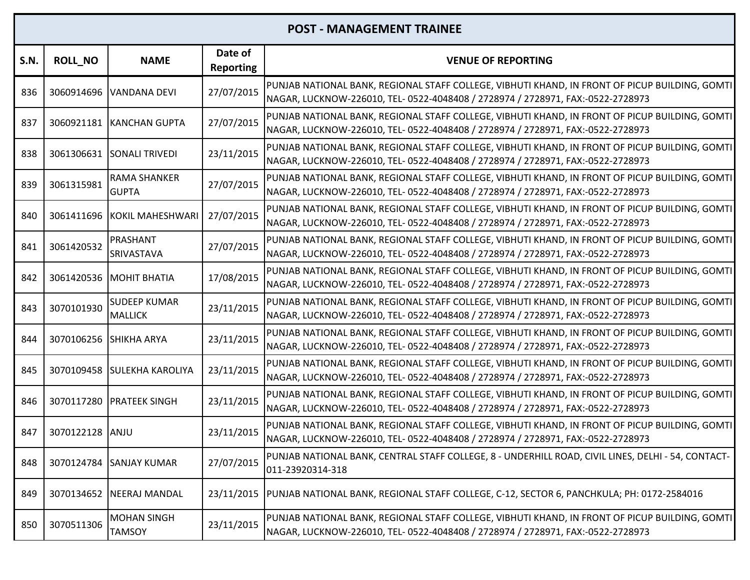| POST - MANAGEMENT TRAINEE | | | | |
|---|---|---|---|---|
| **S.N.** | **ROLL_NO** | **NAME** | **Date of Reporting** | **VENUE OF REPORTING** |
| 836 | 3060914696 | VANDANA DEVI | 27/07/2015 | PUNJAB NATIONAL BANK, REGIONAL STAFF COLLEGE, VIBHUTI KHAND, IN FRONT OF PICUP BUILDING, GOMTI NAGAR, LUCKNOW-226010, TEL- 0522-4048408 / 2728974 / 2728971, FAX:-0522-2728973 |
| 837 | 3060921181 | KANCHAN GUPTA | 27/07/2015 | PUNJAB NATIONAL BANK, REGIONAL STAFF COLLEGE, VIBHUTI KHAND, IN FRONT OF PICUP BUILDING, GOMTI NAGAR, LUCKNOW-226010, TEL- 0522-4048408 / 2728974 / 2728971, FAX:-0522-2728973 |
| 838 | 3061306631 | SONALI TRIVEDI | 23/11/2015 | PUNJAB NATIONAL BANK, REGIONAL STAFF COLLEGE, VIBHUTI KHAND, IN FRONT OF PICUP BUILDING, GOMTI NAGAR, LUCKNOW-226010, TEL- 0522-4048408 / 2728974 / 2728971, FAX:-0522-2728973 |
| 839 | 3061315981 | RAMA SHANKER GUPTA | 27/07/2015 | PUNJAB NATIONAL BANK, REGIONAL STAFF COLLEGE, VIBHUTI KHAND, IN FRONT OF PICUP BUILDING, GOMTI NAGAR, LUCKNOW-226010, TEL- 0522-4048408 / 2728974 / 2728971, FAX:-0522-2728973 |
| 840 | 3061411696 | KOKIL MAHESHWARI | 27/07/2015 | PUNJAB NATIONAL BANK, REGIONAL STAFF COLLEGE, VIBHUTI KHAND, IN FRONT OF PICUP BUILDING, GOMTI NAGAR, LUCKNOW-226010, TEL- 0522-4048408 / 2728974 / 2728971, FAX:-0522-2728973 |
| 841 | 3061420532 | PRASHANT SRIVASTAVA | 27/07/2015 | PUNJAB NATIONAL BANK, REGIONAL STAFF COLLEGE, VIBHUTI KHAND, IN FRONT OF PICUP BUILDING, GOMTI NAGAR, LUCKNOW-226010, TEL- 0522-4048408 / 2728974 / 2728971, FAX:-0522-2728973 |
| 842 | 3061420536 | MOHIT BHATIA | 17/08/2015 | PUNJAB NATIONAL BANK, REGIONAL STAFF COLLEGE, VIBHUTI KHAND, IN FRONT OF PICUP BUILDING, GOMTI NAGAR, LUCKNOW-226010, TEL- 0522-4048408 / 2728974 / 2728971, FAX:-0522-2728973 |
| 843 | 3070101930 | SUDEEP KUMAR MALLICK | 23/11/2015 | PUNJAB NATIONAL BANK, REGIONAL STAFF COLLEGE, VIBHUTI KHAND, IN FRONT OF PICUP BUILDING, GOMTI NAGAR, LUCKNOW-226010, TEL- 0522-4048408 / 2728974 / 2728971, FAX:-0522-2728973 |
| 844 | 3070106256 | SHIKHA ARYA | 23/11/2015 | PUNJAB NATIONAL BANK, REGIONAL STAFF COLLEGE, VIBHUTI KHAND, IN FRONT OF PICUP BUILDING, GOMTI NAGAR, LUCKNOW-226010, TEL- 0522-4048408 / 2728974 / 2728971, FAX:-0522-2728973 |
| 845 | 3070109458 | SULEKHA KAROLIYA | 23/11/2015 | PUNJAB NATIONAL BANK, REGIONAL STAFF COLLEGE, VIBHUTI KHAND, IN FRONT OF PICUP BUILDING, GOMTI NAGAR, LUCKNOW-226010, TEL- 0522-4048408 / 2728974 / 2728971, FAX:-0522-2728973 |
| 846 | 3070117280 | PRATEEK SINGH | 23/11/2015 | PUNJAB NATIONAL BANK, REGIONAL STAFF COLLEGE, VIBHUTI KHAND, IN FRONT OF PICUP BUILDING, GOMTI NAGAR, LUCKNOW-226010, TEL- 0522-4048408 / 2728974 / 2728971, FAX:-0522-2728973 |
| 847 | 3070122128 | ANJU | 23/11/2015 | PUNJAB NATIONAL BANK, REGIONAL STAFF COLLEGE, VIBHUTI KHAND, IN FRONT OF PICUP BUILDING, GOMTI NAGAR, LUCKNOW-226010, TEL- 0522-4048408 / 2728974 / 2728971, FAX:-0522-2728973 |
| 848 | 3070124784 | SANJAY KUMAR | 27/07/2015 | PUNJAB NATIONAL BANK, CENTRAL STAFF COLLEGE, 8 - UNDERHILL ROAD, CIVIL LINES, DELHI - 54, CONTACT- 011-23920314-318 |
| 849 | 3070134652 | NEERAJ MANDAL | 23/11/2015 | PUNJAB NATIONAL BANK, REGIONAL STAFF COLLEGE, C-12, SECTOR 6, PANCHKULA; PH: 0172-2584016 |
| 850 | 3070511306 | MOHAN SINGH TAMSOY | 23/11/2015 | PUNJAB NATIONAL BANK, REGIONAL STAFF COLLEGE, VIBHUTI KHAND, IN FRONT OF PICUP BUILDING, GOMTI NAGAR, LUCKNOW-226010, TEL- 0522-4048408 / 2728974 / 2728971, FAX:-0522-2728973 |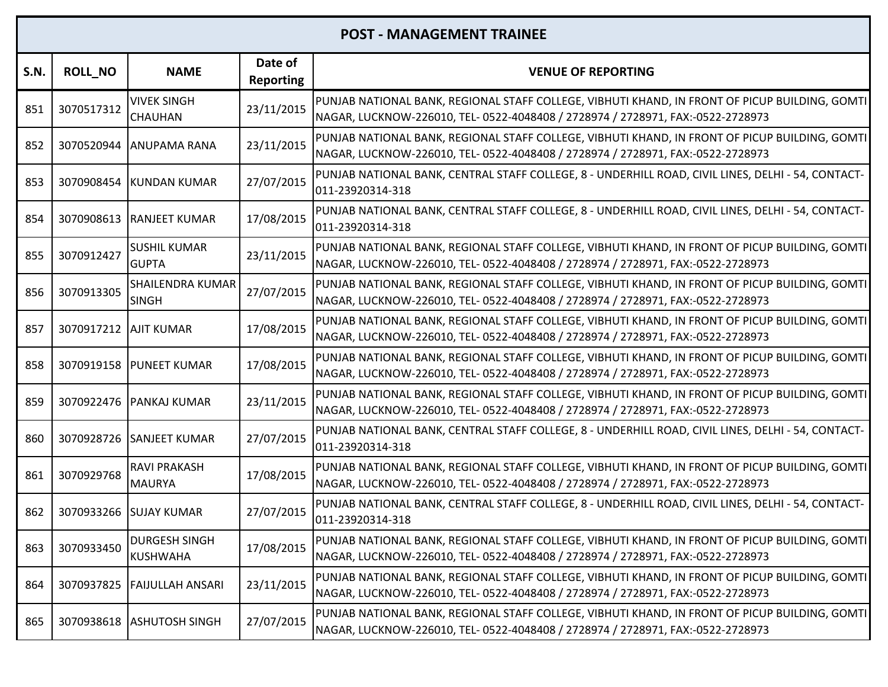| POST - MANAGEMENT TRAINEE | | | | |
|---|---|---|---|---|
| S.N. | ROLL_NO | NAME | Date of Reporting | VENUE OF REPORTING |
| 851 | 3070517312 | VIVEK SINGH CHAUHAN | 23/11/2015 | PUNJAB NATIONAL BANK, REGIONAL STAFF COLLEGE, VIBHUTI KHAND, IN FRONT OF PICUP BUILDING, GOMTI NAGAR, LUCKNOW-226010, TEL- 0522-4048408 / 2728974 / 2728971, FAX:-0522-2728973 |
| 852 | 3070520944 | ANUPAMA RANA | 23/11/2015 | PUNJAB NATIONAL BANK, REGIONAL STAFF COLLEGE, VIBHUTI KHAND, IN FRONT OF PICUP BUILDING, GOMTI NAGAR, LUCKNOW-226010, TEL- 0522-4048408 / 2728974 / 2728971, FAX:-0522-2728973 |
| 853 | 3070908454 | KUNDAN KUMAR | 27/07/2015 | PUNJAB NATIONAL BANK, CENTRAL STAFF COLLEGE, 8 - UNDERHILL ROAD, CIVIL LINES, DELHI - 54, CONTACT-011-23920314-318 |
| 854 | 3070908613 | RANJEET KUMAR | 17/08/2015 | PUNJAB NATIONAL BANK, CENTRAL STAFF COLLEGE, 8 - UNDERHILL ROAD, CIVIL LINES, DELHI - 54, CONTACT-011-23920314-318 |
| 855 | 3070912427 | SUSHIL KUMAR GUPTA | 23/11/2015 | PUNJAB NATIONAL BANK, REGIONAL STAFF COLLEGE, VIBHUTI KHAND, IN FRONT OF PICUP BUILDING, GOMTI NAGAR, LUCKNOW-226010, TEL- 0522-4048408 / 2728974 / 2728971, FAX:-0522-2728973 |
| 856 | 3070913305 | SHAILENDRA KUMAR SINGH | 27/07/2015 | PUNJAB NATIONAL BANK, REGIONAL STAFF COLLEGE, VIBHUTI KHAND, IN FRONT OF PICUP BUILDING, GOMTI NAGAR, LUCKNOW-226010, TEL- 0522-4048408 / 2728974 / 2728971, FAX:-0522-2728973 |
| 857 | 3070917212 | AJIT KUMAR | 17/08/2015 | PUNJAB NATIONAL BANK, REGIONAL STAFF COLLEGE, VIBHUTI KHAND, IN FRONT OF PICUP BUILDING, GOMTI NAGAR, LUCKNOW-226010, TEL- 0522-4048408 / 2728974 / 2728971, FAX:-0522-2728973 |
| 858 | 3070919158 | PUNEET KUMAR | 17/08/2015 | PUNJAB NATIONAL BANK, REGIONAL STAFF COLLEGE, VIBHUTI KHAND, IN FRONT OF PICUP BUILDING, GOMTI NAGAR, LUCKNOW-226010, TEL- 0522-4048408 / 2728974 / 2728971, FAX:-0522-2728973 |
| 859 | 3070922476 | PANKAJ KUMAR | 23/11/2015 | PUNJAB NATIONAL BANK, REGIONAL STAFF COLLEGE, VIBHUTI KHAND, IN FRONT OF PICUP BUILDING, GOMTI NAGAR, LUCKNOW-226010, TEL- 0522-4048408 / 2728974 / 2728971, FAX:-0522-2728973 |
| 860 | 3070928726 | SANJEET KUMAR | 27/07/2015 | PUNJAB NATIONAL BANK, CENTRAL STAFF COLLEGE, 8 - UNDERHILL ROAD, CIVIL LINES, DELHI - 54, CONTACT-011-23920314-318 |
| 861 | 3070929768 | RAVI PRAKASH MAURYA | 17/08/2015 | PUNJAB NATIONAL BANK, REGIONAL STAFF COLLEGE, VIBHUTI KHAND, IN FRONT OF PICUP BUILDING, GOMTI NAGAR, LUCKNOW-226010, TEL- 0522-4048408 / 2728974 / 2728971, FAX:-0522-2728973 |
| 862 | 3070933266 | SUJAY KUMAR | 27/07/2015 | PUNJAB NATIONAL BANK, CENTRAL STAFF COLLEGE, 8 - UNDERHILL ROAD, CIVIL LINES, DELHI - 54, CONTACT-011-23920314-318 |
| 863 | 3070933450 | DURGESH SINGH KUSHWAHA | 17/08/2015 | PUNJAB NATIONAL BANK, REGIONAL STAFF COLLEGE, VIBHUTI KHAND, IN FRONT OF PICUP BUILDING, GOMTI NAGAR, LUCKNOW-226010, TEL- 0522-4048408 / 2728974 / 2728971, FAX:-0522-2728973 |
| 864 | 3070937825 | FAIJULLAH ANSARI | 23/11/2015 | PUNJAB NATIONAL BANK, REGIONAL STAFF COLLEGE, VIBHUTI KHAND, IN FRONT OF PICUP BUILDING, GOMTI NAGAR, LUCKNOW-226010, TEL- 0522-4048408 / 2728974 / 2728971, FAX:-0522-2728973 |
| 865 | 3070938618 | ASHUTOSH SINGH | 27/07/2015 | PUNJAB NATIONAL BANK, REGIONAL STAFF COLLEGE, VIBHUTI KHAND, IN FRONT OF PICUP BUILDING, GOMTI NAGAR, LUCKNOW-226010, TEL- 0522-4048408 / 2728974 / 2728971, FAX:-0522-2728973 |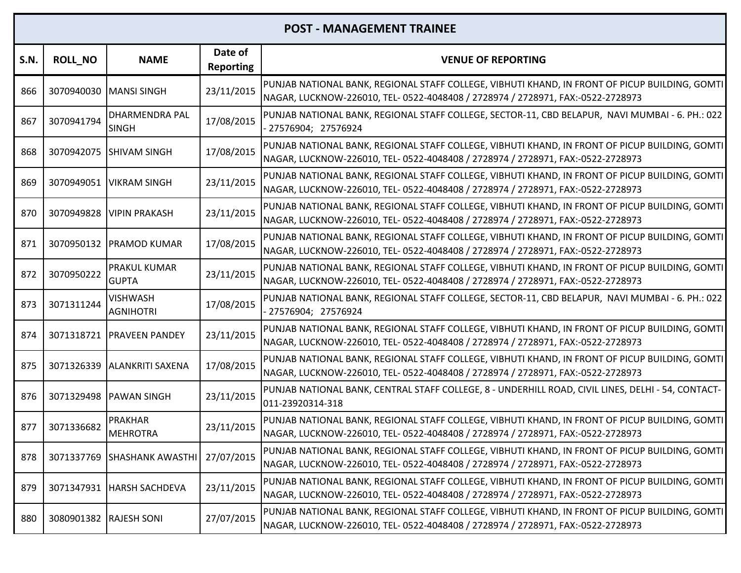| POST - MANAGEMENT TRAINEE | | | | |
|---|---|---|---|---|
| **S.N.** | **ROLL_NO** | **NAME** | **Date of Reporting** | **VENUE OF REPORTING** |
| 866 | 3070940030 | MANSI SINGH | 23/11/2015 | PUNJAB NATIONAL BANK, REGIONAL STAFF COLLEGE, VIBHUTI KHAND, IN FRONT OF PICUP BUILDING, GOMTI NAGAR, LUCKNOW-226010, TEL- 0522-4048408 / 2728974 / 2728971, FAX:-0522-2728973 |
| 867 | 3070941794 | DHARMENDRA PAL SINGH | 17/08/2015 | PUNJAB NATIONAL BANK, REGIONAL STAFF COLLEGE, SECTOR-11, CBD BELAPUR, NAVI MUMBAI - 6. PH.: 022 - 27576904; 27576924 |
| 868 | 3070942075 | SHIVAM SINGH | 17/08/2015 | PUNJAB NATIONAL BANK, REGIONAL STAFF COLLEGE, VIBHUTI KHAND, IN FRONT OF PICUP BUILDING, GOMTI NAGAR, LUCKNOW-226010, TEL- 0522-4048408 / 2728974 / 2728971, FAX:-0522-2728973 |
| 869 | 3070949051 | VIKRAM SINGH | 23/11/2015 | PUNJAB NATIONAL BANK, REGIONAL STAFF COLLEGE, VIBHUTI KHAND, IN FRONT OF PICUP BUILDING, GOMTI NAGAR, LUCKNOW-226010, TEL- 0522-4048408 / 2728974 / 2728971, FAX:-0522-2728973 |
| 870 | 3070949828 | VIPIN PRAKASH | 23/11/2015 | PUNJAB NATIONAL BANK, REGIONAL STAFF COLLEGE, VIBHUTI KHAND, IN FRONT OF PICUP BUILDING, GOMTI NAGAR, LUCKNOW-226010, TEL- 0522-4048408 / 2728974 / 2728971, FAX:-0522-2728973 |
| 871 | 3070950132 | PRAMOD KUMAR | 17/08/2015 | PUNJAB NATIONAL BANK, REGIONAL STAFF COLLEGE, VIBHUTI KHAND, IN FRONT OF PICUP BUILDING, GOMTI NAGAR, LUCKNOW-226010, TEL- 0522-4048408 / 2728974 / 2728971, FAX:-0522-2728973 |
| 872 | 3070950222 | PRAKUL KUMAR GUPTA | 23/11/2015 | PUNJAB NATIONAL BANK, REGIONAL STAFF COLLEGE, VIBHUTI KHAND, IN FRONT OF PICUP BUILDING, GOMTI NAGAR, LUCKNOW-226010, TEL- 0522-4048408 / 2728974 / 2728971, FAX:-0522-2728973 |
| 873 | 3071311244 | VISHWASH AGNIHOTRI | 17/08/2015 | PUNJAB NATIONAL BANK, REGIONAL STAFF COLLEGE, SECTOR-11, CBD BELAPUR, NAVI MUMBAI - 6. PH.: 022 - 27576904; 27576924 |
| 874 | 3071318721 | PRAVEEN PANDEY | 23/11/2015 | PUNJAB NATIONAL BANK, REGIONAL STAFF COLLEGE, VIBHUTI KHAND, IN FRONT OF PICUP BUILDING, GOMTI NAGAR, LUCKNOW-226010, TEL- 0522-4048408 / 2728974 / 2728971, FAX:-0522-2728973 |
| 875 | 3071326339 | ALANKRITI SAXENA | 17/08/2015 | PUNJAB NATIONAL BANK, REGIONAL STAFF COLLEGE, VIBHUTI KHAND, IN FRONT OF PICUP BUILDING, GOMTI NAGAR, LUCKNOW-226010, TEL- 0522-4048408 / 2728974 / 2728971, FAX:-0522-2728973 |
| 876 | 3071329498 | PAWAN SINGH | 23/11/2015 | PUNJAB NATIONAL BANK, CENTRAL STAFF COLLEGE, 8 - UNDERHILL ROAD, CIVIL LINES, DELHI - 54, CONTACT-011-23920314-318 |
| 877 | 3071336682 | PRAKHAR MEHROTRA | 23/11/2015 | PUNJAB NATIONAL BANK, REGIONAL STAFF COLLEGE, VIBHUTI KHAND, IN FRONT OF PICUP BUILDING, GOMTI NAGAR, LUCKNOW-226010, TEL- 0522-4048408 / 2728974 / 2728971, FAX:-0522-2728973 |
| 878 | 3071337769 | SHASHANK AWASTHI | 27/07/2015 | PUNJAB NATIONAL BANK, REGIONAL STAFF COLLEGE, VIBHUTI KHAND, IN FRONT OF PICUP BUILDING, GOMTI NAGAR, LUCKNOW-226010, TEL- 0522-4048408 / 2728974 / 2728971, FAX:-0522-2728973 |
| 879 | 3071347931 | HARSH SACHDEVA | 23/11/2015 | PUNJAB NATIONAL BANK, REGIONAL STAFF COLLEGE, VIBHUTI KHAND, IN FRONT OF PICUP BUILDING, GOMTI NAGAR, LUCKNOW-226010, TEL- 0522-4048408 / 2728974 / 2728971, FAX:-0522-2728973 |
| 880 | 3080901382 | RAJESH SONI | 27/07/2015 | PUNJAB NATIONAL BANK, REGIONAL STAFF COLLEGE, VIBHUTI KHAND, IN FRONT OF PICUP BUILDING, GOMTI NAGAR, LUCKNOW-226010, TEL- 0522-4048408 / 2728974 / 2728971, FAX:-0522-2728973 |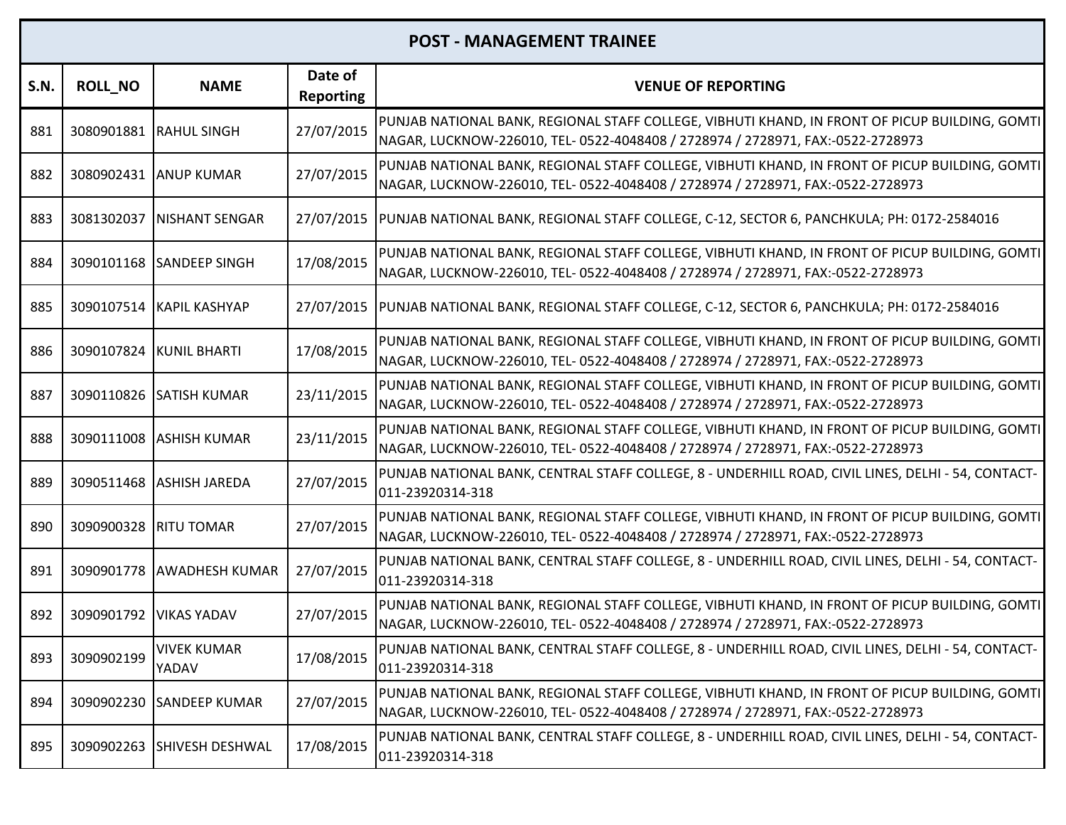| POST - MANAGEMENT TRAINEE | | | | |
|---|---|---|---|---|
| **S.N.** | **ROLL_NO** | **NAME** | **Date of Reporting** | **VENUE OF REPORTING** |
| 881 | 3080901881 | RAHUL SINGH | 27/07/2015 | PUNJAB NATIONAL BANK, REGIONAL STAFF COLLEGE, VIBHUTI KHAND, IN FRONT OF PICUP BUILDING, GOMTI NAGAR, LUCKNOW-226010, TEL- 0522-4048408 / 2728974 / 2728971, FAX:-0522-2728973 |
| 882 | 3080902431 | ANUP KUMAR | 27/07/2015 | PUNJAB NATIONAL BANK, REGIONAL STAFF COLLEGE, VIBHUTI KHAND, IN FRONT OF PICUP BUILDING, GOMTI NAGAR, LUCKNOW-226010, TEL- 0522-4048408 / 2728974 / 2728971, FAX:-0522-2728973 |
| 883 | 3081302037 | NISHANT SENGAR | 27/07/2015 | PUNJAB NATIONAL BANK, REGIONAL STAFF COLLEGE, C-12, SECTOR 6, PANCHKULA; PH: 0172-2584016 |
| 884 | 3090101168 | SANDEEP SINGH | 17/08/2015 | PUNJAB NATIONAL BANK, REGIONAL STAFF COLLEGE, VIBHUTI KHAND, IN FRONT OF PICUP BUILDING, GOMTI NAGAR, LUCKNOW-226010, TEL- 0522-4048408 / 2728974 / 2728971, FAX:-0522-2728973 |
| 885 | 3090107514 | KAPIL KASHYAP | 27/07/2015 | PUNJAB NATIONAL BANK, REGIONAL STAFF COLLEGE, C-12, SECTOR 6, PANCHKULA; PH: 0172-2584016 |
| 886 | 3090107824 | KUNIL BHARTI | 17/08/2015 | PUNJAB NATIONAL BANK, REGIONAL STAFF COLLEGE, VIBHUTI KHAND, IN FRONT OF PICUP BUILDING, GOMTI NAGAR, LUCKNOW-226010, TEL- 0522-4048408 / 2728974 / 2728971, FAX:-0522-2728973 |
| 887 | 3090110826 | SATISH KUMAR | 23/11/2015 | PUNJAB NATIONAL BANK, REGIONAL STAFF COLLEGE, VIBHUTI KHAND, IN FRONT OF PICUP BUILDING, GOMTI NAGAR, LUCKNOW-226010, TEL- 0522-4048408 / 2728974 / 2728971, FAX:-0522-2728973 |
| 888 | 3090111008 | ASHISH KUMAR | 23/11/2015 | PUNJAB NATIONAL BANK, REGIONAL STAFF COLLEGE, VIBHUTI KHAND, IN FRONT OF PICUP BUILDING, GOMTI NAGAR, LUCKNOW-226010, TEL- 0522-4048408 / 2728974 / 2728971, FAX:-0522-2728973 |
| 889 | 3090511468 | ASHISH JAREDA | 27/07/2015 | PUNJAB NATIONAL BANK, CENTRAL STAFF COLLEGE, 8 - UNDERHILL ROAD, CIVIL LINES, DELHI - 54, CONTACT-011-23920314-318 |
| 890 | 3090900328 | RITU TOMAR | 27/07/2015 | PUNJAB NATIONAL BANK, REGIONAL STAFF COLLEGE, VIBHUTI KHAND, IN FRONT OF PICUP BUILDING, GOMTI NAGAR, LUCKNOW-226010, TEL- 0522-4048408 / 2728974 / 2728971, FAX:-0522-2728973 |
| 891 | 3090901778 | AWADHESH KUMAR | 27/07/2015 | PUNJAB NATIONAL BANK, CENTRAL STAFF COLLEGE, 8 - UNDERHILL ROAD, CIVIL LINES, DELHI - 54, CONTACT-011-23920314-318 |
| 892 | 3090901792 | VIKAS YADAV | 27/07/2015 | PUNJAB NATIONAL BANK, REGIONAL STAFF COLLEGE, VIBHUTI KHAND, IN FRONT OF PICUP BUILDING, GOMTI NAGAR, LUCKNOW-226010, TEL- 0522-4048408 / 2728974 / 2728971, FAX:-0522-2728973 |
| 893 | 3090902199 | VIVEK KUMAR YADAV | 17/08/2015 | PUNJAB NATIONAL BANK, CENTRAL STAFF COLLEGE, 8 - UNDERHILL ROAD, CIVIL LINES, DELHI - 54, CONTACT-011-23920314-318 |
| 894 | 3090902230 | SANDEEP KUMAR | 27/07/2015 | PUNJAB NATIONAL BANK, REGIONAL STAFF COLLEGE, VIBHUTI KHAND, IN FRONT OF PICUP BUILDING, GOMTI NAGAR, LUCKNOW-226010, TEL- 0522-4048408 / 2728974 / 2728971, FAX:-0522-2728973 |
| 895 | 3090902263 | SHIVESH DESHWAL | 17/08/2015 | PUNJAB NATIONAL BANK, CENTRAL STAFF COLLEGE, 8 - UNDERHILL ROAD, CIVIL LINES, DELHI - 54, CONTACT-011-23920314-318 |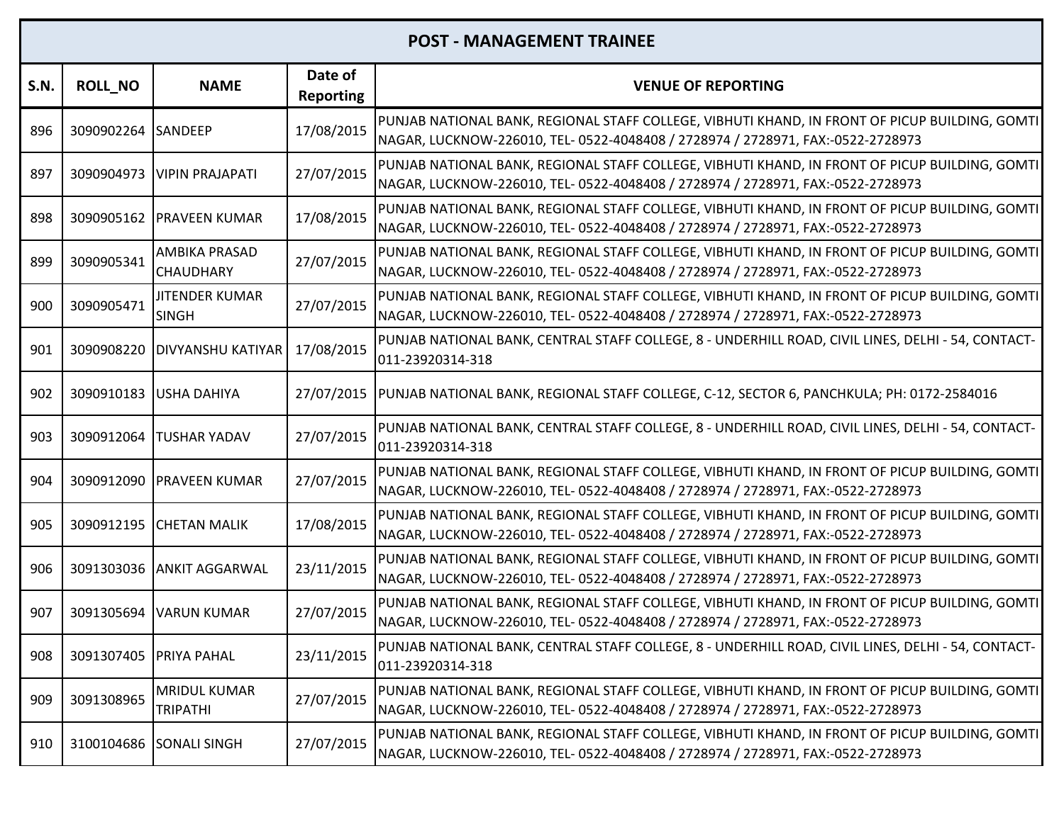| POST - MANAGEMENT TRAINEE | | | | |
|---|---|---|---|---|
| S.N. | ROLL_NO | NAME | Date of Reporting | VENUE OF REPORTING |
| 896 | 3090902264 | SANDEEP | 17/08/2015 | PUNJAB NATIONAL BANK, REGIONAL STAFF COLLEGE, VIBHUTI KHAND, IN FRONT OF PICUP BUILDING, GOMTI NAGAR, LUCKNOW-226010, TEL- 0522-4048408 / 2728974 / 2728971, FAX:-0522-2728973 |
| 897 | 3090904973 | VIPIN PRAJAPATI | 27/07/2015 | PUNJAB NATIONAL BANK, REGIONAL STAFF COLLEGE, VIBHUTI KHAND, IN FRONT OF PICUP BUILDING, GOMTI NAGAR, LUCKNOW-226010, TEL- 0522-4048408 / 2728974 / 2728971, FAX:-0522-2728973 |
| 898 | 3090905162 | PRAVEEN KUMAR | 17/08/2015 | PUNJAB NATIONAL BANK, REGIONAL STAFF COLLEGE, VIBHUTI KHAND, IN FRONT OF PICUP BUILDING, GOMTI NAGAR, LUCKNOW-226010, TEL- 0522-4048408 / 2728974 / 2728971, FAX:-0522-2728973 |
| 899 | 3090905341 | AMBIKA PRASAD CHAUDHARY | 27/07/2015 | PUNJAB NATIONAL BANK, REGIONAL STAFF COLLEGE, VIBHUTI KHAND, IN FRONT OF PICUP BUILDING, GOMTI NAGAR, LUCKNOW-226010, TEL- 0522-4048408 / 2728974 / 2728971, FAX:-0522-2728973 |
| 900 | 3090905471 | JITENDER KUMAR SINGH | 27/07/2015 | PUNJAB NATIONAL BANK, REGIONAL STAFF COLLEGE, VIBHUTI KHAND, IN FRONT OF PICUP BUILDING, GOMTI NAGAR, LUCKNOW-226010, TEL- 0522-4048408 / 2728974 / 2728971, FAX:-0522-2728973 |
| 901 | 3090908220 | DIVYANSHU KATIYAR | 17/08/2015 | PUNJAB NATIONAL BANK, CENTRAL STAFF COLLEGE, 8 - UNDERHILL ROAD, CIVIL LINES, DELHI - 54, CONTACT- 011-23920314-318 |
| 902 | 3090910183 | USHA DAHIYA | 27/07/2015 | PUNJAB NATIONAL BANK, REGIONAL STAFF COLLEGE, C-12, SECTOR 6, PANCHKULA; PH: 0172-2584016 |
| 903 | 3090912064 | TUSHAR YADAV | 27/07/2015 | PUNJAB NATIONAL BANK, CENTRAL STAFF COLLEGE, 8 - UNDERHILL ROAD, CIVIL LINES, DELHI - 54, CONTACT- 011-23920314-318 |
| 904 | 3090912090 | PRAVEEN KUMAR | 27/07/2015 | PUNJAB NATIONAL BANK, REGIONAL STAFF COLLEGE, VIBHUTI KHAND, IN FRONT OF PICUP BUILDING, GOMTI NAGAR, LUCKNOW-226010, TEL- 0522-4048408 / 2728974 / 2728971, FAX:-0522-2728973 |
| 905 | 3090912195 | CHETAN MALIK | 17/08/2015 | PUNJAB NATIONAL BANK, REGIONAL STAFF COLLEGE, VIBHUTI KHAND, IN FRONT OF PICUP BUILDING, GOMTI NAGAR, LUCKNOW-226010, TEL- 0522-4048408 / 2728974 / 2728971, FAX:-0522-2728973 |
| 906 | 3091303036 | ANKIT AGGARWAL | 23/11/2015 | PUNJAB NATIONAL BANK, REGIONAL STAFF COLLEGE, VIBHUTI KHAND, IN FRONT OF PICUP BUILDING, GOMTI NAGAR, LUCKNOW-226010, TEL- 0522-4048408 / 2728974 / 2728971, FAX:-0522-2728973 |
| 907 | 3091305694 | VARUN KUMAR | 27/07/2015 | PUNJAB NATIONAL BANK, REGIONAL STAFF COLLEGE, VIBHUTI KHAND, IN FRONT OF PICUP BUILDING, GOMTI NAGAR, LUCKNOW-226010, TEL- 0522-4048408 / 2728974 / 2728971, FAX:-0522-2728973 |
| 908 | 3091307405 | PRIYA PAHAL | 23/11/2015 | PUNJAB NATIONAL BANK, CENTRAL STAFF COLLEGE, 8 - UNDERHILL ROAD, CIVIL LINES, DELHI - 54, CONTACT- 011-23920314-318 |
| 909 | 3091308965 | MRIDUL KUMAR TRIPATHI | 27/07/2015 | PUNJAB NATIONAL BANK, REGIONAL STAFF COLLEGE, VIBHUTI KHAND, IN FRONT OF PICUP BUILDING, GOMTI NAGAR, LUCKNOW-226010, TEL- 0522-4048408 / 2728974 / 2728971, FAX:-0522-2728973 |
| 910 | 3100104686 | SONALI SINGH | 27/07/2015 | PUNJAB NATIONAL BANK, REGIONAL STAFF COLLEGE, VIBHUTI KHAND, IN FRONT OF PICUP BUILDING, GOMTI NAGAR, LUCKNOW-226010, TEL- 0522-4048408 / 2728974 / 2728971, FAX:-0522-2728973 |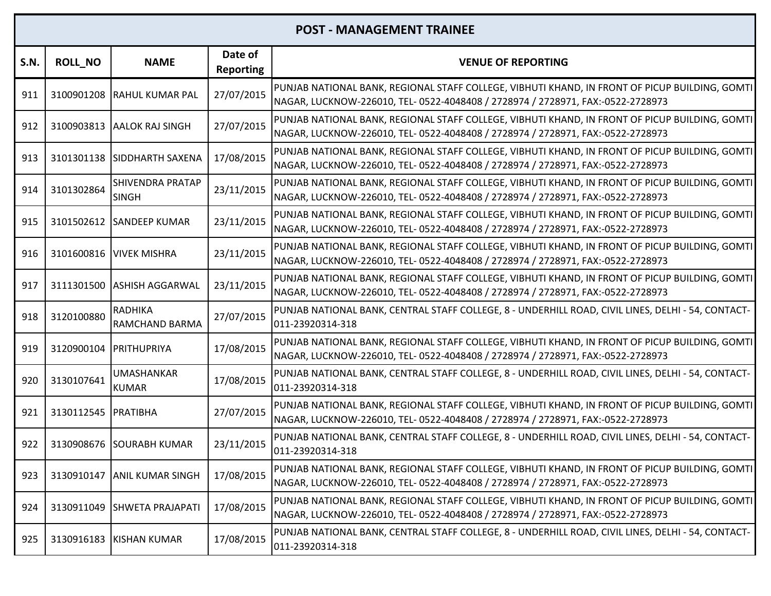| POST - MANAGEMENT TRAINEE | | | | |
|---|---|---|---|---|
| **S.N.** | **ROLL_NO** | **NAME** | **Date of Reporting** | **VENUE OF REPORTING** |
| 911 | 3100901208 | RAHUL KUMAR PAL | 27/07/2015 | PUNJAB NATIONAL BANK, REGIONAL STAFF COLLEGE, VIBHUTI KHAND, IN FRONT OF PICUP BUILDING, GOMTI NAGAR, LUCKNOW-226010, TEL- 0522-4048408 / 2728974 / 2728971, FAX:-0522-2728973 |
| 912 | 3100903813 | AALOK RAJ SINGH | 27/07/2015 | PUNJAB NATIONAL BANK, REGIONAL STAFF COLLEGE, VIBHUTI KHAND, IN FRONT OF PICUP BUILDING, GOMTI NAGAR, LUCKNOW-226010, TEL- 0522-4048408 / 2728974 / 2728971, FAX:-0522-2728973 |
| 913 | 3101301138 | SIDDHARTH SAXENA | 17/08/2015 | PUNJAB NATIONAL BANK, REGIONAL STAFF COLLEGE, VIBHUTI KHAND, IN FRONT OF PICUP BUILDING, GOMTI NAGAR, LUCKNOW-226010, TEL- 0522-4048408 / 2728974 / 2728971, FAX:-0522-2728973 |
| 914 | 3101302864 | SHIVENDRA PRATAP SINGH | 23/11/2015 | PUNJAB NATIONAL BANK, REGIONAL STAFF COLLEGE, VIBHUTI KHAND, IN FRONT OF PICUP BUILDING, GOMTI NAGAR, LUCKNOW-226010, TEL- 0522-4048408 / 2728974 / 2728971, FAX:-0522-2728973 |
| 915 | 3101502612 | SANDEEP KUMAR | 23/11/2015 | PUNJAB NATIONAL BANK, REGIONAL STAFF COLLEGE, VIBHUTI KHAND, IN FRONT OF PICUP BUILDING, GOMTI NAGAR, LUCKNOW-226010, TEL- 0522-4048408 / 2728974 / 2728971, FAX:-0522-2728973 |
| 916 | 3101600816 | VIVEK MISHRA | 23/11/2015 | PUNJAB NATIONAL BANK, REGIONAL STAFF COLLEGE, VIBHUTI KHAND, IN FRONT OF PICUP BUILDING, GOMTI NAGAR, LUCKNOW-226010, TEL- 0522-4048408 / 2728974 / 2728971, FAX:-0522-2728973 |
| 917 | 3111301500 | ASHISH AGGARWAL | 23/11/2015 | PUNJAB NATIONAL BANK, REGIONAL STAFF COLLEGE, VIBHUTI KHAND, IN FRONT OF PICUP BUILDING, GOMTI NAGAR, LUCKNOW-226010, TEL- 0522-4048408 / 2728974 / 2728971, FAX:-0522-2728973 |
| 918 | 3120100880 | RADHIKA RAMCHAND BARMA | 27/07/2015 | PUNJAB NATIONAL BANK, CENTRAL STAFF COLLEGE, 8 - UNDERHILL ROAD, CIVIL LINES, DELHI - 54, CONTACT-011-23920314-318 |
| 919 | 3120900104 | PRITHUPRIYA | 17/08/2015 | PUNJAB NATIONAL BANK, REGIONAL STAFF COLLEGE, VIBHUTI KHAND, IN FRONT OF PICUP BUILDING, GOMTI NAGAR, LUCKNOW-226010, TEL- 0522-4048408 / 2728974 / 2728971, FAX:-0522-2728973 |
| 920 | 3130107641 | UMASHANKAR KUMAR | 17/08/2015 | PUNJAB NATIONAL BANK, CENTRAL STAFF COLLEGE, 8 - UNDERHILL ROAD, CIVIL LINES, DELHI - 54, CONTACT-011-23920314-318 |
| 921 | 3130112545 | PRATIBHA | 27/07/2015 | PUNJAB NATIONAL BANK, REGIONAL STAFF COLLEGE, VIBHUTI KHAND, IN FRONT OF PICUP BUILDING, GOMTI NAGAR, LUCKNOW-226010, TEL- 0522-4048408 / 2728974 / 2728971, FAX:-0522-2728973 |
| 922 | 3130908676 | SOURABH KUMAR | 23/11/2015 | PUNJAB NATIONAL BANK, CENTRAL STAFF COLLEGE, 8 - UNDERHILL ROAD, CIVIL LINES, DELHI - 54, CONTACT-011-23920314-318 |
| 923 | 3130910147 | ANIL KUMAR SINGH | 17/08/2015 | PUNJAB NATIONAL BANK, REGIONAL STAFF COLLEGE, VIBHUTI KHAND, IN FRONT OF PICUP BUILDING, GOMTI NAGAR, LUCKNOW-226010, TEL- 0522-4048408 / 2728974 / 2728971, FAX:-0522-2728973 |
| 924 | 3130911049 | SHWETA PRAJAPATI | 17/08/2015 | PUNJAB NATIONAL BANK, REGIONAL STAFF COLLEGE, VIBHUTI KHAND, IN FRONT OF PICUP BUILDING, GOMTI NAGAR, LUCKNOW-226010, TEL- 0522-4048408 / 2728974 / 2728971, FAX:-0522-2728973 |
| 925 | 3130916183 | KISHAN KUMAR | 17/08/2015 | PUNJAB NATIONAL BANK, CENTRAL STAFF COLLEGE, 8 - UNDERHILL ROAD, CIVIL LINES, DELHI - 54, CONTACT-011-23920314-318 |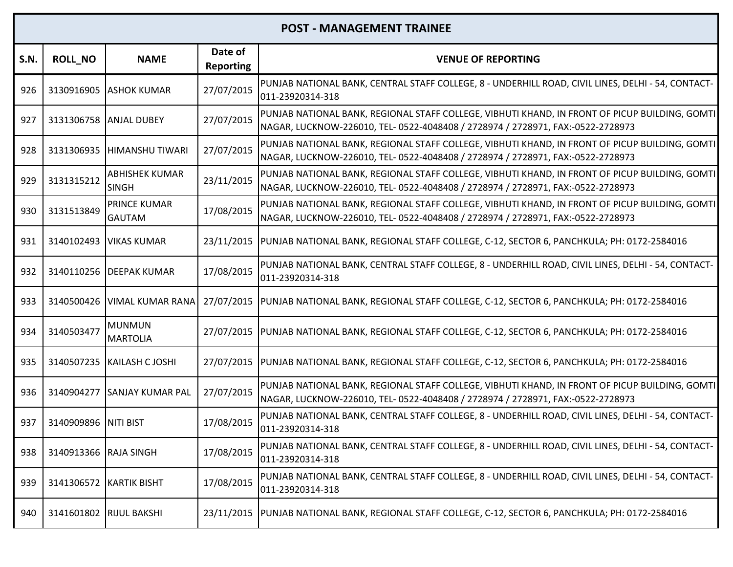| POST - MANAGEMENT TRAINEE | | | | |
|---|---|---|---|---|
| S.N. | ROLL_NO | NAME | Date of Reporting | VENUE OF REPORTING |
| 926 | 3130916905 | ASHOK KUMAR | 27/07/2015 | PUNJAB NATIONAL BANK, CENTRAL STAFF COLLEGE, 8 - UNDERHILL ROAD, CIVIL LINES, DELHI - 54, CONTACT-011-23920314-318 |
| 927 | 3131306758 | ANJAL DUBEY | 27/07/2015 | PUNJAB NATIONAL BANK, REGIONAL STAFF COLLEGE, VIBHUTI KHAND, IN FRONT OF PICUP BUILDING, GOMTI NAGAR, LUCKNOW-226010, TEL- 0522-4048408 / 2728974 / 2728971, FAX:-0522-2728973 |
| 928 | 3131306935 | HIMANSHU TIWARI | 27/07/2015 | PUNJAB NATIONAL BANK, REGIONAL STAFF COLLEGE, VIBHUTI KHAND, IN FRONT OF PICUP BUILDING, GOMTI NAGAR, LUCKNOW-226010, TEL- 0522-4048408 / 2728974 / 2728971, FAX:-0522-2728973 |
| 929 | 3131315212 | ABHISHEK KUMAR SINGH | 23/11/2015 | PUNJAB NATIONAL BANK, REGIONAL STAFF COLLEGE, VIBHUTI KHAND, IN FRONT OF PICUP BUILDING, GOMTI NAGAR, LUCKNOW-226010, TEL- 0522-4048408 / 2728974 / 2728971, FAX:-0522-2728973 |
| 930 | 3131513849 | PRINCE KUMAR GAUTAM | 17/08/2015 | PUNJAB NATIONAL BANK, REGIONAL STAFF COLLEGE, VIBHUTI KHAND, IN FRONT OF PICUP BUILDING, GOMTI NAGAR, LUCKNOW-226010, TEL- 0522-4048408 / 2728974 / 2728971, FAX:-0522-2728973 |
| 931 | 3140102493 | VIKAS KUMAR | 23/11/2015 | PUNJAB NATIONAL BANK, REGIONAL STAFF COLLEGE, C-12, SECTOR 6, PANCHKULA; PH: 0172-2584016 |
| 932 | 3140110256 | DEEPAK KUMAR | 17/08/2015 | PUNJAB NATIONAL BANK, CENTRAL STAFF COLLEGE, 8 - UNDERHILL ROAD, CIVIL LINES, DELHI - 54, CONTACT-011-23920314-318 |
| 933 | 3140500426 | VIMAL KUMAR RANA | 27/07/2015 | PUNJAB NATIONAL BANK, REGIONAL STAFF COLLEGE, C-12, SECTOR 6, PANCHKULA; PH: 0172-2584016 |
| 934 | 3140503477 | MUNMUN MARTOLIA | 27/07/2015 | PUNJAB NATIONAL BANK, REGIONAL STAFF COLLEGE, C-12, SECTOR 6, PANCHKULA; PH: 0172-2584016 |
| 935 | 3140507235 | KAILASH C JOSHI | 27/07/2015 | PUNJAB NATIONAL BANK, REGIONAL STAFF COLLEGE, C-12, SECTOR 6, PANCHKULA; PH: 0172-2584016 |
| 936 | 3140904277 | SANJAY KUMAR PAL | 27/07/2015 | PUNJAB NATIONAL BANK, REGIONAL STAFF COLLEGE, VIBHUTI KHAND, IN FRONT OF PICUP BUILDING, GOMTI NAGAR, LUCKNOW-226010, TEL- 0522-4048408 / 2728974 / 2728971, FAX:-0522-2728973 |
| 937 | 3140909896 | NITI BIST | 17/08/2015 | PUNJAB NATIONAL BANK, CENTRAL STAFF COLLEGE, 8 - UNDERHILL ROAD, CIVIL LINES, DELHI - 54, CONTACT-011-23920314-318 |
| 938 | 3140913366 | RAJA SINGH | 17/08/2015 | PUNJAB NATIONAL BANK, CENTRAL STAFF COLLEGE, 8 - UNDERHILL ROAD, CIVIL LINES, DELHI - 54, CONTACT-011-23920314-318 |
| 939 | 3141306572 | KARTIK BISHT | 17/08/2015 | PUNJAB NATIONAL BANK, CENTRAL STAFF COLLEGE, 8 - UNDERHILL ROAD, CIVIL LINES, DELHI - 54, CONTACT-011-23920314-318 |
| 940 | 3141601802 | RIJUL BAKSHI | 23/11/2015 | PUNJAB NATIONAL BANK, REGIONAL STAFF COLLEGE, C-12, SECTOR 6, PANCHKULA; PH: 0172-2584016 |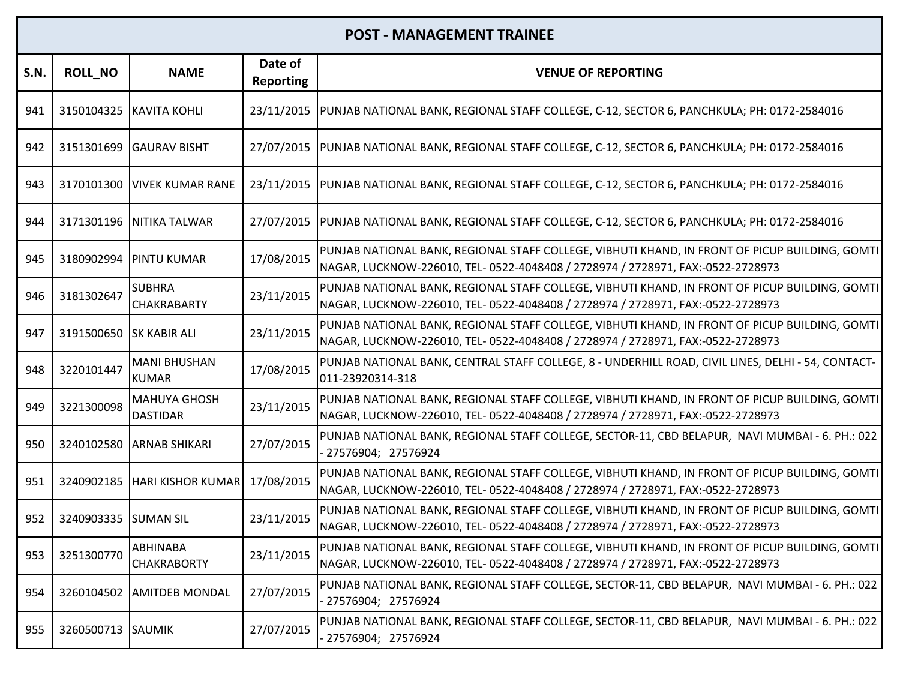| POST - MANAGEMENT TRAINEE | | | | |
|---|---|---|---|---|
| S.N. | ROLL_NO | NAME | Date of Reporting | VENUE OF REPORTING |
| 941 | 3150104325 | KAVITA KOHLI | 23/11/2015 | PUNJAB NATIONAL BANK, REGIONAL STAFF COLLEGE, C-12, SECTOR 6, PANCHKULA; PH: 0172-2584016 |
| 942 | 3151301699 | GAURAV BISHT | 27/07/2015 | PUNJAB NATIONAL BANK, REGIONAL STAFF COLLEGE, C-12, SECTOR 6, PANCHKULA; PH: 0172-2584016 |
| 943 | 3170101300 | VIVEK KUMAR RANE | 23/11/2015 | PUNJAB NATIONAL BANK, REGIONAL STAFF COLLEGE, C-12, SECTOR 6, PANCHKULA; PH: 0172-2584016 |
| 944 | 3171301196 | NITIKA TALWAR | 27/07/2015 | PUNJAB NATIONAL BANK, REGIONAL STAFF COLLEGE, C-12, SECTOR 6, PANCHKULA; PH: 0172-2584016 |
| 945 | 3180902994 | PINTU KUMAR | 17/08/2015 | PUNJAB NATIONAL BANK, REGIONAL STAFF COLLEGE, VIBHUTI KHAND, IN FRONT OF PICUP BUILDING, GOMTI NAGAR, LUCKNOW-226010, TEL- 0522-4048408 / 2728974 / 2728971, FAX:-0522-2728973 |
| 946 | 3181302647 | SUBHRA CHAKRABARTY | 23/11/2015 | PUNJAB NATIONAL BANK, REGIONAL STAFF COLLEGE, VIBHUTI KHAND, IN FRONT OF PICUP BUILDING, GOMTI NAGAR, LUCKNOW-226010, TEL- 0522-4048408 / 2728974 / 2728971, FAX:-0522-2728973 |
| 947 | 3191500650 | SK KABIR ALI | 23/11/2015 | PUNJAB NATIONAL BANK, REGIONAL STAFF COLLEGE, VIBHUTI KHAND, IN FRONT OF PICUP BUILDING, GOMTI NAGAR, LUCKNOW-226010, TEL- 0522-4048408 / 2728974 / 2728971, FAX:-0522-2728973 |
| 948 | 3220101447 | MANI BHUSHAN KUMAR | 17/08/2015 | PUNJAB NATIONAL BANK, CENTRAL STAFF COLLEGE, 8 - UNDERHILL ROAD, CIVIL LINES, DELHI - 54, CONTACT-011-23920314-318 |
| 949 | 3221300098 | MAHUYA GHOSH DASTIDAR | 23/11/2015 | PUNJAB NATIONAL BANK, REGIONAL STAFF COLLEGE, VIBHUTI KHAND, IN FRONT OF PICUP BUILDING, GOMTI NAGAR, LUCKNOW-226010, TEL- 0522-4048408 / 2728974 / 2728971, FAX:-0522-2728973 |
| 950 | 3240102580 | ARNAB SHIKARI | 27/07/2015 | PUNJAB NATIONAL BANK, REGIONAL STAFF COLLEGE, SECTOR-11, CBD BELAPUR, NAVI MUMBAI - 6. PH.: 022 - 27576904; 27576924 |
| 951 | 3240902185 | HARI KISHOR KUMAR | 17/08/2015 | PUNJAB NATIONAL BANK, REGIONAL STAFF COLLEGE, VIBHUTI KHAND, IN FRONT OF PICUP BUILDING, GOMTI NAGAR, LUCKNOW-226010, TEL- 0522-4048408 / 2728974 / 2728971, FAX:-0522-2728973 |
| 952 | 3240903335 | SUMAN SIL | 23/11/2015 | PUNJAB NATIONAL BANK, REGIONAL STAFF COLLEGE, VIBHUTI KHAND, IN FRONT OF PICUP BUILDING, GOMTI NAGAR, LUCKNOW-226010, TEL- 0522-4048408 / 2728974 / 2728971, FAX:-0522-2728973 |
| 953 | 3251300770 | ABHINABA CHAKRABORTY | 23/11/2015 | PUNJAB NATIONAL BANK, REGIONAL STAFF COLLEGE, VIBHUTI KHAND, IN FRONT OF PICUP BUILDING, GOMTI NAGAR, LUCKNOW-226010, TEL- 0522-4048408 / 2728974 / 2728971, FAX:-0522-2728973 |
| 954 | 3260104502 | AMITDEB MONDAL | 27/07/2015 | PUNJAB NATIONAL BANK, REGIONAL STAFF COLLEGE, SECTOR-11, CBD BELAPUR, NAVI MUMBAI - 6. PH.: 022 - 27576904; 27576924 |
| 955 | 3260500713 | SAUMIK | 27/07/2015 | PUNJAB NATIONAL BANK, REGIONAL STAFF COLLEGE, SECTOR-11, CBD BELAPUR, NAVI MUMBAI - 6. PH.: 022 - 27576904; 27576924 |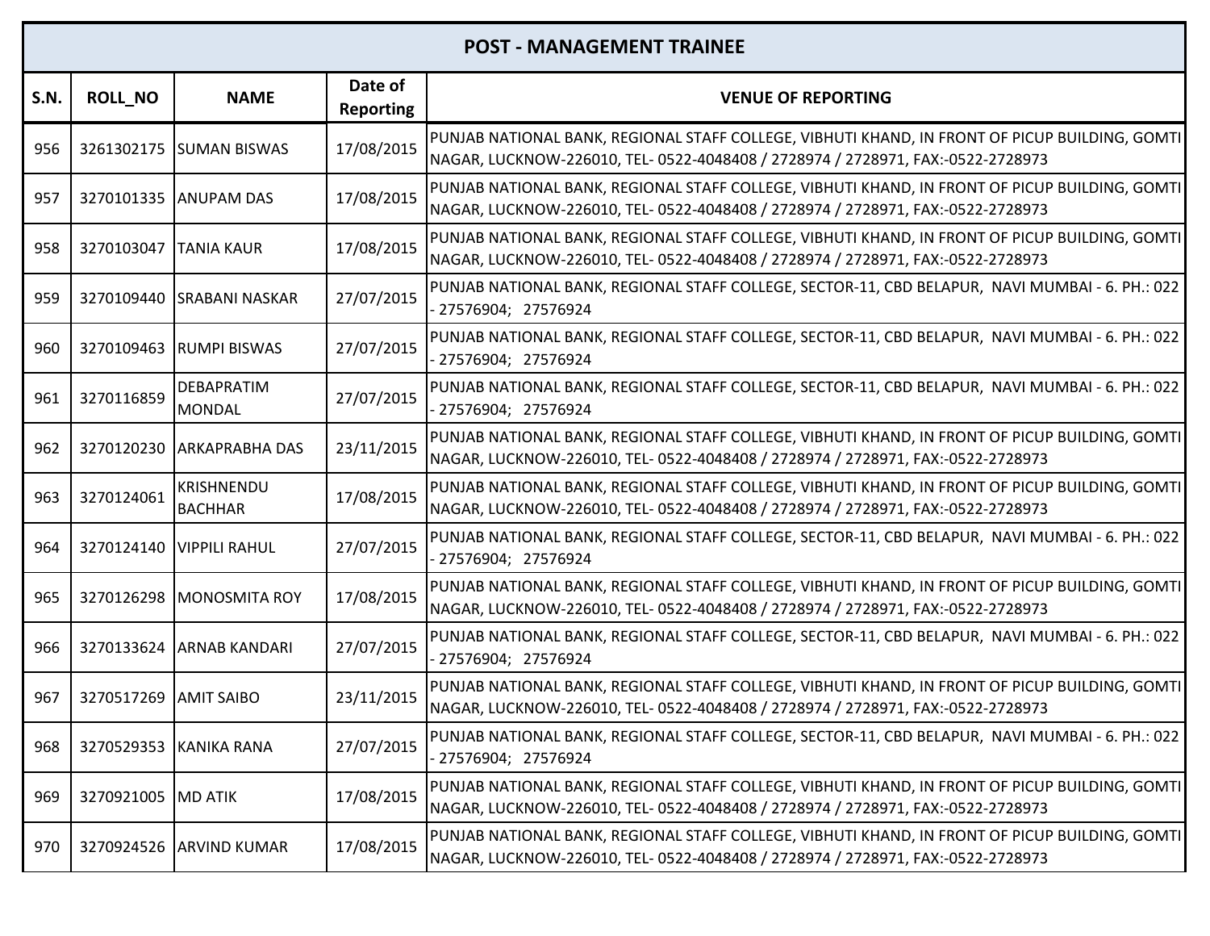| POST - MANAGEMENT TRAINEE | | | | |
|---|---|---|---|---|
| **S.N.** | **ROLL_NO** | **NAME** | **Date of Reporting** | **VENUE OF REPORTING** |
| 956 | 3261302175 | SUMAN BISWAS | 17/08/2015 | PUNJAB NATIONAL BANK, REGIONAL STAFF COLLEGE, VIBHUTI KHAND, IN FRONT OF PICUP BUILDING, GOMTI NAGAR, LUCKNOW-226010, TEL- 0522-4048408 / 2728974 / 2728971, FAX:-0522-2728973 |
| 957 | 3270101335 | ANUPAM DAS | 17/08/2015 | PUNJAB NATIONAL BANK, REGIONAL STAFF COLLEGE, VIBHUTI KHAND, IN FRONT OF PICUP BUILDING, GOMTI NAGAR, LUCKNOW-226010, TEL- 0522-4048408 / 2728974 / 2728971, FAX:-0522-2728973 |
| 958 | 3270103047 | TANIA KAUR | 17/08/2015 | PUNJAB NATIONAL BANK, REGIONAL STAFF COLLEGE, VIBHUTI KHAND, IN FRONT OF PICUP BUILDING, GOMTI NAGAR, LUCKNOW-226010, TEL- 0522-4048408 / 2728974 / 2728971, FAX:-0522-2728973 |
| 959 | 3270109440 | SRABANI NASKAR | 27/07/2015 | PUNJAB NATIONAL BANK, REGIONAL STAFF COLLEGE, SECTOR-11, CBD BELAPUR, NAVI MUMBAI - 6. PH.: 022 - 27576904; 27576924 |
| 960 | 3270109463 | RUMPI BISWAS | 27/07/2015 | PUNJAB NATIONAL BANK, REGIONAL STAFF COLLEGE, SECTOR-11, CBD BELAPUR, NAVI MUMBAI - 6. PH.: 022 - 27576904; 27576924 |
| 961 | 3270116859 | DEBAPRATIM MONDAL | 27/07/2015 | PUNJAB NATIONAL BANK, REGIONAL STAFF COLLEGE, SECTOR-11, CBD BELAPUR, NAVI MUMBAI - 6. PH.: 022 - 27576904; 27576924 |
| 962 | 3270120230 | ARKAPRABHA DAS | 23/11/2015 | PUNJAB NATIONAL BANK, REGIONAL STAFF COLLEGE, VIBHUTI KHAND, IN FRONT OF PICUP BUILDING, GOMTI NAGAR, LUCKNOW-226010, TEL- 0522-4048408 / 2728974 / 2728971, FAX:-0522-2728973 |
| 963 | 3270124061 | KRISHNENDU BACHHAR | 17/08/2015 | PUNJAB NATIONAL BANK, REGIONAL STAFF COLLEGE, VIBHUTI KHAND, IN FRONT OF PICUP BUILDING, GOMTI NAGAR, LUCKNOW-226010, TEL- 0522-4048408 / 2728974 / 2728971, FAX:-0522-2728973 |
| 964 | 3270124140 | VIPPILI RAHUL | 27/07/2015 | PUNJAB NATIONAL BANK, REGIONAL STAFF COLLEGE, SECTOR-11, CBD BELAPUR, NAVI MUMBAI - 6. PH.: 022 - 27576904; 27576924 |
| 965 | 3270126298 | MONOSMITA ROY | 17/08/2015 | PUNJAB NATIONAL BANK, REGIONAL STAFF COLLEGE, VIBHUTI KHAND, IN FRONT OF PICUP BUILDING, GOMTI NAGAR, LUCKNOW-226010, TEL- 0522-4048408 / 2728974 / 2728971, FAX:-0522-2728973 |
| 966 | 3270133624 | ARNAB KANDARI | 27/07/2015 | PUNJAB NATIONAL BANK, REGIONAL STAFF COLLEGE, SECTOR-11, CBD BELAPUR, NAVI MUMBAI - 6. PH.: 022 - 27576904; 27576924 |
| 967 | 3270517269 | AMIT SAIBO | 23/11/2015 | PUNJAB NATIONAL BANK, REGIONAL STAFF COLLEGE, VIBHUTI KHAND, IN FRONT OF PICUP BUILDING, GOMTI NAGAR, LUCKNOW-226010, TEL- 0522-4048408 / 2728974 / 2728971, FAX:-0522-2728973 |
| 968 | 3270529353 | KANIKA RANA | 27/07/2015 | PUNJAB NATIONAL BANK, REGIONAL STAFF COLLEGE, SECTOR-11, CBD BELAPUR, NAVI MUMBAI - 6. PH.: 022 - 27576904; 27576924 |
| 969 | 3270921005 | MD ATIK | 17/08/2015 | PUNJAB NATIONAL BANK, REGIONAL STAFF COLLEGE, VIBHUTI KHAND, IN FRONT OF PICUP BUILDING, GOMTI NAGAR, LUCKNOW-226010, TEL- 0522-4048408 / 2728974 / 2728971, FAX:-0522-2728973 |
| 970 | 3270924526 | ARVIND KUMAR | 17/08/2015 | PUNJAB NATIONAL BANK, REGIONAL STAFF COLLEGE, VIBHUTI KHAND, IN FRONT OF PICUP BUILDING, GOMTI NAGAR, LUCKNOW-226010, TEL- 0522-4048408 / 2728974 / 2728971, FAX:-0522-2728973 |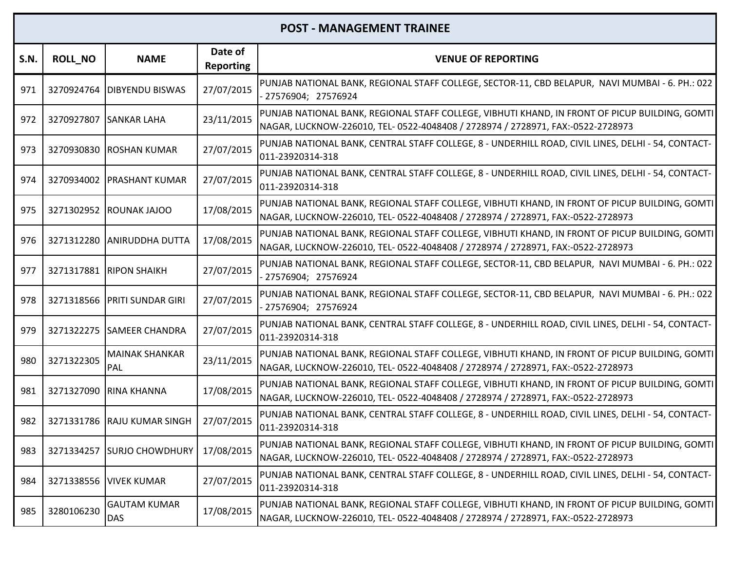## POST - MANAGEMENT TRAINEE

| S.N. | ROLL_NO | NAME | Date of Reporting | VENUE OF REPORTING |
|---|---|---|---|---|
| 971 | 3270924764 | DIBYENDU BISWAS | 27/07/2015 | PUNJAB NATIONAL BANK, REGIONAL STAFF COLLEGE, SECTOR-11, CBD BELAPUR, NAVI MUMBAI - 6. PH.: 022 - 27576904; 27576924 |
| 972 | 3270927807 | SANKAR LAHA | 23/11/2015 | PUNJAB NATIONAL BANK, REGIONAL STAFF COLLEGE, VIBHUTI KHAND, IN FRONT OF PICUP BUILDING, GOMTI NAGAR, LUCKNOW-226010, TEL- 0522-4048408 / 2728974 / 2728971, FAX:-0522-2728973 |
| 973 | 3270930830 | ROSHAN KUMAR | 27/07/2015 | PUNJAB NATIONAL BANK, CENTRAL STAFF COLLEGE, 8 - UNDERHILL ROAD, CIVIL LINES, DELHI - 54, CONTACT- 011-23920314-318 |
| 974 | 3270934002 | PRASHANT KUMAR | 27/07/2015 | PUNJAB NATIONAL BANK, CENTRAL STAFF COLLEGE, 8 - UNDERHILL ROAD, CIVIL LINES, DELHI - 54, CONTACT- 011-23920314-318 |
| 975 | 3271302952 | ROUNAK JAJOO | 17/08/2015 | PUNJAB NATIONAL BANK, REGIONAL STAFF COLLEGE, VIBHUTI KHAND, IN FRONT OF PICUP BUILDING, GOMTI NAGAR, LUCKNOW-226010, TEL- 0522-4048408 / 2728974 / 2728971, FAX:-0522-2728973 |
| 976 | 3271312280 | ANIRUDDHA DUTTA | 17/08/2015 | PUNJAB NATIONAL BANK, REGIONAL STAFF COLLEGE, VIBHUTI KHAND, IN FRONT OF PICUP BUILDING, GOMTI NAGAR, LUCKNOW-226010, TEL- 0522-4048408 / 2728974 / 2728971, FAX:-0522-2728973 |
| 977 | 3271317881 | RIPON SHAIKH | 27/07/2015 | PUNJAB NATIONAL BANK, REGIONAL STAFF COLLEGE, SECTOR-11, CBD BELAPUR, NAVI MUMBAI - 6. PH.: 022 - 27576904; 27576924 |
| 978 | 3271318566 | PRITI SUNDAR GIRI | 27/07/2015 | PUNJAB NATIONAL BANK, REGIONAL STAFF COLLEGE, SECTOR-11, CBD BELAPUR, NAVI MUMBAI - 6. PH.: 022 - 27576904; 27576924 |
| 979 | 3271322275 | SAMEER CHANDRA | 27/07/2015 | PUNJAB NATIONAL BANK, CENTRAL STAFF COLLEGE, 8 - UNDERHILL ROAD, CIVIL LINES, DELHI - 54, CONTACT- 011-23920314-318 |
| 980 | 3271322305 | MAINAK SHANKAR PAL | 23/11/2015 | PUNJAB NATIONAL BANK, REGIONAL STAFF COLLEGE, VIBHUTI KHAND, IN FRONT OF PICUP BUILDING, GOMTI NAGAR, LUCKNOW-226010, TEL- 0522-4048408 / 2728974 / 2728971, FAX:-0522-2728973 |
| 981 | 3271327090 | RINA KHANNA | 17/08/2015 | PUNJAB NATIONAL BANK, REGIONAL STAFF COLLEGE, VIBHUTI KHAND, IN FRONT OF PICUP BUILDING, GOMTI NAGAR, LUCKNOW-226010, TEL- 0522-4048408 / 2728974 / 2728971, FAX:-0522-2728973 |
| 982 | 3271331786 | RAJU KUMAR SINGH | 27/07/2015 | PUNJAB NATIONAL BANK, CENTRAL STAFF COLLEGE, 8 - UNDERHILL ROAD, CIVIL LINES, DELHI - 54, CONTACT- 011-23920314-318 |
| 983 | 3271334257 | SURJO CHOWDHURY | 17/08/2015 | PUNJAB NATIONAL BANK, REGIONAL STAFF COLLEGE, VIBHUTI KHAND, IN FRONT OF PICUP BUILDING, GOMTI NAGAR, LUCKNOW-226010, TEL- 0522-4048408 / 2728974 / 2728971, FAX:-0522-2728973 |
| 984 | 3271338556 | VIVEK KUMAR | 27/07/2015 | PUNJAB NATIONAL BANK, CENTRAL STAFF COLLEGE, 8 - UNDERHILL ROAD, CIVIL LINES, DELHI - 54, CONTACT- 011-23920314-318 |
| 985 | 3280106230 | GAUTAM KUMAR DAS | 17/08/2015 | PUNJAB NATIONAL BANK, REGIONAL STAFF COLLEGE, VIBHUTI KHAND, IN FRONT OF PICUP BUILDING, GOMTI NAGAR, LUCKNOW-226010, TEL- 0522-4048408 / 2728974 / 2728971, FAX:-0522-2728973 |